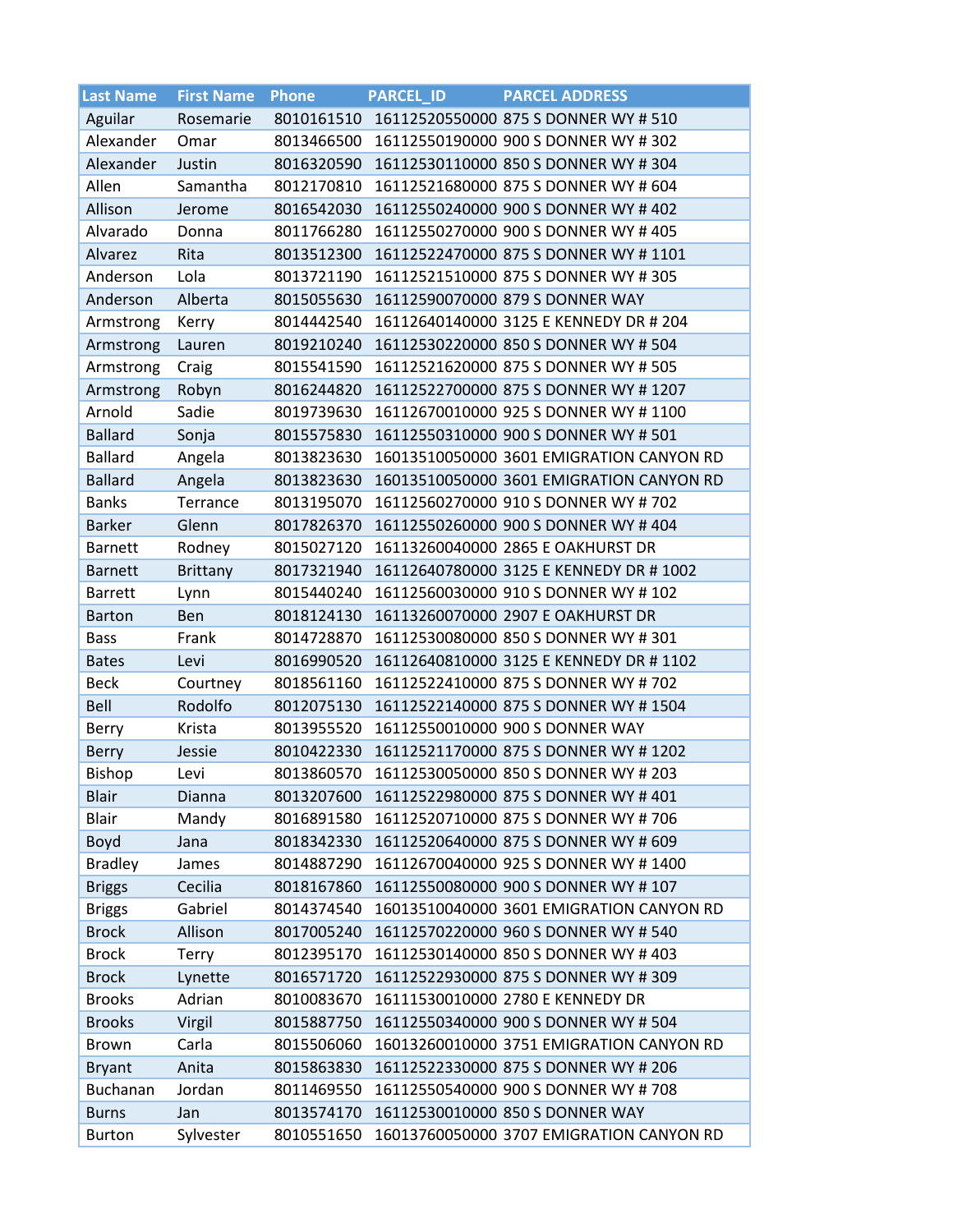| Last Name | First Name | Phone | PARCEL_ID | PARCEL ADDRESS |
| --- | --- | --- | --- | --- |
| Aguilar | Rosemarie | 8010161510 | 16112520550000 | 875 S DONNER WY # 510 |
| Alexander | Omar | 8013466500 | 16112550190000 | 900 S DONNER WY # 302 |
| Alexander | Justin | 8016320590 | 16112530110000 | 850 S DONNER WY # 304 |
| Allen | Samantha | 8012170810 | 16112521680000 | 875 S DONNER WY # 604 |
| Allison | Jerome | 8016542030 | 16112550240000 | 900 S DONNER WY # 402 |
| Alvarado | Donna | 8011766280 | 16112550270000 | 900 S DONNER WY # 405 |
| Alvarez | Rita | 8013512300 | 16112522470000 | 875 S DONNER WY # 1101 |
| Anderson | Lola | 8013721190 | 16112521510000 | 875 S DONNER WY # 305 |
| Anderson | Alberta | 8015055630 | 16112590070000 | 879 S DONNER WAY |
| Armstrong | Kerry | 8014442540 | 16112640140000 | 3125 E KENNEDY DR # 204 |
| Armstrong | Lauren | 8019210240 | 16112530220000 | 850 S DONNER WY # 504 |
| Armstrong | Craig | 8015541590 | 16112521620000 | 875 S DONNER WY # 505 |
| Armstrong | Robyn | 8016244820 | 16112522700000 | 875 S DONNER WY # 1207 |
| Arnold | Sadie | 8019739630 | 16112670010000 | 925 S DONNER WY # 1100 |
| Ballard | Sonja | 8015575830 | 16112550310000 | 900 S DONNER WY # 501 |
| Ballard | Angela | 8013823630 | 16013510050000 | 3601 EMIGRATION CANYON RD |
| Ballard | Angela | 8013823630 | 16013510050000 | 3601 EMIGRATION CANYON RD |
| Banks | Terrance | 8013195070 | 16112560270000 | 910 S DONNER WY # 702 |
| Barker | Glenn | 8017826370 | 16112550260000 | 900 S DONNER WY # 404 |
| Barnett | Rodney | 8015027120 | 16113260040000 | 2865 E OAKHURST DR |
| Barnett | Brittany | 8017321940 | 16112640780000 | 3125 E KENNEDY DR # 1002 |
| Barrett | Lynn | 8015440240 | 16112560030000 | 910 S DONNER WY # 102 |
| Barton | Ben | 8018124130 | 16113260070000 | 2907 E OAKHURST DR |
| Bass | Frank | 8014728870 | 16112530080000 | 850 S DONNER WY # 301 |
| Bates | Levi | 8016990520 | 16112640810000 | 3125 E KENNEDY DR # 1102 |
| Beck | Courtney | 8018561160 | 16112522410000 | 875 S DONNER WY # 702 |
| Bell | Rodolfo | 8012075130 | 16112522140000 | 875 S DONNER WY # 1504 |
| Berry | Krista | 8013955520 | 16112550010000 | 900 S DONNER WAY |
| Berry | Jessie | 8010422330 | 16112521170000 | 875 S DONNER WY # 1202 |
| Bishop | Levi | 8013860570 | 16112530050000 | 850 S DONNER WY # 203 |
| Blair | Dianna | 8013207600 | 16112522980000 | 875 S DONNER WY # 401 |
| Blair | Mandy | 8016891580 | 16112520710000 | 875 S DONNER WY # 706 |
| Boyd | Jana | 8018342330 | 16112520640000 | 875 S DONNER WY # 609 |
| Bradley | James | 8014887290 | 16112670040000 | 925 S DONNER WY # 1400 |
| Briggs | Cecilia | 8018167860 | 16112550080000 | 900 S DONNER WY # 107 |
| Briggs | Gabriel | 8014374540 | 16013510040000 | 3601 EMIGRATION CANYON RD |
| Brock | Allison | 8017005240 | 16112570220000 | 960 S DONNER WY # 540 |
| Brock | Terry | 8012395170 | 16112530140000 | 850 S DONNER WY # 403 |
| Brock | Lynette | 8016571720 | 16112522930000 | 875 S DONNER WY # 309 |
| Brooks | Adrian | 8010083670 | 16111530010000 | 2780 E KENNEDY DR |
| Brooks | Virgil | 8015887750 | 16112550340000 | 900 S DONNER WY # 504 |
| Brown | Carla | 8015506060 | 16013260010000 | 3751 EMIGRATION CANYON RD |
| Bryant | Anita | 8015863830 | 16112522330000 | 875 S DONNER WY # 206 |
| Buchanan | Jordan | 8011469550 | 16112550540000 | 900 S DONNER WY # 708 |
| Burns | Jan | 8013574170 | 16112530010000 | 850 S DONNER WAY |
| Burton | Sylvester | 8010551650 | 16013760050000 | 3707 EMIGRATION CANYON RD |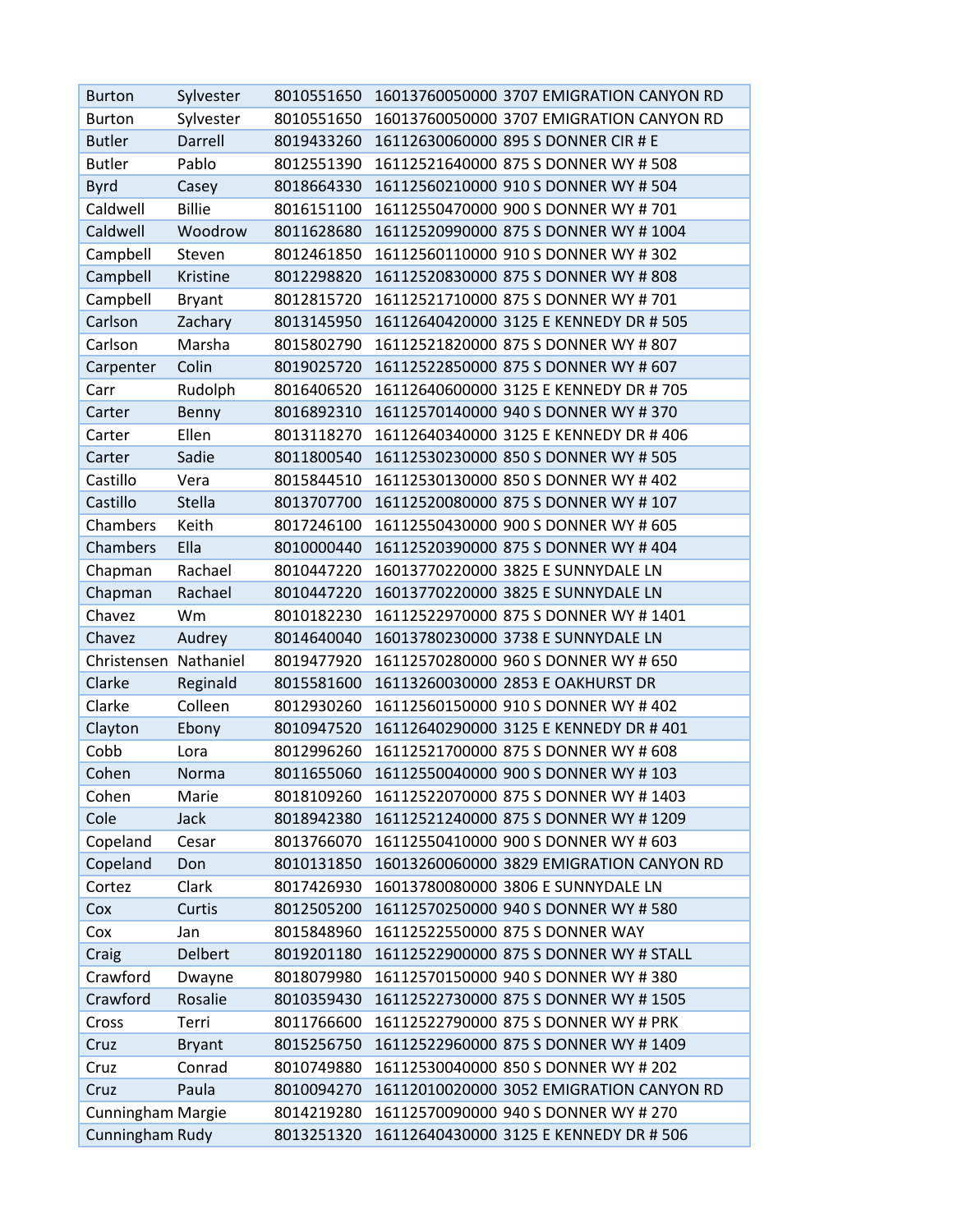| Burton | Sylvester | 8010551650 | 16013760050000 | 3707 EMIGRATION CANYON RD |
|---|---|---|---|---|
| Burton | Sylvester | 8010551650 | 16013760050000 | 3707 EMIGRATION CANYON RD |
| Butler | Darrell | 8019433260 | 16112630060000 | 895 S DONNER CIR # E |
| Butler | Pablo | 8012551390 | 16112521640000 | 875 S DONNER WY # 508 |
| Byrd | Casey | 8018664330 | 16112560210000 | 910 S DONNER WY # 504 |
| Caldwell | Billie | 8016151100 | 16112550470000 | 900 S DONNER WY # 701 |
| Caldwell | Woodrow | 8011628680 | 16112520990000 | 875 S DONNER WY # 1004 |
| Campbell | Steven | 8012461850 | 16112560110000 | 910 S DONNER WY # 302 |
| Campbell | Kristine | 8012298820 | 16112520830000 | 875 S DONNER WY # 808 |
| Campbell | Bryant | 8012815720 | 16112521710000 | 875 S DONNER WY # 701 |
| Carlson | Zachary | 8013145950 | 16112640420000 | 3125 E KENNEDY DR # 505 |
| Carlson | Marsha | 8015802790 | 16112521820000 | 875 S DONNER WY # 807 |
| Carpenter | Colin | 8019025720 | 16112522850000 | 875 S DONNER WY # 607 |
| Carr | Rudolph | 8016406520 | 16112640600000 | 3125 E KENNEDY DR # 705 |
| Carter | Benny | 8016892310 | 16112570140000 | 940 S DONNER WY # 370 |
| Carter | Ellen | 8013118270 | 16112640340000 | 3125 E KENNEDY DR # 406 |
| Carter | Sadie | 8011800540 | 16112530230000 | 850 S DONNER WY # 505 |
| Castillo | Vera | 8015844510 | 16112530130000 | 850 S DONNER WY # 402 |
| Castillo | Stella | 8013707700 | 16112520080000 | 875 S DONNER WY # 107 |
| Chambers | Keith | 8017246100 | 16112550430000 | 900 S DONNER WY # 605 |
| Chambers | Ella | 8010000440 | 16112520390000 | 875 S DONNER WY # 404 |
| Chapman | Rachael | 8010447220 | 16013770220000 | 3825 E SUNNYDALE LN |
| Chapman | Rachael | 8010447220 | 16013770220000 | 3825 E SUNNYDALE LN |
| Chavez | Wm | 8010182230 | 16112522970000 | 875 S DONNER WY # 1401 |
| Chavez | Audrey | 8014640040 | 16013780230000 | 3738 E SUNNYDALE LN |
| Christensen | Nathaniel | 8019477920 | 16112570280000 | 960 S DONNER WY # 650 |
| Clarke | Reginald | 8015581600 | 16113260030000 | 2853 E OAKHURST DR |
| Clarke | Colleen | 8012930260 | 16112560150000 | 910 S DONNER WY # 402 |
| Clayton | Ebony | 8010947520 | 16112640290000 | 3125 E KENNEDY DR # 401 |
| Cobb | Lora | 8012996260 | 16112521700000 | 875 S DONNER WY # 608 |
| Cohen | Norma | 8011655060 | 16112550040000 | 900 S DONNER WY # 103 |
| Cohen | Marie | 8018109260 | 16112522070000 | 875 S DONNER WY # 1403 |
| Cole | Jack | 8018942380 | 16112521240000 | 875 S DONNER WY # 1209 |
| Copeland | Cesar | 8013766070 | 16112550410000 | 900 S DONNER WY # 603 |
| Copeland | Don | 8010131850 | 16013260060000 | 3829 EMIGRATION CANYON RD |
| Cortez | Clark | 8017426930 | 16013780080000 | 3806 E SUNNYDALE LN |
| Cox | Curtis | 8012505200 | 16112570250000 | 940 S DONNER WY # 580 |
| Cox | Jan | 8015848960 | 16112522550000 | 875 S DONNER WAY |
| Craig | Delbert | 8019201180 | 16112522900000 | 875 S DONNER WY # STALL |
| Crawford | Dwayne | 8018079980 | 16112570150000 | 940 S DONNER WY # 380 |
| Crawford | Rosalie | 8010359430 | 16112522730000 | 875 S DONNER WY # 1505 |
| Cross | Terri | 8011766600 | 16112522790000 | 875 S DONNER WY # PRK |
| Cruz | Bryant | 8015256750 | 16112522960000 | 875 S DONNER WY # 1409 |
| Cruz | Conrad | 8010749880 | 16112530040000 | 850 S DONNER WY # 202 |
| Cruz | Paula | 8010094270 | 16112010020000 | 3052 EMIGRATION CANYON RD |
| Cunningham | Margie | 8014219280 | 16112570090000 | 940 S DONNER WY # 270 |
| Cunningham | Rudy | 8013251320 | 16112640430000 | 3125 E KENNEDY DR # 506 |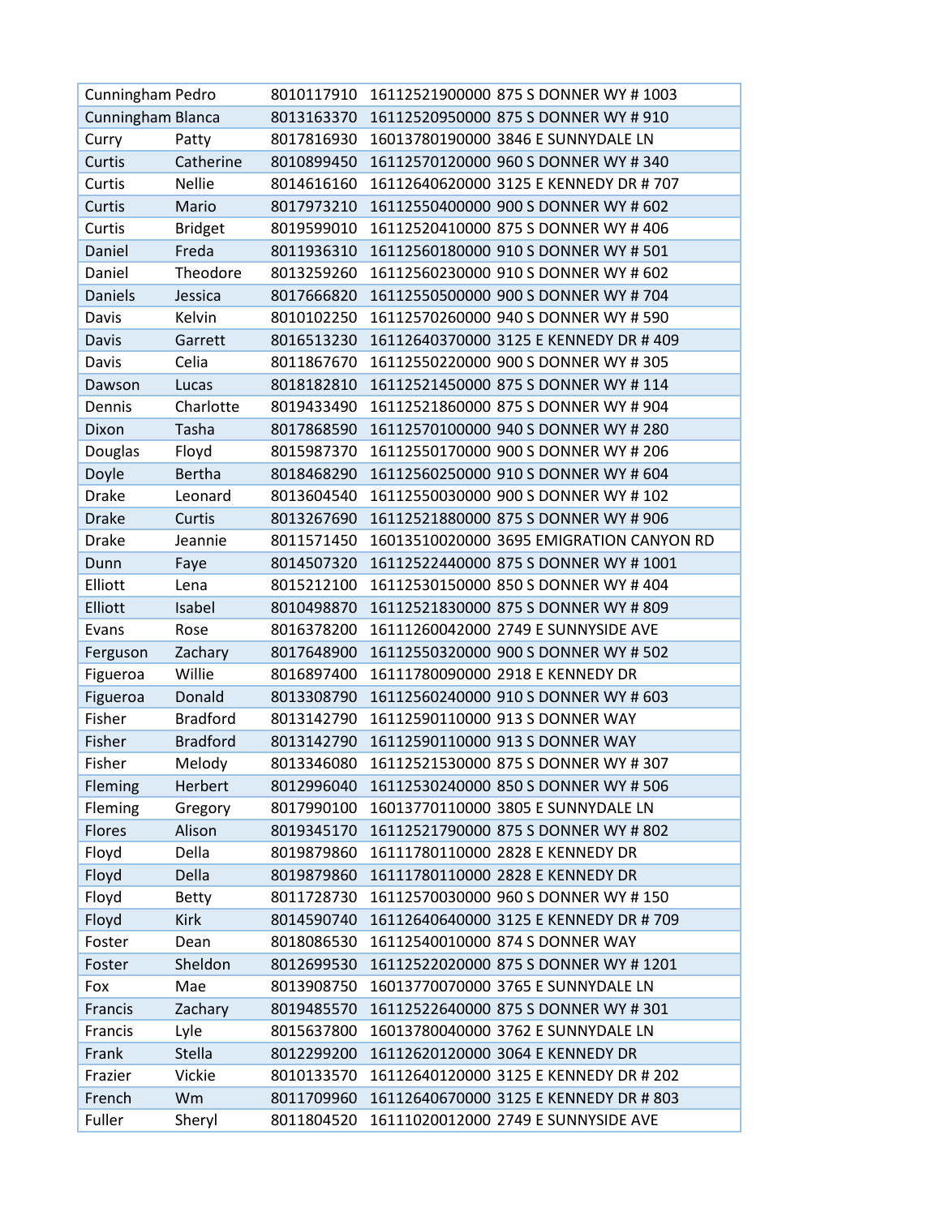| Cunningham | Pedro | 8010117910 | 16112521900000 | 875 S DONNER WY # 1003 |
|---|---|---|---|---|
| Cunningham | Blanca | 8013163370 | 16112520950000 | 875 S DONNER WY # 910 |
| Curry | Patty | 8017816930 | 16013780190000 | 3846 E SUNNYDALE LN |
| Curtis | Catherine | 8010899450 | 16112570120000 | 960 S DONNER WY # 340 |
| Curtis | Nellie | 8014616160 | 16112640620000 | 3125 E KENNEDY DR # 707 |
| Curtis | Mario | 8017973210 | 16112550400000 | 900 S DONNER WY # 602 |
| Curtis | Bridget | 8019599010 | 16112520410000 | 875 S DONNER WY # 406 |
| Daniel | Freda | 8011936310 | 16112560180000 | 910 S DONNER WY # 501 |
| Daniel | Theodore | 8013259260 | 16112560230000 | 910 S DONNER WY # 602 |
| Daniels | Jessica | 8017666820 | 16112550500000 | 900 S DONNER WY # 704 |
| Davis | Kelvin | 8010102250 | 16112570260000 | 940 S DONNER WY # 590 |
| Davis | Garrett | 8016513230 | 16112640370000 | 3125 E KENNEDY DR # 409 |
| Davis | Celia | 8011867670 | 16112550220000 | 900 S DONNER WY # 305 |
| Dawson | Lucas | 8018182810 | 16112521450000 | 875 S DONNER WY # 114 |
| Dennis | Charlotte | 8019433490 | 16112521860000 | 875 S DONNER WY # 904 |
| Dixon | Tasha | 8017868590 | 16112570100000 | 940 S DONNER WY # 280 |
| Douglas | Floyd | 8015987370 | 16112550170000 | 900 S DONNER WY # 206 |
| Doyle | Bertha | 8018468290 | 16112560250000 | 910 S DONNER WY # 604 |
| Drake | Leonard | 8013604540 | 16112550030000 | 900 S DONNER WY # 102 |
| Drake | Curtis | 8013267690 | 16112521880000 | 875 S DONNER WY # 906 |
| Drake | Jeannie | 8011571450 | 16013510020000 | 3695 EMIGRATION CANYON RD |
| Dunn | Faye | 8014507320 | 16112522440000 | 875 S DONNER WY # 1001 |
| Elliott | Lena | 8015212100 | 16112530150000 | 850 S DONNER WY # 404 |
| Elliott | Isabel | 8010498870 | 16112521830000 | 875 S DONNER WY # 809 |
| Evans | Rose | 8016378200 | 16111260042000 | 2749 E SUNNYSIDE AVE |
| Ferguson | Zachary | 8017648900 | 16112550320000 | 900 S DONNER WY # 502 |
| Figueroa | Willie | 8016897400 | 16111780090000 | 2918 E KENNEDY DR |
| Figueroa | Donald | 8013308790 | 16112560240000 | 910 S DONNER WY # 603 |
| Fisher | Bradford | 8013142790 | 16112590110000 | 913 S DONNER WAY |
| Fisher | Bradford | 8013142790 | 16112590110000 | 913 S DONNER WAY |
| Fisher | Melody | 8013346080 | 16112521530000 | 875 S DONNER WY # 307 |
| Fleming | Herbert | 8012996040 | 16112530240000 | 850 S DONNER WY # 506 |
| Fleming | Gregory | 8017990100 | 16013770110000 | 3805 E SUNNYDALE LN |
| Flores | Alison | 8019345170 | 16112521790000 | 875 S DONNER WY # 802 |
| Floyd | Della | 8019879860 | 16111780110000 | 2828 E KENNEDY DR |
| Floyd | Della | 8019879860 | 16111780110000 | 2828 E KENNEDY DR |
| Floyd | Betty | 8011728730 | 16112570030000 | 960 S DONNER WY # 150 |
| Floyd | Kirk | 8014590740 | 16112640640000 | 3125 E KENNEDY DR # 709 |
| Foster | Dean | 8018086530 | 16112540010000 | 874 S DONNER WAY |
| Foster | Sheldon | 8012699530 | 16112522020000 | 875 S DONNER WY # 1201 |
| Fox | Mae | 8013908750 | 16013770070000 | 3765 E SUNNYDALE LN |
| Francis | Zachary | 8019485570 | 16112522640000 | 875 S DONNER WY # 301 |
| Francis | Lyle | 8015637800 | 16013780040000 | 3762 E SUNNYDALE LN |
| Frank | Stella | 8012299200 | 16112620120000 | 3064 E KENNEDY DR |
| Frazier | Vickie | 8010133570 | 16112640120000 | 3125 E KENNEDY DR # 202 |
| French | Wm | 8011709960 | 16112640670000 | 3125 E KENNEDY DR # 803 |
| Fuller | Sheryl | 8011804520 | 16111020012000 | 2749 E SUNNYSIDE AVE |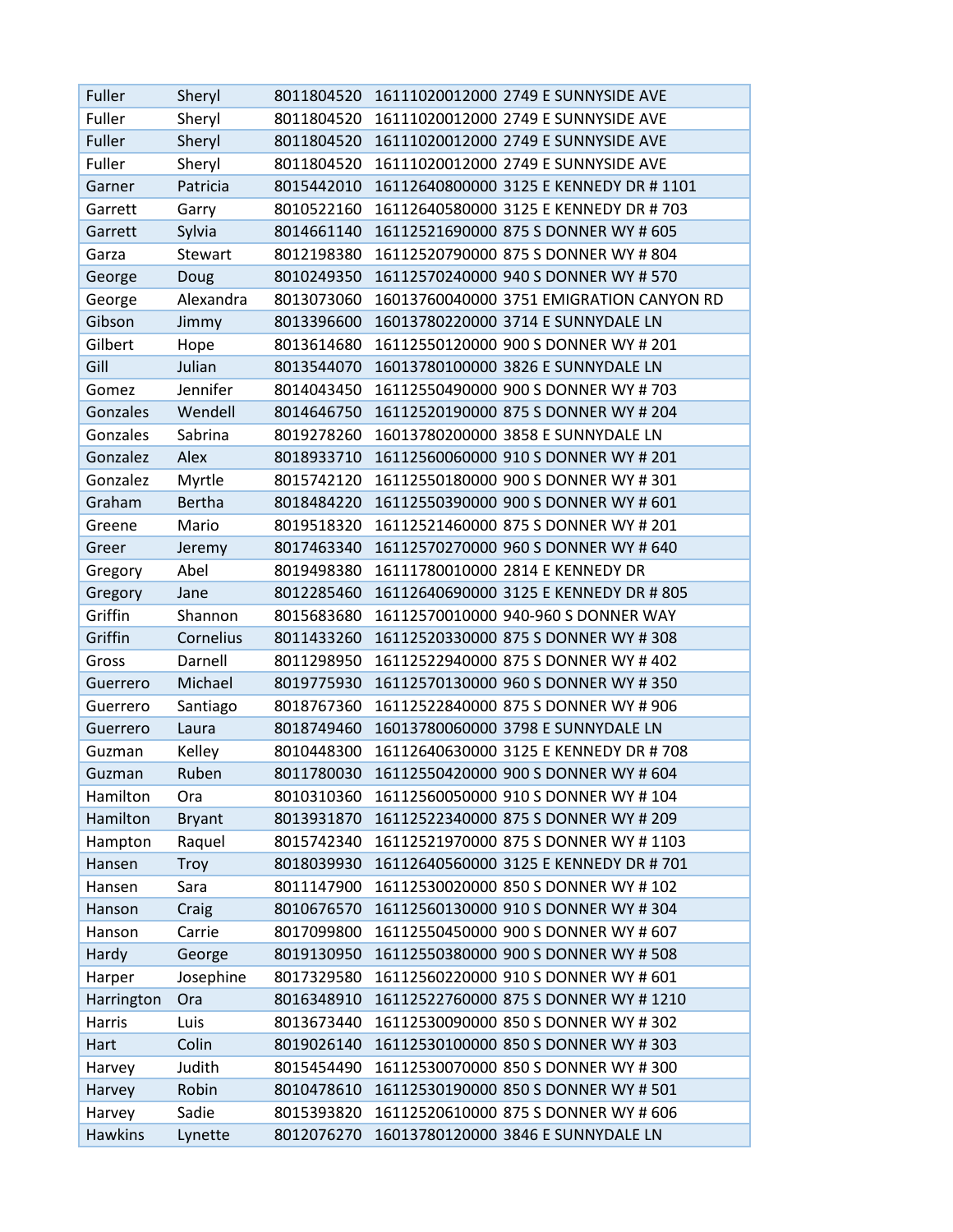| Fuller | Sheryl | 8011804520 | 16111020012000 | 2749 E SUNNYSIDE AVE |
|---|---|---|---|---|
| Fuller | Sheryl | 8011804520 | 16111020012000 | 2749 E SUNNYSIDE AVE |
| Fuller | Sheryl | 8011804520 | 16111020012000 | 2749 E SUNNYSIDE AVE |
| Fuller | Sheryl | 8011804520 | 16111020012000 | 2749 E SUNNYSIDE AVE |
| Garner | Patricia | 8015442010 | 16112640800000 | 3125 E KENNEDY DR # 1101 |
| Garrett | Garry | 8010522160 | 16112640580000 | 3125 E KENNEDY DR # 703 |
| Garrett | Sylvia | 8014661140 | 16112521690000 | 875 S DONNER WY # 605 |
| Garza | Stewart | 8012198380 | 16112520790000 | 875 S DONNER WY # 804 |
| George | Doug | 8010249350 | 16112570240000 | 940 S DONNER WY # 570 |
| George | Alexandra | 8013073060 | 16013760040000 | 3751 EMIGRATION CANYON RD |
| Gibson | Jimmy | 8013396600 | 16013780220000 | 3714 E SUNNYDALE LN |
| Gilbert | Hope | 8013614680 | 16112550120000 | 900 S DONNER WY # 201 |
| Gill | Julian | 8013544070 | 16013780100000 | 3826 E SUNNYDALE LN |
| Gomez | Jennifer | 8014043450 | 16112550490000 | 900 S DONNER WY # 703 |
| Gonzales | Wendell | 8014646750 | 16112520190000 | 875 S DONNER WY # 204 |
| Gonzales | Sabrina | 8019278260 | 16013780200000 | 3858 E SUNNYDALE LN |
| Gonzalez | Alex | 8018933710 | 16112560060000 | 910 S DONNER WY # 201 |
| Gonzalez | Myrtle | 8015742120 | 16112550180000 | 900 S DONNER WY # 301 |
| Graham | Bertha | 8018484220 | 16112550390000 | 900 S DONNER WY # 601 |
| Greene | Mario | 8019518320 | 16112521460000 | 875 S DONNER WY # 201 |
| Greer | Jeremy | 8017463340 | 16112570270000 | 960 S DONNER WY # 640 |
| Gregory | Abel | 8019498380 | 16111780010000 | 2814 E KENNEDY DR |
| Gregory | Jane | 8012285460 | 16112640690000 | 3125 E KENNEDY DR # 805 |
| Griffin | Shannon | 8015683680 | 16112570010000 | 940-960 S DONNER WAY |
| Griffin | Cornelius | 8011433260 | 16112520330000 | 875 S DONNER WY # 308 |
| Gross | Darnell | 8011298950 | 16112522940000 | 875 S DONNER WY # 402 |
| Guerrero | Michael | 8019775930 | 16112570130000 | 960 S DONNER WY # 350 |
| Guerrero | Santiago | 8018767360 | 16112522840000 | 875 S DONNER WY # 906 |
| Guerrero | Laura | 8018749460 | 16013780060000 | 3798 E SUNNYDALE LN |
| Guzman | Kelley | 8010448300 | 16112640630000 | 3125 E KENNEDY DR # 708 |
| Guzman | Ruben | 8011780030 | 16112550420000 | 900 S DONNER WY # 604 |
| Hamilton | Ora | 8010310360 | 16112560050000 | 910 S DONNER WY # 104 |
| Hamilton | Bryant | 8013931870 | 16112522340000 | 875 S DONNER WY # 209 |
| Hampton | Raquel | 8015742340 | 16112521970000 | 875 S DONNER WY # 1103 |
| Hansen | Troy | 8018039930 | 16112640560000 | 3125 E KENNEDY DR # 701 |
| Hansen | Sara | 8011147900 | 16112530020000 | 850 S DONNER WY # 102 |
| Hanson | Craig | 8010676570 | 16112560130000 | 910 S DONNER WY # 304 |
| Hanson | Carrie | 8017099800 | 16112550450000 | 900 S DONNER WY # 607 |
| Hardy | George | 8019130950 | 16112550380000 | 900 S DONNER WY # 508 |
| Harper | Josephine | 8017329580 | 16112560220000 | 910 S DONNER WY # 601 |
| Harrington | Ora | 8016348910 | 16112522760000 | 875 S DONNER WY # 1210 |
| Harris | Luis | 8013673440 | 16112530090000 | 850 S DONNER WY # 302 |
| Hart | Colin | 8019026140 | 16112530100000 | 850 S DONNER WY # 303 |
| Harvey | Judith | 8015454490 | 16112530070000 | 850 S DONNER WY # 300 |
| Harvey | Robin | 8010478610 | 16112530190000 | 850 S DONNER WY # 501 |
| Harvey | Sadie | 8015393820 | 16112520610000 | 875 S DONNER WY # 606 |
| Hawkins | Lynette | 8012076270 | 16013780120000 | 3846 E SUNNYDALE LN |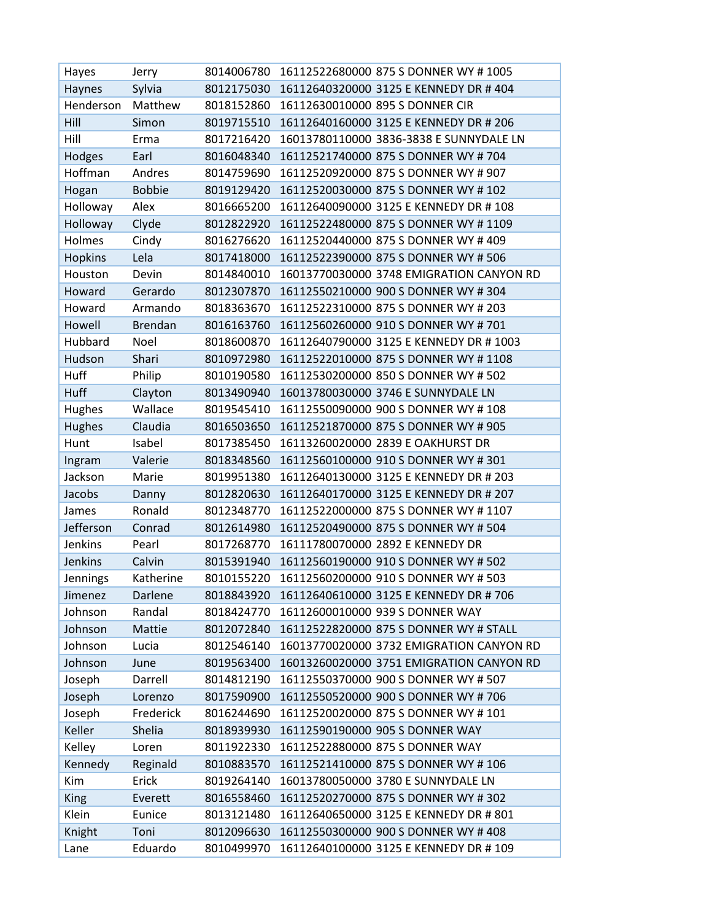| Hayes | Jerry | 8014006780 | 16112522680000 875 S DONNER WY # 1005 |
|---|---|---|---|
| Haynes | Sylvia | 8012175030 | 16112640320000 3125 E KENNEDY DR # 404 |
| Henderson | Matthew | 8018152860 | 16112630010000 895 S DONNER CIR |
| Hill | Simon | 8019715510 | 16112640160000 3125 E KENNEDY DR # 206 |
| Hill | Erma | 8017216420 | 16013780110000 3836-3838 E SUNNYDALE LN |
| Hodges | Earl | 8016048340 | 16112521740000 875 S DONNER WY # 704 |
| Hoffman | Andres | 8014759690 | 16112520920000 875 S DONNER WY # 907 |
| Hogan | Bobbie | 8019129420 | 16112520030000 875 S DONNER WY # 102 |
| Holloway | Alex | 8016665200 | 16112640090000 3125 E KENNEDY DR # 108 |
| Holloway | Clyde | 8012822920 | 16112522480000 875 S DONNER WY # 1109 |
| Holmes | Cindy | 8016276620 | 16112520440000 875 S DONNER WY # 409 |
| Hopkins | Lela | 8017418000 | 16112522390000 875 S DONNER WY # 506 |
| Houston | Devin | 8014840010 | 16013770030000 3748 EMIGRATION CANYON RD |
| Howard | Gerardo | 8012307870 | 16112550210000 900 S DONNER WY # 304 |
| Howard | Armando | 8018363670 | 16112522310000 875 S DONNER WY # 203 |
| Howell | Brendan | 8016163760 | 16112560260000 910 S DONNER WY # 701 |
| Hubbard | Noel | 8018600870 | 16112640790000 3125 E KENNEDY DR # 1003 |
| Hudson | Shari | 8010972980 | 16112522010000 875 S DONNER WY # 1108 |
| Huff | Philip | 8010190580 | 16112530200000 850 S DONNER WY # 502 |
| Huff | Clayton | 8013490940 | 16013780030000 3746 E SUNNYDALE LN |
| Hughes | Wallace | 8019545410 | 16112550090000 900 S DONNER WY # 108 |
| Hughes | Claudia | 8016503650 | 16112521870000 875 S DONNER WY # 905 |
| Hunt | Isabel | 8017385450 | 16113260020000 2839 E OAKHURST DR |
| Ingram | Valerie | 8018348560 | 16112560100000 910 S DONNER WY # 301 |
| Jackson | Marie | 8019951380 | 16112640130000 3125 E KENNEDY DR # 203 |
| Jacobs | Danny | 8012820630 | 16112640170000 3125 E KENNEDY DR # 207 |
| James | Ronald | 8012348770 | 16112522000000 875 S DONNER WY # 1107 |
| Jefferson | Conrad | 8012614980 | 16112520490000 875 S DONNER WY # 504 |
| Jenkins | Pearl | 8017268770 | 16111780070000 2892 E KENNEDY DR |
| Jenkins | Calvin | 8015391940 | 16112560190000 910 S DONNER WY # 502 |
| Jennings | Katherine | 8010155220 | 16112560200000 910 S DONNER WY # 503 |
| Jimenez | Darlene | 8018843920 | 16112640610000 3125 E KENNEDY DR # 706 |
| Johnson | Randal | 8018424770 | 16112600010000 939 S DONNER WAY |
| Johnson | Mattie | 8012072840 | 16112522820000 875 S DONNER WY # STALL |
| Johnson | Lucia | 8012546140 | 16013770020000 3732 EMIGRATION CANYON RD |
| Johnson | June | 8019563400 | 16013260020000 3751 EMIGRATION CANYON RD |
| Joseph | Darrell | 8014812190 | 16112550370000 900 S DONNER WY # 507 |
| Joseph | Lorenzo | 8017590900 | 16112550520000 900 S DONNER WY # 706 |
| Joseph | Frederick | 8016244690 | 16112520020000 875 S DONNER WY # 101 |
| Keller | Shelia | 8018939930 | 16112590190000 905 S DONNER WAY |
| Kelley | Loren | 8011922330 | 16112522880000 875 S DONNER WAY |
| Kennedy | Reginald | 8010883570 | 16112521410000 875 S DONNER WY # 106 |
| Kim | Erick | 8019264140 | 16013780050000 3780 E SUNNYDALE LN |
| King | Everett | 8016558460 | 16112520270000 875 S DONNER WY # 302 |
| Klein | Eunice | 8013121480 | 16112640650000 3125 E KENNEDY DR # 801 |
| Knight | Toni | 8012096630 | 16112550300000 900 S DONNER WY # 408 |
| Lane | Eduardo | 8010499970 | 16112640100000 3125 E KENNEDY DR # 109 |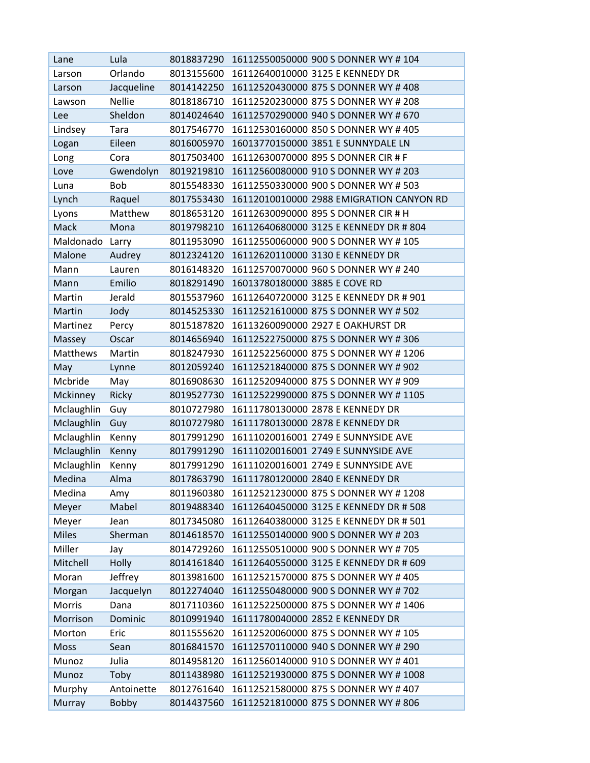| Lane | Lula | 8018837290 | 16112550050000 | 900 S DONNER WY # 104 |
|---|---|---|---|---|
| Larson | Orlando | 8013155600 | 16112640010000 | 3125 E KENNEDY DR |
| Larson | Jacqueline | 8014142250 | 16112520430000 | 875 S DONNER WY # 408 |
| Lawson | Nellie | 8018186710 | 16112520230000 | 875 S DONNER WY # 208 |
| Lee | Sheldon | 8014024640 | 16112570290000 | 940 S DONNER WY # 670 |
| Lindsey | Tara | 8017546770 | 16112530160000 | 850 S DONNER WY # 405 |
| Logan | Eileen | 8016005970 | 16013770150000 | 3851 E SUNNYDALE LN |
| Long | Cora | 8017503400 | 16112630070000 | 895 S DONNER CIR # F |
| Love | Gwendolyn | 8019219810 | 16112560080000 | 910 S DONNER WY # 203 |
| Luna | Bob | 8015548330 | 16112550330000 | 900 S DONNER WY # 503 |
| Lynch | Raquel | 8017553430 | 16112010010000 | 2988 EMIGRATION CANYON RD |
| Lyons | Matthew | 8018653120 | 16112630090000 | 895 S DONNER CIR # H |
| Mack | Mona | 8019798210 | 16112640680000 | 3125 E KENNEDY DR # 804 |
| Maldonado | Larry | 8011953090 | 16112550060000 | 900 S DONNER WY # 105 |
| Malone | Audrey | 8012324120 | 16112620110000 | 3130 E KENNEDY DR |
| Mann | Lauren | 8016148320 | 16112570070000 | 960 S DONNER WY # 240 |
| Mann | Emilio | 8018291490 | 16013780180000 | 3885 E COVE RD |
| Martin | Jerald | 8015537960 | 16112640720000 | 3125 E KENNEDY DR # 901 |
| Martin | Jody | 8014525330 | 16112521610000 | 875 S DONNER WY # 502 |
| Martinez | Percy | 8015187820 | 16113260090000 | 2927 E OAKHURST DR |
| Massey | Oscar | 8014656940 | 16112522750000 | 875 S DONNER WY # 306 |
| Matthews | Martin | 8018247930 | 16112522560000 | 875 S DONNER WY # 1206 |
| May | Lynne | 8012059240 | 16112521840000 | 875 S DONNER WY # 902 |
| Mcbride | May | 8016908630 | 16112520940000 | 875 S DONNER WY # 909 |
| Mckinney | Ricky | 8019527730 | 16112522990000 | 875 S DONNER WY # 1105 |
| Mclaughlin | Guy | 8010727980 | 16111780130000 | 2878 E KENNEDY DR |
| Mclaughlin | Guy | 8010727980 | 16111780130000 | 2878 E KENNEDY DR |
| Mclaughlin | Kenny | 8017991290 | 16111020016001 | 2749 E SUNNYSIDE AVE |
| Mclaughlin | Kenny | 8017991290 | 16111020016001 | 2749 E SUNNYSIDE AVE |
| Mclaughlin | Kenny | 8017991290 | 16111020016001 | 2749 E SUNNYSIDE AVE |
| Medina | Alma | 8017863790 | 16111780120000 | 2840 E KENNEDY DR |
| Medina | Amy | 8011960380 | 16112521230000 | 875 S DONNER WY # 1208 |
| Meyer | Mabel | 8019488340 | 16112640450000 | 3125 E KENNEDY DR # 508 |
| Meyer | Jean | 8017345080 | 16112640380000 | 3125 E KENNEDY DR # 501 |
| Miles | Sherman | 8014618570 | 16112550140000 | 900 S DONNER WY # 203 |
| Miller | Jay | 8014729260 | 16112550510000 | 900 S DONNER WY # 705 |
| Mitchell | Holly | 8014161840 | 16112640550000 | 3125 E KENNEDY DR # 609 |
| Moran | Jeffrey | 8013981600 | 16112521570000 | 875 S DONNER WY # 405 |
| Morgan | Jacquelyn | 8012274040 | 16112550480000 | 900 S DONNER WY # 702 |
| Morris | Dana | 8017110360 | 16112522500000 | 875 S DONNER WY # 1406 |
| Morrison | Dominic | 8010991940 | 16111780040000 | 2852 E KENNEDY DR |
| Morton | Eric | 8011555620 | 16112520060000 | 875 S DONNER WY # 105 |
| Moss | Sean | 8016841570 | 16112570110000 | 940 S DONNER WY # 290 |
| Munoz | Julia | 8014958120 | 16112560140000 | 910 S DONNER WY # 401 |
| Munoz | Toby | 8011438980 | 16112521930000 | 875 S DONNER WY # 1008 |
| Murphy | Antoinette | 8012761640 | 16112521580000 | 875 S DONNER WY # 407 |
| Murray | Bobby | 8014437560 | 16112521810000 | 875 S DONNER WY # 806 |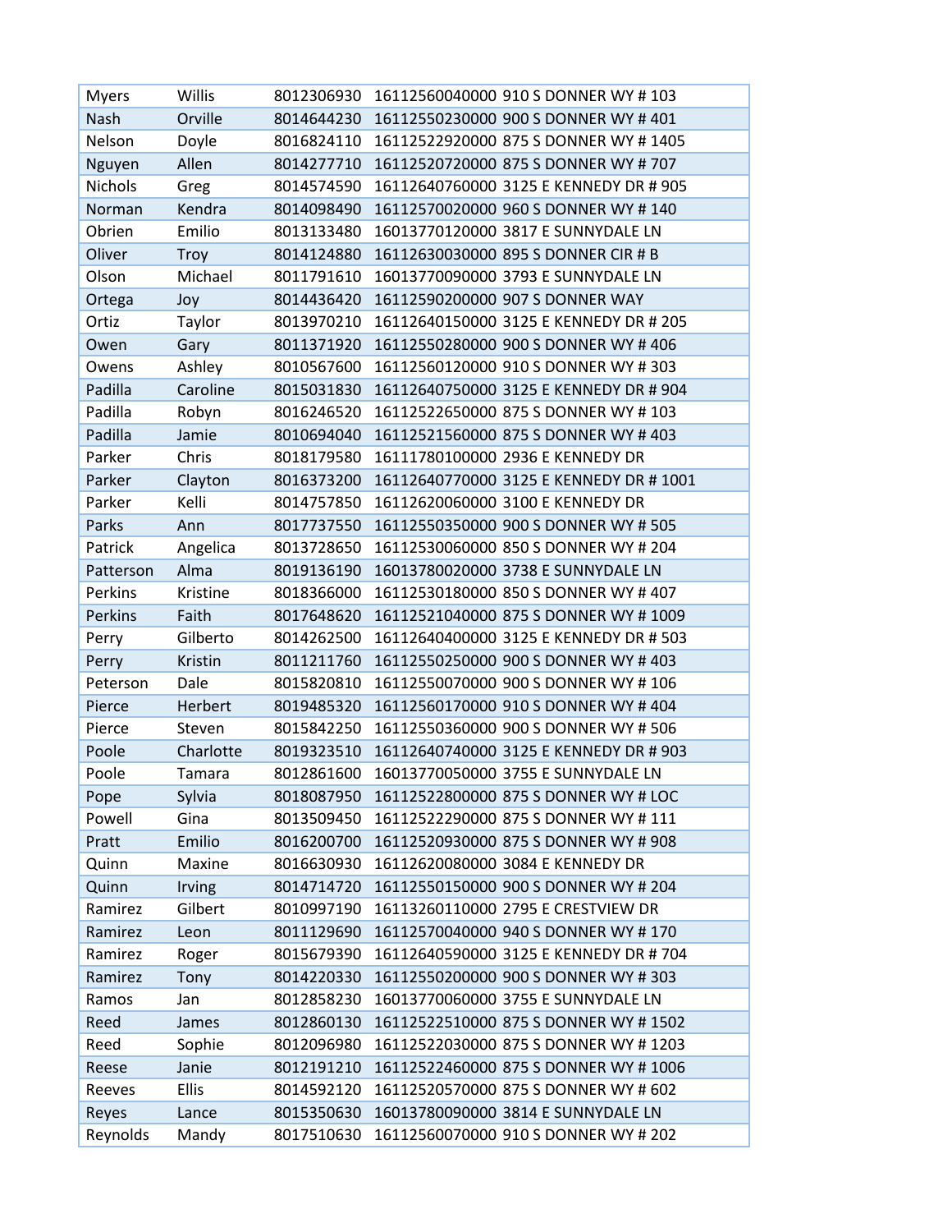| | | | | |
|---|---|---|---|---|
| Myers | Willis | 8012306930 | 16112560040000 | 910 S DONNER WY # 103 |
| Nash | Orville | 8014644230 | 16112550230000 | 900 S DONNER WY # 401 |
| Nelson | Doyle | 8016824110 | 16112522920000 | 875 S DONNER WY # 1405 |
| Nguyen | Allen | 8014277710 | 16112520720000 | 875 S DONNER WY # 707 |
| Nichols | Greg | 8014574590 | 16112640760000 | 3125 E KENNEDY DR # 905 |
| Norman | Kendra | 8014098490 | 16112570020000 | 960 S DONNER WY # 140 |
| Obrien | Emilio | 8013133480 | 16013770120000 | 3817 E SUNNYDALE LN |
| Oliver | Troy | 8014124880 | 16112630030000 | 895 S DONNER CIR # B |
| Olson | Michael | 8011791610 | 16013770090000 | 3793 E SUNNYDALE LN |
| Ortega | Joy | 8014436420 | 16112590200000 | 907 S DONNER WAY |
| Ortiz | Taylor | 8013970210 | 16112640150000 | 3125 E KENNEDY DR # 205 |
| Owen | Gary | 8011371920 | 16112550280000 | 900 S DONNER WY # 406 |
| Owens | Ashley | 8010567600 | 16112560120000 | 910 S DONNER WY # 303 |
| Padilla | Caroline | 8015031830 | 16112640750000 | 3125 E KENNEDY DR # 904 |
| Padilla | Robyn | 8016246520 | 16112522650000 | 875 S DONNER WY # 103 |
| Padilla | Jamie | 8010694040 | 16112521560000 | 875 S DONNER WY # 403 |
| Parker | Chris | 8018179580 | 16111780100000 | 2936 E KENNEDY DR |
| Parker | Clayton | 8016373200 | 16112640770000 | 3125 E KENNEDY DR # 1001 |
| Parker | Kelli | 8014757850 | 16112620060000 | 3100 E KENNEDY DR |
| Parks | Ann | 8017737550 | 16112550350000 | 900 S DONNER WY # 505 |
| Patrick | Angelica | 8013728650 | 16112530060000 | 850 S DONNER WY # 204 |
| Patterson | Alma | 8019136190 | 16013780020000 | 3738 E SUNNYDALE LN |
| Perkins | Kristine | 8018366000 | 16112530180000 | 850 S DONNER WY # 407 |
| Perkins | Faith | 8017648620 | 16112521040000 | 875 S DONNER WY # 1009 |
| Perry | Gilberto | 8014262500 | 16112640400000 | 3125 E KENNEDY DR # 503 |
| Perry | Kristin | 8011211760 | 16112550250000 | 900 S DONNER WY # 403 |
| Peterson | Dale | 8015820810 | 16112550070000 | 900 S DONNER WY # 106 |
| Pierce | Herbert | 8019485320 | 16112560170000 | 910 S DONNER WY # 404 |
| Pierce | Steven | 8015842250 | 16112550360000 | 900 S DONNER WY # 506 |
| Poole | Charlotte | 8019323510 | 16112640740000 | 3125 E KENNEDY DR # 903 |
| Poole | Tamara | 8012861600 | 16013770050000 | 3755 E SUNNYDALE LN |
| Pope | Sylvia | 8018087950 | 16112522800000 | 875 S DONNER WY # LOC |
| Powell | Gina | 8013509450 | 16112522290000 | 875 S DONNER WY # 111 |
| Pratt | Emilio | 8016200700 | 16112520930000 | 875 S DONNER WY # 908 |
| Quinn | Maxine | 8016630930 | 16112620080000 | 3084 E KENNEDY DR |
| Quinn | Irving | 8014714720 | 16112550150000 | 900 S DONNER WY # 204 |
| Ramirez | Gilbert | 8010997190 | 16113260110000 | 2795 E CRESTVIEW DR |
| Ramirez | Leon | 8011129690 | 16112570040000 | 940 S DONNER WY # 170 |
| Ramirez | Roger | 8015679390 | 16112640590000 | 3125 E KENNEDY DR # 704 |
| Ramirez | Tony | 8014220330 | 16112550200000 | 900 S DONNER WY # 303 |
| Ramos | Jan | 8012858230 | 16013770060000 | 3755 E SUNNYDALE LN |
| Reed | James | 8012860130 | 16112522510000 | 875 S DONNER WY # 1502 |
| Reed | Sophie | 8012096980 | 16112522030000 | 875 S DONNER WY # 1203 |
| Reese | Janie | 8012191210 | 16112522460000 | 875 S DONNER WY # 1006 |
| Reeves | Ellis | 8014592120 | 16112520570000 | 875 S DONNER WY # 602 |
| Reyes | Lance | 8015350630 | 16013780090000 | 3814 E SUNNYDALE LN |
| Reynolds | Mandy | 8017510630 | 16112560070000 | 910 S DONNER WY # 202 |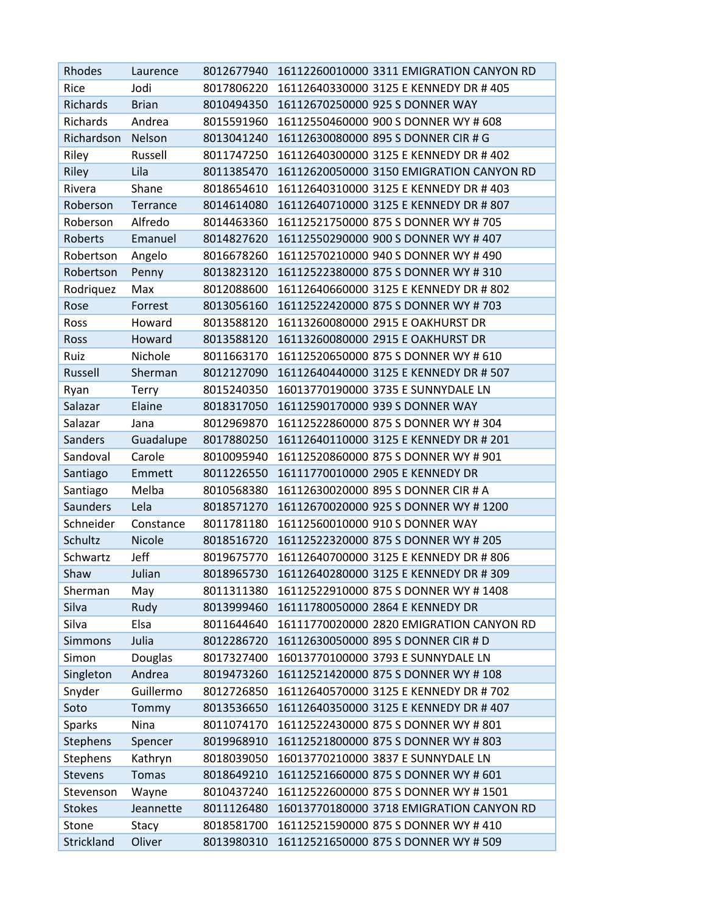| Rhodes | Laurence | 8012677940 | 16112260010000 | 3311 EMIGRATION CANYON RD |
|---|---|---|---|---|
| Rice | Jodi | 8017806220 | 16112640330000 | 3125 E KENNEDY DR # 405 |
| Richards | Brian | 8010494350 | 16112670250000 | 925 S DONNER WAY |
| Richards | Andrea | 8015591960 | 16112550460000 | 900 S DONNER WY # 608 |
| Richardson | Nelson | 8013041240 | 16112630080000 | 895 S DONNER CIR # G |
| Riley | Russell | 8011747250 | 16112640300000 | 3125 E KENNEDY DR # 402 |
| Riley | Lila | 8011385470 | 16112620050000 | 3150 EMIGRATION CANYON RD |
| Rivera | Shane | 8018654610 | 16112640310000 | 3125 E KENNEDY DR # 403 |
| Roberson | Terrance | 8014614080 | 16112640710000 | 3125 E KENNEDY DR # 807 |
| Roberson | Alfredo | 8014463360 | 16112521750000 | 875 S DONNER WY # 705 |
| Roberts | Emanuel | 8014827620 | 16112550290000 | 900 S DONNER WY # 407 |
| Robertson | Angelo | 8016678260 | 16112570210000 | 940 S DONNER WY # 490 |
| Robertson | Penny | 8013823120 | 16112522380000 | 875 S DONNER WY # 310 |
| Rodriquez | Max | 8012088600 | 16112640660000 | 3125 E KENNEDY DR # 802 |
| Rose | Forrest | 8013056160 | 16112522420000 | 875 S DONNER WY # 703 |
| Ross | Howard | 8013588120 | 16113260080000 | 2915 E OAKHURST DR |
| Ross | Howard | 8013588120 | 16113260080000 | 2915 E OAKHURST DR |
| Ruiz | Nichole | 8011663170 | 16112520650000 | 875 S DONNER WY # 610 |
| Russell | Sherman | 8012127090 | 16112640440000 | 3125 E KENNEDY DR # 507 |
| Ryan | Terry | 8015240350 | 16013770190000 | 3735 E SUNNYDALE LN |
| Salazar | Elaine | 8018317050 | 16112590170000 | 939 S DONNER WAY |
| Salazar | Jana | 8012969870 | 16112522860000 | 875 S DONNER WY # 304 |
| Sanders | Guadalupe | 8017880250 | 16112640110000 | 3125 E KENNEDY DR # 201 |
| Sandoval | Carole | 8010095940 | 16112520860000 | 875 S DONNER WY # 901 |
| Santiago | Emmett | 8011226550 | 16111770010000 | 2905 E KENNEDY DR |
| Santiago | Melba | 8010568380 | 16112630020000 | 895 S DONNER CIR # A |
| Saunders | Lela | 8018571270 | 16112670020000 | 925 S DONNER WY # 1200 |
| Schneider | Constance | 8011781180 | 16112560010000 | 910 S DONNER WAY |
| Schultz | Nicole | 8018516720 | 16112522320000 | 875 S DONNER WY # 205 |
| Schwartz | Jeff | 8019675770 | 16112640700000 | 3125 E KENNEDY DR # 806 |
| Shaw | Julian | 8018965730 | 16112640280000 | 3125 E KENNEDY DR # 309 |
| Sherman | May | 8011311380 | 16112522910000 | 875 S DONNER WY # 1408 |
| Silva | Rudy | 8013999460 | 16111780050000 | 2864 E KENNEDY DR |
| Silva | Elsa | 8011644640 | 16111770020000 | 2820 EMIGRATION CANYON RD |
| Simmons | Julia | 8012286720 | 16112630050000 | 895 S DONNER CIR # D |
| Simon | Douglas | 8017327400 | 16013770100000 | 3793 E SUNNYDALE LN |
| Singleton | Andrea | 8019473260 | 16112521420000 | 875 S DONNER WY # 108 |
| Snyder | Guillermo | 8012726850 | 16112640570000 | 3125 E KENNEDY DR # 702 |
| Soto | Tommy | 8013536650 | 16112640350000 | 3125 E KENNEDY DR # 407 |
| Sparks | Nina | 8011074170 | 16112522430000 | 875 S DONNER WY # 801 |
| Stephens | Spencer | 8019968910 | 16112521800000 | 875 S DONNER WY # 803 |
| Stephens | Kathryn | 8018039050 | 16013770210000 | 3837 E SUNNYDALE LN |
| Stevens | Tomas | 8018649210 | 16112521660000 | 875 S DONNER WY # 601 |
| Stevenson | Wayne | 8010437240 | 16112522600000 | 875 S DONNER WY # 1501 |
| Stokes | Jeannette | 8011126480 | 16013770180000 | 3718 EMIGRATION CANYON RD |
| Stone | Stacy | 8018581700 | 16112521590000 | 875 S DONNER WY # 410 |
| Strickland | Oliver | 8013980310 | 16112521650000 | 875 S DONNER WY # 509 |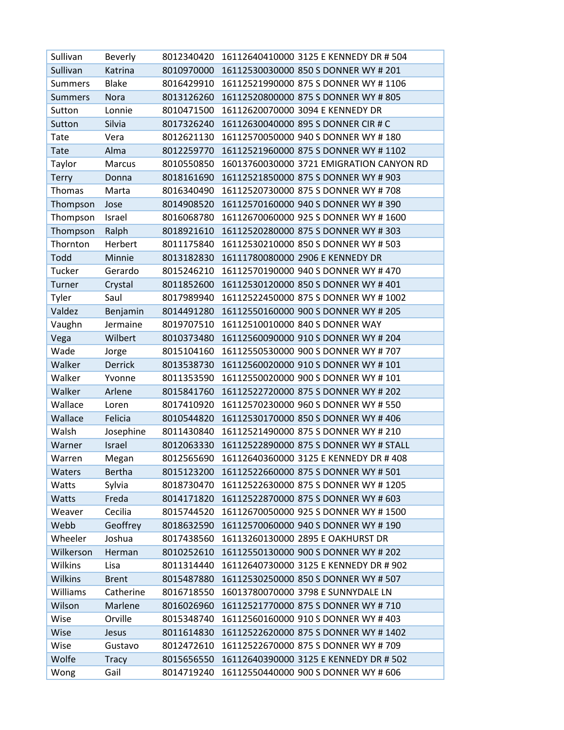| | | | | |
|---|---|---|---|---|
| Sullivan | Beverly | 8012340420 | 16112640410000 | 3125 E KENNEDY DR # 504 |
| Sullivan | Katrina | 8010970000 | 16112530030000 | 850 S DONNER WY # 201 |
| Summers | Blake | 8016429910 | 16112521990000 | 875 S DONNER WY # 1106 |
| Summers | Nora | 8013126260 | 16112520800000 | 875 S DONNER WY # 805 |
| Sutton | Lonnie | 8010471500 | 16112620070000 | 3094 E KENNEDY DR |
| Sutton | Silvia | 8017326240 | 16112630040000 | 895 S DONNER CIR # C |
| Tate | Vera | 8012621130 | 16112570050000 | 940 S DONNER WY # 180 |
| Tate | Alma | 8012259770 | 16112521960000 | 875 S DONNER WY # 1102 |
| Taylor | Marcus | 8010550850 | 16013760030000 | 3721 EMIGRATION CANYON RD |
| Terry | Donna | 8018161690 | 16112521850000 | 875 S DONNER WY # 903 |
| Thomas | Marta | 8016340490 | 16112520730000 | 875 S DONNER WY # 708 |
| Thompson | Jose | 8014908520 | 16112570160000 | 940 S DONNER WY # 390 |
| Thompson | Israel | 8016068780 | 16112670060000 | 925 S DONNER WY # 1600 |
| Thompson | Ralph | 8018921610 | 16112520280000 | 875 S DONNER WY # 303 |
| Thornton | Herbert | 8011175840 | 16112530210000 | 850 S DONNER WY # 503 |
| Todd | Minnie | 8013182830 | 16111780080000 | 2906 E KENNEDY DR |
| Tucker | Gerardo | 8015246210 | 16112570190000 | 940 S DONNER WY # 470 |
| Turner | Crystal | 8011852600 | 16112530120000 | 850 S DONNER WY # 401 |
| Tyler | Saul | 8017989940 | 16112522450000 | 875 S DONNER WY # 1002 |
| Valdez | Benjamin | 8014491280 | 16112550160000 | 900 S DONNER WY # 205 |
| Vaughn | Jermaine | 8019707510 | 16112510010000 | 840 S DONNER WAY |
| Vega | Wilbert | 8010373480 | 16112560090000 | 910 S DONNER WY # 204 |
| Wade | Jorge | 8015104160 | 16112550530000 | 900 S DONNER WY # 707 |
| Walker | Derrick | 8013538730 | 16112560020000 | 910 S DONNER WY # 101 |
| Walker | Yvonne | 8011353590 | 16112550020000 | 900 S DONNER WY # 101 |
| Walker | Arlene | 8015841760 | 16112522720000 | 875 S DONNER WY # 202 |
| Wallace | Loren | 8017410920 | 16112570230000 | 960 S DONNER WY # 550 |
| Wallace | Felicia | 8010544820 | 16112530170000 | 850 S DONNER WY # 406 |
| Walsh | Josephine | 8011430840 | 16112521490000 | 875 S DONNER WY # 210 |
| Warner | Israel | 8012063330 | 16112522890000 | 875 S DONNER WY # STALL |
| Warren | Megan | 8012565690 | 16112640360000 | 3125 E KENNEDY DR # 408 |
| Waters | Bertha | 8015123200 | 16112522660000 | 875 S DONNER WY # 501 |
| Watts | Sylvia | 8018730470 | 16112522630000 | 875 S DONNER WY # 1205 |
| Watts | Freda | 8014171820 | 16112522870000 | 875 S DONNER WY # 603 |
| Weaver | Cecilia | 8015744520 | 16112670050000 | 925 S DONNER WY # 1500 |
| Webb | Geoffrey | 8018632590 | 16112570060000 | 940 S DONNER WY # 190 |
| Wheeler | Joshua | 8017438560 | 16113260130000 | 2895 E OAKHURST DR |
| Wilkerson | Herman | 8010252610 | 16112550130000 | 900 S DONNER WY # 202 |
| Wilkins | Lisa | 8011314440 | 16112640730000 | 3125 E KENNEDY DR # 902 |
| Wilkins | Brent | 8015487880 | 16112530250000 | 850 S DONNER WY # 507 |
| Williams | Catherine | 8016718550 | 16013780070000 | 3798 E SUNNYDALE LN |
| Wilson | Marlene | 8016026960 | 16112521770000 | 875 S DONNER WY # 710 |
| Wise | Orville | 8015348740 | 16112560160000 | 910 S DONNER WY # 403 |
| Wise | Jesus | 8011614830 | 16112522620000 | 875 S DONNER WY # 1402 |
| Wise | Gustavo | 8012472610 | 16112522670000 | 875 S DONNER WY # 709 |
| Wolfe | Tracy | 8015656550 | 16112640390000 | 3125 E KENNEDY DR # 502 |
| Wong | Gail | 8014719240 | 16112550440000 | 900 S DONNER WY # 606 |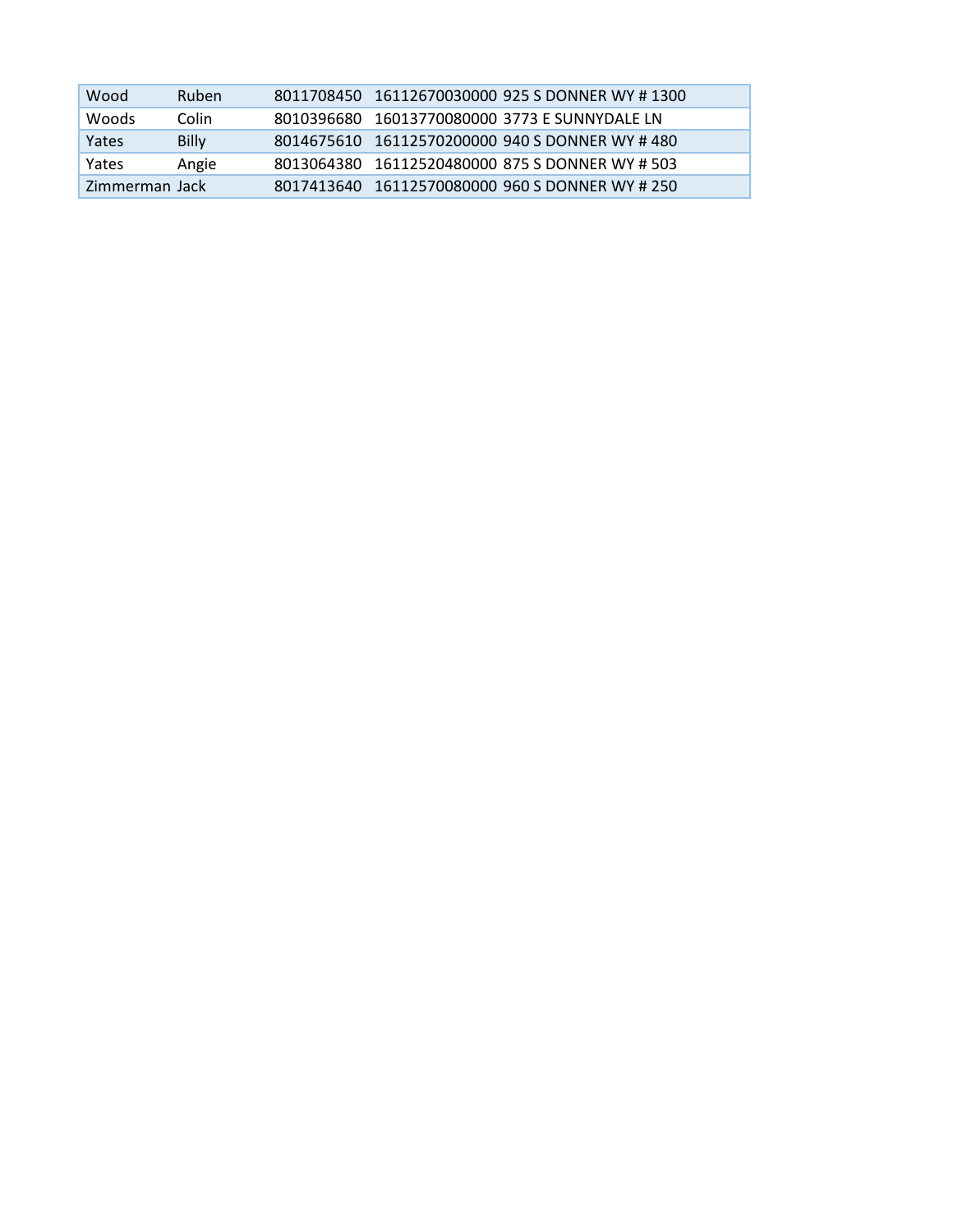| | | | | |
|---|---|---|---|---|
| Wood | Ruben | 8011708450 | 16112670030000 | 925 S DONNER WY # 1300 |
| Woods | Colin | 8010396680 | 16013770080000 | 3773 E SUNNYDALE LN |
| Yates | Billy | 8014675610 | 16112570200000 | 940 S DONNER WY # 480 |
| Yates | Angie | 8013064380 | 16112520480000 | 875 S DONNER WY # 503 |
| Zimmerman | Jack | 8017413640 | 16112570080000 | 960 S DONNER WY # 250 |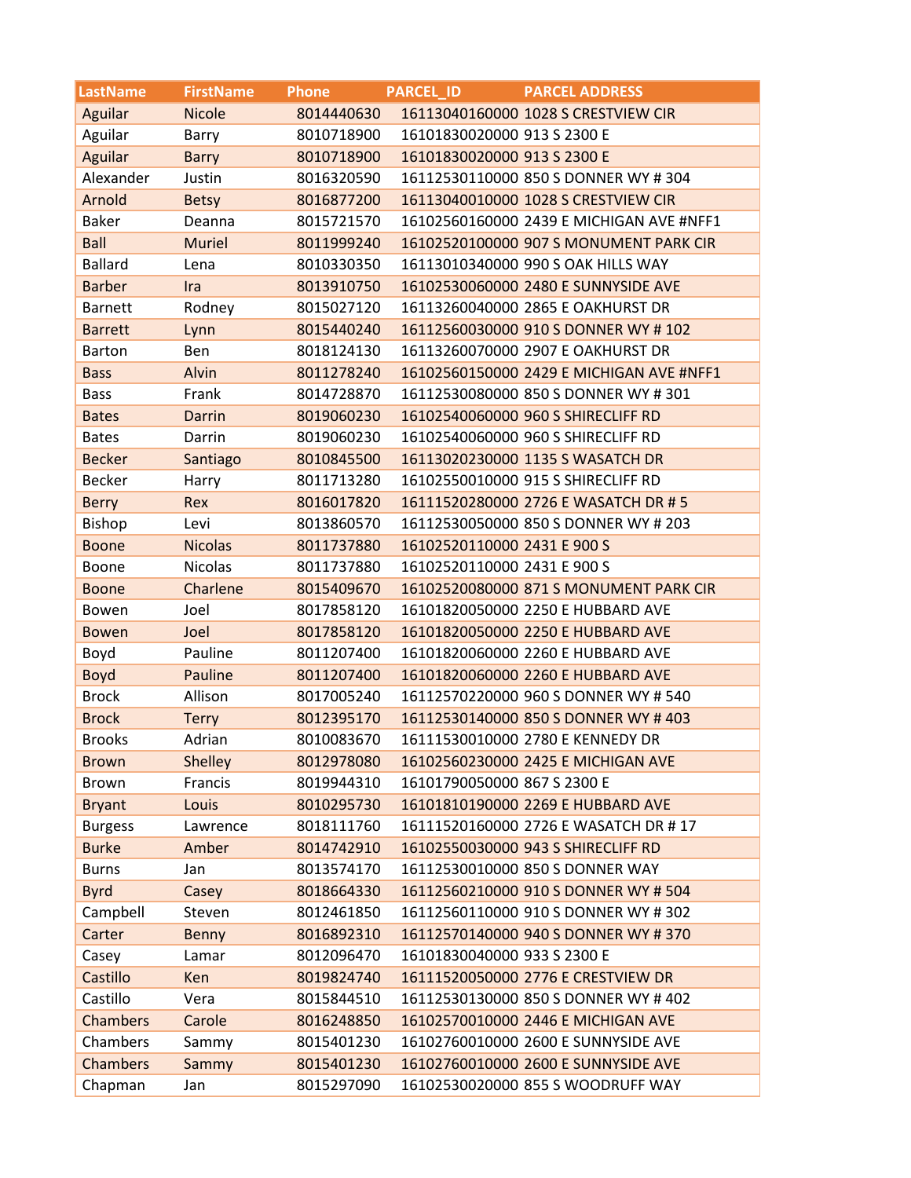| LastName | FirstName | Phone | PARCEL_ID | PARCEL ADDRESS |
|---|---|---|---|---|
| Aguilar | Nicole | 8014440630 | 16113040160000 | 1028 S CRESTVIEW CIR |
| Aguilar | Barry | 8010718900 | 16101830020000 | 913 S 2300 E |
| Aguilar | Barry | 8010718900 | 16101830020000 | 913 S 2300 E |
| Alexander | Justin | 8016320590 | 16112530110000 | 850 S DONNER WY # 304 |
| Arnold | Betsy | 8016877200 | 16113040010000 | 1028 S CRESTVIEW CIR |
| Baker | Deanna | 8015721570 | 16102560160000 | 2439 E MICHIGAN AVE #NFF1 |
| Ball | Muriel | 8011999240 | 16102520100000 | 907 S MONUMENT PARK CIR |
| Ballard | Lena | 8010330350 | 16113010340000 | 990 S OAK HILLS WAY |
| Barber | Ira | 8013910750 | 16102530060000 | 2480 E SUNNYSIDE AVE |
| Barnett | Rodney | 8015027120 | 16113260040000 | 2865 E OAKHURST DR |
| Barrett | Lynn | 8015440240 | 16112560030000 | 910 S DONNER WY # 102 |
| Barton | Ben | 8018124130 | 16113260070000 | 2907 E OAKHURST DR |
| Bass | Alvin | 8011278240 | 16102560150000 | 2429 E MICHIGAN AVE #NFF1 |
| Bass | Frank | 8014728870 | 16112530080000 | 850 S DONNER WY # 301 |
| Bates | Darrin | 8019060230 | 16102540060000 | 960 S SHIRECLIFF RD |
| Bates | Darrin | 8019060230 | 16102540060000 | 960 S SHIRECLIFF RD |
| Becker | Santiago | 8010845500 | 16113020230000 | 1135 S WASATCH DR |
| Becker | Harry | 8011713280 | 16102550010000 | 915 S SHIRECLIFF RD |
| Berry | Rex | 8016017820 | 16111520280000 | 2726 E WASATCH DR # 5 |
| Bishop | Levi | 8013860570 | 16112530050000 | 850 S DONNER WY # 203 |
| Boone | Nicolas | 8011737880 | 16102520110000 | 2431 E 900 S |
| Boone | Nicolas | 8011737880 | 16102520110000 | 2431 E 900 S |
| Boone | Charlene | 8015409670 | 16102520080000 | 871 S MONUMENT PARK CIR |
| Bowen | Joel | 8017858120 | 16101820050000 | 2250 E HUBBARD AVE |
| Bowen | Joel | 8017858120 | 16101820050000 | 2250 E HUBBARD AVE |
| Boyd | Pauline | 8011207400 | 16101820060000 | 2260 E HUBBARD AVE |
| Boyd | Pauline | 8011207400 | 16101820060000 | 2260 E HUBBARD AVE |
| Brock | Allison | 8017005240 | 16112570220000 | 960 S DONNER WY # 540 |
| Brock | Terry | 8012395170 | 16112530140000 | 850 S DONNER WY # 403 |
| Brooks | Adrian | 8010083670 | 16111530010000 | 2780 E KENNEDY DR |
| Brown | Shelley | 8012978080 | 16102560230000 | 2425 E MICHIGAN AVE |
| Brown | Francis | 8019944310 | 16101790050000 | 867 S 2300 E |
| Bryant | Louis | 8010295730 | 16101810190000 | 2269 E HUBBARD AVE |
| Burgess | Lawrence | 8018111760 | 16111520160000 | 2726 E WASATCH DR # 17 |
| Burke | Amber | 8014742910 | 16102550030000 | 943 S SHIRECLIFF RD |
| Burns | Jan | 8013574170 | 16112530010000 | 850 S DONNER WAY |
| Byrd | Casey | 8018664330 | 16112560210000 | 910 S DONNER WY # 504 |
| Campbell | Steven | 8012461850 | 16112560110000 | 910 S DONNER WY # 302 |
| Carter | Benny | 8016892310 | 16112570140000 | 940 S DONNER WY # 370 |
| Casey | Lamar | 8012096470 | 16101830040000 | 933 S 2300 E |
| Castillo | Ken | 8019824740 | 16111520050000 | 2776 E CRESTVIEW DR |
| Castillo | Vera | 8015844510 | 16112530130000 | 850 S DONNER WY # 402 |
| Chambers | Carole | 8016248850 | 16102570010000 | 2446 E MICHIGAN AVE |
| Chambers | Sammy | 8015401230 | 16102760010000 | 2600 E SUNNYSIDE AVE |
| Chambers | Sammy | 8015401230 | 16102760010000 | 2600 E SUNNYSIDE AVE |
| Chapman | Jan | 8015297090 | 16102530020000 | 855 S WOODRUFF WAY |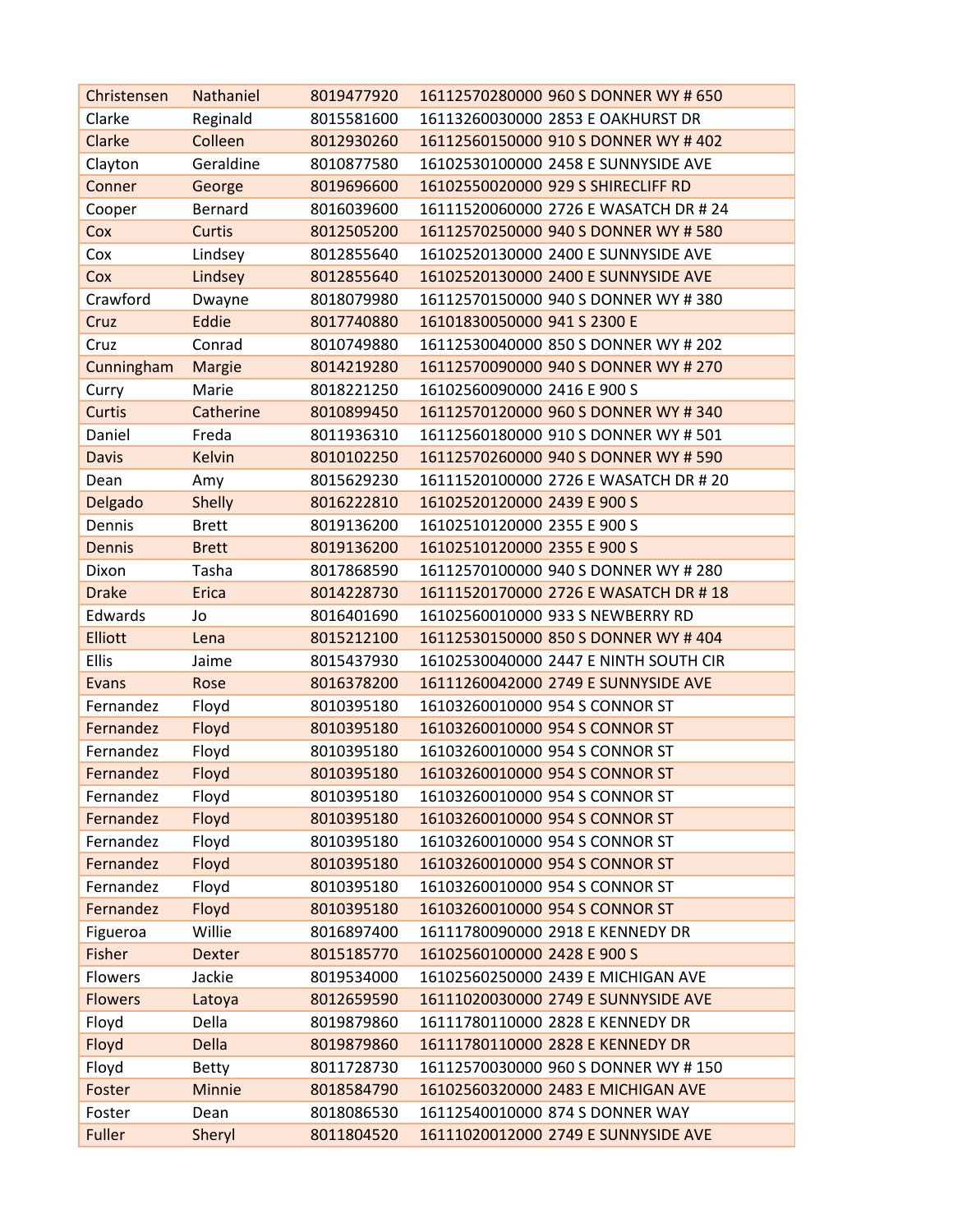| | | | |
|---|---|---|---|
| Christensen | Nathaniel | 8019477920 | 16112570280000 960 S DONNER WY # 650 |
| Clarke | Reginald | 8015581600 | 16113260030000 2853 E OAKHURST DR |
| Clarke | Colleen | 8012930260 | 16112560150000 910 S DONNER WY # 402 |
| Clayton | Geraldine | 8010877580 | 16102530100000 2458 E SUNNYSIDE AVE |
| Conner | George | 8019696600 | 16102550020000 929 S SHIRECLIFF RD |
| Cooper | Bernard | 8016039600 | 16111520060000 2726 E WASATCH DR # 24 |
| Cox | Curtis | 8012505200 | 16112570250000 940 S DONNER WY # 580 |
| Cox | Lindsey | 8012855640 | 16102520130000 2400 E SUNNYSIDE AVE |
| Cox | Lindsey | 8012855640 | 16102520130000 2400 E SUNNYSIDE AVE |
| Crawford | Dwayne | 8018079980 | 16112570150000 940 S DONNER WY # 380 |
| Cruz | Eddie | 8017740880 | 16101830050000 941 S 2300 E |
| Cruz | Conrad | 8010749880 | 16112530040000 850 S DONNER WY # 202 |
| Cunningham | Margie | 8014219280 | 16112570090000 940 S DONNER WY # 270 |
| Curry | Marie | 8018221250 | 16102560090000 2416 E 900 S |
| Curtis | Catherine | 8010899450 | 16112570120000 960 S DONNER WY # 340 |
| Daniel | Freda | 8011936310 | 16112560180000 910 S DONNER WY # 501 |
| Davis | Kelvin | 8010102250 | 16112570260000 940 S DONNER WY # 590 |
| Dean | Amy | 8015629230 | 16111520100000 2726 E WASATCH DR # 20 |
| Delgado | Shelly | 8016222810 | 16102520120000 2439 E 900 S |
| Dennis | Brett | 8019136200 | 16102510120000 2355 E 900 S |
| Dennis | Brett | 8019136200 | 16102510120000 2355 E 900 S |
| Dixon | Tasha | 8017868590 | 16112570100000 940 S DONNER WY # 280 |
| Drake | Erica | 8014228730 | 16111520170000 2726 E WASATCH DR # 18 |
| Edwards | Jo | 8016401690 | 16102560010000 933 S NEWBERRY RD |
| Elliott | Lena | 8015212100 | 16112530150000 850 S DONNER WY # 404 |
| Ellis | Jaime | 8015437930 | 16102530040000 2447 E NINTH SOUTH CIR |
| Evans | Rose | 8016378200 | 16111260042000 2749 E SUNNYSIDE AVE |
| Fernandez | Floyd | 8010395180 | 16103260010000 954 S CONNOR ST |
| Fernandez | Floyd | 8010395180 | 16103260010000 954 S CONNOR ST |
| Fernandez | Floyd | 8010395180 | 16103260010000 954 S CONNOR ST |
| Fernandez | Floyd | 8010395180 | 16103260010000 954 S CONNOR ST |
| Fernandez | Floyd | 8010395180 | 16103260010000 954 S CONNOR ST |
| Fernandez | Floyd | 8010395180 | 16103260010000 954 S CONNOR ST |
| Fernandez | Floyd | 8010395180 | 16103260010000 954 S CONNOR ST |
| Fernandez | Floyd | 8010395180 | 16103260010000 954 S CONNOR ST |
| Fernandez | Floyd | 8010395180 | 16103260010000 954 S CONNOR ST |
| Fernandez | Floyd | 8010395180 | 16103260010000 954 S CONNOR ST |
| Figueroa | Willie | 8016897400 | 16111780090000 2918 E KENNEDY DR |
| Fisher | Dexter | 8015185770 | 16102560100000 2428 E 900 S |
| Flowers | Jackie | 8019534000 | 16102560250000 2439 E MICHIGAN AVE |
| Flowers | Latoya | 8012659590 | 16111020030000 2749 E SUNNYSIDE AVE |
| Floyd | Della | 8019879860 | 16111780110000 2828 E KENNEDY DR |
| Floyd | Della | 8019879860 | 16111780110000 2828 E KENNEDY DR |
| Floyd | Betty | 8011728730 | 16112570030000 960 S DONNER WY # 150 |
| Foster | Minnie | 8018584790 | 16102560320000 2483 E MICHIGAN AVE |
| Foster | Dean | 8018086530 | 16112540010000 874 S DONNER WAY |
| Fuller | Sheryl | 8011804520 | 16111020012000 2749 E SUNNYSIDE AVE |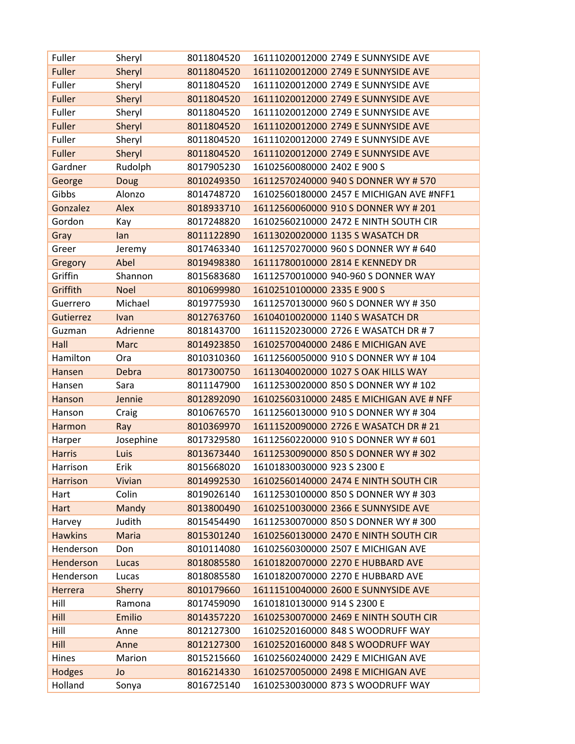| Fuller | Sheryl | 8011804520 | 16111020012000 2749 E SUNNYSIDE AVE |
|---|---|---|---|
| Fuller | Sheryl | 8011804520 | 16111020012000 2749 E SUNNYSIDE AVE |
| Fuller | Sheryl | 8011804520 | 16111020012000 2749 E SUNNYSIDE AVE |
| Fuller | Sheryl | 8011804520 | 16111020012000 2749 E SUNNYSIDE AVE |
| Fuller | Sheryl | 8011804520 | 16111020012000 2749 E SUNNYSIDE AVE |
| Fuller | Sheryl | 8011804520 | 16111020012000 2749 E SUNNYSIDE AVE |
| Fuller | Sheryl | 8011804520 | 16111020012000 2749 E SUNNYSIDE AVE |
| Fuller | Sheryl | 8011804520 | 16111020012000 2749 E SUNNYSIDE AVE |
| Gardner | Rudolph | 8017905230 | 16102560080000 2402 E 900 S |
| George | Doug | 8010249350 | 16112570240000 940 S DONNER WY # 570 |
| Gibbs | Alonzo | 8014748720 | 16102560180000 2457 E MICHIGAN AVE #NFF1 |
| Gonzalez | Alex | 8018933710 | 16112560060000 910 S DONNER WY # 201 |
| Gordon | Kay | 8017248820 | 16102560210000 2472 E NINTH SOUTH CIR |
| Gray | Ian | 8011122890 | 16113020020000 1135 S WASATCH DR |
| Greer | Jeremy | 8017463340 | 16112570270000 960 S DONNER WY # 640 |
| Gregory | Abel | 8019498380 | 16111780010000 2814 E KENNEDY DR |
| Griffin | Shannon | 8015683680 | 16112570010000 940-960 S DONNER WAY |
| Griffith | Noel | 8010699980 | 16102510100000 2335 E 900 S |
| Guerrero | Michael | 8019775930 | 16112570130000 960 S DONNER WY # 350 |
| Gutierrez | Ivan | 8012763760 | 16104010020000 1140 S WASATCH DR |
| Guzman | Adrienne | 8018143700 | 16111520230000 2726 E WASATCH DR # 7 |
| Hall | Marc | 8014923850 | 16102570040000 2486 E MICHIGAN AVE |
| Hamilton | Ora | 8010310360 | 16112560050000 910 S DONNER WY # 104 |
| Hansen | Debra | 8017300750 | 16113040020000 1027 S OAK HILLS WAY |
| Hansen | Sara | 8011147900 | 16112530020000 850 S DONNER WY # 102 |
| Hanson | Jennie | 8012892090 | 16102560310000 2485 E MICHIGAN AVE # NFF |
| Hanson | Craig | 8010676570 | 16112560130000 910 S DONNER WY # 304 |
| Harmon | Ray | 8010369970 | 16111520090000 2726 E WASATCH DR # 21 |
| Harper | Josephine | 8017329580 | 16112560220000 910 S DONNER WY # 601 |
| Harris | Luis | 8013673440 | 16112530090000 850 S DONNER WY # 302 |
| Harrison | Erik | 8015668020 | 16101830030000 923 S 2300 E |
| Harrison | Vivian | 8014992530 | 16102560140000 2474 E NINTH SOUTH CIR |
| Hart | Colin | 8019026140 | 16112530100000 850 S DONNER WY # 303 |
| Hart | Mandy | 8013800490 | 16102510030000 2366 E SUNNYSIDE AVE |
| Harvey | Judith | 8015454490 | 16112530070000 850 S DONNER WY # 300 |
| Hawkins | Maria | 8015301240 | 16102560130000 2470 E NINTH SOUTH CIR |
| Henderson | Don | 8010114080 | 16102560300000 2507 E MICHIGAN AVE |
| Henderson | Lucas | 8018085580 | 16101820070000 2270 E HUBBARD AVE |
| Henderson | Lucas | 8018085580 | 16101820070000 2270 E HUBBARD AVE |
| Herrera | Sherry | 8010179660 | 16111510040000 2600 E SUNNYSIDE AVE |
| Hill | Ramona | 8017459090 | 16101810130000 914 S 2300 E |
| Hill | Emilio | 8014357220 | 16102530070000 2469 E NINTH SOUTH CIR |
| Hill | Anne | 8012127300 | 16102520160000 848 S WOODRUFF WAY |
| Hill | Anne | 8012127300 | 16102520160000 848 S WOODRUFF WAY |
| Hines | Marion | 8015215660 | 16102560240000 2429 E MICHIGAN AVE |
| Hodges | Jo | 8016214330 | 16102570050000 2498 E MICHIGAN AVE |
| Holland | Sonya | 8016725140 | 16102530030000 873 S WOODRUFF WAY |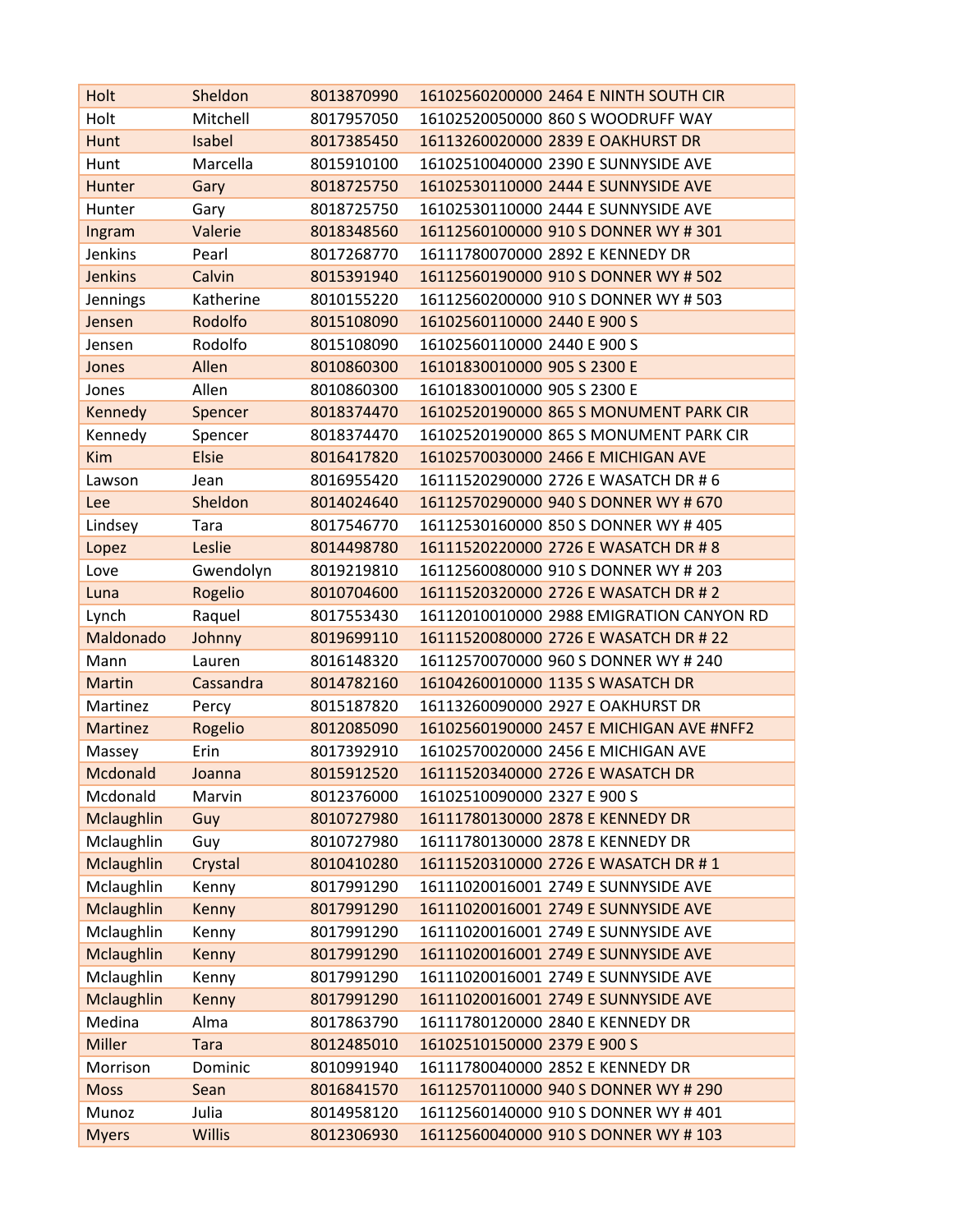| Holt | Sheldon | 8013870990 | 16102560200000 | 2464 E NINTH SOUTH CIR |
|---|---|---|---|---|
| Holt | Mitchell | 8017957050 | 16102520050000 | 860 S WOODRUFF WAY |
| Hunt | Isabel | 8017385450 | 16113260020000 | 2839 E OAKHURST DR |
| Hunt | Marcella | 8015910100 | 16102510040000 | 2390 E SUNNYSIDE AVE |
| Hunter | Gary | 8018725750 | 16102530110000 | 2444 E SUNNYSIDE AVE |
| Hunter | Gary | 8018725750 | 16102530110000 | 2444 E SUNNYSIDE AVE |
| Ingram | Valerie | 8018348560 | 16112560100000 | 910 S DONNER WY # 301 |
| Jenkins | Pearl | 8017268770 | 16111780070000 | 2892 E KENNEDY DR |
| Jenkins | Calvin | 8015391940 | 16112560190000 | 910 S DONNER WY # 502 |
| Jennings | Katherine | 8010155220 | 16112560200000 | 910 S DONNER WY # 503 |
| Jensen | Rodolfo | 8015108090 | 16102560110000 | 2440 E 900 S |
| Jensen | Rodolfo | 8015108090 | 16102560110000 | 2440 E 900 S |
| Jones | Allen | 8010860300 | 16101830010000 | 905 S 2300 E |
| Jones | Allen | 8010860300 | 16101830010000 | 905 S 2300 E |
| Kennedy | Spencer | 8018374470 | 16102520190000 | 865 S MONUMENT PARK CIR |
| Kennedy | Spencer | 8018374470 | 16102520190000 | 865 S MONUMENT PARK CIR |
| Kim | Elsie | 8016417820 | 16102570030000 | 2466 E MICHIGAN AVE |
| Lawson | Jean | 8016955420 | 16111520290000 | 2726 E WASATCH DR # 6 |
| Lee | Sheldon | 8014024640 | 16112570290000 | 940 S DONNER WY # 670 |
| Lindsey | Tara | 8017546770 | 16112530160000 | 850 S DONNER WY # 405 |
| Lopez | Leslie | 8014498780 | 16111520220000 | 2726 E WASATCH DR # 8 |
| Love | Gwendolyn | 8019219810 | 16112560080000 | 910 S DONNER WY # 203 |
| Luna | Rogelio | 8010704600 | 16111520320000 | 2726 E WASATCH DR # 2 |
| Lynch | Raquel | 8017553430 | 16112010010000 | 2988 EMIGRATION CANYON RD |
| Maldonado | Johnny | 8019699110 | 16111520080000 | 2726 E WASATCH DR # 22 |
| Mann | Lauren | 8016148320 | 16112570070000 | 960 S DONNER WY # 240 |
| Martin | Cassandra | 8014782160 | 16104260010000 | 1135 S WASATCH DR |
| Martinez | Percy | 8015187820 | 16113260090000 | 2927 E OAKHURST DR |
| Martinez | Rogelio | 8012085090 | 16102560190000 | 2457 E MICHIGAN AVE #NFF2 |
| Massey | Erin | 8017392910 | 16102570020000 | 2456 E MICHIGAN AVE |
| Mcdonald | Joanna | 8015912520 | 16111520340000 | 2726 E WASATCH DR |
| Mcdonald | Marvin | 8012376000 | 16102510090000 | 2327 E 900 S |
| Mclaughlin | Guy | 8010727980 | 16111780130000 | 2878 E KENNEDY DR |
| Mclaughlin | Guy | 8010727980 | 16111780130000 | 2878 E KENNEDY DR |
| Mclaughlin | Crystal | 8010410280 | 16111520310000 | 2726 E WASATCH DR # 1 |
| Mclaughlin | Kenny | 8017991290 | 16111020016001 | 2749 E SUNNYSIDE AVE |
| Mclaughlin | Kenny | 8017991290 | 16111020016001 | 2749 E SUNNYSIDE AVE |
| Mclaughlin | Kenny | 8017991290 | 16111020016001 | 2749 E SUNNYSIDE AVE |
| Mclaughlin | Kenny | 8017991290 | 16111020016001 | 2749 E SUNNYSIDE AVE |
| Mclaughlin | Kenny | 8017991290 | 16111020016001 | 2749 E SUNNYSIDE AVE |
| Mclaughlin | Kenny | 8017991290 | 16111020016001 | 2749 E SUNNYSIDE AVE |
| Medina | Alma | 8017863790 | 16111780120000 | 2840 E KENNEDY DR |
| Miller | Tara | 8012485010 | 16102510150000 | 2379 E 900 S |
| Morrison | Dominic | 8010991940 | 16111780040000 | 2852 E KENNEDY DR |
| Moss | Sean | 8016841570 | 16112570110000 | 940 S DONNER WY # 290 |
| Munoz | Julia | 8014958120 | 16112560140000 | 910 S DONNER WY # 401 |
| Myers | Willis | 8012306930 | 16112560040000 | 910 S DONNER WY # 103 |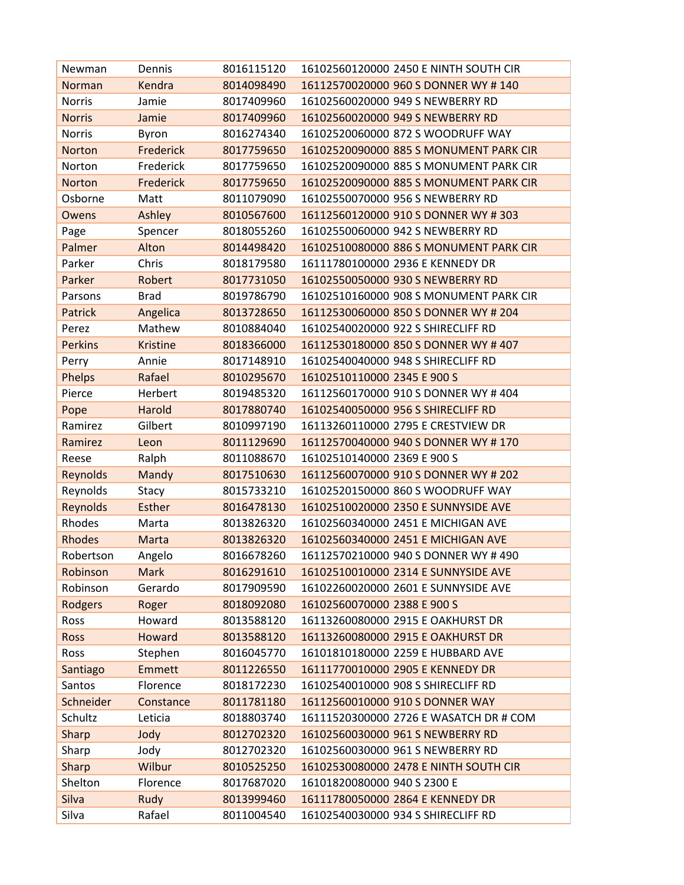| | | | | |
|---|---|---|---|---|
| Newman | Dennis | 8016115120 | 16102560120000 | 2450 E NINTH SOUTH CIR |
| Norman | Kendra | 8014098490 | 16112570020000 | 960 S DONNER WY # 140 |
| Norris | Jamie | 8017409960 | 16102560020000 | 949 S NEWBERRY RD |
| Norris | Jamie | 8017409960 | 16102560020000 | 949 S NEWBERRY RD |
| Norris | Byron | 8016274340 | 16102520060000 | 872 S WOODRUFF WAY |
| Norton | Frederick | 8017759650 | 16102520090000 | 885 S MONUMENT PARK CIR |
| Norton | Frederick | 8017759650 | 16102520090000 | 885 S MONUMENT PARK CIR |
| Norton | Frederick | 8017759650 | 16102520090000 | 885 S MONUMENT PARK CIR |
| Osborne | Matt | 8011079090 | 16102550070000 | 956 S NEWBERRY RD |
| Owens | Ashley | 8010567600 | 16112560120000 | 910 S DONNER WY # 303 |
| Page | Spencer | 8018055260 | 16102550060000 | 942 S NEWBERRY RD |
| Palmer | Alton | 8014498420 | 16102510080000 | 886 S MONUMENT PARK CIR |
| Parker | Chris | 8018179580 | 16111780100000 | 2936 E KENNEDY DR |
| Parker | Robert | 8017731050 | 16102550050000 | 930 S NEWBERRY RD |
| Parsons | Brad | 8019786790 | 16102510160000 | 908 S MONUMENT PARK CIR |
| Patrick | Angelica | 8013728650 | 16112530060000 | 850 S DONNER WY # 204 |
| Perez | Mathew | 8010884040 | 16102540020000 | 922 S SHIRECLIFF RD |
| Perkins | Kristine | 8018366000 | 16112530180000 | 850 S DONNER WY # 407 |
| Perry | Annie | 8017148910 | 16102540040000 | 948 S SHIRECLIFF RD |
| Phelps | Rafael | 8010295670 | 16102510110000 | 2345 E 900 S |
| Pierce | Herbert | 8019485320 | 16112560170000 | 910 S DONNER WY # 404 |
| Pope | Harold | 8017880740 | 16102540050000 | 956 S SHIRECLIFF RD |
| Ramirez | Gilbert | 8010997190 | 16113260110000 | 2795 E CRESTVIEW DR |
| Ramirez | Leon | 8011129690 | 16112570040000 | 940 S DONNER WY # 170 |
| Reese | Ralph | 8011088670 | 16102510140000 | 2369 E 900 S |
| Reynolds | Mandy | 8017510630 | 16112560070000 | 910 S DONNER WY # 202 |
| Reynolds | Stacy | 8015733210 | 16102520150000 | 860 S WOODRUFF WAY |
| Reynolds | Esther | 8016478130 | 16102510020000 | 2350 E SUNNYSIDE AVE |
| Rhodes | Marta | 8013826320 | 16102560340000 | 2451 E MICHIGAN AVE |
| Rhodes | Marta | 8013826320 | 16102560340000 | 2451 E MICHIGAN AVE |
| Robertson | Angelo | 8016678260 | 16112570210000 | 940 S DONNER WY # 490 |
| Robinson | Mark | 8016291610 | 16102510010000 | 2314 E SUNNYSIDE AVE |
| Robinson | Gerardo | 8017909590 | 16102260020000 | 2601 E SUNNYSIDE AVE |
| Rodgers | Roger | 8018092080 | 16102560070000 | 2388 E 900 S |
| Ross | Howard | 8013588120 | 16113260080000 | 2915 E OAKHURST DR |
| Ross | Howard | 8013588120 | 16113260080000 | 2915 E OAKHURST DR |
| Ross | Stephen | 8016045770 | 16101810180000 | 2259 E HUBBARD AVE |
| Santiago | Emmett | 8011226550 | 16111770010000 | 2905 E KENNEDY DR |
| Santos | Florence | 8018172230 | 16102540010000 | 908 S SHIRECLIFF RD |
| Schneider | Constance | 8011781180 | 16112560010000 | 910 S DONNER WAY |
| Schultz | Leticia | 8018803740 | 16111520300000 | 2726 E WASATCH DR # COM |
| Sharp | Jody | 8012702320 | 16102560030000 | 961 S NEWBERRY RD |
| Sharp | Jody | 8012702320 | 16102560030000 | 961 S NEWBERRY RD |
| Sharp | Wilbur | 8010525250 | 16102530080000 | 2478 E NINTH SOUTH CIR |
| Shelton | Florence | 8017687020 | 16101820080000 | 940 S 2300 E |
| Silva | Rudy | 8013999460 | 16111780050000 | 2864 E KENNEDY DR |
| Silva | Rafael | 8011004540 | 16102540030000 | 934 S SHIRECLIFF RD |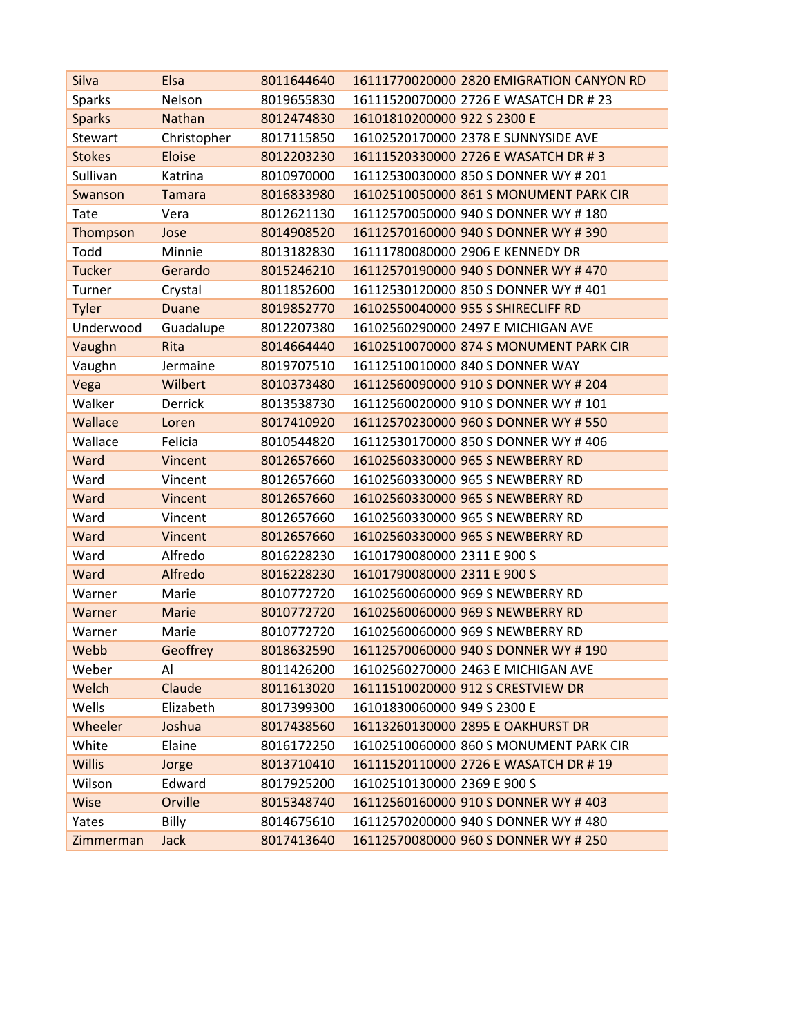| Silva | Elsa | 8011644640 | 16111770020000 2820 EMIGRATION CANYON RD |
|---|---|---|---|
| Sparks | Nelson | 8019655830 | 16111520070000 2726 E WASATCH DR # 23 |
| Sparks | Nathan | 8012474830 | 16101810200000 922 S 2300 E |
| Stewart | Christopher | 8017115850 | 16102520170000 2378 E SUNNYSIDE AVE |
| Stokes | Eloise | 8012203230 | 16111520330000 2726 E WASATCH DR # 3 |
| Sullivan | Katrina | 8010970000 | 16112530030000 850 S DONNER WY # 201 |
| Swanson | Tamara | 8016833980 | 16102510050000 861 S MONUMENT PARK CIR |
| Tate | Vera | 8012621130 | 16112570050000 940 S DONNER WY # 180 |
| Thompson | Jose | 8014908520 | 16112570160000 940 S DONNER WY # 390 |
| Todd | Minnie | 8013182830 | 16111780080000 2906 E KENNEDY DR |
| Tucker | Gerardo | 8015246210 | 16112570190000 940 S DONNER WY # 470 |
| Turner | Crystal | 8011852600 | 16112530120000 850 S DONNER WY # 401 |
| Tyler | Duane | 8019852770 | 16102550040000 955 S SHIRECLIFF RD |
| Underwood | Guadalupe | 8012207380 | 16102560290000 2497 E MICHIGAN AVE |
| Vaughn | Rita | 8014664440 | 16102510070000 874 S MONUMENT PARK CIR |
| Vaughn | Jermaine | 8019707510 | 16112510010000 840 S DONNER WAY |
| Vega | Wilbert | 8010373480 | 16112560090000 910 S DONNER WY # 204 |
| Walker | Derrick | 8013538730 | 16112560020000 910 S DONNER WY # 101 |
| Wallace | Loren | 8017410920 | 16112570230000 960 S DONNER WY # 550 |
| Wallace | Felicia | 8010544820 | 16112530170000 850 S DONNER WY # 406 |
| Ward | Vincent | 8012657660 | 16102560330000 965 S NEWBERRY RD |
| Ward | Vincent | 8012657660 | 16102560330000 965 S NEWBERRY RD |
| Ward | Vincent | 8012657660 | 16102560330000 965 S NEWBERRY RD |
| Ward | Vincent | 8012657660 | 16102560330000 965 S NEWBERRY RD |
| Ward | Vincent | 8012657660 | 16102560330000 965 S NEWBERRY RD |
| Ward | Alfredo | 8016228230 | 16101790080000 2311 E 900 S |
| Ward | Alfredo | 8016228230 | 16101790080000 2311 E 900 S |
| Warner | Marie | 8010772720 | 16102560060000 969 S NEWBERRY RD |
| Warner | Marie | 8010772720 | 16102560060000 969 S NEWBERRY RD |
| Warner | Marie | 8010772720 | 16102560060000 969 S NEWBERRY RD |
| Webb | Geoffrey | 8018632590 | 16112570060000 940 S DONNER WY # 190 |
| Weber | Al | 8011426200 | 16102560270000 2463 E MICHIGAN AVE |
| Welch | Claude | 8011613020 | 16111510020000 912 S CRESTVIEW DR |
| Wells | Elizabeth | 8017399300 | 16101830060000 949 S 2300 E |
| Wheeler | Joshua | 8017438560 | 16113260130000 2895 E OAKHURST DR |
| White | Elaine | 8016172250 | 16102510060000 860 S MONUMENT PARK CIR |
| Willis | Jorge | 8013710410 | 16111520110000 2726 E WASATCH DR # 19 |
| Wilson | Edward | 8017925200 | 16102510130000 2369 E 900 S |
| Wise | Orville | 8015348740 | 16112560160000 910 S DONNER WY # 403 |
| Yates | Billy | 8014675610 | 16112570200000 940 S DONNER WY # 480 |
| Zimmerman | Jack | 8017413640 | 16112570080000 960 S DONNER WY # 250 |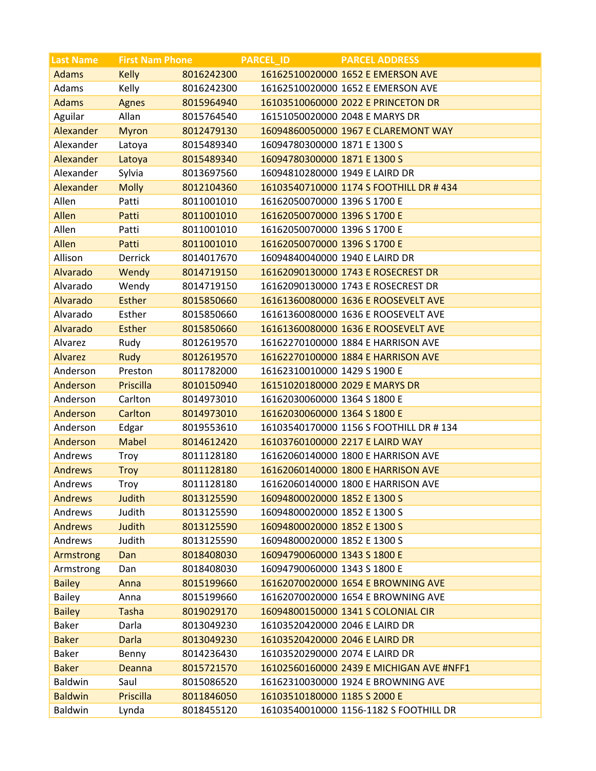| Last Name | First Nam | Phone | PARCEL_ID | PARCEL ADDRESS |
|---|---|---|---|---|
| Adams | Kelly | 8016242300 | 16162510020000 | 1652 E EMERSON AVE |
| Adams | Kelly | 8016242300 | 16162510020000 | 1652 E EMERSON AVE |
| Adams | Agnes | 8015964940 | 16103510060000 | 2022 E PRINCETON DR |
| Aguilar | Allan | 8015764540 | 16151050020000 | 2048 E MARYS DR |
| Alexander | Myron | 8012479130 | 16094860050000 | 1967 E CLAREMONT WAY |
| Alexander | Latoya | 8015489340 | 16094780300000 | 1871 E 1300 S |
| Alexander | Latoya | 8015489340 | 16094780300000 | 1871 E 1300 S |
| Alexander | Sylvia | 8013697560 | 16094810280000 | 1949 E LAIRD DR |
| Alexander | Molly | 8012104360 | 16103540710000 | 1174 S FOOTHILL DR # 434 |
| Allen | Patti | 8011001010 | 16162050070000 | 1396 S 1700 E |
| Allen | Patti | 8011001010 | 16162050070000 | 1396 S 1700 E |
| Allen | Patti | 8011001010 | 16162050070000 | 1396 S 1700 E |
| Allen | Patti | 8011001010 | 16162050070000 | 1396 S 1700 E |
| Allison | Derrick | 8014017670 | 16094840040000 | 1940 E LAIRD DR |
| Alvarado | Wendy | 8014719150 | 16162090130000 | 1743 E ROSECREST DR |
| Alvarado | Wendy | 8014719150 | 16162090130000 | 1743 E ROSECREST DR |
| Alvarado | Esther | 8015850660 | 16161360080000 | 1636 E ROOSEVELT AVE |
| Alvarado | Esther | 8015850660 | 16161360080000 | 1636 E ROOSEVELT AVE |
| Alvarado | Esther | 8015850660 | 16161360080000 | 1636 E ROOSEVELT AVE |
| Alvarez | Rudy | 8012619570 | 16162270100000 | 1884 E HARRISON AVE |
| Alvarez | Rudy | 8012619570 | 16162270100000 | 1884 E HARRISON AVE |
| Anderson | Preston | 8011782000 | 16162310010000 | 1429 S 1900 E |
| Anderson | Priscilla | 8010150940 | 16151020180000 | 2029 E MARYS DR |
| Anderson | Carlton | 8014973010 | 16162030060000 | 1364 S 1800 E |
| Anderson | Carlton | 8014973010 | 16162030060000 | 1364 S 1800 E |
| Anderson | Edgar | 8019553610 | 16103540170000 | 1156 S FOOTHILL DR # 134 |
| Anderson | Mabel | 8014612420 | 16103760100000 | 2217 E LAIRD WAY |
| Andrews | Troy | 8011128180 | 16162060140000 | 1800 E HARRISON AVE |
| Andrews | Troy | 8011128180 | 16162060140000 | 1800 E HARRISON AVE |
| Andrews | Troy | 8011128180 | 16162060140000 | 1800 E HARRISON AVE |
| Andrews | Judith | 8013125590 | 16094800020000 | 1852 E 1300 S |
| Andrews | Judith | 8013125590 | 16094800020000 | 1852 E 1300 S |
| Andrews | Judith | 8013125590 | 16094800020000 | 1852 E 1300 S |
| Andrews | Judith | 8013125590 | 16094800020000 | 1852 E 1300 S |
| Armstrong | Dan | 8018408030 | 16094790060000 | 1343 S 1800 E |
| Armstrong | Dan | 8018408030 | 16094790060000 | 1343 S 1800 E |
| Bailey | Anna | 8015199660 | 16162070020000 | 1654 E BROWNING AVE |
| Bailey | Anna | 8015199660 | 16162070020000 | 1654 E BROWNING AVE |
| Bailey | Tasha | 8019029170 | 16094800150000 | 1341 S COLONIAL CIR |
| Baker | Darla | 8013049230 | 16103520420000 | 2046 E LAIRD DR |
| Baker | Darla | 8013049230 | 16103520420000 | 2046 E LAIRD DR |
| Baker | Benny | 8014236430 | 16103520290000 | 2074 E LAIRD DR |
| Baker | Deanna | 8015721570 | 16102560160000 | 2439 E MICHIGAN AVE #NFF1 |
| Baldwin | Saul | 8015086520 | 16162310030000 | 1924 E BROWNING AVE |
| Baldwin | Priscilla | 8011846050 | 16103510180000 | 1185 S 2000 E |
| Baldwin | Lynda | 8018455120 | 16103540010000 | 1156-1182 S FOOTHILL DR |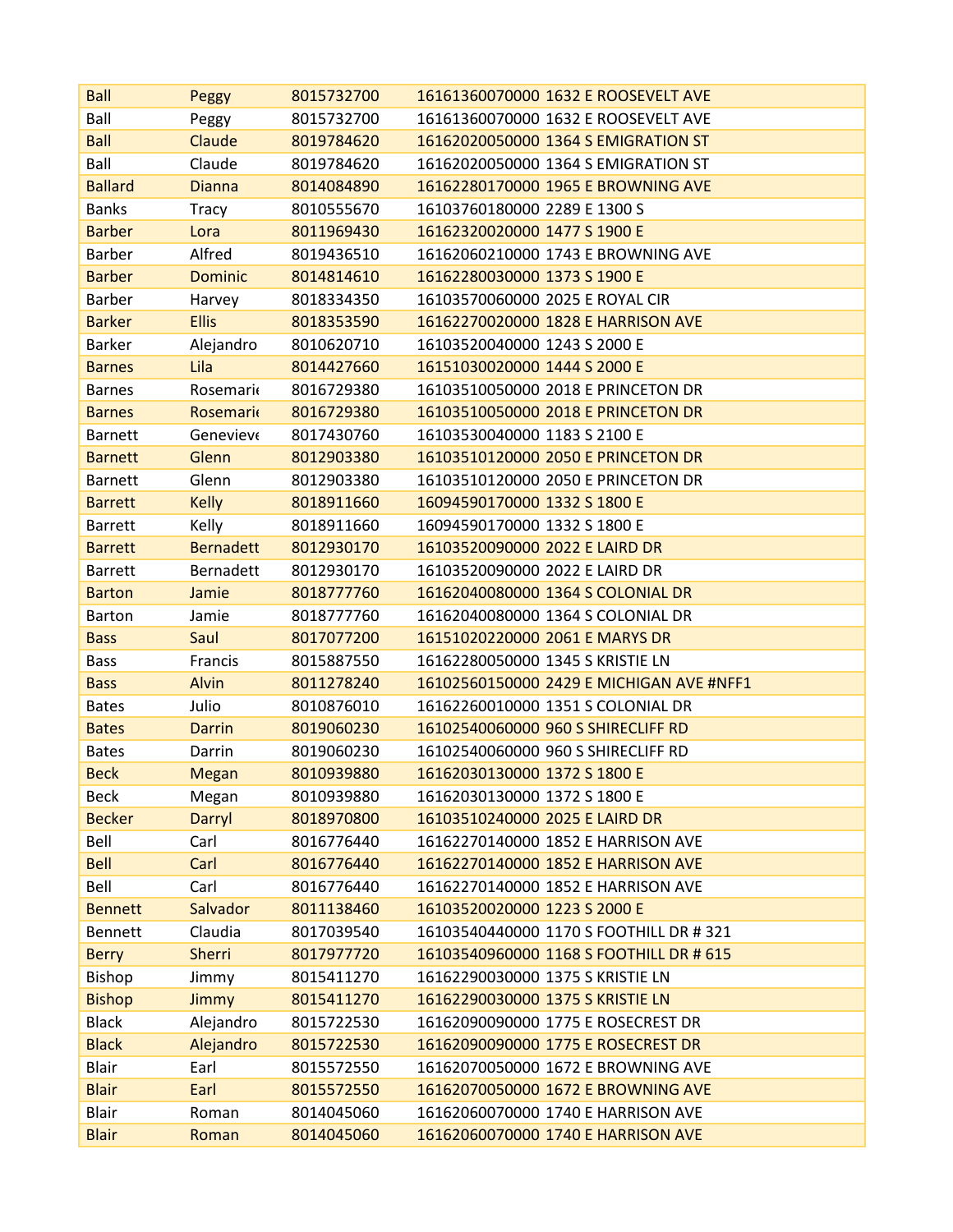| Ball | Peggy | 8015732700 | 16161360070000 | 1632 E ROOSEVELT AVE |
|---|---|---|---|---|
| Ball | Peggy | 8015732700 | 16161360070000 | 1632 E ROOSEVELT AVE |
| Ball | Claude | 8019784620 | 16162020050000 | 1364 S EMIGRATION ST |
| Ball | Claude | 8019784620 | 16162020050000 | 1364 S EMIGRATION ST |
| Ballard | Dianna | 8014084890 | 16162280170000 | 1965 E BROWNING AVE |
| Banks | Tracy | 8010555670 | 16103760180000 | 2289 E 1300 S |
| Barber | Lora | 8011969430 | 16162320020000 | 1477 S 1900 E |
| Barber | Alfred | 8019436510 | 16162060210000 | 1743 E BROWNING AVE |
| Barber | Dominic | 8014814610 | 16162280030000 | 1373 S 1900 E |
| Barber | Harvey | 8018334350 | 16103570060000 | 2025 E ROYAL CIR |
| Barker | Ellis | 8018353590 | 16162270020000 | 1828 E HARRISON AVE |
| Barker | Alejandro | 8010620710 | 16103520040000 | 1243 S 2000 E |
| Barnes | Lila | 8014427660 | 16151030020000 | 1444 S 2000 E |
| Barnes | Rosemarie | 8016729380 | 16103510050000 | 2018 E PRINCETON DR |
| Barnes | Rosemarie | 8016729380 | 16103510050000 | 2018 E PRINCETON DR |
| Barnett | Genevieve | 8017430760 | 16103530040000 | 1183 S 2100 E |
| Barnett | Glenn | 8012903380 | 16103510120000 | 2050 E PRINCETON DR |
| Barnett | Glenn | 8012903380 | 16103510120000 | 2050 E PRINCETON DR |
| Barrett | Kelly | 8018911660 | 16094590170000 | 1332 S 1800 E |
| Barrett | Kelly | 8018911660 | 16094590170000 | 1332 S 1800 E |
| Barrett | Bernadett | 8012930170 | 16103520090000 | 2022 E LAIRD DR |
| Barrett | Bernadett | 8012930170 | 16103520090000 | 2022 E LAIRD DR |
| Barton | Jamie | 8018777760 | 16162040080000 | 1364 S COLONIAL DR |
| Barton | Jamie | 8018777760 | 16162040080000 | 1364 S COLONIAL DR |
| Bass | Saul | 8017077200 | 16151020220000 | 2061 E MARYS DR |
| Bass | Francis | 8015887550 | 16162280050000 | 1345 S KRISTIE LN |
| Bass | Alvin | 8011278240 | 16102560150000 | 2429 E MICHIGAN AVE #NFF1 |
| Bates | Julio | 8010876010 | 16162260010000 | 1351 S COLONIAL DR |
| Bates | Darrin | 8019060230 | 16102540060000 | 960 S SHIRECLIFF RD |
| Bates | Darrin | 8019060230 | 16102540060000 | 960 S SHIRECLIFF RD |
| Beck | Megan | 8010939880 | 16162030130000 | 1372 S 1800 E |
| Beck | Megan | 8010939880 | 16162030130000 | 1372 S 1800 E |
| Becker | Darryl | 8018970800 | 16103510240000 | 2025 E LAIRD DR |
| Bell | Carl | 8016776440 | 16162270140000 | 1852 E HARRISON AVE |
| Bell | Carl | 8016776440 | 16162270140000 | 1852 E HARRISON AVE |
| Bell | Carl | 8016776440 | 16162270140000 | 1852 E HARRISON AVE |
| Bennett | Salvador | 8011138460 | 16103520020000 | 1223 S 2000 E |
| Bennett | Claudia | 8017039540 | 16103540440000 | 1170 S FOOTHILL DR # 321 |
| Berry | Sherri | 8017977720 | 16103540960000 | 1168 S FOOTHILL DR # 615 |
| Bishop | Jimmy | 8015411270 | 16162290030000 | 1375 S KRISTIE LN |
| Bishop | Jimmy | 8015411270 | 16162290030000 | 1375 S KRISTIE LN |
| Black | Alejandro | 8015722530 | 16162090090000 | 1775 E ROSECREST DR |
| Black | Alejandro | 8015722530 | 16162090090000 | 1775 E ROSECREST DR |
| Blair | Earl | 8015572550 | 16162070050000 | 1672 E BROWNING AVE |
| Blair | Earl | 8015572550 | 16162070050000 | 1672 E BROWNING AVE |
| Blair | Roman | 8014045060 | 16162060070000 | 1740 E HARRISON AVE |
| Blair | Roman | 8014045060 | 16162060070000 | 1740 E HARRISON AVE |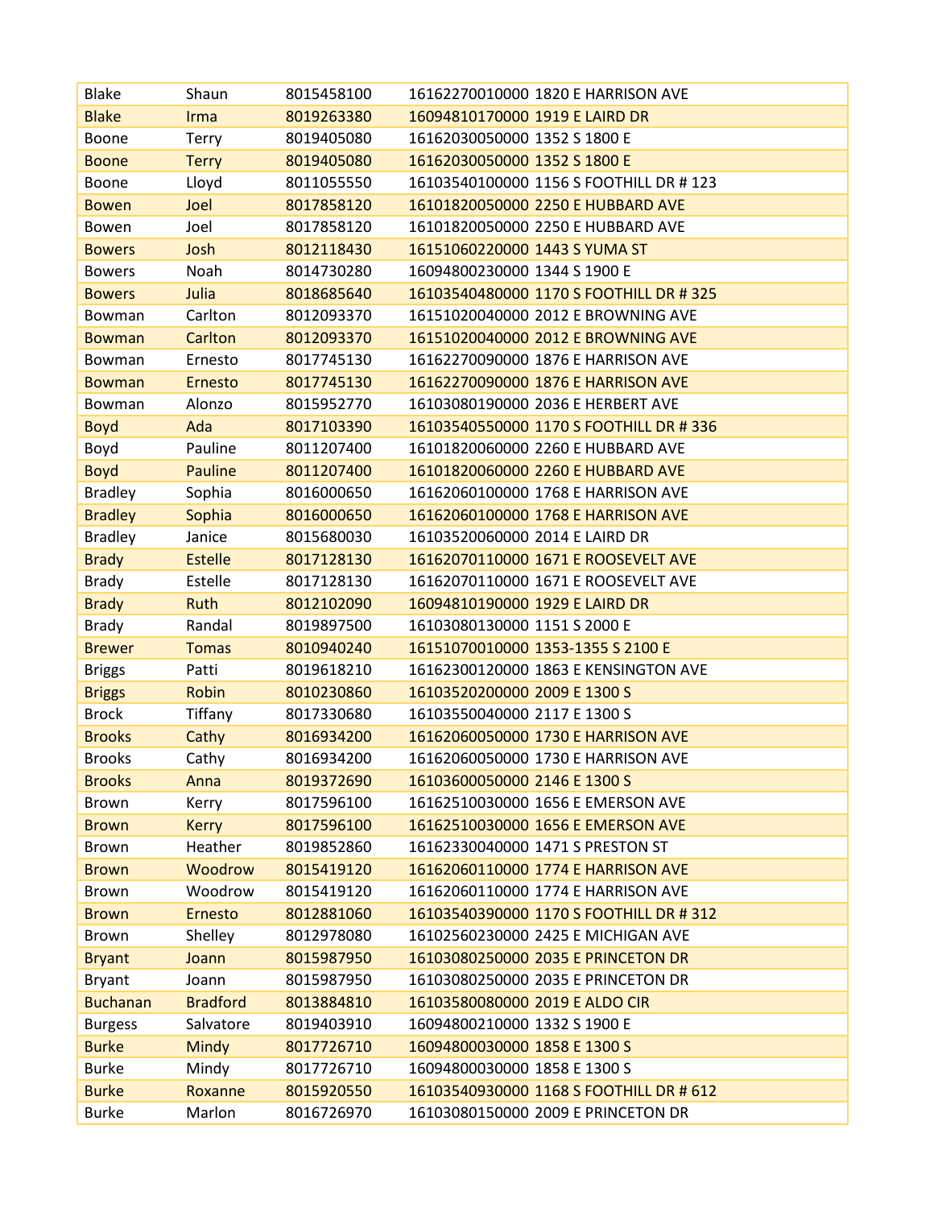| Blake | Shaun | 8015458100 | 16162270010000 1820 E HARRISON AVE |
|---|---|---|---|
| Blake | Irma | 8019263380 | 16094810170000 1919 E LAIRD DR |
| Boone | Terry | 8019405080 | 16162030050000 1352 S 1800 E |
| Boone | Terry | 8019405080 | 16162030050000 1352 S 1800 E |
| Boone | Lloyd | 8011055550 | 16103540100000 1156 S FOOTHILL DR # 123 |
| Bowen | Joel | 8017858120 | 16101820050000 2250 E HUBBARD AVE |
| Bowen | Joel | 8017858120 | 16101820050000 2250 E HUBBARD AVE |
| Bowers | Josh | 8012118430 | 16151060220000 1443 S YUMA ST |
| Bowers | Noah | 8014730280 | 16094800230000 1344 S 1900 E |
| Bowers | Julia | 8018685640 | 16103540480000 1170 S FOOTHILL DR # 325 |
| Bowman | Carlton | 8012093370 | 16151020040000 2012 E BROWNING AVE |
| Bowman | Carlton | 8012093370 | 16151020040000 2012 E BROWNING AVE |
| Bowman | Ernesto | 8017745130 | 16162270090000 1876 E HARRISON AVE |
| Bowman | Ernesto | 8017745130 | 16162270090000 1876 E HARRISON AVE |
| Bowman | Alonzo | 8015952770 | 16103080190000 2036 E HERBERT AVE |
| Boyd | Ada | 8017103390 | 16103540550000 1170 S FOOTHILL DR # 336 |
| Boyd | Pauline | 8011207400 | 16101820060000 2260 E HUBBARD AVE |
| Boyd | Pauline | 8011207400 | 16101820060000 2260 E HUBBARD AVE |
| Bradley | Sophia | 8016000650 | 16162060100000 1768 E HARRISON AVE |
| Bradley | Sophia | 8016000650 | 16162060100000 1768 E HARRISON AVE |
| Bradley | Janice | 8015680030 | 16103520060000 2014 E LAIRD DR |
| Brady | Estelle | 8017128130 | 16162070110000 1671 E ROOSEVELT AVE |
| Brady | Estelle | 8017128130 | 16162070110000 1671 E ROOSEVELT AVE |
| Brady | Ruth | 8012102090 | 16094810190000 1929 E LAIRD DR |
| Brady | Randal | 8019897500 | 16103080130000 1151 S 2000 E |
| Brewer | Tomas | 8010940240 | 16151070010000 1353-1355 S 2100 E |
| Briggs | Patti | 8019618210 | 16162300120000 1863 E KENSINGTON AVE |
| Briggs | Robin | 8010230860 | 16103520200000 2009 E 1300 S |
| Brock | Tiffany | 8017330680 | 16103550040000 2117 E 1300 S |
| Brooks | Cathy | 8016934200 | 16162060050000 1730 E HARRISON AVE |
| Brooks | Cathy | 8016934200 | 16162060050000 1730 E HARRISON AVE |
| Brooks | Anna | 8019372690 | 16103600050000 2146 E 1300 S |
| Brown | Kerry | 8017596100 | 16162510030000 1656 E EMERSON AVE |
| Brown | Kerry | 8017596100 | 16162510030000 1656 E EMERSON AVE |
| Brown | Heather | 8019852860 | 16162330040000 1471 S PRESTON ST |
| Brown | Woodrow | 8015419120 | 16162060110000 1774 E HARRISON AVE |
| Brown | Woodrow | 8015419120 | 16162060110000 1774 E HARRISON AVE |
| Brown | Ernesto | 8012881060 | 16103540390000 1170 S FOOTHILL DR # 312 |
| Brown | Shelley | 8012978080 | 16102560230000 2425 E MICHIGAN AVE |
| Bryant | Joann | 8015987950 | 16103080250000 2035 E PRINCETON DR |
| Bryant | Joann | 8015987950 | 16103080250000 2035 E PRINCETON DR |
| Buchanan | Bradford | 8013884810 | 16103580080000 2019 E ALDO CIR |
| Burgess | Salvatore | 8019403910 | 16094800210000 1332 S 1900 E |
| Burke | Mindy | 8017726710 | 16094800030000 1858 E 1300 S |
| Burke | Mindy | 8017726710 | 16094800030000 1858 E 1300 S |
| Burke | Roxanne | 8015920550 | 16103540930000 1168 S FOOTHILL DR # 612 |
| Burke | Marlon | 8016726970 | 16103080150000 2009 E PRINCETON DR |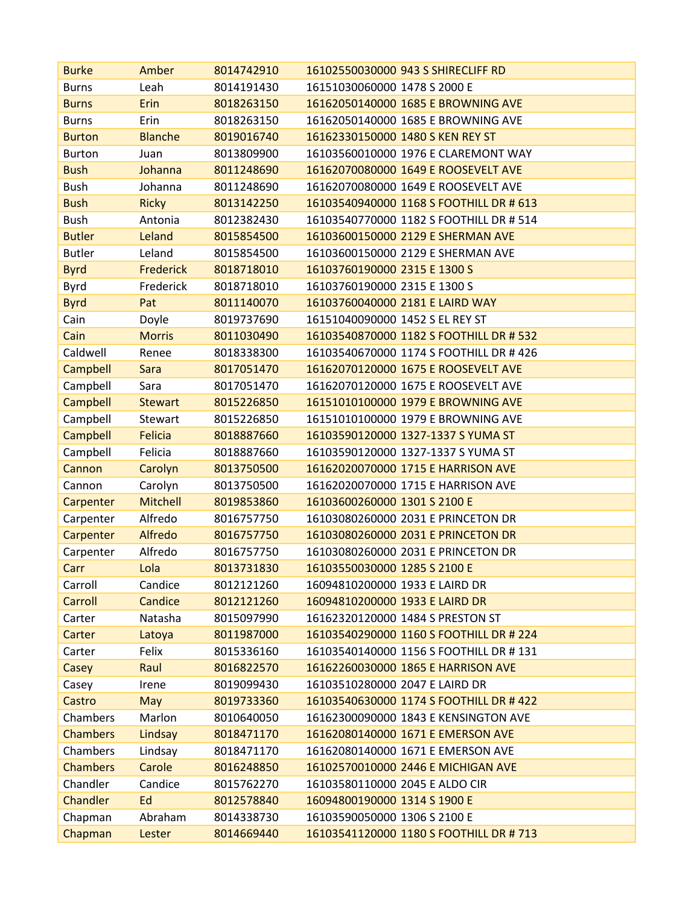| Burke | Amber | 8014742910 | 16102550030000 943 S SHIRECLIFF RD |
|---|---|---|---|
| Burns | Leah | 8014191430 | 16151030060000 1478 S 2000 E |
| Burns | Erin | 8018263150 | 16162050140000 1685 E BROWNING AVE |
| Burns | Erin | 8018263150 | 16162050140000 1685 E BROWNING AVE |
| Burton | Blanche | 8019016740 | 16162330150000 1480 S KEN REY ST |
| Burton | Juan | 8013809900 | 16103560010000 1976 E CLAREMONT WAY |
| Bush | Johanna | 8011248690 | 16162070080000 1649 E ROOSEVELT AVE |
| Bush | Johanna | 8011248690 | 16162070080000 1649 E ROOSEVELT AVE |
| Bush | Ricky | 8013142250 | 16103540940000 1168 S FOOTHILL DR # 613 |
| Bush | Antonia | 8012382430 | 16103540770000 1182 S FOOTHILL DR # 514 |
| Butler | Leland | 8015854500 | 16103600150000 2129 E SHERMAN AVE |
| Butler | Leland | 8015854500 | 16103600150000 2129 E SHERMAN AVE |
| Byrd | Frederick | 8018718010 | 16103760190000 2315 E 1300 S |
| Byrd | Frederick | 8018718010 | 16103760190000 2315 E 1300 S |
| Byrd | Pat | 8011140070 | 16103760040000 2181 E LAIRD WAY |
| Cain | Doyle | 8019737690 | 16151040090000 1452 S EL REY ST |
| Cain | Morris | 8011030490 | 16103540870000 1182 S FOOTHILL DR # 532 |
| Caldwell | Renee | 8018338300 | 16103540670000 1174 S FOOTHILL DR # 426 |
| Campbell | Sara | 8017051470 | 16162070120000 1675 E ROOSEVELT AVE |
| Campbell | Sara | 8017051470 | 16162070120000 1675 E ROOSEVELT AVE |
| Campbell | Stewart | 8015226850 | 16151010100000 1979 E BROWNING AVE |
| Campbell | Stewart | 8015226850 | 16151010100000 1979 E BROWNING AVE |
| Campbell | Felicia | 8018887660 | 16103590120000 1327-1337 S YUMA ST |
| Campbell | Felicia | 8018887660 | 16103590120000 1327-1337 S YUMA ST |
| Cannon | Carolyn | 8013750500 | 16162020070000 1715 E HARRISON AVE |
| Cannon | Carolyn | 8013750500 | 16162020070000 1715 E HARRISON AVE |
| Carpenter | Mitchell | 8019853860 | 16103600260000 1301 S 2100 E |
| Carpenter | Alfredo | 8016757750 | 16103080260000 2031 E PRINCETON DR |
| Carpenter | Alfredo | 8016757750 | 16103080260000 2031 E PRINCETON DR |
| Carpenter | Alfredo | 8016757750 | 16103080260000 2031 E PRINCETON DR |
| Carr | Lola | 8013731830 | 16103550030000 1285 S 2100 E |
| Carroll | Candice | 8012121260 | 16094810200000 1933 E LAIRD DR |
| Carroll | Candice | 8012121260 | 16094810200000 1933 E LAIRD DR |
| Carter | Natasha | 8015097990 | 16162320120000 1484 S PRESTON ST |
| Carter | Latoya | 8011987000 | 16103540290000 1160 S FOOTHILL DR # 224 |
| Carter | Felix | 8015336160 | 16103540140000 1156 S FOOTHILL DR # 131 |
| Casey | Raul | 8016822570 | 16162260030000 1865 E HARRISON AVE |
| Casey | Irene | 8019099430 | 16103510280000 2047 E LAIRD DR |
| Castro | May | 8019733360 | 16103540630000 1174 S FOOTHILL DR # 422 |
| Chambers | Marlon | 8010640050 | 16162300090000 1843 E KENSINGTON AVE |
| Chambers | Lindsay | 8018471170 | 16162080140000 1671 E EMERSON AVE |
| Chambers | Lindsay | 8018471170 | 16162080140000 1671 E EMERSON AVE |
| Chambers | Carole | 8016248850 | 16102570010000 2446 E MICHIGAN AVE |
| Chandler | Candice | 8015762270 | 16103580110000 2045 E ALDO CIR |
| Chandler | Ed | 8012578840 | 16094800190000 1314 S 1900 E |
| Chapman | Abraham | 8014338730 | 16103590050000 1306 S 2100 E |
| Chapman | Lester | 8014669440 | 16103541120000 1180 S FOOTHILL DR # 713 |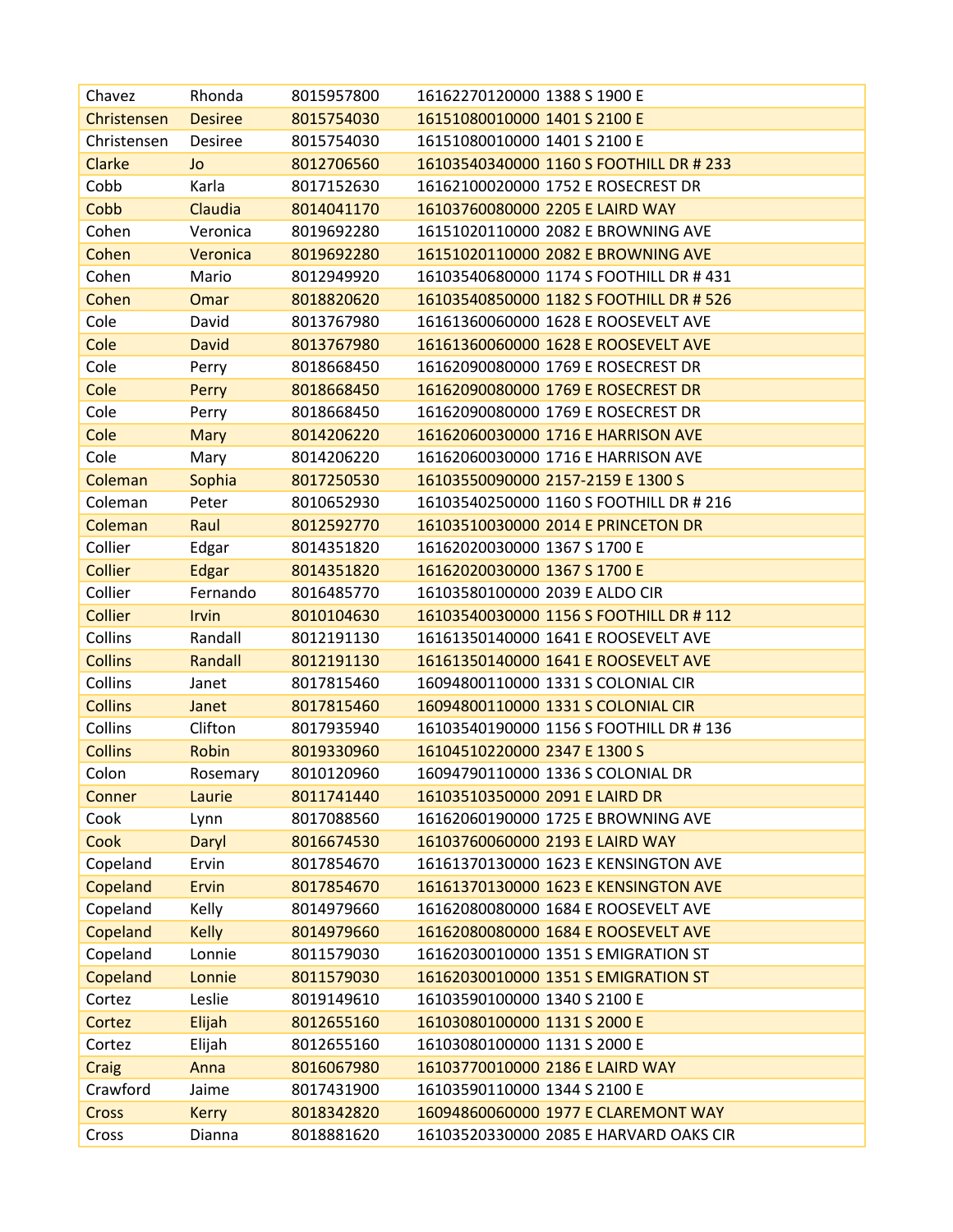| Chavez | Rhonda | 8015957800 | 16162270120000 1388 S 1900 E |
|---|---|---|---|
| Christensen | Desiree | 8015754030 | 16151080010000 1401 S 2100 E |
| Christensen | Desiree | 8015754030 | 16151080010000 1401 S 2100 E |
| Clarke | Jo | 8012706560 | 16103540340000 1160 S FOOTHILL DR # 233 |
| Cobb | Karla | 8017152630 | 16162100020000 1752 E ROSECREST DR |
| Cobb | Claudia | 8014041170 | 16103760080000 2205 E LAIRD WAY |
| Cohen | Veronica | 8019692280 | 16151020110000 2082 E BROWNING AVE |
| Cohen | Veronica | 8019692280 | 16151020110000 2082 E BROWNING AVE |
| Cohen | Mario | 8012949920 | 16103540680000 1174 S FOOTHILL DR # 431 |
| Cohen | Omar | 8018820620 | 16103540850000 1182 S FOOTHILL DR # 526 |
| Cole | David | 8013767980 | 16161360060000 1628 E ROOSEVELT AVE |
| Cole | David | 8013767980 | 16161360060000 1628 E ROOSEVELT AVE |
| Cole | Perry | 8018668450 | 16162090080000 1769 E ROSECREST DR |
| Cole | Perry | 8018668450 | 16162090080000 1769 E ROSECREST DR |
| Cole | Perry | 8018668450 | 16162090080000 1769 E ROSECREST DR |
| Cole | Mary | 8014206220 | 16162060030000 1716 E HARRISON AVE |
| Cole | Mary | 8014206220 | 16162060030000 1716 E HARRISON AVE |
| Coleman | Sophia | 8017250530 | 16103550090000 2157-2159 E 1300 S |
| Coleman | Peter | 8010652930 | 16103540250000 1160 S FOOTHILL DR # 216 |
| Coleman | Raul | 8012592770 | 16103510030000 2014 E PRINCETON DR |
| Collier | Edgar | 8014351820 | 16162020030000 1367 S 1700 E |
| Collier | Edgar | 8014351820 | 16162020030000 1367 S 1700 E |
| Collier | Fernando | 8016485770 | 16103580100000 2039 E ALDO CIR |
| Collier | Irvin | 8010104630 | 16103540030000 1156 S FOOTHILL DR # 112 |
| Collins | Randall | 8012191130 | 16161350140000 1641 E ROOSEVELT AVE |
| Collins | Randall | 8012191130 | 16161350140000 1641 E ROOSEVELT AVE |
| Collins | Janet | 8017815460 | 16094800110000 1331 S COLONIAL CIR |
| Collins | Janet | 8017815460 | 16094800110000 1331 S COLONIAL CIR |
| Collins | Clifton | 8017935940 | 16103540190000 1156 S FOOTHILL DR # 136 |
| Collins | Robin | 8019330960 | 16104510220000 2347 E 1300 S |
| Colon | Rosemary | 8010120960 | 16094790110000 1336 S COLONIAL DR |
| Conner | Laurie | 8011741440 | 16103510350000 2091 E LAIRD DR |
| Cook | Lynn | 8017088560 | 16162060190000 1725 E BROWNING AVE |
| Cook | Daryl | 8016674530 | 16103760060000 2193 E LAIRD WAY |
| Copeland | Ervin | 8017854670 | 16161370130000 1623 E KENSINGTON AVE |
| Copeland | Ervin | 8017854670 | 16161370130000 1623 E KENSINGTON AVE |
| Copeland | Kelly | 8014979660 | 16162080080000 1684 E ROOSEVELT AVE |
| Copeland | Kelly | 8014979660 | 16162080080000 1684 E ROOSEVELT AVE |
| Copeland | Lonnie | 8011579030 | 16162030010000 1351 S EMIGRATION ST |
| Copeland | Lonnie | 8011579030 | 16162030010000 1351 S EMIGRATION ST |
| Cortez | Leslie | 8019149610 | 16103590100000 1340 S 2100 E |
| Cortez | Elijah | 8012655160 | 16103080100000 1131 S 2000 E |
| Cortez | Elijah | 8012655160 | 16103080100000 1131 S 2000 E |
| Craig | Anna | 8016067980 | 16103770010000 2186 E LAIRD WAY |
| Crawford | Jaime | 8017431900 | 16103590110000 1344 S 2100 E |
| Cross | Kerry | 8018342820 | 16094860060000 1977 E CLAREMONT WAY |
| Cross | Dianna | 8018881620 | 16103520330000 2085 E HARVARD OAKS CIR |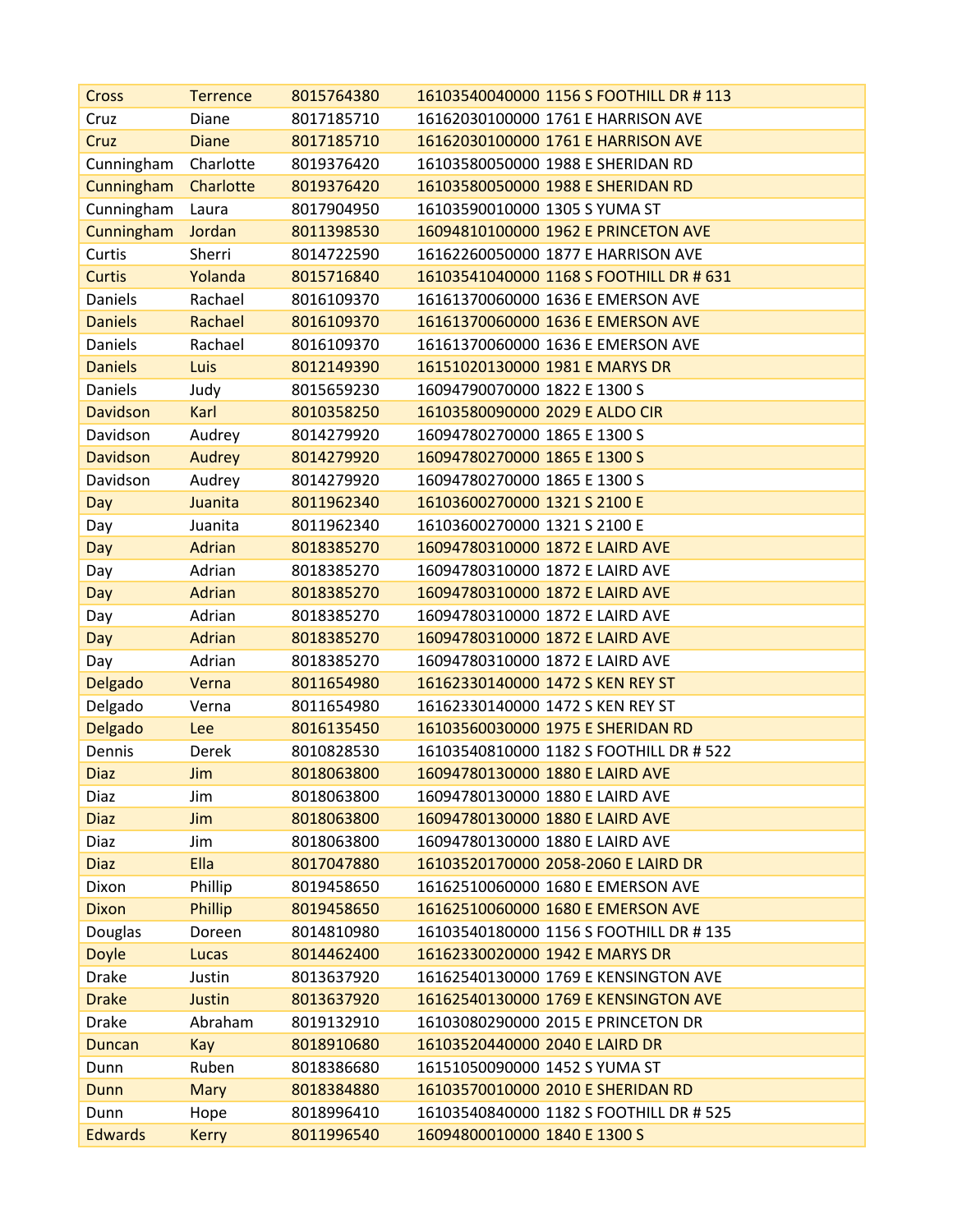| Cross | Terrence | 8015764380 | 16103540040000 1156 S FOOTHILL DR # 113 |
|---|---|---|---|
| Cruz | Diane | 8017185710 | 16162030100000 1761 E HARRISON AVE |
| Cruz | Diane | 8017185710 | 16162030100000 1761 E HARRISON AVE |
| Cunningham | Charlotte | 8019376420 | 16103580050000 1988 E SHERIDAN RD |
| Cunningham | Charlotte | 8019376420 | 16103580050000 1988 E SHERIDAN RD |
| Cunningham | Laura | 8017904950 | 16103590010000 1305 S YUMA ST |
| Cunningham | Jordan | 8011398530 | 16094810100000 1962 E PRINCETON AVE |
| Curtis | Sherri | 8014722590 | 16162260050000 1877 E HARRISON AVE |
| Curtis | Yolanda | 8015716840 | 16103541040000 1168 S FOOTHILL DR # 631 |
| Daniels | Rachael | 8016109370 | 16161370060000 1636 E EMERSON AVE |
| Daniels | Rachael | 8016109370 | 16161370060000 1636 E EMERSON AVE |
| Daniels | Rachael | 8016109370 | 16161370060000 1636 E EMERSON AVE |
| Daniels | Luis | 8012149390 | 16151020130000 1981 E MARYS DR |
| Daniels | Judy | 8015659230 | 16094790070000 1822 E 1300 S |
| Davidson | Karl | 8010358250 | 16103580090000 2029 E ALDO CIR |
| Davidson | Audrey | 8014279920 | 16094780270000 1865 E 1300 S |
| Davidson | Audrey | 8014279920 | 16094780270000 1865 E 1300 S |
| Davidson | Audrey | 8014279920 | 16094780270000 1865 E 1300 S |
| Day | Juanita | 8011962340 | 16103600270000 1321 S 2100 E |
| Day | Juanita | 8011962340 | 16103600270000 1321 S 2100 E |
| Day | Adrian | 8018385270 | 16094780310000 1872 E LAIRD AVE |
| Day | Adrian | 8018385270 | 16094780310000 1872 E LAIRD AVE |
| Day | Adrian | 8018385270 | 16094780310000 1872 E LAIRD AVE |
| Day | Adrian | 8018385270 | 16094780310000 1872 E LAIRD AVE |
| Day | Adrian | 8018385270 | 16094780310000 1872 E LAIRD AVE |
| Day | Adrian | 8018385270 | 16094780310000 1872 E LAIRD AVE |
| Delgado | Verna | 8011654980 | 16162330140000 1472 S KEN REY ST |
| Delgado | Verna | 8011654980 | 16162330140000 1472 S KEN REY ST |
| Delgado | Lee | 8016135450 | 16103560030000 1975 E SHERIDAN RD |
| Dennis | Derek | 8010828530 | 16103540810000 1182 S FOOTHILL DR # 522 |
| Diaz | Jim | 8018063800 | 16094780130000 1880 E LAIRD AVE |
| Diaz | Jim | 8018063800 | 16094780130000 1880 E LAIRD AVE |
| Diaz | Jim | 8018063800 | 16094780130000 1880 E LAIRD AVE |
| Diaz | Jim | 8018063800 | 16094780130000 1880 E LAIRD AVE |
| Diaz | Ella | 8017047880 | 16103520170000 2058-2060 E LAIRD DR |
| Dixon | Phillip | 8019458650 | 16162510060000 1680 E EMERSON AVE |
| Dixon | Phillip | 8019458650 | 16162510060000 1680 E EMERSON AVE |
| Douglas | Doreen | 8014810980 | 16103540180000 1156 S FOOTHILL DR # 135 |
| Doyle | Lucas | 8014462400 | 16162330020000 1942 E MARYS DR |
| Drake | Justin | 8013637920 | 16162540130000 1769 E KENSINGTON AVE |
| Drake | Justin | 8013637920 | 16162540130000 1769 E KENSINGTON AVE |
| Drake | Abraham | 8019132910 | 16103080290000 2015 E PRINCETON DR |
| Duncan | Kay | 8018910680 | 16103520440000 2040 E LAIRD DR |
| Dunn | Ruben | 8018386680 | 16151050090000 1452 S YUMA ST |
| Dunn | Mary | 8018384880 | 16103570010000 2010 E SHERIDAN RD |
| Dunn | Hope | 8018996410 | 16103540840000 1182 S FOOTHILL DR # 525 |
| Edwards | Kerry | 8011996540 | 16094800010000 1840 E 1300 S |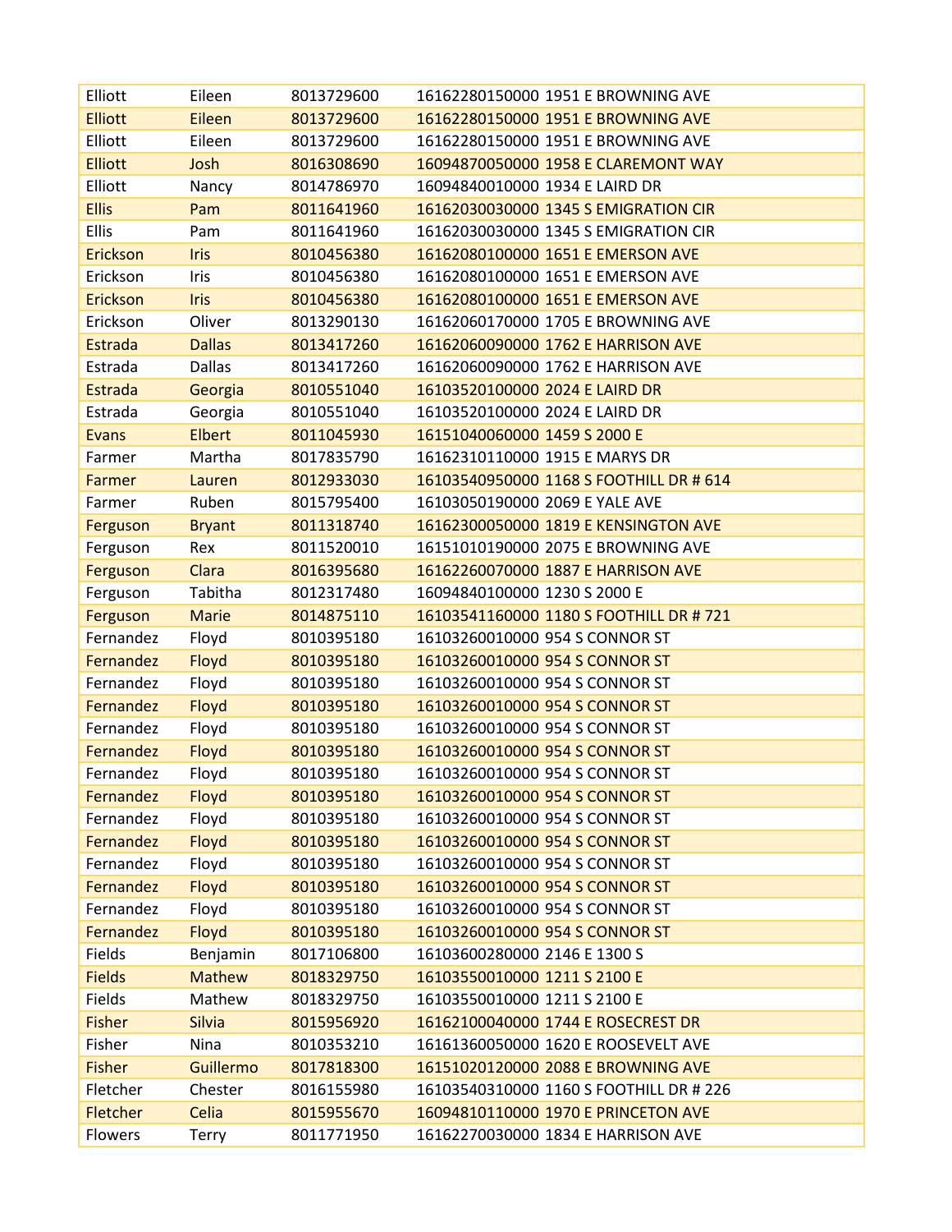| Elliott | Eileen | 8013729600 | 16162280150000 1951 E BROWNING AVE |
|---|---|---|---|
| Elliott | Eileen | 8013729600 | 16162280150000 1951 E BROWNING AVE |
| Elliott | Eileen | 8013729600 | 16162280150000 1951 E BROWNING AVE |
| Elliott | Josh | 8016308690 | 16094870050000 1958 E CLAREMONT WAY |
| Elliott | Nancy | 8014786970 | 16094840010000 1934 E LAIRD DR |
| Ellis | Pam | 8011641960 | 16162030030000 1345 S EMIGRATION CIR |
| Ellis | Pam | 8011641960 | 16162030030000 1345 S EMIGRATION CIR |
| Erickson | Iris | 8010456380 | 16162080100000 1651 E EMERSON AVE |
| Erickson | Iris | 8010456380 | 16162080100000 1651 E EMERSON AVE |
| Erickson | Iris | 8010456380 | 16162080100000 1651 E EMERSON AVE |
| Erickson | Oliver | 8013290130 | 16162060170000 1705 E BROWNING AVE |
| Estrada | Dallas | 8013417260 | 16162060090000 1762 E HARRISON AVE |
| Estrada | Dallas | 8013417260 | 16162060090000 1762 E HARRISON AVE |
| Estrada | Georgia | 8010551040 | 16103520100000 2024 E LAIRD DR |
| Estrada | Georgia | 8010551040 | 16103520100000 2024 E LAIRD DR |
| Evans | Elbert | 8011045930 | 16151040060000 1459 S 2000 E |
| Farmer | Martha | 8017835790 | 16162310110000 1915 E MARYS DR |
| Farmer | Lauren | 8012933030 | 16103540950000 1168 S FOOTHILL DR # 614 |
| Farmer | Ruben | 8015795400 | 16103050190000 2069 E YALE AVE |
| Ferguson | Bryant | 8011318740 | 16162300050000 1819 E KENSINGTON AVE |
| Ferguson | Rex | 8011520010 | 16151010190000 2075 E BROWNING AVE |
| Ferguson | Clara | 8016395680 | 16162260070000 1887 E HARRISON AVE |
| Ferguson | Tabitha | 8012317480 | 16094840100000 1230 S 2000 E |
| Ferguson | Marie | 8014875110 | 16103541160000 1180 S FOOTHILL DR # 721 |
| Fernandez | Floyd | 8010395180 | 16103260010000 954 S CONNOR ST |
| Fernandez | Floyd | 8010395180 | 16103260010000 954 S CONNOR ST |
| Fernandez | Floyd | 8010395180 | 16103260010000 954 S CONNOR ST |
| Fernandez | Floyd | 8010395180 | 16103260010000 954 S CONNOR ST |
| Fernandez | Floyd | 8010395180 | 16103260010000 954 S CONNOR ST |
| Fernandez | Floyd | 8010395180 | 16103260010000 954 S CONNOR ST |
| Fernandez | Floyd | 8010395180 | 16103260010000 954 S CONNOR ST |
| Fernandez | Floyd | 8010395180 | 16103260010000 954 S CONNOR ST |
| Fernandez | Floyd | 8010395180 | 16103260010000 954 S CONNOR ST |
| Fernandez | Floyd | 8010395180 | 16103260010000 954 S CONNOR ST |
| Fernandez | Floyd | 8010395180 | 16103260010000 954 S CONNOR ST |
| Fernandez | Floyd | 8010395180 | 16103260010000 954 S CONNOR ST |
| Fernandez | Floyd | 8010395180 | 16103260010000 954 S CONNOR ST |
| Fernandez | Floyd | 8010395180 | 16103260010000 954 S CONNOR ST |
| Fields | Benjamin | 8017106800 | 16103600280000 2146 E 1300 S |
| Fields | Mathew | 8018329750 | 16103550010000 1211 S 2100 E |
| Fields | Mathew | 8018329750 | 16103550010000 1211 S 2100 E |
| Fisher | Silvia | 8015956920 | 16162100040000 1744 E ROSECREST DR |
| Fisher | Nina | 8010353210 | 16161360050000 1620 E ROOSEVELT AVE |
| Fisher | Guillermo | 8017818300 | 16151020120000 2088 E BROWNING AVE |
| Fletcher | Chester | 8016155980 | 16103540310000 1160 S FOOTHILL DR # 226 |
| Fletcher | Celia | 8015955670 | 16094810110000 1970 E PRINCETON AVE |
| Flowers | Terry | 8011771950 | 16162270030000 1834 E HARRISON AVE |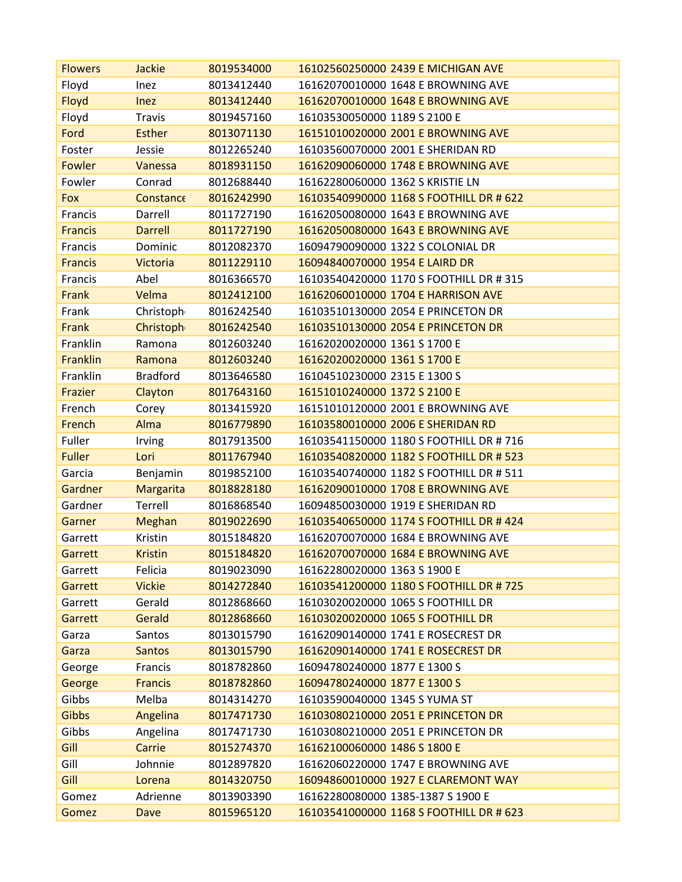| Flowers | Jackie | 8019534000 | 16102560250000 | 2439 E MICHIGAN AVE |
|---|---|---|---|---|
| Floyd | Inez | 8013412440 | 16162070010000 | 1648 E BROWNING AVE |
| Floyd | Inez | 8013412440 | 16162070010000 | 1648 E BROWNING AVE |
| Floyd | Travis | 8019457160 | 16103530050000 | 1189 S 2100 E |
| Ford | Esther | 8013071130 | 16151010020000 | 2001 E BROWNING AVE |
| Foster | Jessie | 8012265240 | 16103560070000 | 2001 E SHERIDAN RD |
| Fowler | Vanessa | 8018931150 | 16162090060000 | 1748 E BROWNING AVE |
| Fowler | Conrad | 8012688440 | 16162280060000 | 1362 S KRISTIE LN |
| Fox | Constance | 8016242990 | 16103540990000 | 1168 S FOOTHILL DR # 622 |
| Francis | Darrell | 8011727190 | 16162050080000 | 1643 E BROWNING AVE |
| Francis | Darrell | 8011727190 | 16162050080000 | 1643 E BROWNING AVE |
| Francis | Dominic | 8012082370 | 16094790090000 | 1322 S COLONIAL DR |
| Francis | Victoria | 8011229110 | 16094840070000 | 1954 E LAIRD DR |
| Francis | Abel | 8016366570 | 16103540420000 | 1170 S FOOTHILL DR # 315 |
| Frank | Velma | 8012412100 | 16162060010000 | 1704 E HARRISON AVE |
| Frank | Christoph | 8016242540 | 16103510130000 | 2054 E PRINCETON DR |
| Frank | Christoph | 8016242540 | 16103510130000 | 2054 E PRINCETON DR |
| Franklin | Ramona | 8012603240 | 16162020020000 | 1361 S 1700 E |
| Franklin | Ramona | 8012603240 | 16162020020000 | 1361 S 1700 E |
| Franklin | Bradford | 8013646580 | 16104510230000 | 2315 E 1300 S |
| Frazier | Clayton | 8017643160 | 16151010240000 | 1372 S 2100 E |
| French | Corey | 8013415920 | 16151010120000 | 2001 E BROWNING AVE |
| French | Alma | 8016779890 | 16103580010000 | 2006 E SHERIDAN RD |
| Fuller | Irving | 8017913500 | 16103541150000 | 1180 S FOOTHILL DR # 716 |
| Fuller | Lori | 8011767940 | 16103540820000 | 1182 S FOOTHILL DR # 523 |
| Garcia | Benjamin | 8019852100 | 16103540740000 | 1182 S FOOTHILL DR # 511 |
| Gardner | Margarita | 8018828180 | 16162090010000 | 1708 E BROWNING AVE |
| Gardner | Terrell | 8016868540 | 16094850030000 | 1919 E SHERIDAN RD |
| Garner | Meghan | 8019022690 | 16103540650000 | 1174 S FOOTHILL DR # 424 |
| Garrett | Kristin | 8015184820 | 16162070070000 | 1684 E BROWNING AVE |
| Garrett | Kristin | 8015184820 | 16162070070000 | 1684 E BROWNING AVE |
| Garrett | Felicia | 8019023090 | 16162280020000 | 1363 S 1900 E |
| Garrett | Vickie | 8014272840 | 16103541200000 | 1180 S FOOTHILL DR # 725 |
| Garrett | Gerald | 8012868660 | 16103020020000 | 1065 S FOOTHILL DR |
| Garrett | Gerald | 8012868660 | 16103020020000 | 1065 S FOOTHILL DR |
| Garza | Santos | 8013015790 | 16162090140000 | 1741 E ROSECREST DR |
| Garza | Santos | 8013015790 | 16162090140000 | 1741 E ROSECREST DR |
| George | Francis | 8018782860 | 16094780240000 | 1877 E 1300 S |
| George | Francis | 8018782860 | 16094780240000 | 1877 E 1300 S |
| Gibbs | Melba | 8014314270 | 16103590040000 | 1345 S YUMA ST |
| Gibbs | Angelina | 8017471730 | 16103080210000 | 2051 E PRINCETON DR |
| Gibbs | Angelina | 8017471730 | 16103080210000 | 2051 E PRINCETON DR |
| Gill | Carrie | 8015274370 | 16162100060000 | 1486 S 1800 E |
| Gill | Johnnie | 8012897820 | 16162060220000 | 1747 E BROWNING AVE |
| Gill | Lorena | 8014320750 | 16094860010000 | 1927 E CLAREMONT WAY |
| Gomez | Adrienne | 8013903390 | 16162280080000 | 1385-1387 S 1900 E |
| Gomez | Dave | 8015965120 | 16103541000000 | 1168 S FOOTHILL DR # 623 |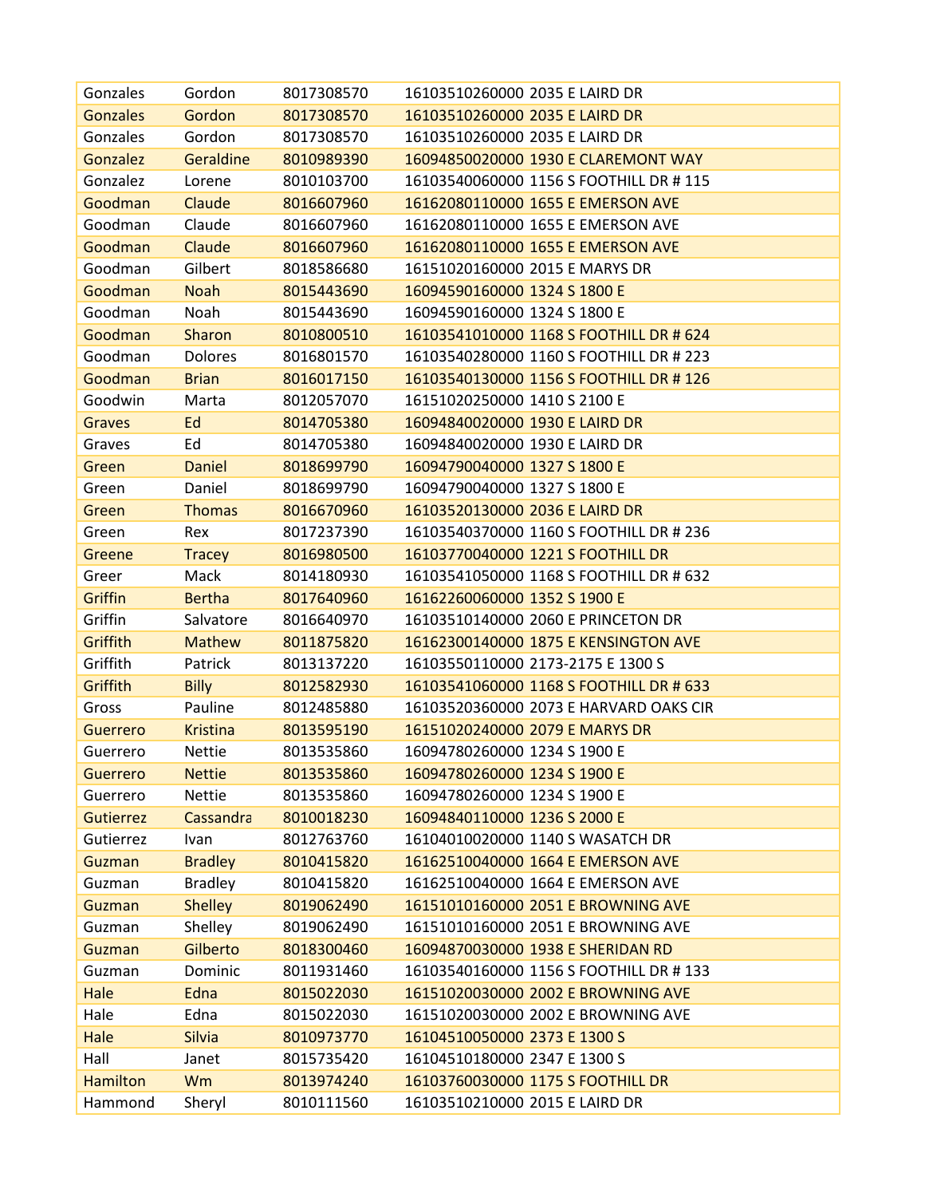| | | | |
|---|---|---|---|
| Gonzales | Gordon | 8017308570 | 16103510260000 2035 E LAIRD DR |
| Gonzales | Gordon | 8017308570 | 16103510260000 2035 E LAIRD DR |
| Gonzales | Gordon | 8017308570 | 16103510260000 2035 E LAIRD DR |
| Gonzalez | Geraldine | 8010989390 | 16094850020000 1930 E CLAREMONT WAY |
| Gonzalez | Lorene | 8010103700 | 16103540060000 1156 S FOOTHILL DR # 115 |
| Goodman | Claude | 8016607960 | 16162080110000 1655 E EMERSON AVE |
| Goodman | Claude | 8016607960 | 16162080110000 1655 E EMERSON AVE |
| Goodman | Claude | 8016607960 | 16162080110000 1655 E EMERSON AVE |
| Goodman | Gilbert | 8018586680 | 16151020160000 2015 E MARYS DR |
| Goodman | Noah | 8015443690 | 16094590160000 1324 S 1800 E |
| Goodman | Noah | 8015443690 | 16094590160000 1324 S 1800 E |
| Goodman | Sharon | 8010800510 | 16103541010000 1168 S FOOTHILL DR # 624 |
| Goodman | Dolores | 8016801570 | 16103540280000 1160 S FOOTHILL DR # 223 |
| Goodman | Brian | 8016017150 | 16103540130000 1156 S FOOTHILL DR # 126 |
| Goodwin | Marta | 8012057070 | 16151020250000 1410 S 2100 E |
| Graves | Ed | 8014705380 | 16094840020000 1930 E LAIRD DR |
| Graves | Ed | 8014705380 | 16094840020000 1930 E LAIRD DR |
| Green | Daniel | 8018699790 | 16094790040000 1327 S 1800 E |
| Green | Daniel | 8018699790 | 16094790040000 1327 S 1800 E |
| Green | Thomas | 8016670960 | 16103520130000 2036 E LAIRD DR |
| Green | Rex | 8017237390 | 16103540370000 1160 S FOOTHILL DR # 236 |
| Greene | Tracey | 8016980500 | 16103770040000 1221 S FOOTHILL DR |
| Greer | Mack | 8014180930 | 16103541050000 1168 S FOOTHILL DR # 632 |
| Griffin | Bertha | 8017640960 | 16162260060000 1352 S 1900 E |
| Griffin | Salvatore | 8016640970 | 16103510140000 2060 E PRINCETON DR |
| Griffith | Mathew | 8011875820 | 16162300140000 1875 E KENSINGTON AVE |
| Griffith | Patrick | 8013137220 | 16103550110000 2173-2175 E 1300 S |
| Griffith | Billy | 8012582930 | 16103541060000 1168 S FOOTHILL DR # 633 |
| Gross | Pauline | 8012485880 | 16103520360000 2073 E HARVARD OAKS CIR |
| Guerrero | Kristina | 8013595190 | 16151020240000 2079 E MARYS DR |
| Guerrero | Nettie | 8013535860 | 16094780260000 1234 S 1900 E |
| Guerrero | Nettie | 8013535860 | 16094780260000 1234 S 1900 E |
| Guerrero | Nettie | 8013535860 | 16094780260000 1234 S 1900 E |
| Gutierrez | Cassandra | 8010018230 | 16094840110000 1236 S 2000 E |
| Gutierrez | Ivan | 8012763760 | 16104010020000 1140 S WASATCH DR |
| Guzman | Bradley | 8010415820 | 16162510040000 1664 E EMERSON AVE |
| Guzman | Bradley | 8010415820 | 16162510040000 1664 E EMERSON AVE |
| Guzman | Shelley | 8019062490 | 16151010160000 2051 E BROWNING AVE |
| Guzman | Shelley | 8019062490 | 16151010160000 2051 E BROWNING AVE |
| Guzman | Gilberto | 8018300460 | 16094870030000 1938 E SHERIDAN RD |
| Guzman | Dominic | 8011931460 | 16103540160000 1156 S FOOTHILL DR # 133 |
| Hale | Edna | 8015022030 | 16151020030000 2002 E BROWNING AVE |
| Hale | Edna | 8015022030 | 16151020030000 2002 E BROWNING AVE |
| Hale | Silvia | 8010973770 | 16104510050000 2373 E 1300 S |
| Hall | Janet | 8015735420 | 16104510180000 2347 E 1300 S |
| Hamilton | Wm | 8013974240 | 16103760030000 1175 S FOOTHILL DR |
| Hammond | Sheryl | 8010111560 | 16103510210000 2015 E LAIRD DR |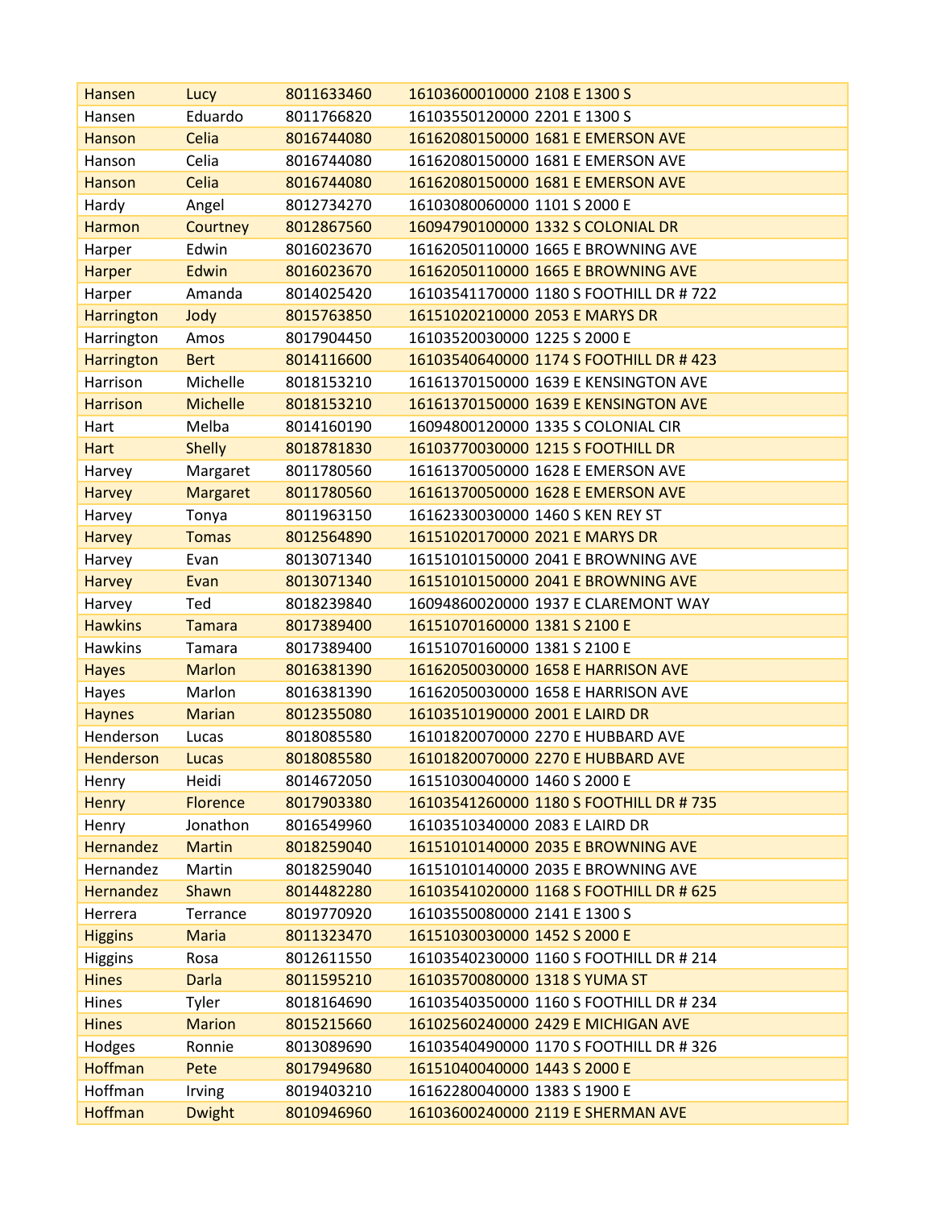| Hansen | Lucy | 8011633460 | 16103600010000 2108 E 1300 S |
|---|---|---|---|
| Hansen | Eduardo | 8011766820 | 16103550120000 2201 E 1300 S |
| Hanson | Celia | 8016744080 | 16162080150000 1681 E EMERSON AVE |
| Hanson | Celia | 8016744080 | 16162080150000 1681 E EMERSON AVE |
| Hanson | Celia | 8016744080 | 16162080150000 1681 E EMERSON AVE |
| Hardy | Angel | 8012734270 | 16103080060000 1101 S 2000 E |
| Harmon | Courtney | 8012867560 | 16094790100000 1332 S COLONIAL DR |
| Harper | Edwin | 8016023670 | 16162050110000 1665 E BROWNING AVE |
| Harper | Edwin | 8016023670 | 16162050110000 1665 E BROWNING AVE |
| Harper | Amanda | 8014025420 | 16103541170000 1180 S FOOTHILL DR # 722 |
| Harrington | Jody | 8015763850 | 16151020210000 2053 E MARYS DR |
| Harrington | Amos | 8017904450 | 16103520030000 1225 S 2000 E |
| Harrington | Bert | 8014116600 | 16103540640000 1174 S FOOTHILL DR # 423 |
| Harrison | Michelle | 8018153210 | 16161370150000 1639 E KENSINGTON AVE |
| Harrison | Michelle | 8018153210 | 16161370150000 1639 E KENSINGTON AVE |
| Hart | Melba | 8014160190 | 16094800120000 1335 S COLONIAL CIR |
| Hart | Shelly | 8018781830 | 16103770030000 1215 S FOOTHILL DR |
| Harvey | Margaret | 8011780560 | 16161370050000 1628 E EMERSON AVE |
| Harvey | Margaret | 8011780560 | 16161370050000 1628 E EMERSON AVE |
| Harvey | Tonya | 8011963150 | 16162330030000 1460 S KEN REY ST |
| Harvey | Tomas | 8012564890 | 16151020170000 2021 E MARYS DR |
| Harvey | Evan | 8013071340 | 16151010150000 2041 E BROWNING AVE |
| Harvey | Evan | 8013071340 | 16151010150000 2041 E BROWNING AVE |
| Harvey | Ted | 8018239840 | 16094860020000 1937 E CLAREMONT WAY |
| Hawkins | Tamara | 8017389400 | 16151070160000 1381 S 2100 E |
| Hawkins | Tamara | 8017389400 | 16151070160000 1381 S 2100 E |
| Hayes | Marlon | 8016381390 | 16162050030000 1658 E HARRISON AVE |
| Hayes | Marlon | 8016381390 | 16162050030000 1658 E HARRISON AVE |
| Haynes | Marian | 8012355080 | 16103510190000 2001 E LAIRD DR |
| Henderson | Lucas | 8018085580 | 16101820070000 2270 E HUBBARD AVE |
| Henderson | Lucas | 8018085580 | 16101820070000 2270 E HUBBARD AVE |
| Henry | Heidi | 8014672050 | 16151030040000 1460 S 2000 E |
| Henry | Florence | 8017903380 | 16103541260000 1180 S FOOTHILL DR # 735 |
| Henry | Jonathon | 8016549960 | 16103510340000 2083 E LAIRD DR |
| Hernandez | Martin | 8018259040 | 16151010140000 2035 E BROWNING AVE |
| Hernandez | Martin | 8018259040 | 16151010140000 2035 E BROWNING AVE |
| Hernandez | Shawn | 8014482280 | 16103541020000 1168 S FOOTHILL DR # 625 |
| Herrera | Terrance | 8019770920 | 16103550080000 2141 E 1300 S |
| Higgins | Maria | 8011323470 | 16151030030000 1452 S 2000 E |
| Higgins | Rosa | 8012611550 | 16103540230000 1160 S FOOTHILL DR # 214 |
| Hines | Darla | 8011595210 | 16103570080000 1318 S YUMA ST |
| Hines | Tyler | 8018164690 | 16103540350000 1160 S FOOTHILL DR # 234 |
| Hines | Marion | 8015215660 | 16102560240000 2429 E MICHIGAN AVE |
| Hodges | Ronnie | 8013089690 | 16103540490000 1170 S FOOTHILL DR # 326 |
| Hoffman | Pete | 8017949680 | 16151040040000 1443 S 2000 E |
| Hoffman | Irving | 8019403210 | 16162280040000 1383 S 1900 E |
| Hoffman | Dwight | 8010946960 | 16103600240000 2119 E SHERMAN AVE |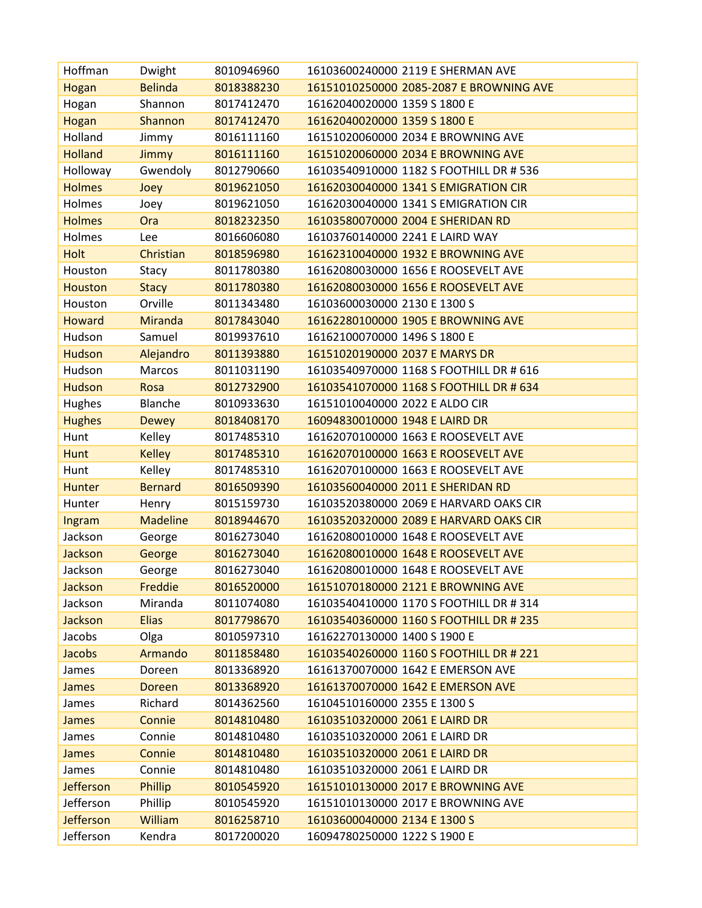| Hoffman | Dwight | 8010946960 | 16103600240000 2119 E SHERMAN AVE |
|---|---|---|---|
| Hogan | Belinda | 8018388230 | 16151010250000 2085-2087 E BROWNING AVE |
| Hogan | Shannon | 8017412470 | 16162040020000 1359 S 1800 E |
| Hogan | Shannon | 8017412470 | 16162040020000 1359 S 1800 E |
| Holland | Jimmy | 8016111160 | 16151020060000 2034 E BROWNING AVE |
| Holland | Jimmy | 8016111160 | 16151020060000 2034 E BROWNING AVE |
| Holloway | Gwendoly | 8012790660 | 16103540910000 1182 S FOOTHILL DR # 536 |
| Holmes | Joey | 8019621050 | 16162030040000 1341 S EMIGRATION CIR |
| Holmes | Joey | 8019621050 | 16162030040000 1341 S EMIGRATION CIR |
| Holmes | Ora | 8018232350 | 16103580070000 2004 E SHERIDAN RD |
| Holmes | Lee | 8016606080 | 16103760140000 2241 E LAIRD WAY |
| Holt | Christian | 8018596980 | 16162310040000 1932 E BROWNING AVE |
| Houston | Stacy | 8011780380 | 16162080030000 1656 E ROOSEVELT AVE |
| Houston | Stacy | 8011780380 | 16162080030000 1656 E ROOSEVELT AVE |
| Houston | Orville | 8011343480 | 16103600030000 2130 E 1300 S |
| Howard | Miranda | 8017843040 | 16162280100000 1905 E BROWNING AVE |
| Hudson | Samuel | 8019937610 | 16162100070000 1496 S 1800 E |
| Hudson | Alejandro | 8011393880 | 16151020190000 2037 E MARYS DR |
| Hudson | Marcos | 8011031190 | 16103540970000 1168 S FOOTHILL DR # 616 |
| Hudson | Rosa | 8012732900 | 16103541070000 1168 S FOOTHILL DR # 634 |
| Hughes | Blanche | 8010933630 | 16151010040000 2022 E ALDO CIR |
| Hughes | Dewey | 8018408170 | 16094830010000 1948 E LAIRD DR |
| Hunt | Kelley | 8017485310 | 16162070100000 1663 E ROOSEVELT AVE |
| Hunt | Kelley | 8017485310 | 16162070100000 1663 E ROOSEVELT AVE |
| Hunt | Kelley | 8017485310 | 16162070100000 1663 E ROOSEVELT AVE |
| Hunter | Bernard | 8016509390 | 16103560040000 2011 E SHERIDAN RD |
| Hunter | Henry | 8015159730 | 16103520380000 2069 E HARVARD OAKS CIR |
| Ingram | Madeline | 8018944670 | 16103520320000 2089 E HARVARD OAKS CIR |
| Jackson | George | 8016273040 | 16162080010000 1648 E ROOSEVELT AVE |
| Jackson | George | 8016273040 | 16162080010000 1648 E ROOSEVELT AVE |
| Jackson | George | 8016273040 | 16162080010000 1648 E ROOSEVELT AVE |
| Jackson | Freddie | 8016520000 | 16151070180000 2121 E BROWNING AVE |
| Jackson | Miranda | 8011074080 | 16103540410000 1170 S FOOTHILL DR # 314 |
| Jackson | Elias | 8017798670 | 16103540360000 1160 S FOOTHILL DR # 235 |
| Jacobs | Olga | 8010597310 | 16162270130000 1400 S 1900 E |
| Jacobs | Armando | 8011858480 | 16103540260000 1160 S FOOTHILL DR # 221 |
| James | Doreen | 8013368920 | 16161370070000 1642 E EMERSON AVE |
| James | Doreen | 8013368920 | 16161370070000 1642 E EMERSON AVE |
| James | Richard | 8014362560 | 16104510160000 2355 E 1300 S |
| James | Connie | 8014810480 | 16103510320000 2061 E LAIRD DR |
| James | Connie | 8014810480 | 16103510320000 2061 E LAIRD DR |
| James | Connie | 8014810480 | 16103510320000 2061 E LAIRD DR |
| James | Connie | 8014810480 | 16103510320000 2061 E LAIRD DR |
| Jefferson | Phillip | 8010545920 | 16151010130000 2017 E BROWNING AVE |
| Jefferson | Phillip | 8010545920 | 16151010130000 2017 E BROWNING AVE |
| Jefferson | William | 8016258710 | 16103600040000 2134 E 1300 S |
| Jefferson | Kendra | 8017200020 | 16094780250000 1222 S 1900 E |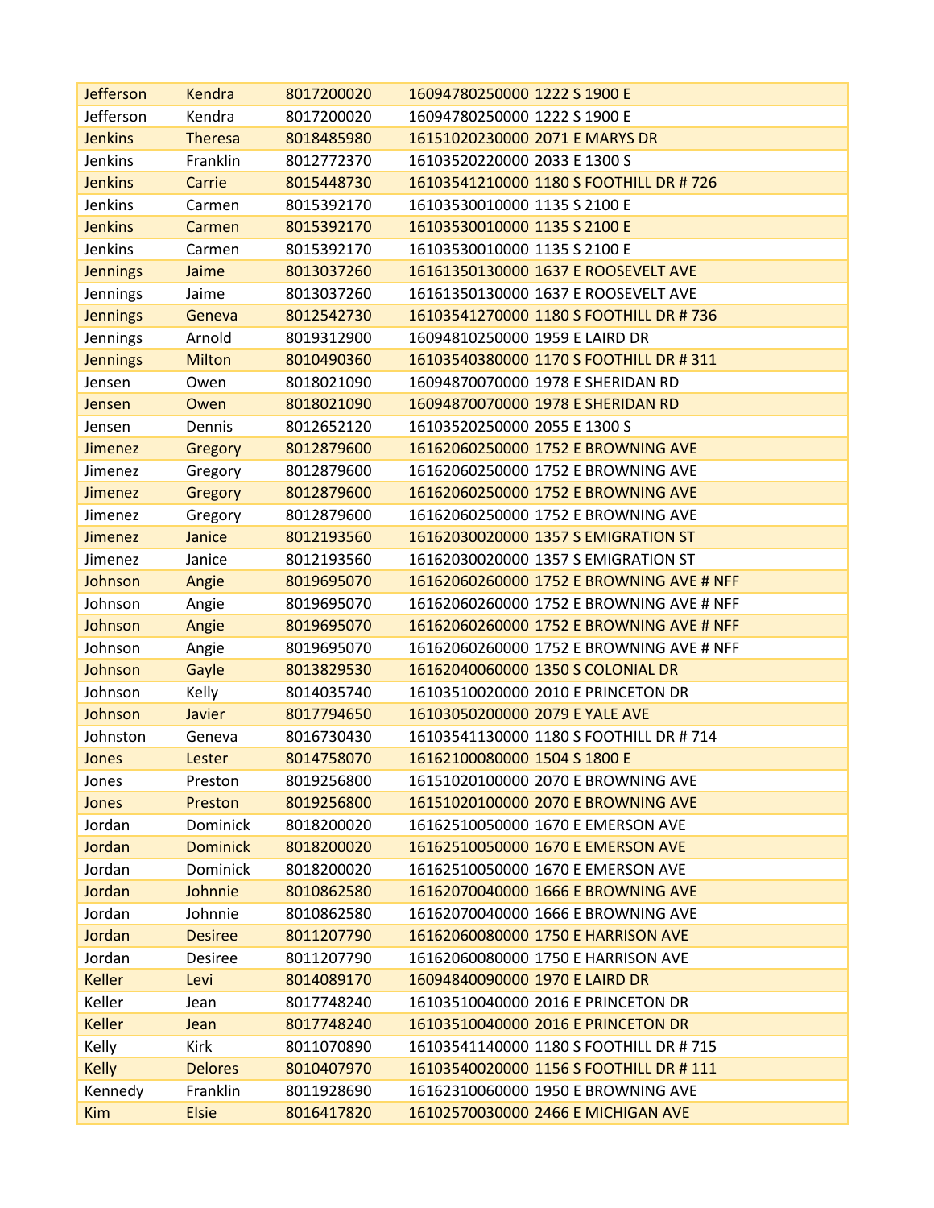| | | | | |
|---|---|---|---|---|
| Jefferson | Kendra | 8017200020 | 16094780250000 | 1222 S 1900 E |
| Jefferson | Kendra | 8017200020 | 16094780250000 | 1222 S 1900 E |
| Jenkins | Theresa | 8018485980 | 16151020230000 | 2071 E MARYS DR |
| Jenkins | Franklin | 8012772370 | 16103520220000 | 2033 E 1300 S |
| Jenkins | Carrie | 8015448730 | 16103541210000 | 1180 S FOOTHILL DR # 726 |
| Jenkins | Carmen | 8015392170 | 16103530010000 | 1135 S 2100 E |
| Jenkins | Carmen | 8015392170 | 16103530010000 | 1135 S 2100 E |
| Jenkins | Carmen | 8015392170 | 16103530010000 | 1135 S 2100 E |
| Jennings | Jaime | 8013037260 | 16161350130000 | 1637 E ROOSEVELT AVE |
| Jennings | Jaime | 8013037260 | 16161350130000 | 1637 E ROOSEVELT AVE |
| Jennings | Geneva | 8012542730 | 16103541270000 | 1180 S FOOTHILL DR # 736 |
| Jennings | Arnold | 8019312900 | 16094810250000 | 1959 E LAIRD DR |
| Jennings | Milton | 8010490360 | 16103540380000 | 1170 S FOOTHILL DR # 311 |
| Jensen | Owen | 8018021090 | 16094870070000 | 1978 E SHERIDAN RD |
| Jensen | Owen | 8018021090 | 16094870070000 | 1978 E SHERIDAN RD |
| Jensen | Dennis | 8012652120 | 16103520250000 | 2055 E 1300 S |
| Jimenez | Gregory | 8012879600 | 16162060250000 | 1752 E BROWNING AVE |
| Jimenez | Gregory | 8012879600 | 16162060250000 | 1752 E BROWNING AVE |
| Jimenez | Gregory | 8012879600 | 16162060250000 | 1752 E BROWNING AVE |
| Jimenez | Gregory | 8012879600 | 16162060250000 | 1752 E BROWNING AVE |
| Jimenez | Janice | 8012193560 | 16162030020000 | 1357 S EMIGRATION ST |
| Jimenez | Janice | 8012193560 | 16162030020000 | 1357 S EMIGRATION ST |
| Johnson | Angie | 8019695070 | 16162060260000 | 1752 E BROWNING AVE # NFF |
| Johnson | Angie | 8019695070 | 16162060260000 | 1752 E BROWNING AVE # NFF |
| Johnson | Angie | 8019695070 | 16162060260000 | 1752 E BROWNING AVE # NFF |
| Johnson | Angie | 8019695070 | 16162060260000 | 1752 E BROWNING AVE # NFF |
| Johnson | Gayle | 8013829530 | 16162040060000 | 1350 S COLONIAL DR |
| Johnson | Kelly | 8014035740 | 16103510020000 | 2010 E PRINCETON DR |
| Johnson | Javier | 8017794650 | 16103050200000 | 2079 E YALE AVE |
| Johnston | Geneva | 8016730430 | 16103541130000 | 1180 S FOOTHILL DR # 714 |
| Jones | Lester | 8014758070 | 16162100080000 | 1504 S 1800 E |
| Jones | Preston | 8019256800 | 16151020100000 | 2070 E BROWNING AVE |
| Jones | Preston | 8019256800 | 16151020100000 | 2070 E BROWNING AVE |
| Jordan | Dominick | 8018200020 | 16162510050000 | 1670 E EMERSON AVE |
| Jordan | Dominick | 8018200020 | 16162510050000 | 1670 E EMERSON AVE |
| Jordan | Dominick | 8018200020 | 16162510050000 | 1670 E EMERSON AVE |
| Jordan | Johnnie | 8010862580 | 16162070040000 | 1666 E BROWNING AVE |
| Jordan | Johnnie | 8010862580 | 16162070040000 | 1666 E BROWNING AVE |
| Jordan | Desiree | 8011207790 | 16162060080000 | 1750 E HARRISON AVE |
| Jordan | Desiree | 8011207790 | 16162060080000 | 1750 E HARRISON AVE |
| Keller | Levi | 8014089170 | 16094840090000 | 1970 E LAIRD DR |
| Keller | Jean | 8017748240 | 16103510040000 | 2016 E PRINCETON DR |
| Keller | Jean | 8017748240 | 16103510040000 | 2016 E PRINCETON DR |
| Kelly | Kirk | 8011070890 | 16103541140000 | 1180 S FOOTHILL DR # 715 |
| Kelly | Delores | 8010407970 | 16103540020000 | 1156 S FOOTHILL DR # 111 |
| Kennedy | Franklin | 8011928690 | 16162310060000 | 1950 E BROWNING AVE |
| Kim | Elsie | 8016417820 | 16102570030000 | 2466 E MICHIGAN AVE |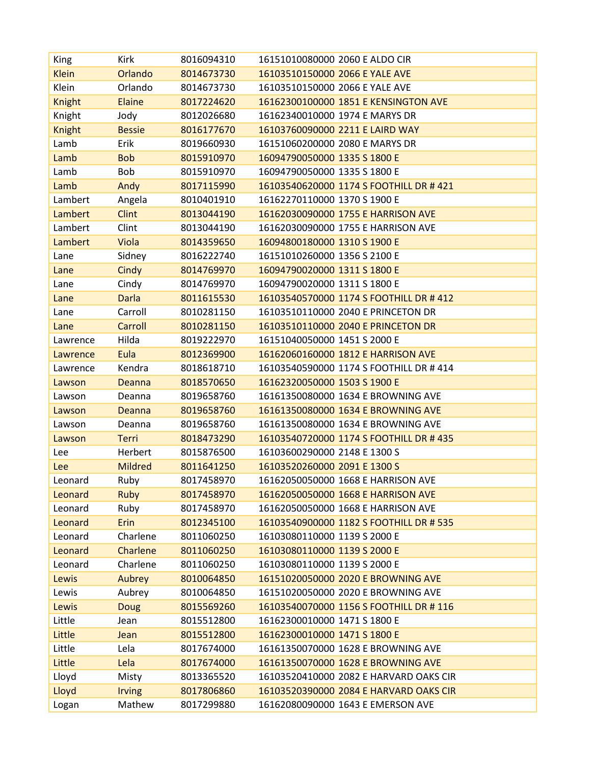| King | Kirk | 8016094310 | 16151010080000 2060 E ALDO CIR |
|---|---|---|---|
| Klein | Orlando | 8014673730 | 16103510150000 2066 E YALE AVE |
| Klein | Orlando | 8014673730 | 16103510150000 2066 E YALE AVE |
| Knight | Elaine | 8017224620 | 16162300100000 1851 E KENSINGTON AVE |
| Knight | Jody | 8012026680 | 16162340010000 1974 E MARYS DR |
| Knight | Bessie | 8016177670 | 16103760090000 2211 E LAIRD WAY |
| Lamb | Erik | 8019660930 | 16151060200000 2080 E MARYS DR |
| Lamb | Bob | 8015910970 | 16094790050000 1335 S 1800 E |
| Lamb | Bob | 8015910970 | 16094790050000 1335 S 1800 E |
| Lamb | Andy | 8017115990 | 16103540620000 1174 S FOOTHILL DR # 421 |
| Lambert | Angela | 8010401910 | 16162270110000 1370 S 1900 E |
| Lambert | Clint | 8013044190 | 16162030090000 1755 E HARRISON AVE |
| Lambert | Clint | 8013044190 | 16162030090000 1755 E HARRISON AVE |
| Lambert | Viola | 8014359650 | 16094800180000 1310 S 1900 E |
| Lane | Sidney | 8016222740 | 16151010260000 1356 S 2100 E |
| Lane | Cindy | 8014769970 | 16094790020000 1311 S 1800 E |
| Lane | Cindy | 8014769970 | 16094790020000 1311 S 1800 E |
| Lane | Darla | 8011615530 | 16103540570000 1174 S FOOTHILL DR # 412 |
| Lane | Carroll | 8010281150 | 16103510110000 2040 E PRINCETON DR |
| Lane | Carroll | 8010281150 | 16103510110000 2040 E PRINCETON DR |
| Lawrence | Hilda | 8019222970 | 16151040050000 1451 S 2000 E |
| Lawrence | Eula | 8012369900 | 16162060160000 1812 E HARRISON AVE |
| Lawrence | Kendra | 8018618710 | 16103540590000 1174 S FOOTHILL DR # 414 |
| Lawson | Deanna | 8018570650 | 16162320050000 1503 S 1900 E |
| Lawson | Deanna | 8019658760 | 16161350080000 1634 E BROWNING AVE |
| Lawson | Deanna | 8019658760 | 16161350080000 1634 E BROWNING AVE |
| Lawson | Deanna | 8019658760 | 16161350080000 1634 E BROWNING AVE |
| Lawson | Terri | 8018473290 | 16103540720000 1174 S FOOTHILL DR # 435 |
| Lee | Herbert | 8015876500 | 16103600290000 2148 E 1300 S |
| Lee | Mildred | 8011641250 | 16103520260000 2091 E 1300 S |
| Leonard | Ruby | 8017458970 | 16162050050000 1668 E HARRISON AVE |
| Leonard | Ruby | 8017458970 | 16162050050000 1668 E HARRISON AVE |
| Leonard | Ruby | 8017458970 | 16162050050000 1668 E HARRISON AVE |
| Leonard | Erin | 8012345100 | 16103540900000 1182 S FOOTHILL DR # 535 |
| Leonard | Charlene | 8011060250 | 16103080110000 1139 S 2000 E |
| Leonard | Charlene | 8011060250 | 16103080110000 1139 S 2000 E |
| Leonard | Charlene | 8011060250 | 16103080110000 1139 S 2000 E |
| Lewis | Aubrey | 8010064850 | 16151020050000 2020 E BROWNING AVE |
| Lewis | Aubrey | 8010064850 | 16151020050000 2020 E BROWNING AVE |
| Lewis | Doug | 8015569260 | 16103540070000 1156 S FOOTHILL DR # 116 |
| Little | Jean | 8015512800 | 16162300010000 1471 S 1800 E |
| Little | Jean | 8015512800 | 16162300010000 1471 S 1800 E |
| Little | Lela | 8017674000 | 16161350070000 1628 E BROWNING AVE |
| Little | Lela | 8017674000 | 16161350070000 1628 E BROWNING AVE |
| Lloyd | Misty | 8013365520 | 16103520410000 2082 E HARVARD OAKS CIR |
| Lloyd | Irving | 8017806860 | 16103520390000 2084 E HARVARD OAKS CIR |
| Logan | Mathew | 8017299880 | 16162080090000 1643 E EMERSON AVE |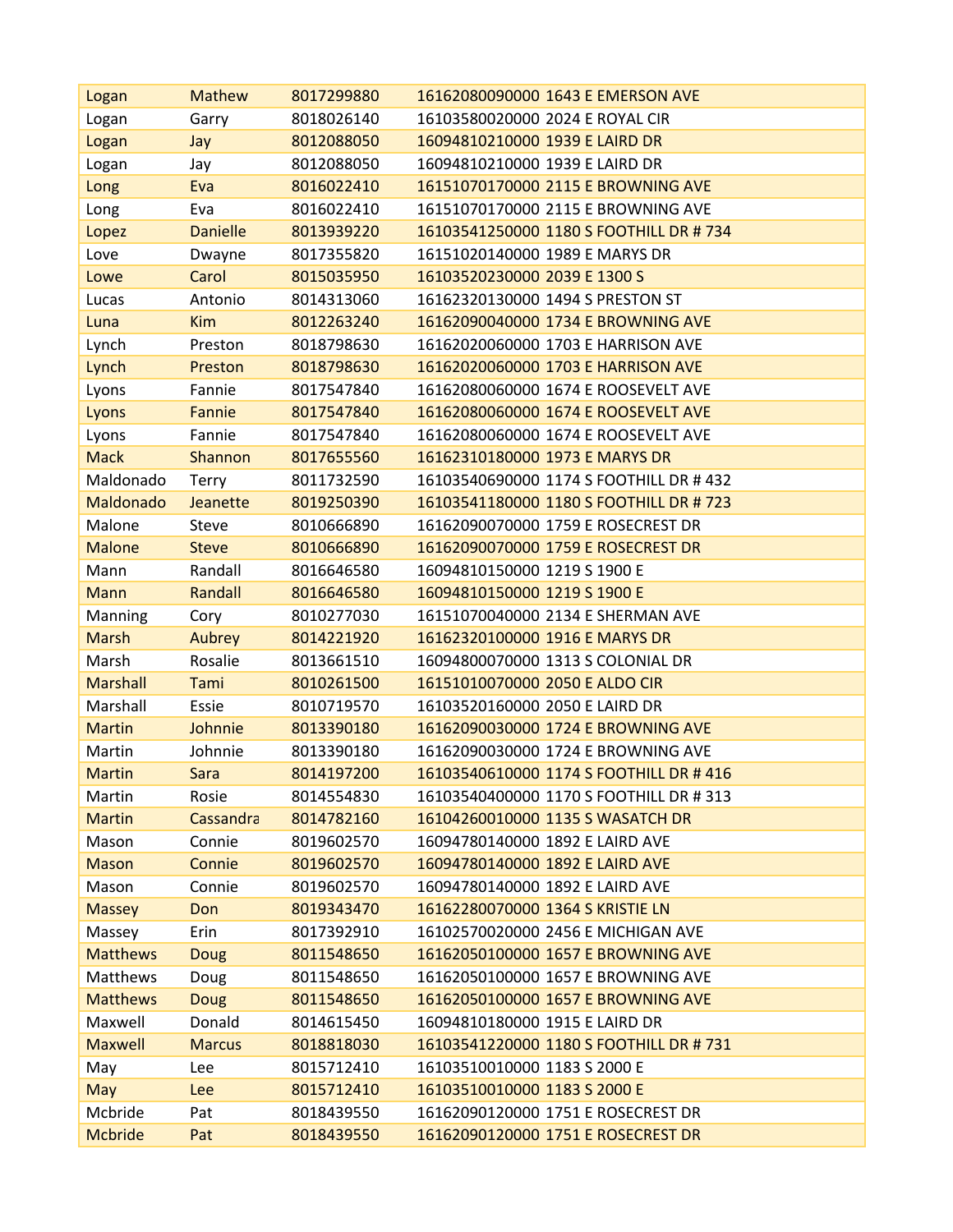| Logan | Mathew | 8017299880 | 16162080090000 1643 E EMERSON AVE |
|---|---|---|---|
| Logan | Garry | 8018026140 | 16103580020000 2024 E ROYAL CIR |
| Logan | Jay | 8012088050 | 16094810210000 1939 E LAIRD DR |
| Logan | Jay | 8012088050 | 16094810210000 1939 E LAIRD DR |
| Long | Eva | 8016022410 | 16151070170000 2115 E BROWNING AVE |
| Long | Eva | 8016022410 | 16151070170000 2115 E BROWNING AVE |
| Lopez | Danielle | 8013939220 | 16103541250000 1180 S FOOTHILL DR # 734 |
| Love | Dwayne | 8017355820 | 16151020140000 1989 E MARYS DR |
| Lowe | Carol | 8015035950 | 16103520230000 2039 E 1300 S |
| Lucas | Antonio | 8014313060 | 16162320130000 1494 S PRESTON ST |
| Luna | Kim | 8012263240 | 16162090040000 1734 E BROWNING AVE |
| Lynch | Preston | 8018798630 | 16162020060000 1703 E HARRISON AVE |
| Lynch | Preston | 8018798630 | 16162020060000 1703 E HARRISON AVE |
| Lyons | Fannie | 8017547840 | 16162080060000 1674 E ROOSEVELT AVE |
| Lyons | Fannie | 8017547840 | 16162080060000 1674 E ROOSEVELT AVE |
| Lyons | Fannie | 8017547840 | 16162080060000 1674 E ROOSEVELT AVE |
| Mack | Shannon | 8017655560 | 16162310180000 1973 E MARYS DR |
| Maldonado | Terry | 8011732590 | 16103540690000 1174 S FOOTHILL DR # 432 |
| Maldonado | Jeanette | 8019250390 | 16103541180000 1180 S FOOTHILL DR # 723 |
| Malone | Steve | 8010666890 | 16162090070000 1759 E ROSECREST DR |
| Malone | Steve | 8010666890 | 16162090070000 1759 E ROSECREST DR |
| Mann | Randall | 8016646580 | 16094810150000 1219 S 1900 E |
| Mann | Randall | 8016646580 | 16094810150000 1219 S 1900 E |
| Manning | Cory | 8010277030 | 16151070040000 2134 E SHERMAN AVE |
| Marsh | Aubrey | 8014221920 | 16162320100000 1916 E MARYS DR |
| Marsh | Rosalie | 8013661510 | 16094800070000 1313 S COLONIAL DR |
| Marshall | Tami | 8010261500 | 16151010070000 2050 E ALDO CIR |
| Marshall | Essie | 8010719570 | 16103520160000 2050 E LAIRD DR |
| Martin | Johnnie | 8013390180 | 16162090030000 1724 E BROWNING AVE |
| Martin | Johnnie | 8013390180 | 16162090030000 1724 E BROWNING AVE |
| Martin | Sara | 8014197200 | 16103540610000 1174 S FOOTHILL DR # 416 |
| Martin | Rosie | 8014554830 | 16103540400000 1170 S FOOTHILL DR # 313 |
| Martin | Cassandra | 8014782160 | 16104260010000 1135 S WASATCH DR |
| Mason | Connie | 8019602570 | 16094780140000 1892 E LAIRD AVE |
| Mason | Connie | 8019602570 | 16094780140000 1892 E LAIRD AVE |
| Mason | Connie | 8019602570 | 16094780140000 1892 E LAIRD AVE |
| Massey | Don | 8019343470 | 16162280070000 1364 S KRISTIE LN |
| Massey | Erin | 8017392910 | 16102570020000 2456 E MICHIGAN AVE |
| Matthews | Doug | 8011548650 | 16162050100000 1657 E BROWNING AVE |
| Matthews | Doug | 8011548650 | 16162050100000 1657 E BROWNING AVE |
| Matthews | Doug | 8011548650 | 16162050100000 1657 E BROWNING AVE |
| Maxwell | Donald | 8014615450 | 16094810180000 1915 E LAIRD DR |
| Maxwell | Marcus | 8018818030 | 16103541220000 1180 S FOOTHILL DR # 731 |
| May | Lee | 8015712410 | 16103510010000 1183 S 2000 E |
| May | Lee | 8015712410 | 16103510010000 1183 S 2000 E |
| Mcbride | Pat | 8018439550 | 16162090120000 1751 E ROSECREST DR |
| Mcbride | Pat | 8018439550 | 16162090120000 1751 E ROSECREST DR |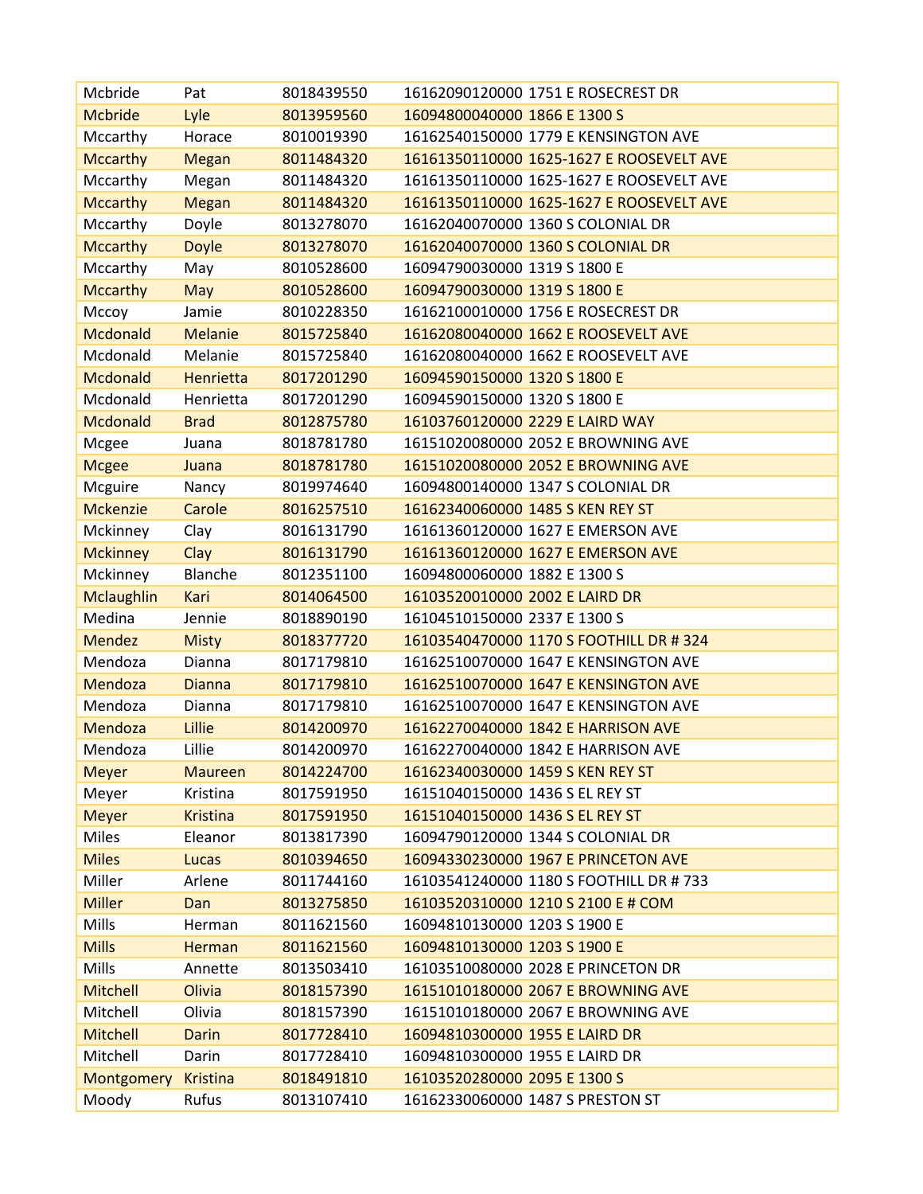| Mcbride | Pat | 8018439550 | 16162090120000 1751 E ROSECREST DR |
|---|---|---|---|
| Mcbride | Lyle | 8013959560 | 16094800040000 1866 E 1300 S |
| Mccarthy | Horace | 8010019390 | 16162540150000 1779 E KENSINGTON AVE |
| Mccarthy | Megan | 8011484320 | 16161350110000 1625-1627 E ROOSEVELT AVE |
| Mccarthy | Megan | 8011484320 | 16161350110000 1625-1627 E ROOSEVELT AVE |
| Mccarthy | Megan | 8011484320 | 16161350110000 1625-1627 E ROOSEVELT AVE |
| Mccarthy | Doyle | 8013278070 | 16162040070000 1360 S COLONIAL DR |
| Mccarthy | Doyle | 8013278070 | 16162040070000 1360 S COLONIAL DR |
| Mccarthy | May | 8010528600 | 16094790030000 1319 S 1800 E |
| Mccarthy | May | 8010528600 | 16094790030000 1319 S 1800 E |
| Mccoy | Jamie | 8010228350 | 16162100010000 1756 E ROSECREST DR |
| Mcdonald | Melanie | 8015725840 | 16162080040000 1662 E ROOSEVELT AVE |
| Mcdonald | Melanie | 8015725840 | 16162080040000 1662 E ROOSEVELT AVE |
| Mcdonald | Henrietta | 8017201290 | 16094590150000 1320 S 1800 E |
| Mcdonald | Henrietta | 8017201290 | 16094590150000 1320 S 1800 E |
| Mcdonald | Brad | 8012875780 | 16103760120000 2229 E LAIRD WAY |
| Mcgee | Juana | 8018781780 | 16151020080000 2052 E BROWNING AVE |
| Mcgee | Juana | 8018781780 | 16151020080000 2052 E BROWNING AVE |
| Mcguire | Nancy | 8019974640 | 16094800140000 1347 S COLONIAL DR |
| Mckenzie | Carole | 8016257510 | 16162340060000 1485 S KEN REY ST |
| Mckinney | Clay | 8016131790 | 16161360120000 1627 E EMERSON AVE |
| Mckinney | Clay | 8016131790 | 16161360120000 1627 E EMERSON AVE |
| Mckinney | Blanche | 8012351100 | 16094800060000 1882 E 1300 S |
| Mclaughlin | Kari | 8014064500 | 16103520010000 2002 E LAIRD DR |
| Medina | Jennie | 8018890190 | 16104510150000 2337 E 1300 S |
| Mendez | Misty | 8018377720 | 16103540470000 1170 S FOOTHILL DR # 324 |
| Mendoza | Dianna | 8017179810 | 16162510070000 1647 E KENSINGTON AVE |
| Mendoza | Dianna | 8017179810 | 16162510070000 1647 E KENSINGTON AVE |
| Mendoza | Dianna | 8017179810 | 16162510070000 1647 E KENSINGTON AVE |
| Mendoza | Lillie | 8014200970 | 16162270040000 1842 E HARRISON AVE |
| Mendoza | Lillie | 8014200970 | 16162270040000 1842 E HARRISON AVE |
| Meyer | Maureen | 8014224700 | 16162340030000 1459 S KEN REY ST |
| Meyer | Kristina | 8017591950 | 16151040150000 1436 S EL REY ST |
| Meyer | Kristina | 8017591950 | 16151040150000 1436 S EL REY ST |
| Miles | Eleanor | 8013817390 | 16094790120000 1344 S COLONIAL DR |
| Miles | Lucas | 8010394650 | 16094330230000 1967 E PRINCETON AVE |
| Miller | Arlene | 8011744160 | 16103541240000 1180 S FOOTHILL DR # 733 |
| Miller | Dan | 8013275850 | 16103520310000 1210 S 2100 E # COM |
| Mills | Herman | 8011621560 | 16094810130000 1203 S 1900 E |
| Mills | Herman | 8011621560 | 16094810130000 1203 S 1900 E |
| Mills | Annette | 8013503410 | 16103510080000 2028 E PRINCETON DR |
| Mitchell | Olivia | 8018157390 | 16151010180000 2067 E BROWNING AVE |
| Mitchell | Olivia | 8018157390 | 16151010180000 2067 E BROWNING AVE |
| Mitchell | Darin | 8017728410 | 16094810300000 1955 E LAIRD DR |
| Mitchell | Darin | 8017728410 | 16094810300000 1955 E LAIRD DR |
| Montgomery | Kristina | 8018491810 | 16103520280000 2095 E 1300 S |
| Moody | Rufus | 8013107410 | 16162330060000 1487 S PRESTON ST |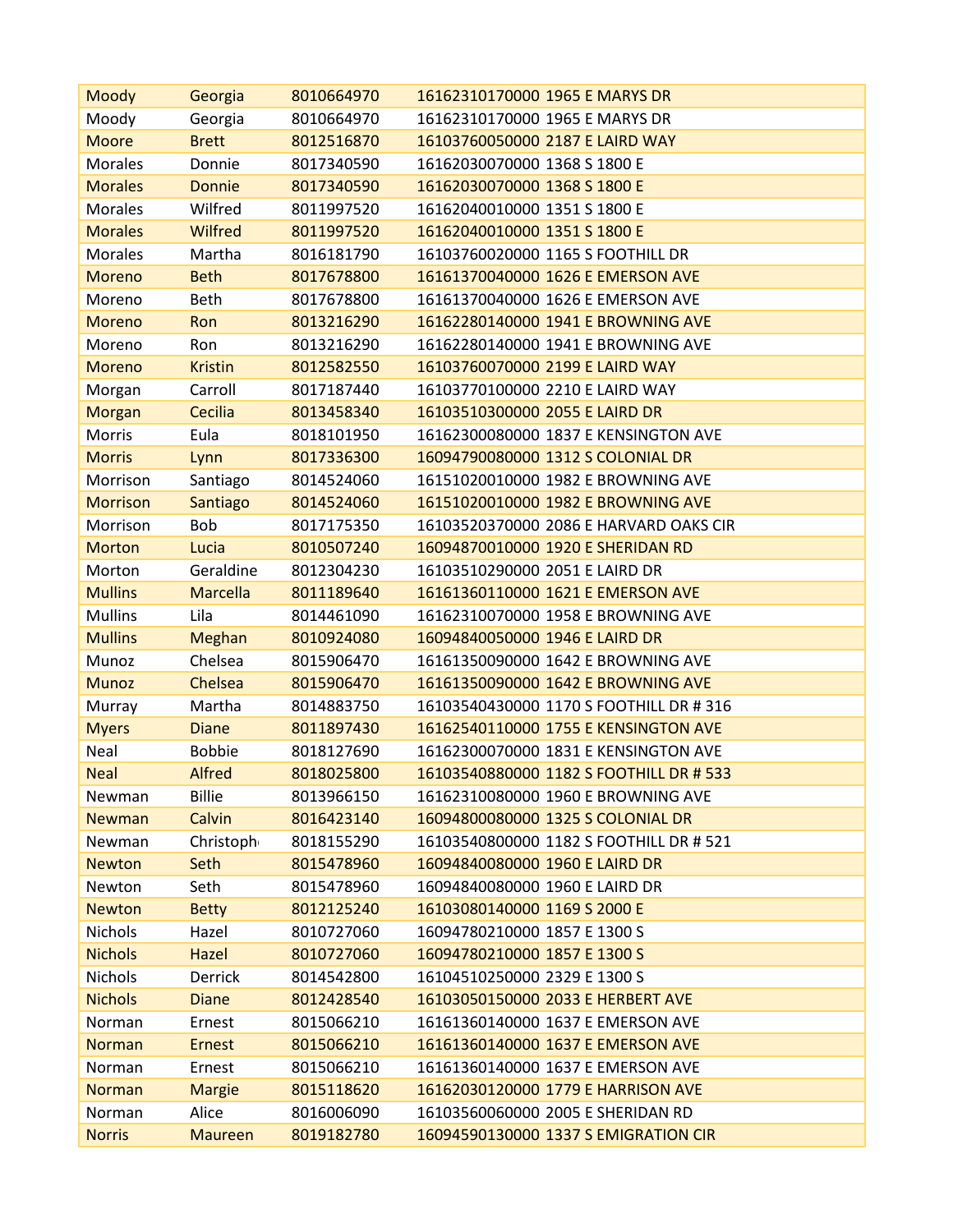| Moody | Georgia | 8010664970 | 16162310170000 1965 E MARYS DR |
|---|---|---|---|
| Moody | Georgia | 8010664970 | 16162310170000 1965 E MARYS DR |
| Moore | Brett | 8012516870 | 16103760050000 2187 E LAIRD WAY |
| Morales | Donnie | 8017340590 | 16162030070000 1368 S 1800 E |
| Morales | Donnie | 8017340590 | 16162030070000 1368 S 1800 E |
| Morales | Wilfred | 8011997520 | 16162040010000 1351 S 1800 E |
| Morales | Wilfred | 8011997520 | 16162040010000 1351 S 1800 E |
| Morales | Martha | 8016181790 | 16103760020000 1165 S FOOTHILL DR |
| Moreno | Beth | 8017678800 | 16161370040000 1626 E EMERSON AVE |
| Moreno | Beth | 8017678800 | 16161370040000 1626 E EMERSON AVE |
| Moreno | Ron | 8013216290 | 16162280140000 1941 E BROWNING AVE |
| Moreno | Ron | 8013216290 | 16162280140000 1941 E BROWNING AVE |
| Moreno | Kristin | 8012582550 | 16103760070000 2199 E LAIRD WAY |
| Morgan | Carroll | 8017187440 | 16103770100000 2210 E LAIRD WAY |
| Morgan | Cecilia | 8013458340 | 16103510300000 2055 E LAIRD DR |
| Morris | Eula | 8018101950 | 16162300080000 1837 E KENSINGTON AVE |
| Morris | Lynn | 8017336300 | 16094790080000 1312 S COLONIAL DR |
| Morrison | Santiago | 8014524060 | 16151020010000 1982 E BROWNING AVE |
| Morrison | Santiago | 8014524060 | 16151020010000 1982 E BROWNING AVE |
| Morrison | Bob | 8017175350 | 16103520370000 2086 E HARVARD OAKS CIR |
| Morton | Lucia | 8010507240 | 16094870010000 1920 E SHERIDAN RD |
| Morton | Geraldine | 8012304230 | 16103510290000 2051 E LAIRD DR |
| Mullins | Marcella | 8011189640 | 16161360110000 1621 E EMERSON AVE |
| Mullins | Lila | 8014461090 | 16162310070000 1958 E BROWNING AVE |
| Mullins | Meghan | 8010924080 | 16094840050000 1946 E LAIRD DR |
| Munoz | Chelsea | 8015906470 | 16161350090000 1642 E BROWNING AVE |
| Munoz | Chelsea | 8015906470 | 16161350090000 1642 E BROWNING AVE |
| Murray | Martha | 8014883750 | 16103540430000 1170 S FOOTHILL DR # 316 |
| Myers | Diane | 8011897430 | 16162540110000 1755 E KENSINGTON AVE |
| Neal | Bobbie | 8018127690 | 16162300070000 1831 E KENSINGTON AVE |
| Neal | Alfred | 8018025800 | 16103540880000 1182 S FOOTHILL DR # 533 |
| Newman | Billie | 8013966150 | 16162310080000 1960 E BROWNING AVE |
| Newman | Calvin | 8016423140 | 16094800080000 1325 S COLONIAL DR |
| Newman | Christoph | 8018155290 | 16103540800000 1182 S FOOTHILL DR # 521 |
| Newton | Seth | 8015478960 | 16094840080000 1960 E LAIRD DR |
| Newton | Seth | 8015478960 | 16094840080000 1960 E LAIRD DR |
| Newton | Betty | 8012125240 | 16103080140000 1169 S 2000 E |
| Nichols | Hazel | 8010727060 | 16094780210000 1857 E 1300 S |
| Nichols | Hazel | 8010727060 | 16094780210000 1857 E 1300 S |
| Nichols | Derrick | 8014542800 | 16104510250000 2329 E 1300 S |
| Nichols | Diane | 8012428540 | 16103050150000 2033 E HERBERT AVE |
| Norman | Ernest | 8015066210 | 16161360140000 1637 E EMERSON AVE |
| Norman | Ernest | 8015066210 | 16161360140000 1637 E EMERSON AVE |
| Norman | Ernest | 8015066210 | 16161360140000 1637 E EMERSON AVE |
| Norman | Margie | 8015118620 | 16162030120000 1779 E HARRISON AVE |
| Norman | Alice | 8016006090 | 16103560060000 2005 E SHERIDAN RD |
| Norris | Maureen | 8019182780 | 16094590130000 1337 S EMIGRATION CIR |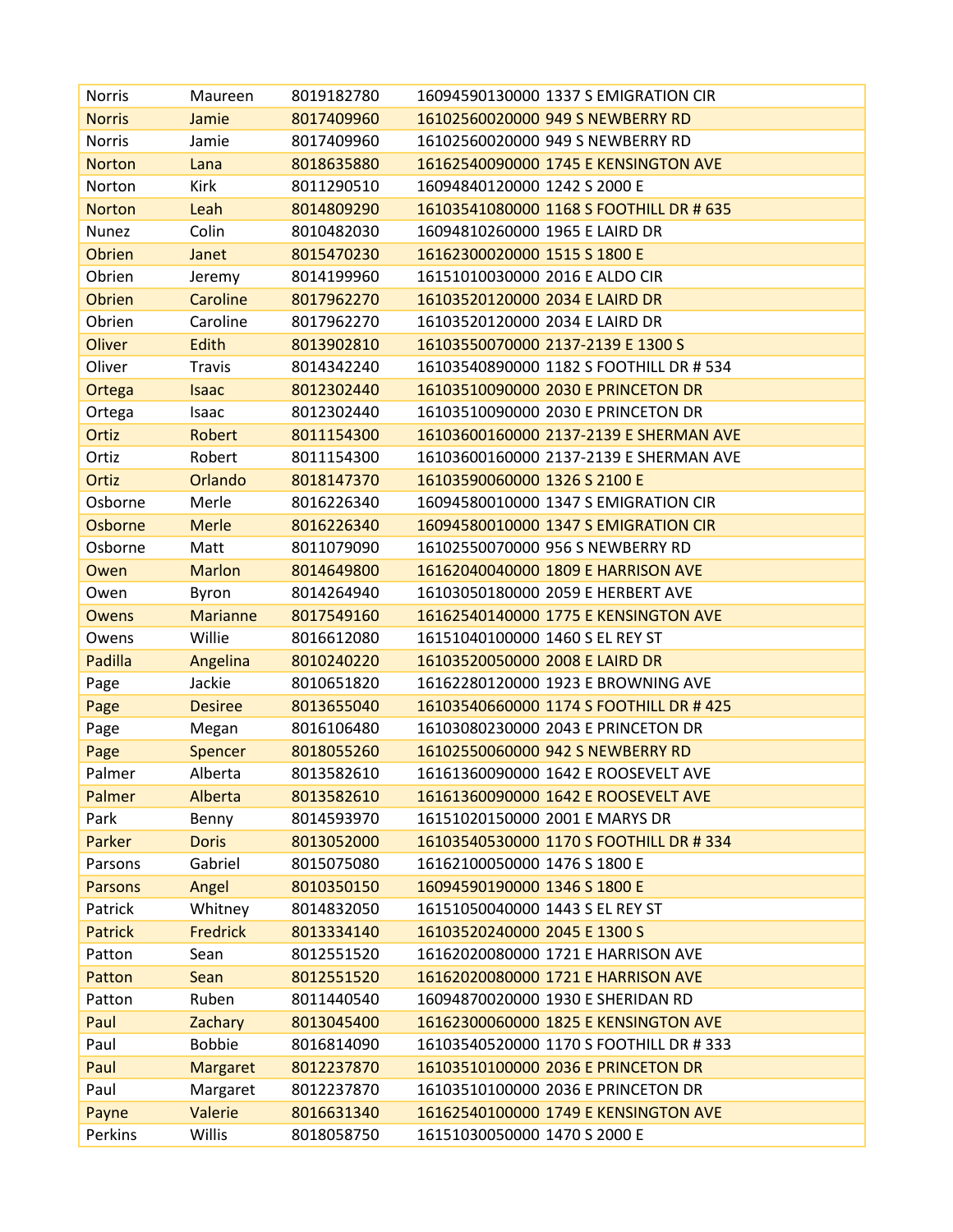| Norris | Maureen | 8019182780 | 16094590130000 1337 S EMIGRATION CIR |
|---|---|---|---|
| Norris | Jamie | 8017409960 | 16102560020000 949 S NEWBERRY RD |
| Norris | Jamie | 8017409960 | 16102560020000 949 S NEWBERRY RD |
| Norton | Lana | 8018635880 | 16162540090000 1745 E KENSINGTON AVE |
| Norton | Kirk | 8011290510 | 16094840120000 1242 S 2000 E |
| Norton | Leah | 8014809290 | 16103541080000 1168 S FOOTHILL DR # 635 |
| Nunez | Colin | 8010482030 | 16094810260000 1965 E LAIRD DR |
| Obrien | Janet | 8015470230 | 16162300020000 1515 S 1800 E |
| Obrien | Jeremy | 8014199960 | 16151010030000 2016 E ALDO CIR |
| Obrien | Caroline | 8017962270 | 16103520120000 2034 E LAIRD DR |
| Obrien | Caroline | 8017962270 | 16103520120000 2034 E LAIRD DR |
| Oliver | Edith | 8013902810 | 16103550070000 2137-2139 E 1300 S |
| Oliver | Travis | 8014342240 | 16103540890000 1182 S FOOTHILL DR # 534 |
| Ortega | Isaac | 8012302440 | 16103510090000 2030 E PRINCETON DR |
| Ortega | Isaac | 8012302440 | 16103510090000 2030 E PRINCETON DR |
| Ortiz | Robert | 8011154300 | 16103600160000 2137-2139 E SHERMAN AVE |
| Ortiz | Robert | 8011154300 | 16103600160000 2137-2139 E SHERMAN AVE |
| Ortiz | Orlando | 8018147370 | 16103590060000 1326 S 2100 E |
| Osborne | Merle | 8016226340 | 16094580010000 1347 S EMIGRATION CIR |
| Osborne | Merle | 8016226340 | 16094580010000 1347 S EMIGRATION CIR |
| Osborne | Matt | 8011079090 | 16102550070000 956 S NEWBERRY RD |
| Owen | Marlon | 8014649800 | 16162040040000 1809 E HARRISON AVE |
| Owen | Byron | 8014264940 | 16103050180000 2059 E HERBERT AVE |
| Owens | Marianne | 8017549160 | 16162540140000 1775 E KENSINGTON AVE |
| Owens | Willie | 8016612080 | 16151040100000 1460 S EL REY ST |
| Padilla | Angelina | 8010240220 | 16103520050000 2008 E LAIRD DR |
| Page | Jackie | 8010651820 | 16162280120000 1923 E BROWNING AVE |
| Page | Desiree | 8013655040 | 16103540660000 1174 S FOOTHILL DR # 425 |
| Page | Megan | 8016106480 | 16103080230000 2043 E PRINCETON DR |
| Page | Spencer | 8018055260 | 16102550060000 942 S NEWBERRY RD |
| Palmer | Alberta | 8013582610 | 16161360090000 1642 E ROOSEVELT AVE |
| Palmer | Alberta | 8013582610 | 16161360090000 1642 E ROOSEVELT AVE |
| Park | Benny | 8014593970 | 16151020150000 2001 E MARYS DR |
| Parker | Doris | 8013052000 | 16103540530000 1170 S FOOTHILL DR # 334 |
| Parsons | Gabriel | 8015075080 | 16162100050000 1476 S 1800 E |
| Parsons | Angel | 8010350150 | 16094590190000 1346 S 1800 E |
| Patrick | Whitney | 8014832050 | 16151050040000 1443 S EL REY ST |
| Patrick | Fredrick | 8013334140 | 16103520240000 2045 E 1300 S |
| Patton | Sean | 8012551520 | 16162020080000 1721 E HARRISON AVE |
| Patton | Sean | 8012551520 | 16162020080000 1721 E HARRISON AVE |
| Patton | Ruben | 8011440540 | 16094870020000 1930 E SHERIDAN RD |
| Paul | Zachary | 8013045400 | 16162300060000 1825 E KENSINGTON AVE |
| Paul | Bobbie | 8016814090 | 16103540520000 1170 S FOOTHILL DR # 333 |
| Paul | Margaret | 8012237870 | 16103510100000 2036 E PRINCETON DR |
| Paul | Margaret | 8012237870 | 16103510100000 2036 E PRINCETON DR |
| Payne | Valerie | 8016631340 | 16162540100000 1749 E KENSINGTON AVE |
| Perkins | Willis | 8018058750 | 16151030050000 1470 S 2000 E |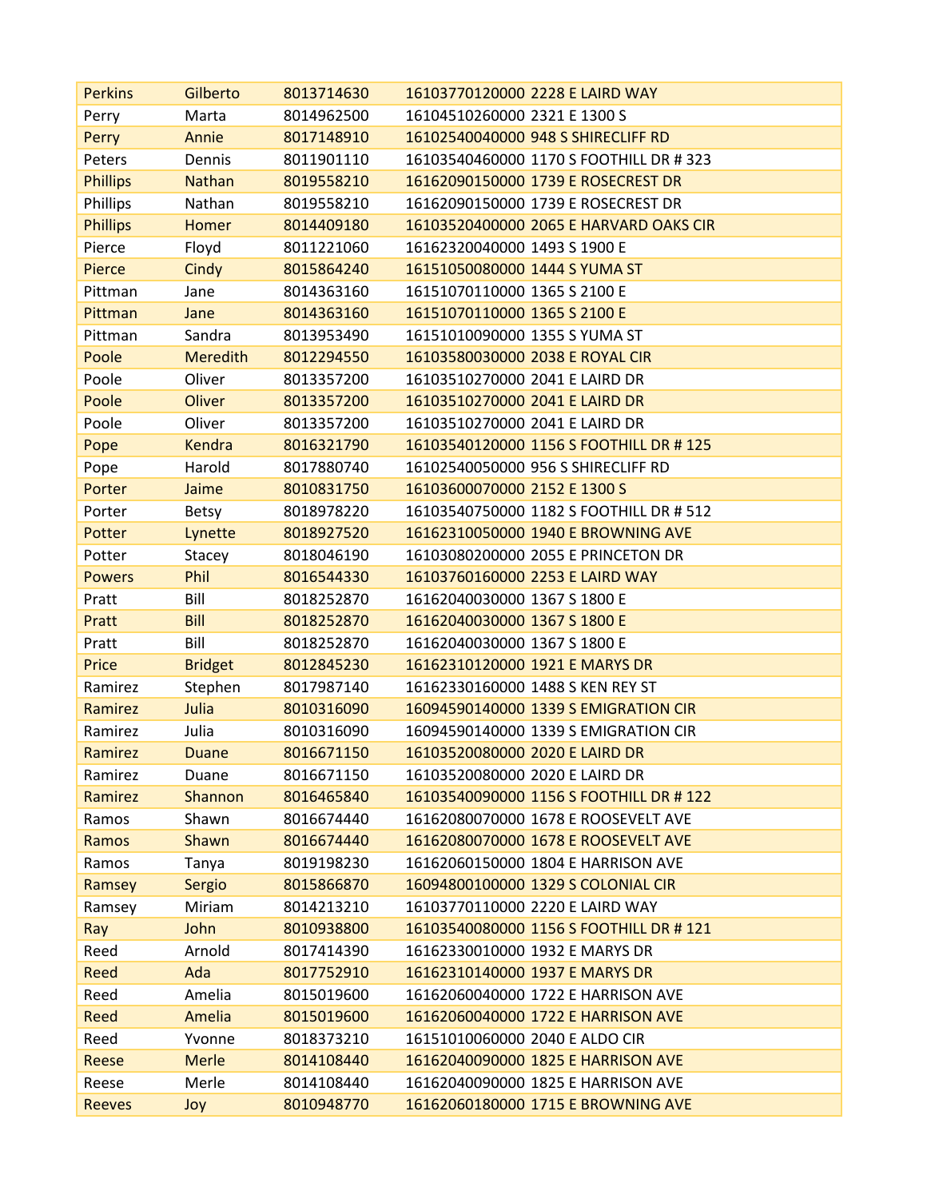| | | | |
|---|---|---|---|
| Perkins | Gilberto | 8013714630 | 16103770120000 2228 E LAIRD WAY |
| Perry | Marta | 8014962500 | 16104510260000 2321 E 1300 S |
| Perry | Annie | 8017148910 | 16102540040000 948 S SHIRECLIFF RD |
| Peters | Dennis | 8011901110 | 16103540460000 1170 S FOOTHILL DR # 323 |
| Phillips | Nathan | 8019558210 | 16162090150000 1739 E ROSECREST DR |
| Phillips | Nathan | 8019558210 | 16162090150000 1739 E ROSECREST DR |
| Phillips | Homer | 8014409180 | 16103520400000 2065 E HARVARD OAKS CIR |
| Pierce | Floyd | 8011221060 | 16162320040000 1493 S 1900 E |
| Pierce | Cindy | 8015864240 | 16151050080000 1444 S YUMA ST |
| Pittman | Jane | 8014363160 | 16151070110000 1365 S 2100 E |
| Pittman | Jane | 8014363160 | 16151070110000 1365 S 2100 E |
| Pittman | Sandra | 8013953490 | 16151010090000 1355 S YUMA ST |
| Poole | Meredith | 8012294550 | 16103580030000 2038 E ROYAL CIR |
| Poole | Oliver | 8013357200 | 16103510270000 2041 E LAIRD DR |
| Poole | Oliver | 8013357200 | 16103510270000 2041 E LAIRD DR |
| Poole | Oliver | 8013357200 | 16103510270000 2041 E LAIRD DR |
| Pope | Kendra | 8016321790 | 16103540120000 1156 S FOOTHILL DR # 125 |
| Pope | Harold | 8017880740 | 16102540050000 956 S SHIRECLIFF RD |
| Porter | Jaime | 8010831750 | 16103600070000 2152 E 1300 S |
| Porter | Betsy | 8018978220 | 16103540750000 1182 S FOOTHILL DR # 512 |
| Potter | Lynette | 8018927520 | 16162310050000 1940 E BROWNING AVE |
| Potter | Stacey | 8018046190 | 16103080200000 2055 E PRINCETON DR |
| Powers | Phil | 8016544330 | 16103760160000 2253 E LAIRD WAY |
| Pratt | Bill | 8018252870 | 16162040030000 1367 S 1800 E |
| Pratt | Bill | 8018252870 | 16162040030000 1367 S 1800 E |
| Pratt | Bill | 8018252870 | 16162040030000 1367 S 1800 E |
| Price | Bridget | 8012845230 | 16162310120000 1921 E MARYS DR |
| Ramirez | Stephen | 8017987140 | 16162330160000 1488 S KEN REY ST |
| Ramirez | Julia | 8010316090 | 16094590140000 1339 S EMIGRATION CIR |
| Ramirez | Julia | 8010316090 | 16094590140000 1339 S EMIGRATION CIR |
| Ramirez | Duane | 8016671150 | 16103520080000 2020 E LAIRD DR |
| Ramirez | Duane | 8016671150 | 16103520080000 2020 E LAIRD DR |
| Ramirez | Shannon | 8016465840 | 16103540090000 1156 S FOOTHILL DR # 122 |
| Ramos | Shawn | 8016674440 | 16162080070000 1678 E ROOSEVELT AVE |
| Ramos | Shawn | 8016674440 | 16162080070000 1678 E ROOSEVELT AVE |
| Ramos | Tanya | 8019198230 | 16162060150000 1804 E HARRISON AVE |
| Ramsey | Sergio | 8015866870 | 16094800100000 1329 S COLONIAL CIR |
| Ramsey | Miriam | 8014213210 | 16103770110000 2220 E LAIRD WAY |
| Ray | John | 8010938800 | 16103540080000 1156 S FOOTHILL DR # 121 |
| Reed | Arnold | 8017414390 | 16162330010000 1932 E MARYS DR |
| Reed | Ada | 8017752910 | 16162310140000 1937 E MARYS DR |
| Reed | Amelia | 8015019600 | 16162060040000 1722 E HARRISON AVE |
| Reed | Amelia | 8015019600 | 16162060040000 1722 E HARRISON AVE |
| Reed | Yvonne | 8018373210 | 16151010060000 2040 E ALDO CIR |
| Reese | Merle | 8014108440 | 16162040090000 1825 E HARRISON AVE |
| Reese | Merle | 8014108440 | 16162040090000 1825 E HARRISON AVE |
| Reeves | Joy | 8010948770 | 16162060180000 1715 E BROWNING AVE |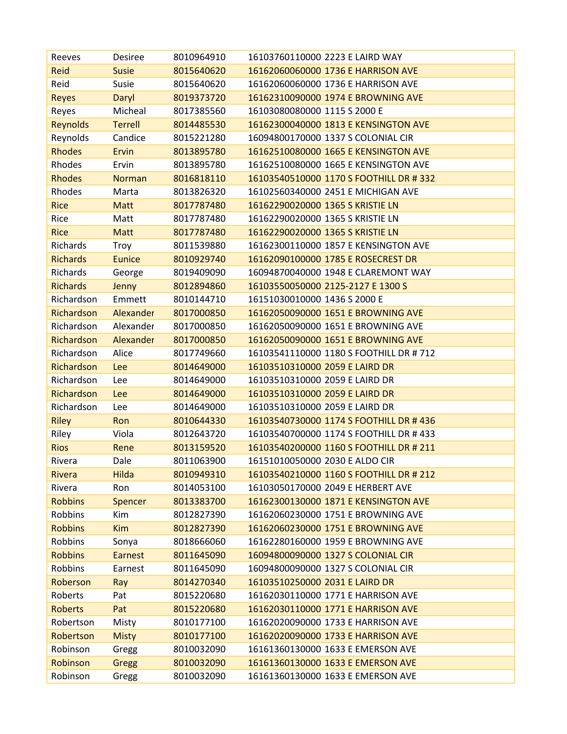| Reeves | Desiree | 8010964910 | 16103760110000 2223 E LAIRD WAY |
|---|---|---|---|
| Reid | Susie | 8015640620 | 16162060060000 1736 E HARRISON AVE |
| Reid | Susie | 8015640620 | 16162060060000 1736 E HARRISON AVE |
| Reyes | Daryl | 8019373720 | 16162310090000 1974 E BROWNING AVE |
| Reyes | Micheal | 8017385560 | 16103080080000 1115 S 2000 E |
| Reynolds | Terrell | 8014485530 | 16162300040000 1813 E KENSINGTON AVE |
| Reynolds | Candice | 8015221280 | 16094800170000 1337 S COLONIAL CIR |
| Rhodes | Ervin | 8013895780 | 16162510080000 1665 E KENSINGTON AVE |
| Rhodes | Ervin | 8013895780 | 16162510080000 1665 E KENSINGTON AVE |
| Rhodes | Norman | 8016818110 | 16103540510000 1170 S FOOTHILL DR # 332 |
| Rhodes | Marta | 8013826320 | 16102560340000 2451 E MICHIGAN AVE |
| Rice | Matt | 8017787480 | 16162290020000 1365 S KRISTIE LN |
| Rice | Matt | 8017787480 | 16162290020000 1365 S KRISTIE LN |
| Rice | Matt | 8017787480 | 16162290020000 1365 S KRISTIE LN |
| Richards | Troy | 8011539880 | 16162300110000 1857 E KENSINGTON AVE |
| Richards | Eunice | 8010929740 | 16162090100000 1785 E ROSECREST DR |
| Richards | George | 8019409090 | 16094870040000 1948 E CLAREMONT WAY |
| Richards | Jenny | 8012894860 | 16103550050000 2125-2127 E 1300 S |
| Richardson | Emmett | 8010144710 | 16151030010000 1436 S 2000 E |
| Richardson | Alexander | 8017000850 | 16162050090000 1651 E BROWNING AVE |
| Richardson | Alexander | 8017000850 | 16162050090000 1651 E BROWNING AVE |
| Richardson | Alexander | 8017000850 | 16162050090000 1651 E BROWNING AVE |
| Richardson | Alice | 8017749660 | 16103541110000 1180 S FOOTHILL DR # 712 |
| Richardson | Lee | 8014649000 | 16103510310000 2059 E LAIRD DR |
| Richardson | Lee | 8014649000 | 16103510310000 2059 E LAIRD DR |
| Richardson | Lee | 8014649000 | 16103510310000 2059 E LAIRD DR |
| Richardson | Lee | 8014649000 | 16103510310000 2059 E LAIRD DR |
| Riley | Ron | 8010644330 | 16103540730000 1174 S FOOTHILL DR # 436 |
| Riley | Viola | 8012643720 | 16103540700000 1174 S FOOTHILL DR # 433 |
| Rios | Rene | 8013159520 | 16103540200000 1160 S FOOTHILL DR # 211 |
| Rivera | Dale | 8011063900 | 16151010050000 2030 E ALDO CIR |
| Rivera | Hilda | 8010949310 | 16103540210000 1160 S FOOTHILL DR # 212 |
| Rivera | Ron | 8014053100 | 16103050170000 2049 E HERBERT AVE |
| Robbins | Spencer | 8013383700 | 16162300130000 1871 E KENSINGTON AVE |
| Robbins | Kim | 8012827390 | 16162060230000 1751 E BROWNING AVE |
| Robbins | Kim | 8012827390 | 16162060230000 1751 E BROWNING AVE |
| Robbins | Sonya | 8018666060 | 16162280160000 1959 E BROWNING AVE |
| Robbins | Earnest | 8011645090 | 16094800090000 1327 S COLONIAL CIR |
| Robbins | Earnest | 8011645090 | 16094800090000 1327 S COLONIAL CIR |
| Roberson | Ray | 8014270340 | 16103510250000 2031 E LAIRD DR |
| Roberts | Pat | 8015220680 | 16162030110000 1771 E HARRISON AVE |
| Roberts | Pat | 8015220680 | 16162030110000 1771 E HARRISON AVE |
| Robertson | Misty | 8010177100 | 16162020090000 1733 E HARRISON AVE |
| Robertson | Misty | 8010177100 | 16162020090000 1733 E HARRISON AVE |
| Robinson | Gregg | 8010032090 | 16161360130000 1633 E EMERSON AVE |
| Robinson | Gregg | 8010032090 | 16161360130000 1633 E EMERSON AVE |
| Robinson | Gregg | 8010032090 | 16161360130000 1633 E EMERSON AVE |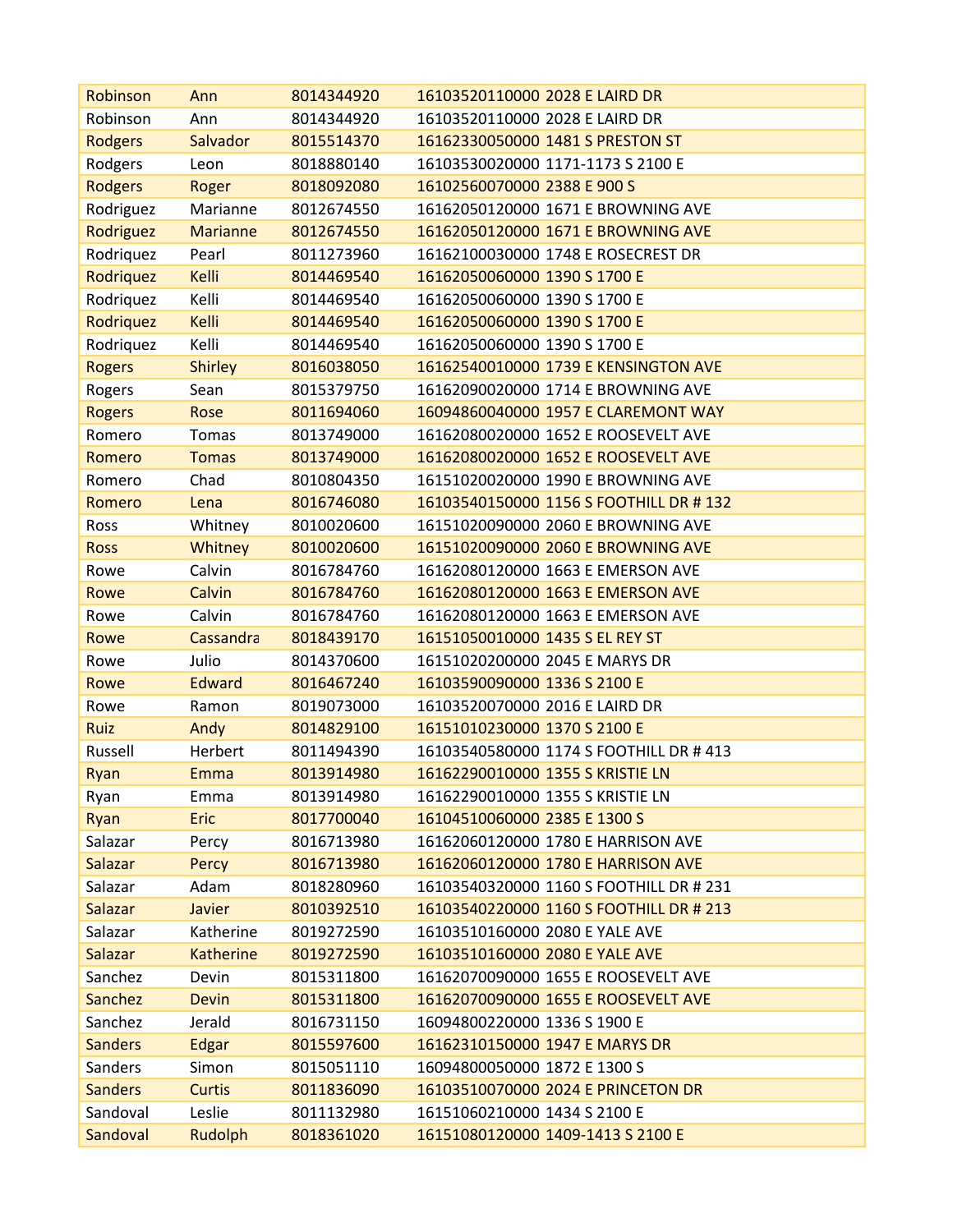| Robinson | Ann | 8014344920 | 16103520110000 | 2028 E LAIRD DR |
|---|---|---|---|---|
| Robinson | Ann | 8014344920 | 16103520110000 | 2028 E LAIRD DR |
| Rodgers | Salvador | 8015514370 | 16162330050000 | 1481 S PRESTON ST |
| Rodgers | Leon | 8018880140 | 16103530020000 | 1171-1173 S 2100 E |
| Rodgers | Roger | 8018092080 | 16102560070000 | 2388 E 900 S |
| Rodriguez | Marianne | 8012674550 | 16162050120000 | 1671 E BROWNING AVE |
| Rodriguez | Marianne | 8012674550 | 16162050120000 | 1671 E BROWNING AVE |
| Rodriquez | Pearl | 8011273960 | 16162100030000 | 1748 E ROSECREST DR |
| Rodriquez | Kelli | 8014469540 | 16162050060000 | 1390 S 1700 E |
| Rodriquez | Kelli | 8014469540 | 16162050060000 | 1390 S 1700 E |
| Rodriquez | Kelli | 8014469540 | 16162050060000 | 1390 S 1700 E |
| Rodriquez | Kelli | 8014469540 | 16162050060000 | 1390 S 1700 E |
| Rogers | Shirley | 8016038050 | 16162540010000 | 1739 E KENSINGTON AVE |
| Rogers | Sean | 8015379750 | 16162090020000 | 1714 E BROWNING AVE |
| Rogers | Rose | 8011694060 | 16094860040000 | 1957 E CLAREMONT WAY |
| Romero | Tomas | 8013749000 | 16162080020000 | 1652 E ROOSEVELT AVE |
| Romero | Tomas | 8013749000 | 16162080020000 | 1652 E ROOSEVELT AVE |
| Romero | Chad | 8010804350 | 16151020020000 | 1990 E BROWNING AVE |
| Romero | Lena | 8016746080 | 16103540150000 | 1156 S FOOTHILL DR # 132 |
| Ross | Whitney | 8010020600 | 16151020090000 | 2060 E BROWNING AVE |
| Ross | Whitney | 8010020600 | 16151020090000 | 2060 E BROWNING AVE |
| Rowe | Calvin | 8016784760 | 16162080120000 | 1663 E EMERSON AVE |
| Rowe | Calvin | 8016784760 | 16162080120000 | 1663 E EMERSON AVE |
| Rowe | Calvin | 8016784760 | 16162080120000 | 1663 E EMERSON AVE |
| Rowe | Cassandra | 8018439170 | 16151050010000 | 1435 S EL REY ST |
| Rowe | Julio | 8014370600 | 16151020200000 | 2045 E MARYS DR |
| Rowe | Edward | 8016467240 | 16103590090000 | 1336 S 2100 E |
| Rowe | Ramon | 8019073000 | 16103520070000 | 2016 E LAIRD DR |
| Ruiz | Andy | 8014829100 | 16151010230000 | 1370 S 2100 E |
| Russell | Herbert | 8011494390 | 16103540580000 | 1174 S FOOTHILL DR # 413 |
| Ryan | Emma | 8013914980 | 16162290010000 | 1355 S KRISTIE LN |
| Ryan | Emma | 8013914980 | 16162290010000 | 1355 S KRISTIE LN |
| Ryan | Eric | 8017700040 | 16104510060000 | 2385 E 1300 S |
| Salazar | Percy | 8016713980 | 16162060120000 | 1780 E HARRISON AVE |
| Salazar | Percy | 8016713980 | 16162060120000 | 1780 E HARRISON AVE |
| Salazar | Adam | 8018280960 | 16103540320000 | 1160 S FOOTHILL DR # 231 |
| Salazar | Javier | 8010392510 | 16103540220000 | 1160 S FOOTHILL DR # 213 |
| Salazar | Katherine | 8019272590 | 16103510160000 | 2080 E YALE AVE |
| Salazar | Katherine | 8019272590 | 16103510160000 | 2080 E YALE AVE |
| Sanchez | Devin | 8015311800 | 16162070090000 | 1655 E ROOSEVELT AVE |
| Sanchez | Devin | 8015311800 | 16162070090000 | 1655 E ROOSEVELT AVE |
| Sanchez | Jerald | 8016731150 | 16094800220000 | 1336 S 1900 E |
| Sanders | Edgar | 8015597600 | 16162310150000 | 1947 E MARYS DR |
| Sanders | Simon | 8015051110 | 16094800050000 | 1872 E 1300 S |
| Sanders | Curtis | 8011836090 | 16103510070000 | 2024 E PRINCETON DR |
| Sandoval | Leslie | 8011132980 | 16151060210000 | 1434 S 2100 E |
| Sandoval | Rudolph | 8018361020 | 16151080120000 | 1409-1413 S 2100 E |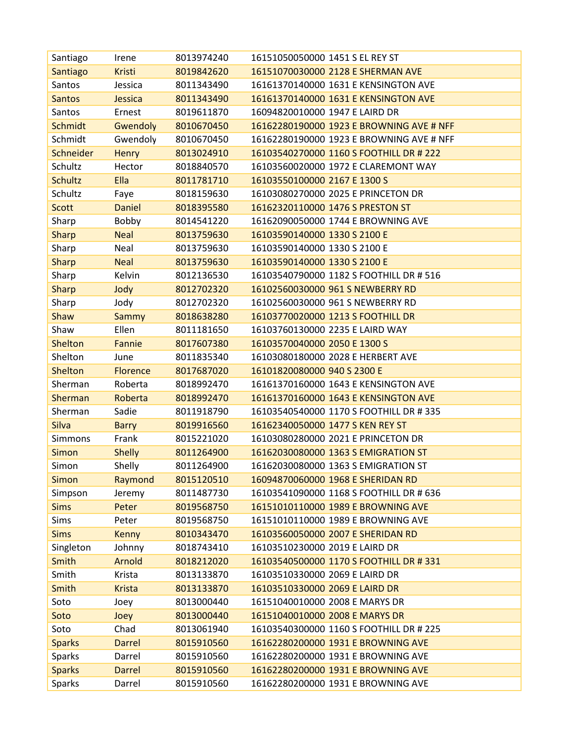| Santiago | Irene | 8013974240 | 16151050050000 1451 S EL REY ST |
|---|---|---|---|
| Santiago | Kristi | 8019842620 | 16151070030000 2128 E SHERMAN AVE |
| Santos | Jessica | 8011343490 | 16161370140000 1631 E KENSINGTON AVE |
| Santos | Jessica | 8011343490 | 16161370140000 1631 E KENSINGTON AVE |
| Santos | Ernest | 8019611870 | 16094820010000 1947 E LAIRD DR |
| Schmidt | Gwendoly | 8010670450 | 16162280190000 1923 E BROWNING AVE # NFF |
| Schmidt | Gwendoly | 8010670450 | 16162280190000 1923 E BROWNING AVE # NFF |
| Schneider | Henry | 8013024910 | 16103540270000 1160 S FOOTHILL DR # 222 |
| Schultz | Hector | 8018840570 | 16103560020000 1972 E CLAREMONT WAY |
| Schultz | Ella | 8011781710 | 16103550100000 2167 E 1300 S |
| Schultz | Faye | 8018159630 | 16103080270000 2025 E PRINCETON DR |
| Scott | Daniel | 8018395580 | 16162320110000 1476 S PRESTON ST |
| Sharp | Bobby | 8014541220 | 16162090050000 1744 E BROWNING AVE |
| Sharp | Neal | 8013759630 | 16103590140000 1330 S 2100 E |
| Sharp | Neal | 8013759630 | 16103590140000 1330 S 2100 E |
| Sharp | Neal | 8013759630 | 16103590140000 1330 S 2100 E |
| Sharp | Kelvin | 8012136530 | 16103540790000 1182 S FOOTHILL DR # 516 |
| Sharp | Jody | 8012702320 | 16102560030000 961 S NEWBERRY RD |
| Sharp | Jody | 8012702320 | 16102560030000 961 S NEWBERRY RD |
| Shaw | Sammy | 8018638280 | 16103770020000 1213 S FOOTHILL DR |
| Shaw | Ellen | 8011181650 | 16103760130000 2235 E LAIRD WAY |
| Shelton | Fannie | 8017607380 | 16103570040000 2050 E 1300 S |
| Shelton | June | 8011835340 | 16103080180000 2028 E HERBERT AVE |
| Shelton | Florence | 8017687020 | 16101820080000 940 S 2300 E |
| Sherman | Roberta | 8018992470 | 16161370160000 1643 E KENSINGTON AVE |
| Sherman | Roberta | 8018992470 | 16161370160000 1643 E KENSINGTON AVE |
| Sherman | Sadie | 8011918790 | 16103540540000 1170 S FOOTHILL DR # 335 |
| Silva | Barry | 8019916560 | 16162340050000 1477 S KEN REY ST |
| Simmons | Frank | 8015221020 | 16103080280000 2021 E PRINCETON DR |
| Simon | Shelly | 8011264900 | 16162030080000 1363 S EMIGRATION ST |
| Simon | Shelly | 8011264900 | 16162030080000 1363 S EMIGRATION ST |
| Simon | Raymond | 8015120510 | 16094870060000 1968 E SHERIDAN RD |
| Simpson | Jeremy | 8011487730 | 16103541090000 1168 S FOOTHILL DR # 636 |
| Sims | Peter | 8019568750 | 16151010110000 1989 E BROWNING AVE |
| Sims | Peter | 8019568750 | 16151010110000 1989 E BROWNING AVE |
| Sims | Kenny | 8010343470 | 16103560050000 2007 E SHERIDAN RD |
| Singleton | Johnny | 8018743410 | 16103510230000 2019 E LAIRD DR |
| Smith | Arnold | 8018212020 | 16103540500000 1170 S FOOTHILL DR # 331 |
| Smith | Krista | 8013133870 | 16103510330000 2069 E LAIRD DR |
| Smith | Krista | 8013133870 | 16103510330000 2069 E LAIRD DR |
| Soto | Joey | 8013000440 | 16151040010000 2008 E MARYS DR |
| Soto | Joey | 8013000440 | 16151040010000 2008 E MARYS DR |
| Soto | Chad | 8013061940 | 16103540300000 1160 S FOOTHILL DR # 225 |
| Sparks | Darrel | 8015910560 | 16162280200000 1931 E BROWNING AVE |
| Sparks | Darrel | 8015910560 | 16162280200000 1931 E BROWNING AVE |
| Sparks | Darrel | 8015910560 | 16162280200000 1931 E BROWNING AVE |
| Sparks | Darrel | 8015910560 | 16162280200000 1931 E BROWNING AVE |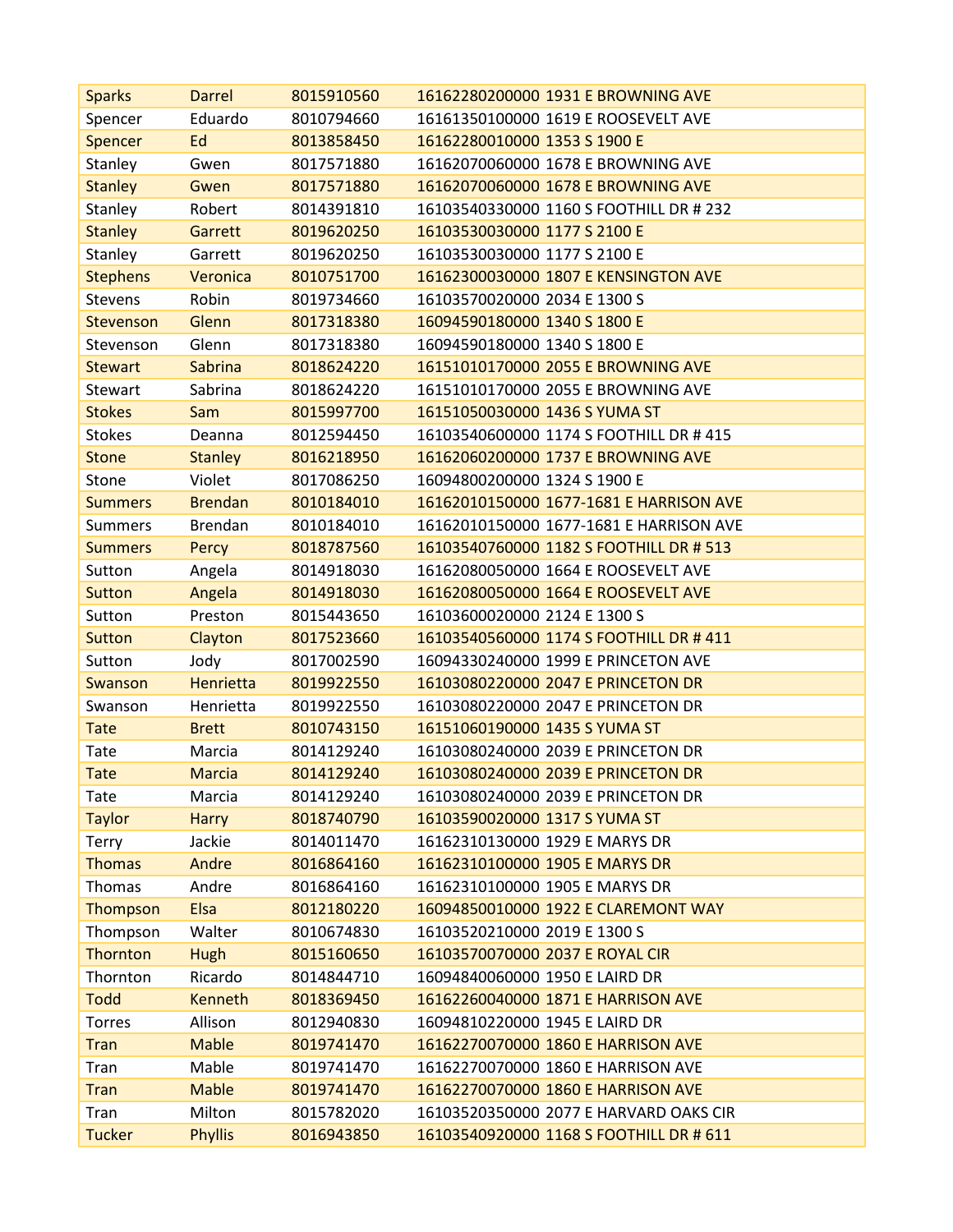| Sparks | Darrel | 8015910560 | 16162280200000 1931 E BROWNING AVE |
|---|---|---|---|
| Spencer | Eduardo | 8010794660 | 16161350100000 1619 E ROOSEVELT AVE |
| Spencer | Ed | 8013858450 | 16162280010000 1353 S 1900 E |
| Stanley | Gwen | 8017571880 | 16162070060000 1678 E BROWNING AVE |
| Stanley | Gwen | 8017571880 | 16162070060000 1678 E BROWNING AVE |
| Stanley | Robert | 8014391810 | 16103540330000 1160 S FOOTHILL DR # 232 |
| Stanley | Garrett | 8019620250 | 16103530030000 1177 S 2100 E |
| Stanley | Garrett | 8019620250 | 16103530030000 1177 S 2100 E |
| Stephens | Veronica | 8010751700 | 16162300030000 1807 E KENSINGTON AVE |
| Stevens | Robin | 8019734660 | 16103570020000 2034 E 1300 S |
| Stevenson | Glenn | 8017318380 | 16094590180000 1340 S 1800 E |
| Stevenson | Glenn | 8017318380 | 16094590180000 1340 S 1800 E |
| Stewart | Sabrina | 8018624220 | 16151010170000 2055 E BROWNING AVE |
| Stewart | Sabrina | 8018624220 | 16151010170000 2055 E BROWNING AVE |
| Stokes | Sam | 8015997700 | 16151050030000 1436 S YUMA ST |
| Stokes | Deanna | 8012594450 | 16103540600000 1174 S FOOTHILL DR # 415 |
| Stone | Stanley | 8016218950 | 16162060200000 1737 E BROWNING AVE |
| Stone | Violet | 8017086250 | 16094800200000 1324 S 1900 E |
| Summers | Brendan | 8010184010 | 16162010150000 1677-1681 E HARRISON AVE |
| Summers | Brendan | 8010184010 | 16162010150000 1677-1681 E HARRISON AVE |
| Summers | Percy | 8018787560 | 16103540760000 1182 S FOOTHILL DR # 513 |
| Sutton | Angela | 8014918030 | 16162080050000 1664 E ROOSEVELT AVE |
| Sutton | Angela | 8014918030 | 16162080050000 1664 E ROOSEVELT AVE |
| Sutton | Preston | 8015443650 | 16103600020000 2124 E 1300 S |
| Sutton | Clayton | 8017523660 | 16103540560000 1174 S FOOTHILL DR # 411 |
| Sutton | Jody | 8017002590 | 16094330240000 1999 E PRINCETON AVE |
| Swanson | Henrietta | 8019922550 | 16103080220000 2047 E PRINCETON DR |
| Swanson | Henrietta | 8019922550 | 16103080220000 2047 E PRINCETON DR |
| Tate | Brett | 8010743150 | 16151060190000 1435 S YUMA ST |
| Tate | Marcia | 8014129240 | 16103080240000 2039 E PRINCETON DR |
| Tate | Marcia | 8014129240 | 16103080240000 2039 E PRINCETON DR |
| Tate | Marcia | 8014129240 | 16103080240000 2039 E PRINCETON DR |
| Taylor | Harry | 8018740790 | 16103590020000 1317 S YUMA ST |
| Terry | Jackie | 8014011470 | 16162310130000 1929 E MARYS DR |
| Thomas | Andre | 8016864160 | 16162310100000 1905 E MARYS DR |
| Thomas | Andre | 8016864160 | 16162310100000 1905 E MARYS DR |
| Thompson | Elsa | 8012180220 | 16094850010000 1922 E CLAREMONT WAY |
| Thompson | Walter | 8010674830 | 16103520210000 2019 E 1300 S |
| Thornton | Hugh | 8015160650 | 16103570070000 2037 E ROYAL CIR |
| Thornton | Ricardo | 8014844710 | 16094840060000 1950 E LAIRD DR |
| Todd | Kenneth | 8018369450 | 16162260040000 1871 E HARRISON AVE |
| Torres | Allison | 8012940830 | 16094810220000 1945 E LAIRD DR |
| Tran | Mable | 8019741470 | 16162270070000 1860 E HARRISON AVE |
| Tran | Mable | 8019741470 | 16162270070000 1860 E HARRISON AVE |
| Tran | Mable | 8019741470 | 16162270070000 1860 E HARRISON AVE |
| Tran | Milton | 8015782020 | 16103520350000 2077 E HARVARD OAKS CIR |
| Tucker | Phyllis | 8016943850 | 16103540920000 1168 S FOOTHILL DR # 611 |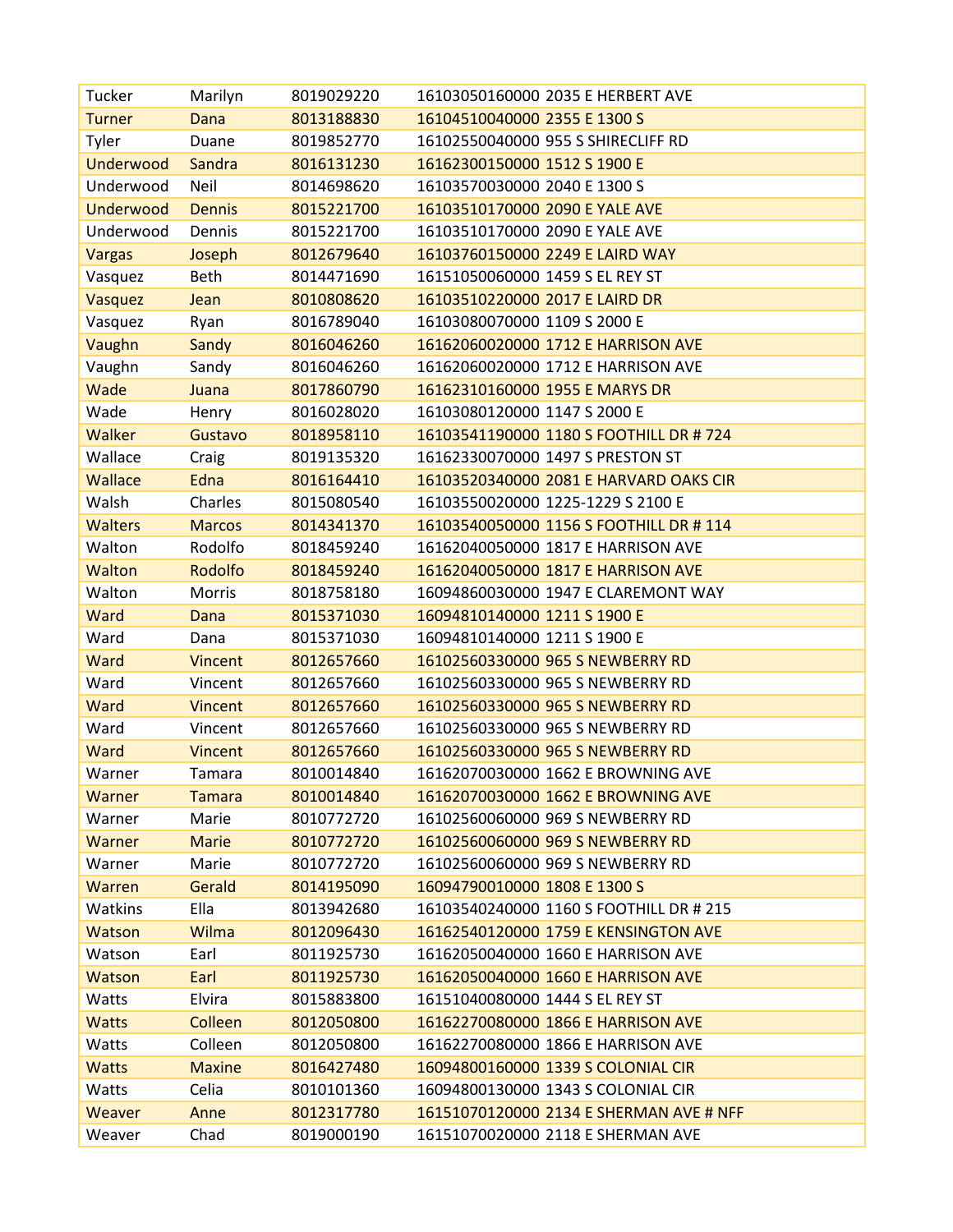| | | | |
|---|---|---|---|
| Tucker | Marilyn | 8019029220 | 16103050160000 2035 E HERBERT AVE |
| Turner | Dana | 8013188830 | 16104510040000 2355 E 1300 S |
| Tyler | Duane | 8019852770 | 16102550040000 955 S SHIRECLIFF RD |
| Underwood | Sandra | 8016131230 | 16162300150000 1512 S 1900 E |
| Underwood | Neil | 8014698620 | 16103570030000 2040 E 1300 S |
| Underwood | Dennis | 8015221700 | 16103510170000 2090 E YALE AVE |
| Underwood | Dennis | 8015221700 | 16103510170000 2090 E YALE AVE |
| Vargas | Joseph | 8012679640 | 16103760150000 2249 E LAIRD WAY |
| Vasquez | Beth | 8014471690 | 16151050060000 1459 S EL REY ST |
| Vasquez | Jean | 8010808620 | 16103510220000 2017 E LAIRD DR |
| Vasquez | Ryan | 8016789040 | 16103080070000 1109 S 2000 E |
| Vaughn | Sandy | 8016046260 | 16162060020000 1712 E HARRISON AVE |
| Vaughn | Sandy | 8016046260 | 16162060020000 1712 E HARRISON AVE |
| Wade | Juana | 8017860790 | 16162310160000 1955 E MARYS DR |
| Wade | Henry | 8016028020 | 16103080120000 1147 S 2000 E |
| Walker | Gustavo | 8018958110 | 16103541190000 1180 S FOOTHILL DR # 724 |
| Wallace | Craig | 8019135320 | 16162330070000 1497 S PRESTON ST |
| Wallace | Edna | 8016164410 | 16103520340000 2081 E HARVARD OAKS CIR |
| Walsh | Charles | 8015080540 | 16103550020000 1225-1229 S 2100 E |
| Walters | Marcos | 8014341370 | 16103540050000 1156 S FOOTHILL DR # 114 |
| Walton | Rodolfo | 8018459240 | 16162040050000 1817 E HARRISON AVE |
| Walton | Rodolfo | 8018459240 | 16162040050000 1817 E HARRISON AVE |
| Walton | Morris | 8018758180 | 16094860030000 1947 E CLAREMONT WAY |
| Ward | Dana | 8015371030 | 16094810140000 1211 S 1900 E |
| Ward | Dana | 8015371030 | 16094810140000 1211 S 1900 E |
| Ward | Vincent | 8012657660 | 16102560330000 965 S NEWBERRY RD |
| Ward | Vincent | 8012657660 | 16102560330000 965 S NEWBERRY RD |
| Ward | Vincent | 8012657660 | 16102560330000 965 S NEWBERRY RD |
| Ward | Vincent | 8012657660 | 16102560330000 965 S NEWBERRY RD |
| Ward | Vincent | 8012657660 | 16102560330000 965 S NEWBERRY RD |
| Warner | Tamara | 8010014840 | 16162070030000 1662 E BROWNING AVE |
| Warner | Tamara | 8010014840 | 16162070030000 1662 E BROWNING AVE |
| Warner | Marie | 8010772720 | 16102560060000 969 S NEWBERRY RD |
| Warner | Marie | 8010772720 | 16102560060000 969 S NEWBERRY RD |
| Warner | Marie | 8010772720 | 16102560060000 969 S NEWBERRY RD |
| Warren | Gerald | 8014195090 | 16094790010000 1808 E 1300 S |
| Watkins | Ella | 8013942680 | 16103540240000 1160 S FOOTHILL DR # 215 |
| Watson | Wilma | 8012096430 | 16162540120000 1759 E KENSINGTON AVE |
| Watson | Earl | 8011925730 | 16162050040000 1660 E HARRISON AVE |
| Watson | Earl | 8011925730 | 16162050040000 1660 E HARRISON AVE |
| Watts | Elvira | 8015883800 | 16151040080000 1444 S EL REY ST |
| Watts | Colleen | 8012050800 | 16162270080000 1866 E HARRISON AVE |
| Watts | Colleen | 8012050800 | 16162270080000 1866 E HARRISON AVE |
| Watts | Maxine | 8016427480 | 16094800160000 1339 S COLONIAL CIR |
| Watts | Celia | 8010101360 | 16094800130000 1343 S COLONIAL CIR |
| Weaver | Anne | 8012317780 | 16151070120000 2134 E SHERMAN AVE # NFF |
| Weaver | Chad | 8019000190 | 16151070020000 2118 E SHERMAN AVE |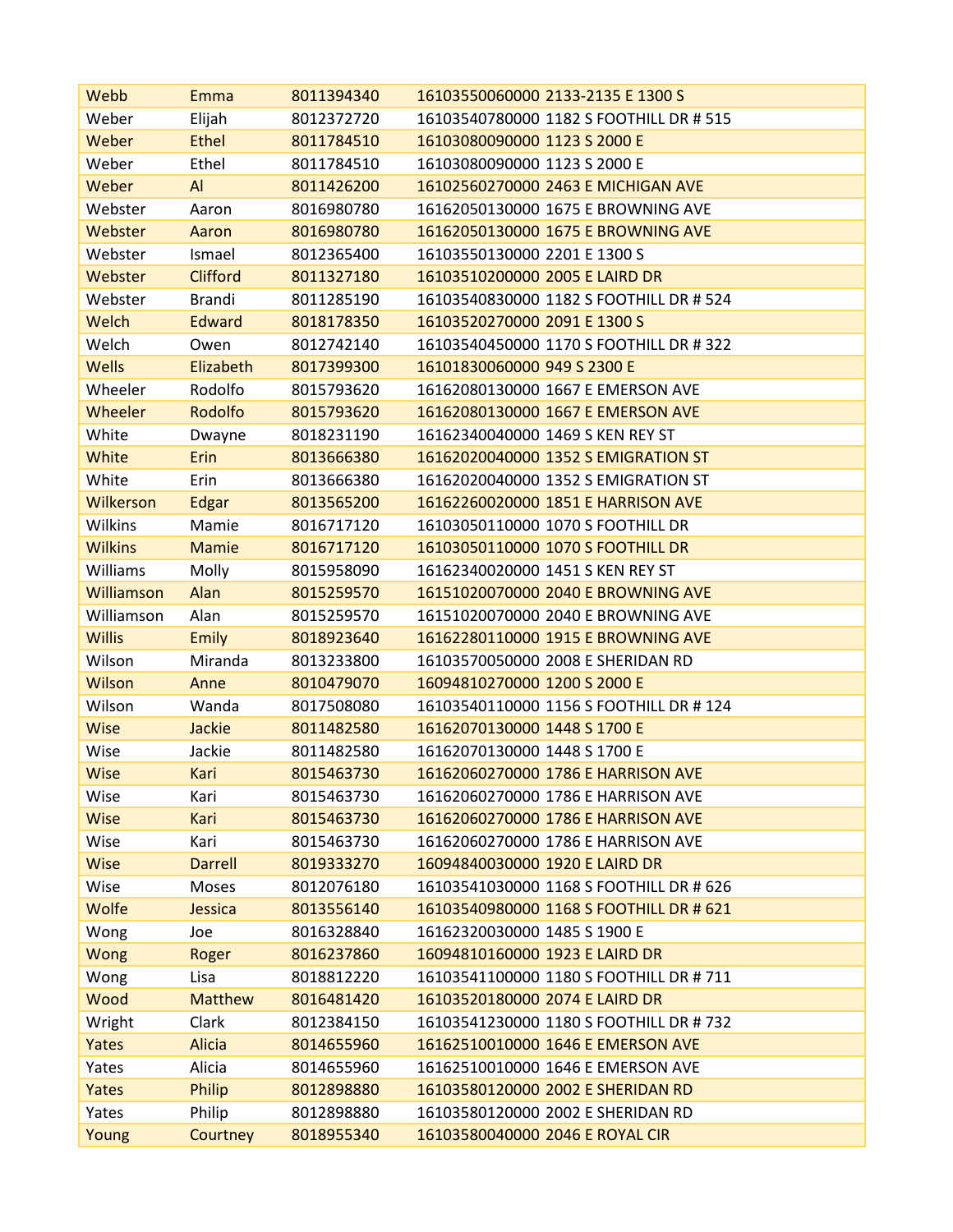| Webb | Emma | 8011394340 | 16103550060000 2133-2135 E 1300 S |
|---|---|---|---|
| Weber | Elijah | 8012372720 | 16103540780000 1182 S FOOTHILL DR # 515 |
| Weber | Ethel | 8011784510 | 16103080090000 1123 S 2000 E |
| Weber | Ethel | 8011784510 | 16103080090000 1123 S 2000 E |
| Weber | Al | 8011426200 | 16102560270000 2463 E MICHIGAN AVE |
| Webster | Aaron | 8016980780 | 16162050130000 1675 E BROWNING AVE |
| Webster | Aaron | 8016980780 | 16162050130000 1675 E BROWNING AVE |
| Webster | Ismael | 8012365400 | 16103550130000 2201 E 1300 S |
| Webster | Clifford | 8011327180 | 16103510200000 2005 E LAIRD DR |
| Webster | Brandi | 8011285190 | 16103540830000 1182 S FOOTHILL DR # 524 |
| Welch | Edward | 8018178350 | 16103520270000 2091 E 1300 S |
| Welch | Owen | 8012742140 | 16103540450000 1170 S FOOTHILL DR # 322 |
| Wells | Elizabeth | 8017399300 | 16101830060000 949 S 2300 E |
| Wheeler | Rodolfo | 8015793620 | 16162080130000 1667 E EMERSON AVE |
| Wheeler | Rodolfo | 8015793620 | 16162080130000 1667 E EMERSON AVE |
| White | Dwayne | 8018231190 | 16162340040000 1469 S KEN REY ST |
| White | Erin | 8013666380 | 16162020040000 1352 S EMIGRATION ST |
| White | Erin | 8013666380 | 16162020040000 1352 S EMIGRATION ST |
| Wilkerson | Edgar | 8013565200 | 16162260020000 1851 E HARRISON AVE |
| Wilkins | Mamie | 8016717120 | 16103050110000 1070 S FOOTHILL DR |
| Wilkins | Mamie | 8016717120 | 16103050110000 1070 S FOOTHILL DR |
| Williams | Molly | 8015958090 | 16162340020000 1451 S KEN REY ST |
| Williamson | Alan | 8015259570 | 16151020070000 2040 E BROWNING AVE |
| Williamson | Alan | 8015259570 | 16151020070000 2040 E BROWNING AVE |
| Willis | Emily | 8018923640 | 16162280110000 1915 E BROWNING AVE |
| Wilson | Miranda | 8013233800 | 16103570050000 2008 E SHERIDAN RD |
| Wilson | Anne | 8010479070 | 16094810270000 1200 S 2000 E |
| Wilson | Wanda | 8017508080 | 16103540110000 1156 S FOOTHILL DR # 124 |
| Wise | Jackie | 8011482580 | 16162070130000 1448 S 1700 E |
| Wise | Jackie | 8011482580 | 16162070130000 1448 S 1700 E |
| Wise | Kari | 8015463730 | 16162060270000 1786 E HARRISON AVE |
| Wise | Kari | 8015463730 | 16162060270000 1786 E HARRISON AVE |
| Wise | Kari | 8015463730 | 16162060270000 1786 E HARRISON AVE |
| Wise | Kari | 8015463730 | 16162060270000 1786 E HARRISON AVE |
| Wise | Darrell | 8019333270 | 16094840030000 1920 E LAIRD DR |
| Wise | Moses | 8012076180 | 16103541030000 1168 S FOOTHILL DR # 626 |
| Wolfe | Jessica | 8013556140 | 16103540980000 1168 S FOOTHILL DR # 621 |
| Wong | Joe | 8016328840 | 16162320030000 1485 S 1900 E |
| Wong | Roger | 8016237860 | 16094810160000 1923 E LAIRD DR |
| Wong | Lisa | 8018812220 | 16103541100000 1180 S FOOTHILL DR # 711 |
| Wood | Matthew | 8016481420 | 16103520180000 2074 E LAIRD DR |
| Wright | Clark | 8012384150 | 16103541230000 1180 S FOOTHILL DR # 732 |
| Yates | Alicia | 8014655960 | 16162510010000 1646 E EMERSON AVE |
| Yates | Alicia | 8014655960 | 16162510010000 1646 E EMERSON AVE |
| Yates | Philip | 8012898880 | 16103580120000 2002 E SHERIDAN RD |
| Yates | Philip | 8012898880 | 16103580120000 2002 E SHERIDAN RD |
| Young | Courtney | 8018955340 | 16103580040000 2046 E ROYAL CIR |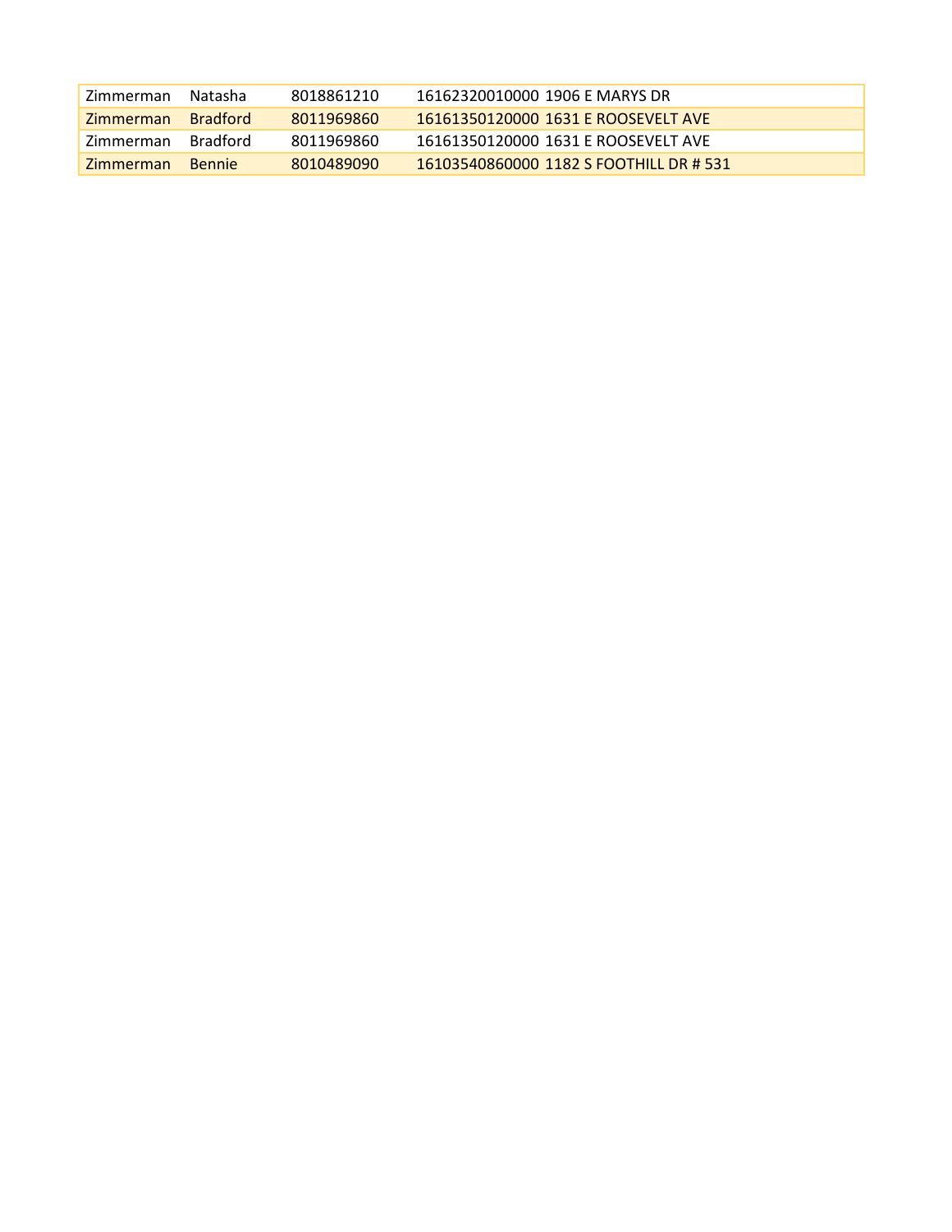| | | | | |
|---|---|---|---|---|
| Zimmerman | Natasha | 8018861210 | 16162320010000 | 1906 E MARYS DR |
| Zimmerman | Bradford | 8011969860 | 16161350120000 | 1631 E ROOSEVELT AVE |
| Zimmerman | Bradford | 8011969860 | 16161350120000 | 1631 E ROOSEVELT AVE |
| Zimmerman | Bennie | 8010489090 | 16103540860000 | 1182 S FOOTHILL DR # 531 |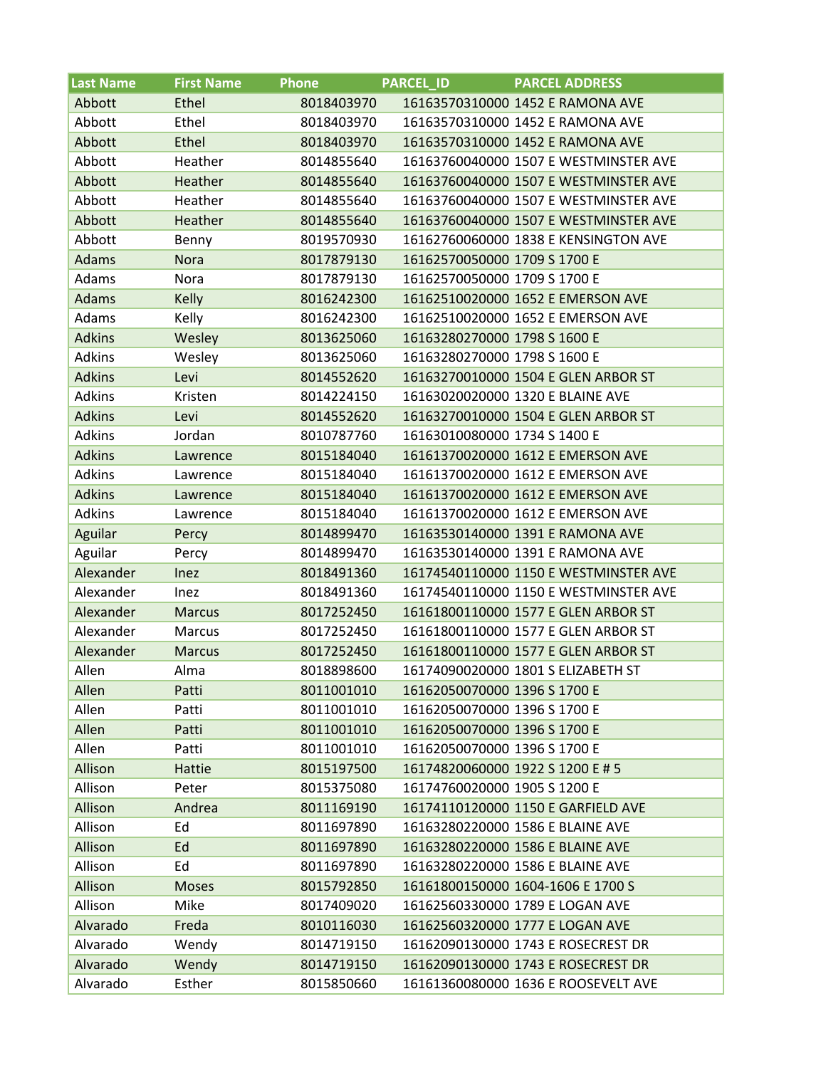| Last Name | First Name | Phone | PARCEL_ID | PARCEL ADDRESS |
|---|---|---|---|---|
| Abbott | Ethel | 8018403970 | 16163570310000 | 1452 E RAMONA AVE |
| Abbott | Ethel | 8018403970 | 16163570310000 | 1452 E RAMONA AVE |
| Abbott | Ethel | 8018403970 | 16163570310000 | 1452 E RAMONA AVE |
| Abbott | Heather | 8014855640 | 16163760040000 | 1507 E WESTMINSTER AVE |
| Abbott | Heather | 8014855640 | 16163760040000 | 1507 E WESTMINSTER AVE |
| Abbott | Heather | 8014855640 | 16163760040000 | 1507 E WESTMINSTER AVE |
| Abbott | Heather | 8014855640 | 16163760040000 | 1507 E WESTMINSTER AVE |
| Abbott | Benny | 8019570930 | 16162760060000 | 1838 E KENSINGTON AVE |
| Adams | Nora | 8017879130 | 16162570050000 | 1709 S 1700 E |
| Adams | Nora | 8017879130 | 16162570050000 | 1709 S 1700 E |
| Adams | Kelly | 8016242300 | 16162510020000 | 1652 E EMERSON AVE |
| Adams | Kelly | 8016242300 | 16162510020000 | 1652 E EMERSON AVE |
| Adkins | Wesley | 8013625060 | 16163280270000 | 1798 S 1600 E |
| Adkins | Wesley | 8013625060 | 16163280270000 | 1798 S 1600 E |
| Adkins | Levi | 8014552620 | 16163270010000 | 1504 E GLEN ARBOR ST |
| Adkins | Kristen | 8014224150 | 16163020020000 | 1320 E BLAINE AVE |
| Adkins | Levi | 8014552620 | 16163270010000 | 1504 E GLEN ARBOR ST |
| Adkins | Jordan | 8010787760 | 16163010080000 | 1734 S 1400 E |
| Adkins | Lawrence | 8015184040 | 16161370020000 | 1612 E EMERSON AVE |
| Adkins | Lawrence | 8015184040 | 16161370020000 | 1612 E EMERSON AVE |
| Adkins | Lawrence | 8015184040 | 16161370020000 | 1612 E EMERSON AVE |
| Adkins | Lawrence | 8015184040 | 16161370020000 | 1612 E EMERSON AVE |
| Aguilar | Percy | 8014899470 | 16163530140000 | 1391 E RAMONA AVE |
| Aguilar | Percy | 8014899470 | 16163530140000 | 1391 E RAMONA AVE |
| Alexander | Inez | 8018491360 | 16174540110000 | 1150 E WESTMINSTER AVE |
| Alexander | Inez | 8018491360 | 16174540110000 | 1150 E WESTMINSTER AVE |
| Alexander | Marcus | 8017252450 | 16161800110000 | 1577 E GLEN ARBOR ST |
| Alexander | Marcus | 8017252450 | 16161800110000 | 1577 E GLEN ARBOR ST |
| Alexander | Marcus | 8017252450 | 16161800110000 | 1577 E GLEN ARBOR ST |
| Allen | Alma | 8018898600 | 16174090020000 | 1801 S ELIZABETH ST |
| Allen | Patti | 8011001010 | 16162050070000 | 1396 S 1700 E |
| Allen | Patti | 8011001010 | 16162050070000 | 1396 S 1700 E |
| Allen | Patti | 8011001010 | 16162050070000 | 1396 S 1700 E |
| Allen | Patti | 8011001010 | 16162050070000 | 1396 S 1700 E |
| Allison | Hattie | 8015197500 | 16174820060000 | 1922 S 1200 E # 5 |
| Allison | Peter | 8015375080 | 16174760020000 | 1905 S 1200 E |
| Allison | Andrea | 8011169190 | 16174110120000 | 1150 E GARFIELD AVE |
| Allison | Ed | 8011697890 | 16163280220000 | 1586 E BLAINE AVE |
| Allison | Ed | 8011697890 | 16163280220000 | 1586 E BLAINE AVE |
| Allison | Ed | 8011697890 | 16163280220000 | 1586 E BLAINE AVE |
| Allison | Moses | 8015792850 | 16161800150000 | 1604-1606 E 1700 S |
| Allison | Mike | 8017409020 | 16162560330000 | 1789 E LOGAN AVE |
| Alvarado | Freda | 8010116030 | 16162560320000 | 1777 E LOGAN AVE |
| Alvarado | Wendy | 8014719150 | 16162090130000 | 1743 E ROSECREST DR |
| Alvarado | Wendy | 8014719150 | 16162090130000 | 1743 E ROSECREST DR |
| Alvarado | Esther | 8015850660 | 16161360080000 | 1636 E ROOSEVELT AVE |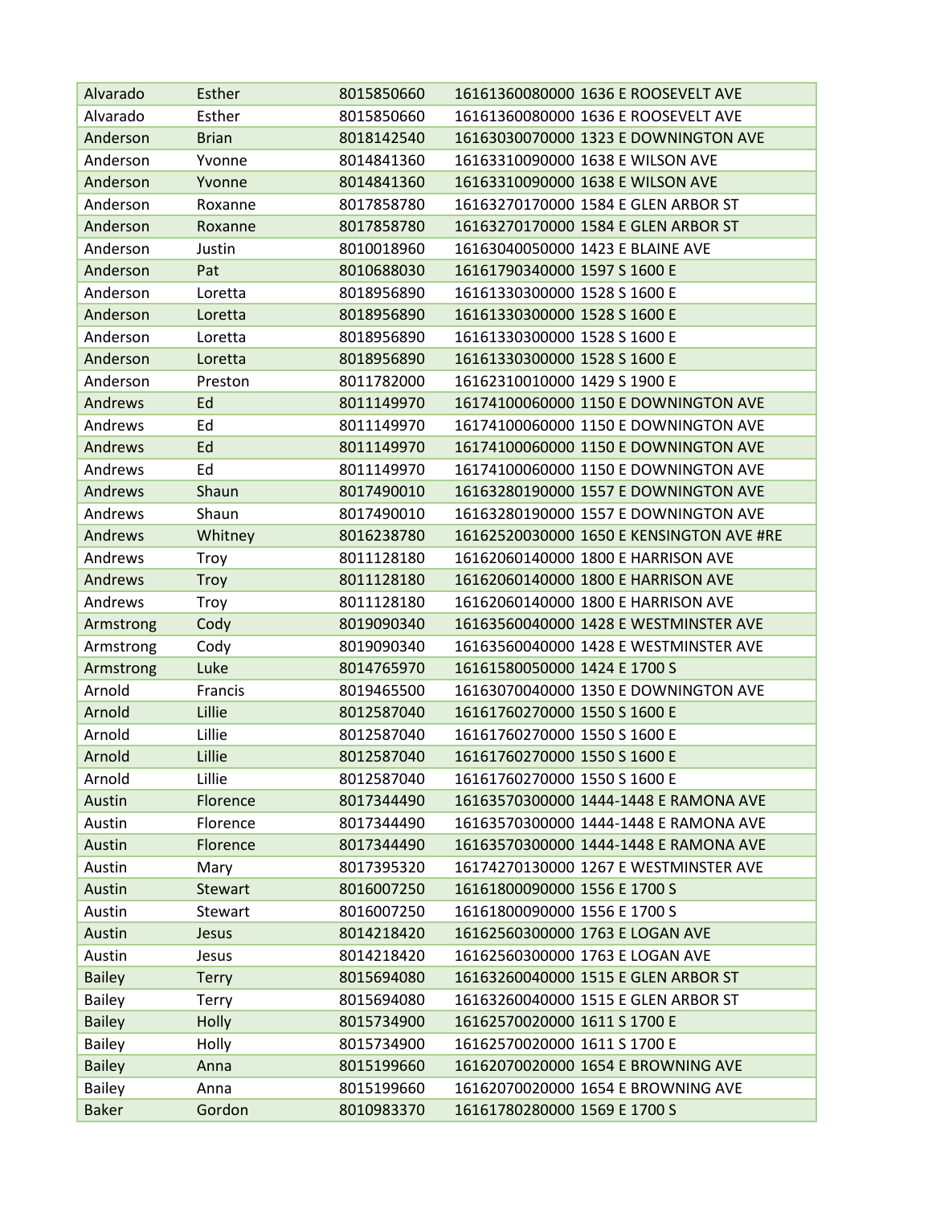| | | | |
|---|---|---|---|
| Alvarado | Esther | 8015850660 | 16161360080000 1636 E ROOSEVELT AVE |
| Alvarado | Esther | 8015850660 | 16161360080000 1636 E ROOSEVELT AVE |
| Anderson | Brian | 8018142540 | 16163030070000 1323 E DOWNINGTON AVE |
| Anderson | Yvonne | 8014841360 | 16163310090000 1638 E WILSON AVE |
| Anderson | Yvonne | 8014841360 | 16163310090000 1638 E WILSON AVE |
| Anderson | Roxanne | 8017858780 | 16163270170000 1584 E GLEN ARBOR ST |
| Anderson | Roxanne | 8017858780 | 16163270170000 1584 E GLEN ARBOR ST |
| Anderson | Justin | 8010018960 | 16163040050000 1423 E BLAINE AVE |
| Anderson | Pat | 8010688030 | 16161790340000 1597 S 1600 E |
| Anderson | Loretta | 8018956890 | 16161330300000 1528 S 1600 E |
| Anderson | Loretta | 8018956890 | 16161330300000 1528 S 1600 E |
| Anderson | Loretta | 8018956890 | 16161330300000 1528 S 1600 E |
| Anderson | Loretta | 8018956890 | 16161330300000 1528 S 1600 E |
| Anderson | Preston | 8011782000 | 16162310010000 1429 S 1900 E |
| Andrews | Ed | 8011149970 | 16174100060000 1150 E DOWNINGTON AVE |
| Andrews | Ed | 8011149970 | 16174100060000 1150 E DOWNINGTON AVE |
| Andrews | Ed | 8011149970 | 16174100060000 1150 E DOWNINGTON AVE |
| Andrews | Ed | 8011149970 | 16174100060000 1150 E DOWNINGTON AVE |
| Andrews | Shaun | 8017490010 | 16163280190000 1557 E DOWNINGTON AVE |
| Andrews | Shaun | 8017490010 | 16163280190000 1557 E DOWNINGTON AVE |
| Andrews | Whitney | 8016238780 | 16162520030000 1650 E KENSINGTON AVE #RE |
| Andrews | Troy | 8011128180 | 16162060140000 1800 E HARRISON AVE |
| Andrews | Troy | 8011128180 | 16162060140000 1800 E HARRISON AVE |
| Andrews | Troy | 8011128180 | 16162060140000 1800 E HARRISON AVE |
| Armstrong | Cody | 8019090340 | 16163560040000 1428 E WESTMINSTER AVE |
| Armstrong | Cody | 8019090340 | 16163560040000 1428 E WESTMINSTER AVE |
| Armstrong | Luke | 8014765970 | 16161580050000 1424 E 1700 S |
| Arnold | Francis | 8019465500 | 16163070040000 1350 E DOWNINGTON AVE |
| Arnold | Lillie | 8012587040 | 16161760270000 1550 S 1600 E |
| Arnold | Lillie | 8012587040 | 16161760270000 1550 S 1600 E |
| Arnold | Lillie | 8012587040 | 16161760270000 1550 S 1600 E |
| Arnold | Lillie | 8012587040 | 16161760270000 1550 S 1600 E |
| Austin | Florence | 8017344490 | 16163570300000 1444-1448 E RAMONA AVE |
| Austin | Florence | 8017344490 | 16163570300000 1444-1448 E RAMONA AVE |
| Austin | Florence | 8017344490 | 16163570300000 1444-1448 E RAMONA AVE |
| Austin | Mary | 8017395320 | 16174270130000 1267 E WESTMINSTER AVE |
| Austin | Stewart | 8016007250 | 16161800090000 1556 E 1700 S |
| Austin | Stewart | 8016007250 | 16161800090000 1556 E 1700 S |
| Austin | Jesus | 8014218420 | 16162560300000 1763 E LOGAN AVE |
| Austin | Jesus | 8014218420 | 16162560300000 1763 E LOGAN AVE |
| Bailey | Terry | 8015694080 | 16163260040000 1515 E GLEN ARBOR ST |
| Bailey | Terry | 8015694080 | 16163260040000 1515 E GLEN ARBOR ST |
| Bailey | Holly | 8015734900 | 16162570020000 1611 S 1700 E |
| Bailey | Holly | 8015734900 | 16162570020000 1611 S 1700 E |
| Bailey | Anna | 8015199660 | 16162070020000 1654 E BROWNING AVE |
| Bailey | Anna | 8015199660 | 16162070020000 1654 E BROWNING AVE |
| Baker | Gordon | 8010983370 | 16161780280000 1569 E 1700 S |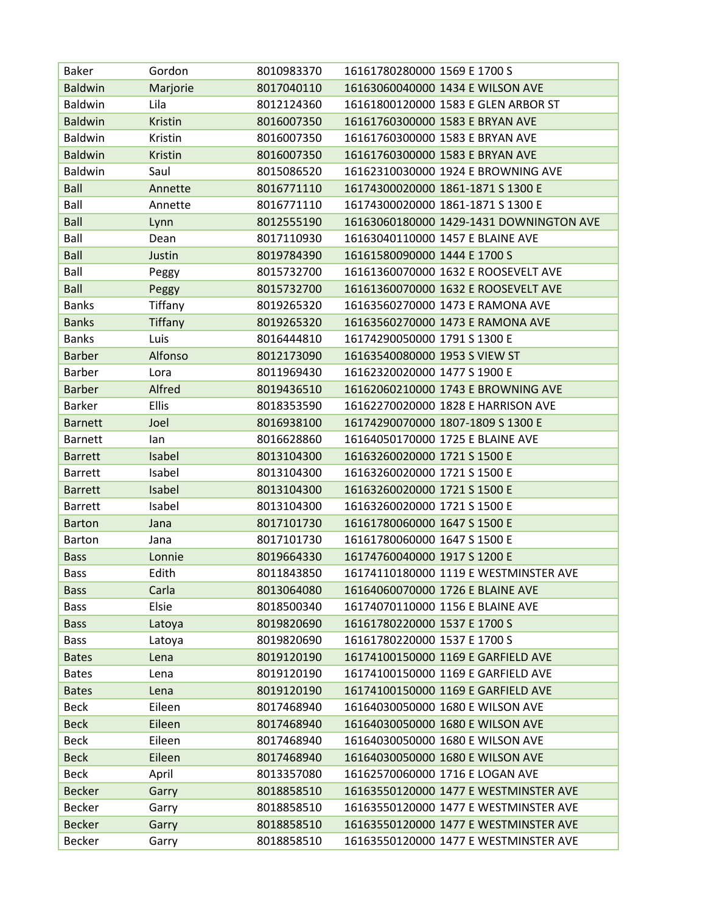| Baker | Gordon | 8010983370 | 16161780280000 1569 E 1700 S |
|---|---|---|---|
| Baldwin | Marjorie | 8017040110 | 16163060040000 1434 E WILSON AVE |
| Baldwin | Lila | 8012124360 | 16161800120000 1583 E GLEN ARBOR ST |
| Baldwin | Kristin | 8016007350 | 16161760300000 1583 E BRYAN AVE |
| Baldwin | Kristin | 8016007350 | 16161760300000 1583 E BRYAN AVE |
| Baldwin | Kristin | 8016007350 | 16161760300000 1583 E BRYAN AVE |
| Baldwin | Saul | 8015086520 | 16162310030000 1924 E BROWNING AVE |
| Ball | Annette | 8016771110 | 16174300020000 1861-1871 S 1300 E |
| Ball | Annette | 8016771110 | 16174300020000 1861-1871 S 1300 E |
| Ball | Lynn | 8012555190 | 16163060180000 1429-1431 DOWNINGTON AVE |
| Ball | Dean | 8017110930 | 16163040110000 1457 E BLAINE AVE |
| Ball | Justin | 8019784390 | 16161580090000 1444 E 1700 S |
| Ball | Peggy | 8015732700 | 16161360070000 1632 E ROOSEVELT AVE |
| Ball | Peggy | 8015732700 | 16161360070000 1632 E ROOSEVELT AVE |
| Banks | Tiffany | 8019265320 | 16163560270000 1473 E RAMONA AVE |
| Banks | Tiffany | 8019265320 | 16163560270000 1473 E RAMONA AVE |
| Banks | Luis | 8016444810 | 16174290050000 1791 S 1300 E |
| Barber | Alfonso | 8012173090 | 16163540080000 1953 S VIEW ST |
| Barber | Lora | 8011969430 | 16162320020000 1477 S 1900 E |
| Barber | Alfred | 8019436510 | 16162060210000 1743 E BROWNING AVE |
| Barker | Ellis | 8018353590 | 16162270020000 1828 E HARRISON AVE |
| Barnett | Joel | 8016938100 | 16174290070000 1807-1809 S 1300 E |
| Barnett | Ian | 8016628860 | 16164050170000 1725 E BLAINE AVE |
| Barrett | Isabel | 8013104300 | 16163260020000 1721 S 1500 E |
| Barrett | Isabel | 8013104300 | 16163260020000 1721 S 1500 E |
| Barrett | Isabel | 8013104300 | 16163260020000 1721 S 1500 E |
| Barrett | Isabel | 8013104300 | 16163260020000 1721 S 1500 E |
| Barton | Jana | 8017101730 | 16161780060000 1647 S 1500 E |
| Barton | Jana | 8017101730 | 16161780060000 1647 S 1500 E |
| Bass | Lonnie | 8019664330 | 16174760040000 1917 S 1200 E |
| Bass | Edith | 8011843850 | 16174110180000 1119 E WESTMINSTER AVE |
| Bass | Carla | 8013064080 | 16164060070000 1726 E BLAINE AVE |
| Bass | Elsie | 8018500340 | 16174070110000 1156 E BLAINE AVE |
| Bass | Latoya | 8019820690 | 16161780220000 1537 E 1700 S |
| Bass | Latoya | 8019820690 | 16161780220000 1537 E 1700 S |
| Bates | Lena | 8019120190 | 16174100150000 1169 E GARFIELD AVE |
| Bates | Lena | 8019120190 | 16174100150000 1169 E GARFIELD AVE |
| Bates | Lena | 8019120190 | 16174100150000 1169 E GARFIELD AVE |
| Beck | Eileen | 8017468940 | 16164030050000 1680 E WILSON AVE |
| Beck | Eileen | 8017468940 | 16164030050000 1680 E WILSON AVE |
| Beck | Eileen | 8017468940 | 16164030050000 1680 E WILSON AVE |
| Beck | Eileen | 8017468940 | 16164030050000 1680 E WILSON AVE |
| Beck | April | 8013357080 | 16162570060000 1716 E LOGAN AVE |
| Becker | Garry | 8018858510 | 16163550120000 1477 E WESTMINSTER AVE |
| Becker | Garry | 8018858510 | 16163550120000 1477 E WESTMINSTER AVE |
| Becker | Garry | 8018858510 | 16163550120000 1477 E WESTMINSTER AVE |
| Becker | Garry | 8018858510 | 16163550120000 1477 E WESTMINSTER AVE |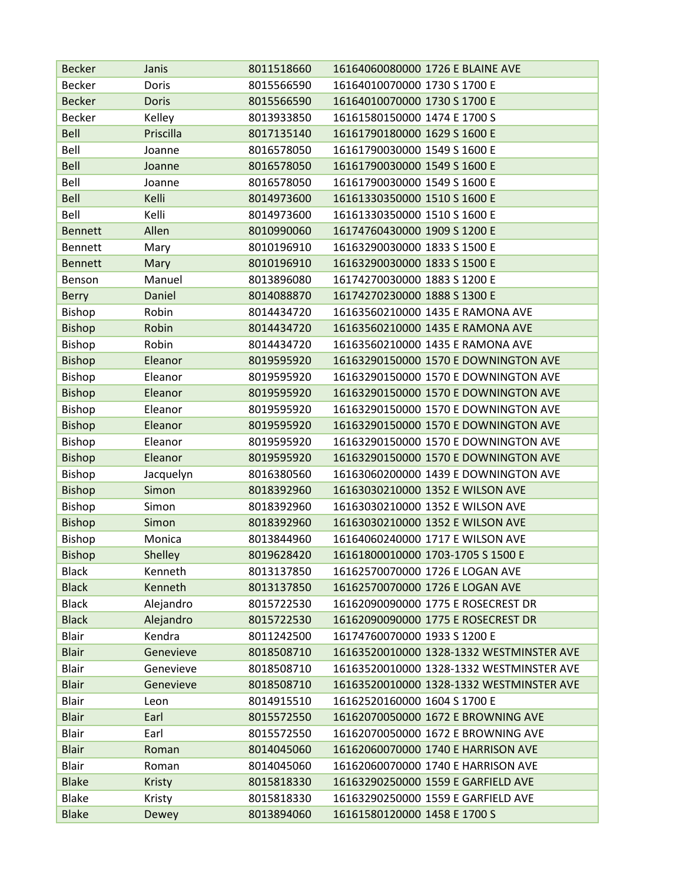| | | | |
|---|---|---|---|
| Becker | Janis | 8011518660 | 16164060080000 1726 E BLAINE AVE |
| Becker | Doris | 8015566590 | 16164010070000 1730 S 1700 E |
| Becker | Doris | 8015566590 | 16164010070000 1730 S 1700 E |
| Becker | Kelley | 8013933850 | 16161580150000 1474 E 1700 S |
| Bell | Priscilla | 8017135140 | 16161790180000 1629 S 1600 E |
| Bell | Joanne | 8016578050 | 16161790030000 1549 S 1600 E |
| Bell | Joanne | 8016578050 | 16161790030000 1549 S 1600 E |
| Bell | Joanne | 8016578050 | 16161790030000 1549 S 1600 E |
| Bell | Kelli | 8014973600 | 16161330350000 1510 S 1600 E |
| Bell | Kelli | 8014973600 | 16161330350000 1510 S 1600 E |
| Bennett | Allen | 8010990060 | 16174760430000 1909 S 1200 E |
| Bennett | Mary | 8010196910 | 16163290030000 1833 S 1500 E |
| Bennett | Mary | 8010196910 | 16163290030000 1833 S 1500 E |
| Benson | Manuel | 8013896080 | 16174270030000 1883 S 1200 E |
| Berry | Daniel | 8014088870 | 16174270230000 1888 S 1300 E |
| Bishop | Robin | 8014434720 | 16163560210000 1435 E RAMONA AVE |
| Bishop | Robin | 8014434720 | 16163560210000 1435 E RAMONA AVE |
| Bishop | Robin | 8014434720 | 16163560210000 1435 E RAMONA AVE |
| Bishop | Eleanor | 8019595920 | 16163290150000 1570 E DOWNINGTON AVE |
| Bishop | Eleanor | 8019595920 | 16163290150000 1570 E DOWNINGTON AVE |
| Bishop | Eleanor | 8019595920 | 16163290150000 1570 E DOWNINGTON AVE |
| Bishop | Eleanor | 8019595920 | 16163290150000 1570 E DOWNINGTON AVE |
| Bishop | Eleanor | 8019595920 | 16163290150000 1570 E DOWNINGTON AVE |
| Bishop | Eleanor | 8019595920 | 16163290150000 1570 E DOWNINGTON AVE |
| Bishop | Eleanor | 8019595920 | 16163290150000 1570 E DOWNINGTON AVE |
| Bishop | Jacquelyn | 8016380560 | 16163060200000 1439 E DOWNINGTON AVE |
| Bishop | Simon | 8018392960 | 16163030210000 1352 E WILSON AVE |
| Bishop | Simon | 8018392960 | 16163030210000 1352 E WILSON AVE |
| Bishop | Simon | 8018392960 | 16163030210000 1352 E WILSON AVE |
| Bishop | Monica | 8013844960 | 16164060240000 1717 E WILSON AVE |
| Bishop | Shelley | 8019628420 | 16161800010000 1703-1705 S 1500 E |
| Black | Kenneth | 8013137850 | 16162570070000 1726 E LOGAN AVE |
| Black | Kenneth | 8013137850 | 16162570070000 1726 E LOGAN AVE |
| Black | Alejandro | 8015722530 | 16162090090000 1775 E ROSECREST DR |
| Black | Alejandro | 8015722530 | 16162090090000 1775 E ROSECREST DR |
| Blair | Kendra | 8011242500 | 16174760070000 1933 S 1200 E |
| Blair | Genevieve | 8018508710 | 16163520010000 1328-1332 WESTMINSTER AVE |
| Blair | Genevieve | 8018508710 | 16163520010000 1328-1332 WESTMINSTER AVE |
| Blair | Genevieve | 8018508710 | 16163520010000 1328-1332 WESTMINSTER AVE |
| Blair | Leon | 8014915510 | 16162520160000 1604 S 1700 E |
| Blair | Earl | 8015572550 | 16162070050000 1672 E BROWNING AVE |
| Blair | Earl | 8015572550 | 16162070050000 1672 E BROWNING AVE |
| Blair | Roman | 8014045060 | 16162060070000 1740 E HARRISON AVE |
| Blair | Roman | 8014045060 | 16162060070000 1740 E HARRISON AVE |
| Blake | Kristy | 8015818330 | 16163290250000 1559 E GARFIELD AVE |
| Blake | Kristy | 8015818330 | 16163290250000 1559 E GARFIELD AVE |
| Blake | Dewey | 8013894060 | 16161580120000 1458 E 1700 S |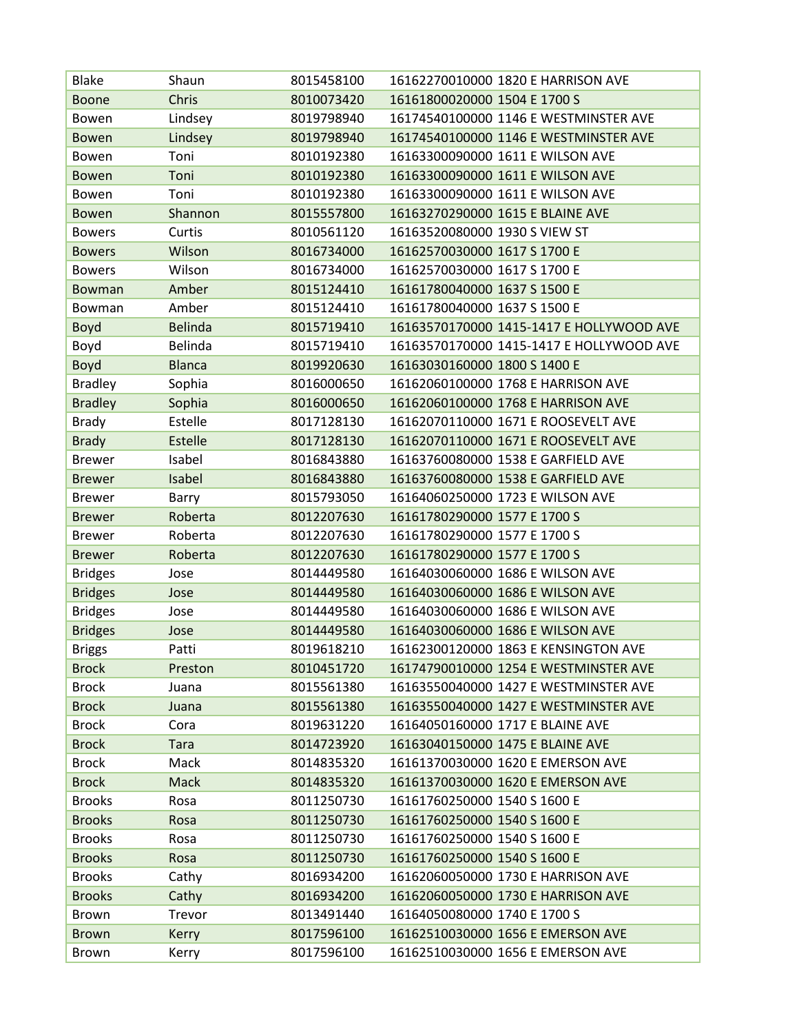| Blake | Shaun | 8015458100 | 16162270010000 1820 E HARRISON AVE |
|---|---|---|---|
| Boone | Chris | 8010073420 | 16161800020000 1504 E 1700 S |
| Bowen | Lindsey | 8019798940 | 16174540100000 1146 E WESTMINSTER AVE |
| Bowen | Lindsey | 8019798940 | 16174540100000 1146 E WESTMINSTER AVE |
| Bowen | Toni | 8010192380 | 16163300090000 1611 E WILSON AVE |
| Bowen | Toni | 8010192380 | 16163300090000 1611 E WILSON AVE |
| Bowen | Toni | 8010192380 | 16163300090000 1611 E WILSON AVE |
| Bowen | Shannon | 8015557800 | 16163270290000 1615 E BLAINE AVE |
| Bowers | Curtis | 8010561120 | 16163520080000 1930 S VIEW ST |
| Bowers | Wilson | 8016734000 | 16162570030000 1617 S 1700 E |
| Bowers | Wilson | 8016734000 | 16162570030000 1617 S 1700 E |
| Bowman | Amber | 8015124410 | 16161780040000 1637 S 1500 E |
| Bowman | Amber | 8015124410 | 16161780040000 1637 S 1500 E |
| Boyd | Belinda | 8015719410 | 16163570170000 1415-1417 E HOLLYWOOD AVE |
| Boyd | Belinda | 8015719410 | 16163570170000 1415-1417 E HOLLYWOOD AVE |
| Boyd | Blanca | 8019920630 | 16163030160000 1800 S 1400 E |
| Bradley | Sophia | 8016000650 | 16162060100000 1768 E HARRISON AVE |
| Bradley | Sophia | 8016000650 | 16162060100000 1768 E HARRISON AVE |
| Brady | Estelle | 8017128130 | 16162070110000 1671 E ROOSEVELT AVE |
| Brady | Estelle | 8017128130 | 16162070110000 1671 E ROOSEVELT AVE |
| Brewer | Isabel | 8016843880 | 16163760080000 1538 E GARFIELD AVE |
| Brewer | Isabel | 8016843880 | 16163760080000 1538 E GARFIELD AVE |
| Brewer | Barry | 8015793050 | 16164060250000 1723 E WILSON AVE |
| Brewer | Roberta | 8012207630 | 16161780290000 1577 E 1700 S |
| Brewer | Roberta | 8012207630 | 16161780290000 1577 E 1700 S |
| Brewer | Roberta | 8012207630 | 16161780290000 1577 E 1700 S |
| Bridges | Jose | 8014449580 | 16164030060000 1686 E WILSON AVE |
| Bridges | Jose | 8014449580 | 16164030060000 1686 E WILSON AVE |
| Bridges | Jose | 8014449580 | 16164030060000 1686 E WILSON AVE |
| Bridges | Jose | 8014449580 | 16164030060000 1686 E WILSON AVE |
| Briggs | Patti | 8019618210 | 16162300120000 1863 E KENSINGTON AVE |
| Brock | Preston | 8010451720 | 16174790010000 1254 E WESTMINSTER AVE |
| Brock | Juana | 8015561380 | 16163550040000 1427 E WESTMINSTER AVE |
| Brock | Juana | 8015561380 | 16163550040000 1427 E WESTMINSTER AVE |
| Brock | Cora | 8019631220 | 16164050160000 1717 E BLAINE AVE |
| Brock | Tara | 8014723920 | 16163040150000 1475 E BLAINE AVE |
| Brock | Mack | 8014835320 | 16161370030000 1620 E EMERSON AVE |
| Brock | Mack | 8014835320 | 16161370030000 1620 E EMERSON AVE |
| Brooks | Rosa | 8011250730 | 16161760250000 1540 S 1600 E |
| Brooks | Rosa | 8011250730 | 16161760250000 1540 S 1600 E |
| Brooks | Rosa | 8011250730 | 16161760250000 1540 S 1600 E |
| Brooks | Rosa | 8011250730 | 16161760250000 1540 S 1600 E |
| Brooks | Cathy | 8016934200 | 16162060050000 1730 E HARRISON AVE |
| Brooks | Cathy | 8016934200 | 16162060050000 1730 E HARRISON AVE |
| Brown | Trevor | 8013491440 | 16164050080000 1740 E 1700 S |
| Brown | Kerry | 8017596100 | 16162510030000 1656 E EMERSON AVE |
| Brown | Kerry | 8017596100 | 16162510030000 1656 E EMERSON AVE |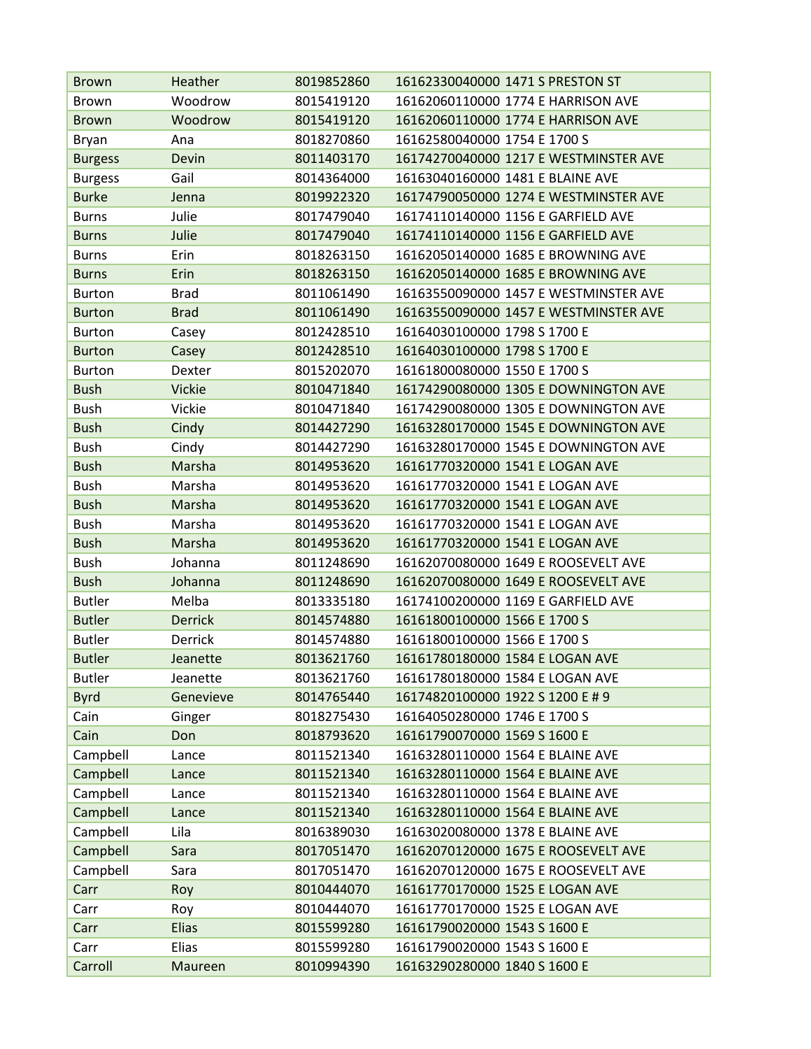| Brown | Heather | 8019852860 | 16162330040000 1471 S PRESTON ST |
|---|---|---|---|
| Brown | Woodrow | 8015419120 | 16162060110000 1774 E HARRISON AVE |
| Brown | Woodrow | 8015419120 | 16162060110000 1774 E HARRISON AVE |
| Bryan | Ana | 8018270860 | 16162580040000 1754 E 1700 S |
| Burgess | Devin | 8011403170 | 16174270040000 1217 E WESTMINSTER AVE |
| Burgess | Gail | 8014364000 | 16163040160000 1481 E BLAINE AVE |
| Burke | Jenna | 8019922320 | 16174790050000 1274 E WESTMINSTER AVE |
| Burns | Julie | 8017479040 | 16174110140000 1156 E GARFIELD AVE |
| Burns | Julie | 8017479040 | 16174110140000 1156 E GARFIELD AVE |
| Burns | Erin | 8018263150 | 16162050140000 1685 E BROWNING AVE |
| Burns | Erin | 8018263150 | 16162050140000 1685 E BROWNING AVE |
| Burton | Brad | 8011061490 | 16163550090000 1457 E WESTMINSTER AVE |
| Burton | Brad | 8011061490 | 16163550090000 1457 E WESTMINSTER AVE |
| Burton | Casey | 8012428510 | 16164030100000 1798 S 1700 E |
| Burton | Casey | 8012428510 | 16164030100000 1798 S 1700 E |
| Burton | Dexter | 8015202070 | 16161800080000 1550 E 1700 S |
| Bush | Vickie | 8010471840 | 16174290080000 1305 E DOWNINGTON AVE |
| Bush | Vickie | 8010471840 | 16174290080000 1305 E DOWNINGTON AVE |
| Bush | Cindy | 8014427290 | 16163280170000 1545 E DOWNINGTON AVE |
| Bush | Cindy | 8014427290 | 16163280170000 1545 E DOWNINGTON AVE |
| Bush | Marsha | 8014953620 | 16161770320000 1541 E LOGAN AVE |
| Bush | Marsha | 8014953620 | 16161770320000 1541 E LOGAN AVE |
| Bush | Marsha | 8014953620 | 16161770320000 1541 E LOGAN AVE |
| Bush | Marsha | 8014953620 | 16161770320000 1541 E LOGAN AVE |
| Bush | Marsha | 8014953620 | 16161770320000 1541 E LOGAN AVE |
| Bush | Johanna | 8011248690 | 16162070080000 1649 E ROOSEVELT AVE |
| Bush | Johanna | 8011248690 | 16162070080000 1649 E ROOSEVELT AVE |
| Butler | Melba | 8013335180 | 16174100200000 1169 E GARFIELD AVE |
| Butler | Derrick | 8014574880 | 16161800100000 1566 E 1700 S |
| Butler | Derrick | 8014574880 | 16161800100000 1566 E 1700 S |
| Butler | Jeanette | 8013621760 | 16161780180000 1584 E LOGAN AVE |
| Butler | Jeanette | 8013621760 | 16161780180000 1584 E LOGAN AVE |
| Byrd | Genevieve | 8014765440 | 16174820100000 1922 S 1200 E # 9 |
| Cain | Ginger | 8018275430 | 16164050280000 1746 E 1700 S |
| Cain | Don | 8018793620 | 16161790070000 1569 S 1600 E |
| Campbell | Lance | 8011521340 | 16163280110000 1564 E BLAINE AVE |
| Campbell | Lance | 8011521340 | 16163280110000 1564 E BLAINE AVE |
| Campbell | Lance | 8011521340 | 16163280110000 1564 E BLAINE AVE |
| Campbell | Lance | 8011521340 | 16163280110000 1564 E BLAINE AVE |
| Campbell | Lila | 8016389030 | 16163020080000 1378 E BLAINE AVE |
| Campbell | Sara | 8017051470 | 16162070120000 1675 E ROOSEVELT AVE |
| Campbell | Sara | 8017051470 | 16162070120000 1675 E ROOSEVELT AVE |
| Carr | Roy | 8010444070 | 16161770170000 1525 E LOGAN AVE |
| Carr | Roy | 8010444070 | 16161770170000 1525 E LOGAN AVE |
| Carr | Elias | 8015599280 | 16161790020000 1543 S 1600 E |
| Carr | Elias | 8015599280 | 16161790020000 1543 S 1600 E |
| Carroll | Maureen | 8010994390 | 16163290280000 1840 S 1600 E |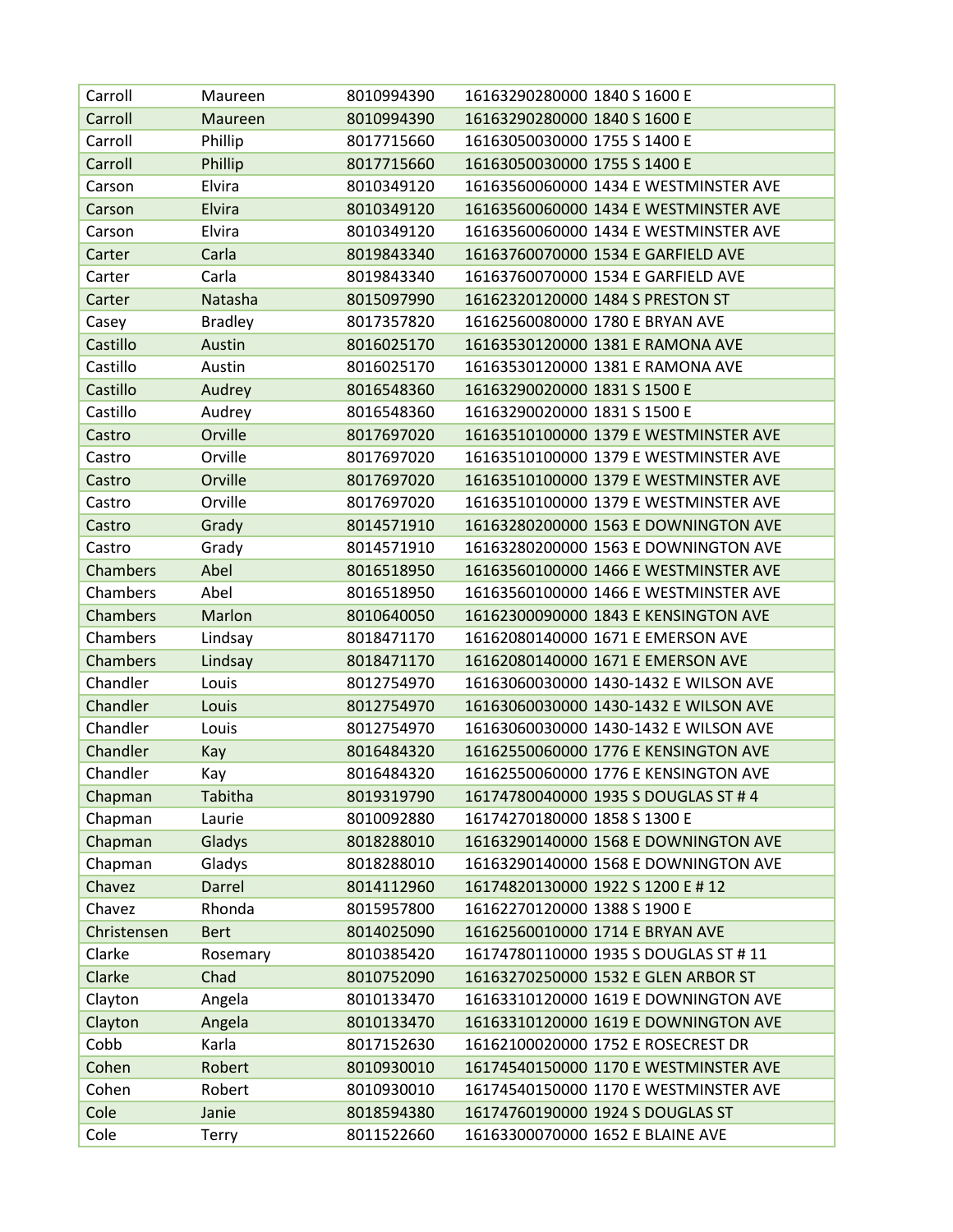| Carroll | Maureen | 8010994390 | 16163290280000 1840 S 1600 E |
|---|---|---|---|
| Carroll | Maureen | 8010994390 | 16163290280000 1840 S 1600 E |
| Carroll | Phillip | 8017715660 | 16163050030000 1755 S 1400 E |
| Carroll | Phillip | 8017715660 | 16163050030000 1755 S 1400 E |
| Carson | Elvira | 8010349120 | 16163560060000 1434 E WESTMINSTER AVE |
| Carson | Elvira | 8010349120 | 16163560060000 1434 E WESTMINSTER AVE |
| Carson | Elvira | 8010349120 | 16163560060000 1434 E WESTMINSTER AVE |
| Carter | Carla | 8019843340 | 16163760070000 1534 E GARFIELD AVE |
| Carter | Carla | 8019843340 | 16163760070000 1534 E GARFIELD AVE |
| Carter | Natasha | 8015097990 | 16162320120000 1484 S PRESTON ST |
| Casey | Bradley | 8017357820 | 16162560080000 1780 E BRYAN AVE |
| Castillo | Austin | 8016025170 | 16163530120000 1381 E RAMONA AVE |
| Castillo | Austin | 8016025170 | 16163530120000 1381 E RAMONA AVE |
| Castillo | Audrey | 8016548360 | 16163290020000 1831 S 1500 E |
| Castillo | Audrey | 8016548360 | 16163290020000 1831 S 1500 E |
| Castro | Orville | 8017697020 | 16163510100000 1379 E WESTMINSTER AVE |
| Castro | Orville | 8017697020 | 16163510100000 1379 E WESTMINSTER AVE |
| Castro | Orville | 8017697020 | 16163510100000 1379 E WESTMINSTER AVE |
| Castro | Orville | 8017697020 | 16163510100000 1379 E WESTMINSTER AVE |
| Castro | Grady | 8014571910 | 16163280200000 1563 E DOWNINGTON AVE |
| Castro | Grady | 8014571910 | 16163280200000 1563 E DOWNINGTON AVE |
| Chambers | Abel | 8016518950 | 16163560100000 1466 E WESTMINSTER AVE |
| Chambers | Abel | 8016518950 | 16163560100000 1466 E WESTMINSTER AVE |
| Chambers | Marlon | 8010640050 | 16162300090000 1843 E KENSINGTON AVE |
| Chambers | Lindsay | 8018471170 | 16162080140000 1671 E EMERSON AVE |
| Chambers | Lindsay | 8018471170 | 16162080140000 1671 E EMERSON AVE |
| Chandler | Louis | 8012754970 | 16163060030000 1430-1432 E WILSON AVE |
| Chandler | Louis | 8012754970 | 16163060030000 1430-1432 E WILSON AVE |
| Chandler | Louis | 8012754970 | 16163060030000 1430-1432 E WILSON AVE |
| Chandler | Kay | 8016484320 | 16162550060000 1776 E KENSINGTON AVE |
| Chandler | Kay | 8016484320 | 16162550060000 1776 E KENSINGTON AVE |
| Chapman | Tabitha | 8019319790 | 16174780040000 1935 S DOUGLAS ST # 4 |
| Chapman | Laurie | 8010092880 | 16174270180000 1858 S 1300 E |
| Chapman | Gladys | 8018288010 | 16163290140000 1568 E DOWNINGTON AVE |
| Chapman | Gladys | 8018288010 | 16163290140000 1568 E DOWNINGTON AVE |
| Chavez | Darrel | 8014112960 | 16174820130000 1922 S 1200 E # 12 |
| Chavez | Rhonda | 8015957800 | 16162270120000 1388 S 1900 E |
| Christensen | Bert | 8014025090 | 16162560010000 1714 E BRYAN AVE |
| Clarke | Rosemary | 8010385420 | 16174780110000 1935 S DOUGLAS ST # 11 |
| Clarke | Chad | 8010752090 | 16163270250000 1532 E GLEN ARBOR ST |
| Clayton | Angela | 8010133470 | 16163310120000 1619 E DOWNINGTON AVE |
| Clayton | Angela | 8010133470 | 16163310120000 1619 E DOWNINGTON AVE |
| Cobb | Karla | 8017152630 | 16162100020000 1752 E ROSECREST DR |
| Cohen | Robert | 8010930010 | 16174540150000 1170 E WESTMINSTER AVE |
| Cohen | Robert | 8010930010 | 16174540150000 1170 E WESTMINSTER AVE |
| Cole | Janie | 8018594380 | 16174760190000 1924 S DOUGLAS ST |
| Cole | Terry | 8011522660 | 16163300070000 1652 E BLAINE AVE |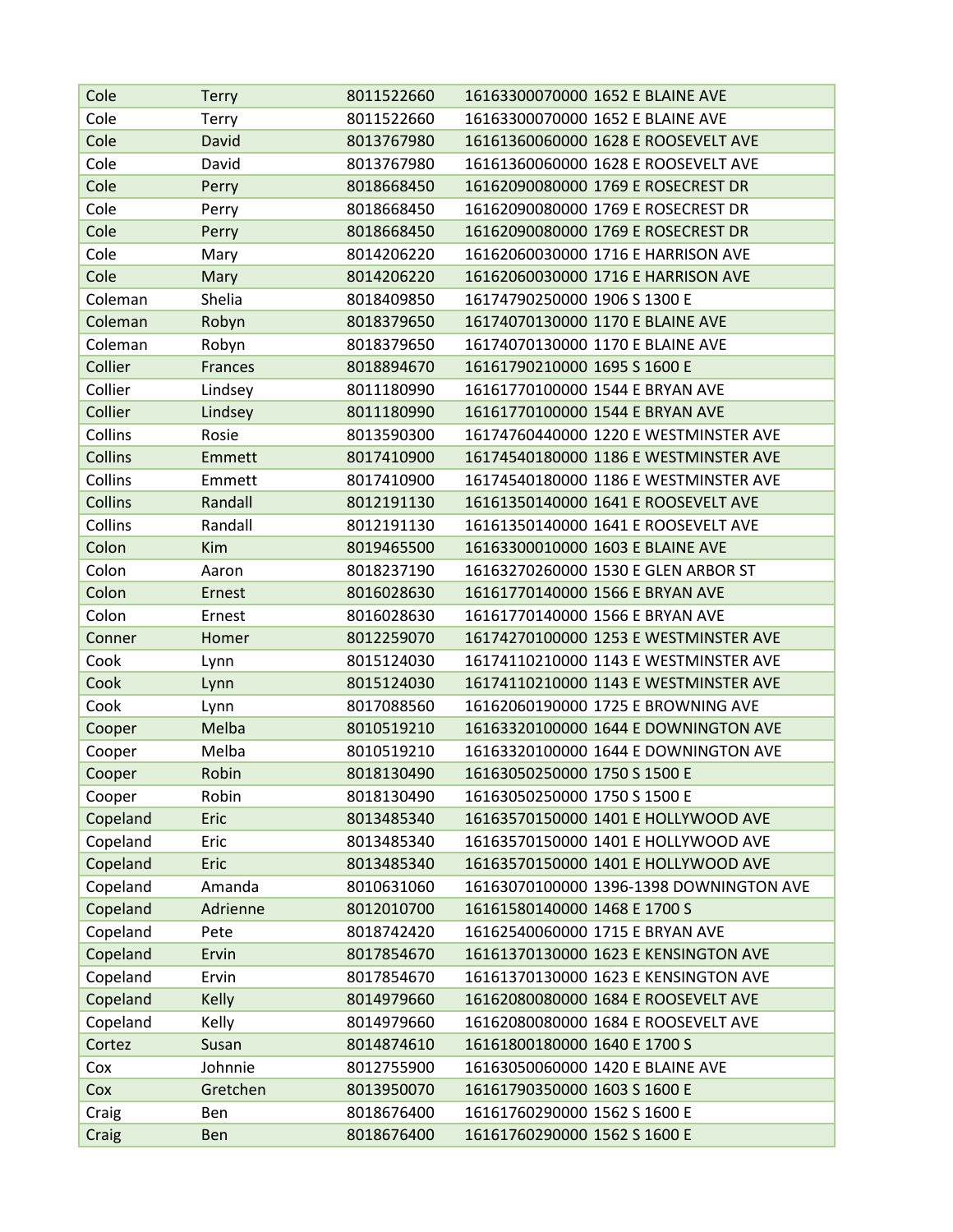| Cole | Terry | 8011522660 | 16163300070000 1652 E BLAINE AVE |
|---|---|---|---|
| Cole | Terry | 8011522660 | 16163300070000 1652 E BLAINE AVE |
| Cole | David | 8013767980 | 16161360060000 1628 E ROOSEVELT AVE |
| Cole | David | 8013767980 | 16161360060000 1628 E ROOSEVELT AVE |
| Cole | Perry | 8018668450 | 16162090080000 1769 E ROSECREST DR |
| Cole | Perry | 8018668450 | 16162090080000 1769 E ROSECREST DR |
| Cole | Perry | 8018668450 | 16162090080000 1769 E ROSECREST DR |
| Cole | Mary | 8014206220 | 16162060030000 1716 E HARRISON AVE |
| Cole | Mary | 8014206220 | 16162060030000 1716 E HARRISON AVE |
| Coleman | Shelia | 8018409850 | 16174790250000 1906 S 1300 E |
| Coleman | Robyn | 8018379650 | 16174070130000 1170 E BLAINE AVE |
| Coleman | Robyn | 8018379650 | 16174070130000 1170 E BLAINE AVE |
| Collier | Frances | 8018894670 | 16161790210000 1695 S 1600 E |
| Collier | Lindsey | 8011180990 | 16161770100000 1544 E BRYAN AVE |
| Collier | Lindsey | 8011180990 | 16161770100000 1544 E BRYAN AVE |
| Collins | Rosie | 8013590300 | 16174760440000 1220 E WESTMINSTER AVE |
| Collins | Emmett | 8017410900 | 16174540180000 1186 E WESTMINSTER AVE |
| Collins | Emmett | 8017410900 | 16174540180000 1186 E WESTMINSTER AVE |
| Collins | Randall | 8012191130 | 16161350140000 1641 E ROOSEVELT AVE |
| Collins | Randall | 8012191130 | 16161350140000 1641 E ROOSEVELT AVE |
| Colon | Kim | 8019465500 | 16163300010000 1603 E BLAINE AVE |
| Colon | Aaron | 8018237190 | 16163270260000 1530 E GLEN ARBOR ST |
| Colon | Ernest | 8016028630 | 16161770140000 1566 E BRYAN AVE |
| Colon | Ernest | 8016028630 | 16161770140000 1566 E BRYAN AVE |
| Conner | Homer | 8012259070 | 16174270100000 1253 E WESTMINSTER AVE |
| Cook | Lynn | 8015124030 | 16174110210000 1143 E WESTMINSTER AVE |
| Cook | Lynn | 8015124030 | 16174110210000 1143 E WESTMINSTER AVE |
| Cook | Lynn | 8017088560 | 16162060190000 1725 E BROWNING AVE |
| Cooper | Melba | 8010519210 | 16163320100000 1644 E DOWNINGTON AVE |
| Cooper | Melba | 8010519210 | 16163320100000 1644 E DOWNINGTON AVE |
| Cooper | Robin | 8018130490 | 16163050250000 1750 S 1500 E |
| Cooper | Robin | 8018130490 | 16163050250000 1750 S 1500 E |
| Copeland | Eric | 8013485340 | 16163570150000 1401 E HOLLYWOOD AVE |
| Copeland | Eric | 8013485340 | 16163570150000 1401 E HOLLYWOOD AVE |
| Copeland | Eric | 8013485340 | 16163570150000 1401 E HOLLYWOOD AVE |
| Copeland | Amanda | 8010631060 | 16163070100000 1396-1398 DOWNINGTON AVE |
| Copeland | Adrienne | 8012010700 | 16161580140000 1468 E 1700 S |
| Copeland | Pete | 8018742420 | 16162540060000 1715 E BRYAN AVE |
| Copeland | Ervin | 8017854670 | 16161370130000 1623 E KENSINGTON AVE |
| Copeland | Ervin | 8017854670 | 16161370130000 1623 E KENSINGTON AVE |
| Copeland | Kelly | 8014979660 | 16162080080000 1684 E ROOSEVELT AVE |
| Copeland | Kelly | 8014979660 | 16162080080000 1684 E ROOSEVELT AVE |
| Cortez | Susan | 8014874610 | 16161800180000 1640 E 1700 S |
| Cox | Johnnie | 8012755900 | 16163050060000 1420 E BLAINE AVE |
| Cox | Gretchen | 8013950070 | 16161790350000 1603 S 1600 E |
| Craig | Ben | 8018676400 | 16161760290000 1562 S 1600 E |
| Craig | Ben | 8018676400 | 16161760290000 1562 S 1600 E |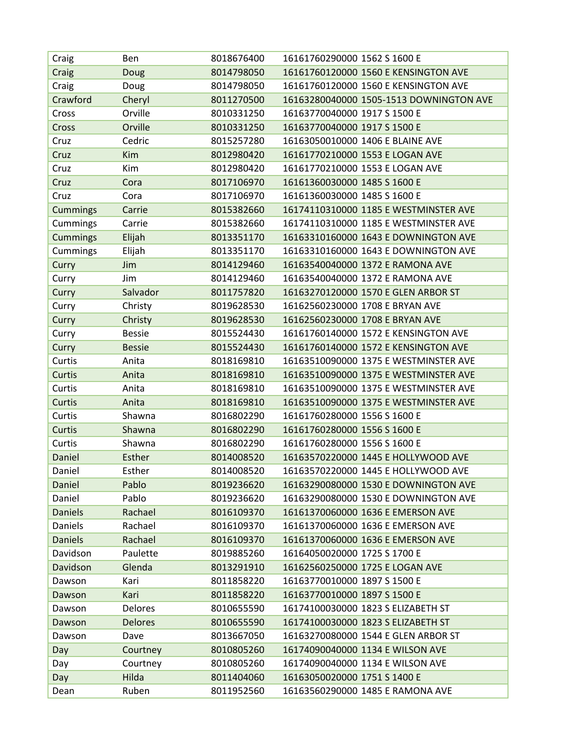| | | | |
|---|---|---|---|
| Craig | Ben | 8018676400 | 16161760290000 1562 S 1600 E |
| Craig | Doug | 8014798050 | 16161760120000 1560 E KENSINGTON AVE |
| Craig | Doug | 8014798050 | 16161760120000 1560 E KENSINGTON AVE |
| Crawford | Cheryl | 8011270500 | 16163280040000 1505-1513 DOWNINGTON AVE |
| Cross | Orville | 8010331250 | 16163770040000 1917 S 1500 E |
| Cross | Orville | 8010331250 | 16163770040000 1917 S 1500 E |
| Cruz | Cedric | 8015257280 | 16163050010000 1406 E BLAINE AVE |
| Cruz | Kim | 8012980420 | 16161770210000 1553 E LOGAN AVE |
| Cruz | Kim | 8012980420 | 16161770210000 1553 E LOGAN AVE |
| Cruz | Cora | 8017106970 | 16161360030000 1485 S 1600 E |
| Cruz | Cora | 8017106970 | 16161360030000 1485 S 1600 E |
| Cummings | Carrie | 8015382660 | 16174110310000 1185 E WESTMINSTER AVE |
| Cummings | Carrie | 8015382660 | 16174110310000 1185 E WESTMINSTER AVE |
| Cummings | Elijah | 8013351170 | 16163310160000 1643 E DOWNINGTON AVE |
| Cummings | Elijah | 8013351170 | 16163310160000 1643 E DOWNINGTON AVE |
| Curry | Jim | 8014129460 | 16163540040000 1372 E RAMONA AVE |
| Curry | Jim | 8014129460 | 16163540040000 1372 E RAMONA AVE |
| Curry | Salvador | 8011757820 | 16163270120000 1570 E GLEN ARBOR ST |
| Curry | Christy | 8019628530 | 16162560230000 1708 E BRYAN AVE |
| Curry | Christy | 8019628530 | 16162560230000 1708 E BRYAN AVE |
| Curry | Bessie | 8015524430 | 16161760140000 1572 E KENSINGTON AVE |
| Curry | Bessie | 8015524430 | 16161760140000 1572 E KENSINGTON AVE |
| Curtis | Anita | 8018169810 | 16163510090000 1375 E WESTMINSTER AVE |
| Curtis | Anita | 8018169810 | 16163510090000 1375 E WESTMINSTER AVE |
| Curtis | Anita | 8018169810 | 16163510090000 1375 E WESTMINSTER AVE |
| Curtis | Anita | 8018169810 | 16163510090000 1375 E WESTMINSTER AVE |
| Curtis | Shawna | 8016802290 | 16161760280000 1556 S 1600 E |
| Curtis | Shawna | 8016802290 | 16161760280000 1556 S 1600 E |
| Curtis | Shawna | 8016802290 | 16161760280000 1556 S 1600 E |
| Daniel | Esther | 8014008520 | 16163570220000 1445 E HOLLYWOOD AVE |
| Daniel | Esther | 8014008520 | 16163570220000 1445 E HOLLYWOOD AVE |
| Daniel | Pablo | 8019236620 | 16163290080000 1530 E DOWNINGTON AVE |
| Daniel | Pablo | 8019236620 | 16163290080000 1530 E DOWNINGTON AVE |
| Daniels | Rachael | 8016109370 | 16161370060000 1636 E EMERSON AVE |
| Daniels | Rachael | 8016109370 | 16161370060000 1636 E EMERSON AVE |
| Daniels | Rachael | 8016109370 | 16161370060000 1636 E EMERSON AVE |
| Davidson | Paulette | 8019885260 | 16164050020000 1725 S 1700 E |
| Davidson | Glenda | 8013291910 | 16162560250000 1725 E LOGAN AVE |
| Dawson | Kari | 8011858220 | 16163770010000 1897 S 1500 E |
| Dawson | Kari | 8011858220 | 16163770010000 1897 S 1500 E |
| Dawson | Delores | 8010655590 | 16174100030000 1823 S ELIZABETH ST |
| Dawson | Delores | 8010655590 | 16174100030000 1823 S ELIZABETH ST |
| Dawson | Dave | 8013667050 | 16163270080000 1544 E GLEN ARBOR ST |
| Day | Courtney | 8010805260 | 16174090040000 1134 E WILSON AVE |
| Day | Courtney | 8010805260 | 16174090040000 1134 E WILSON AVE |
| Day | Hilda | 8011404060 | 16163050020000 1751 S 1400 E |
| Dean | Ruben | 8011952560 | 16163560290000 1485 E RAMONA AVE |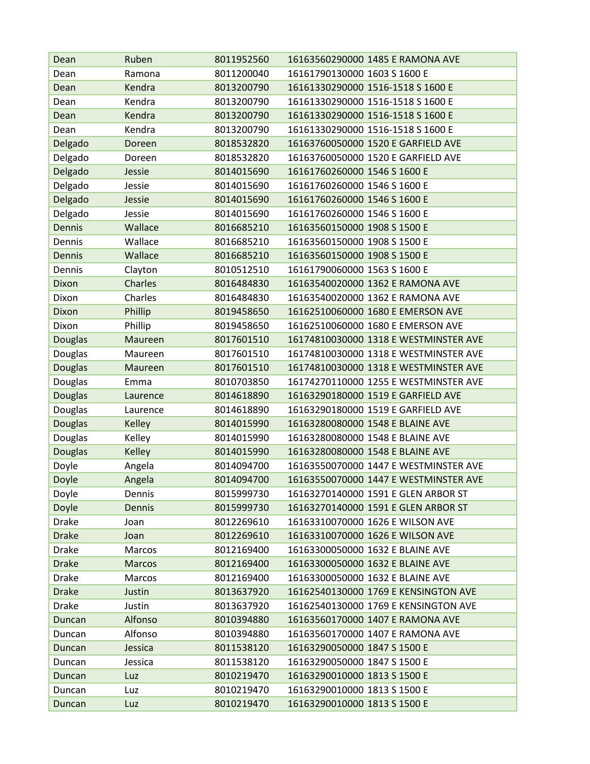| Dean | Ruben | 8011952560 | 16163560290000 1485 E RAMONA AVE |
|---|---|---|---|
| Dean | Ramona | 8011200040 | 16161790130000 1603 S 1600 E |
| Dean | Kendra | 8013200790 | 16161330290000 1516-1518 S 1600 E |
| Dean | Kendra | 8013200790 | 16161330290000 1516-1518 S 1600 E |
| Dean | Kendra | 8013200790 | 16161330290000 1516-1518 S 1600 E |
| Dean | Kendra | 8013200790 | 16161330290000 1516-1518 S 1600 E |
| Delgado | Doreen | 8018532820 | 16163760050000 1520 E GARFIELD AVE |
| Delgado | Doreen | 8018532820 | 16163760050000 1520 E GARFIELD AVE |
| Delgado | Jessie | 8014015690 | 16161760260000 1546 S 1600 E |
| Delgado | Jessie | 8014015690 | 16161760260000 1546 S 1600 E |
| Delgado | Jessie | 8014015690 | 16161760260000 1546 S 1600 E |
| Delgado | Jessie | 8014015690 | 16161760260000 1546 S 1600 E |
| Dennis | Wallace | 8016685210 | 16163560150000 1908 S 1500 E |
| Dennis | Wallace | 8016685210 | 16163560150000 1908 S 1500 E |
| Dennis | Wallace | 8016685210 | 16163560150000 1908 S 1500 E |
| Dennis | Clayton | 8010512510 | 16161790060000 1563 S 1600 E |
| Dixon | Charles | 8016484830 | 16163540020000 1362 E RAMONA AVE |
| Dixon | Charles | 8016484830 | 16163540020000 1362 E RAMONA AVE |
| Dixon | Phillip | 8019458650 | 16162510060000 1680 E EMERSON AVE |
| Dixon | Phillip | 8019458650 | 16162510060000 1680 E EMERSON AVE |
| Douglas | Maureen | 8017601510 | 16174810030000 1318 E WESTMINSTER AVE |
| Douglas | Maureen | 8017601510 | 16174810030000 1318 E WESTMINSTER AVE |
| Douglas | Maureen | 8017601510 | 16174810030000 1318 E WESTMINSTER AVE |
| Douglas | Emma | 8010703850 | 16174270110000 1255 E WESTMINSTER AVE |
| Douglas | Laurence | 8014618890 | 16163290180000 1519 E GARFIELD AVE |
| Douglas | Laurence | 8014618890 | 16163290180000 1519 E GARFIELD AVE |
| Douglas | Kelley | 8014015990 | 16163280080000 1548 E BLAINE AVE |
| Douglas | Kelley | 8014015990 | 16163280080000 1548 E BLAINE AVE |
| Douglas | Kelley | 8014015990 | 16163280080000 1548 E BLAINE AVE |
| Doyle | Angela | 8014094700 | 16163550070000 1447 E WESTMINSTER AVE |
| Doyle | Angela | 8014094700 | 16163550070000 1447 E WESTMINSTER AVE |
| Doyle | Dennis | 8015999730 | 16163270140000 1591 E GLEN ARBOR ST |
| Doyle | Dennis | 8015999730 | 16163270140000 1591 E GLEN ARBOR ST |
| Drake | Joan | 8012269610 | 16163310070000 1626 E WILSON AVE |
| Drake | Joan | 8012269610 | 16163310070000 1626 E WILSON AVE |
| Drake | Marcos | 8012169400 | 16163300050000 1632 E BLAINE AVE |
| Drake | Marcos | 8012169400 | 16163300050000 1632 E BLAINE AVE |
| Drake | Marcos | 8012169400 | 16163300050000 1632 E BLAINE AVE |
| Drake | Justin | 8013637920 | 16162540130000 1769 E KENSINGTON AVE |
| Drake | Justin | 8013637920 | 16162540130000 1769 E KENSINGTON AVE |
| Duncan | Alfonso | 8010394880 | 16163560170000 1407 E RAMONA AVE |
| Duncan | Alfonso | 8010394880 | 16163560170000 1407 E RAMONA AVE |
| Duncan | Jessica | 8011538120 | 16163290050000 1847 S 1500 E |
| Duncan | Jessica | 8011538120 | 16163290050000 1847 S 1500 E |
| Duncan | Luz | 8010219470 | 16163290010000 1813 S 1500 E |
| Duncan | Luz | 8010219470 | 16163290010000 1813 S 1500 E |
| Duncan | Luz | 8010219470 | 16163290010000 1813 S 1500 E |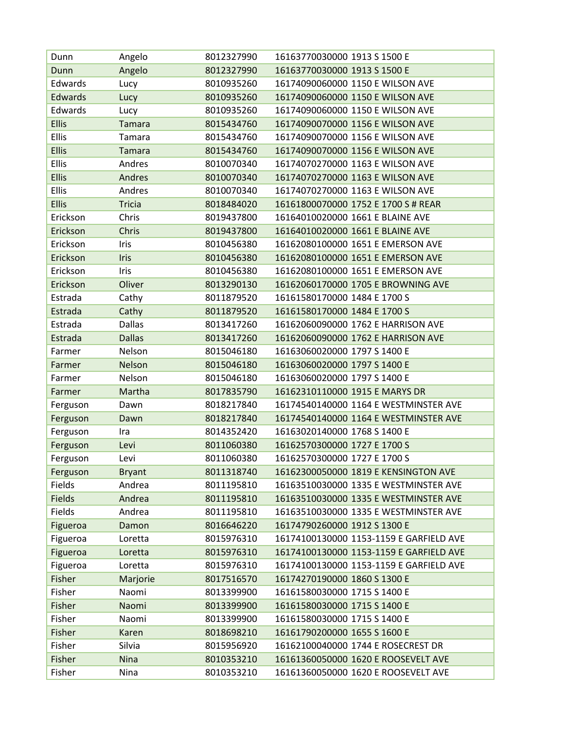| Dunn | Angelo | 8012327990 | 16163770030000 1913 S 1500 E |
|---|---|---|---|
| Dunn | Angelo | 8012327990 | 16163770030000 1913 S 1500 E |
| Edwards | Lucy | 8010935260 | 16174090060000 1150 E WILSON AVE |
| Edwards | Lucy | 8010935260 | 16174090060000 1150 E WILSON AVE |
| Edwards | Lucy | 8010935260 | 16174090060000 1150 E WILSON AVE |
| Ellis | Tamara | 8015434760 | 16174090070000 1156 E WILSON AVE |
| Ellis | Tamara | 8015434760 | 16174090070000 1156 E WILSON AVE |
| Ellis | Tamara | 8015434760 | 16174090070000 1156 E WILSON AVE |
| Ellis | Andres | 8010070340 | 16174070270000 1163 E WILSON AVE |
| Ellis | Andres | 8010070340 | 16174070270000 1163 E WILSON AVE |
| Ellis | Andres | 8010070340 | 16174070270000 1163 E WILSON AVE |
| Ellis | Tricia | 8018484020 | 16161800070000 1752 E 1700 S # REAR |
| Erickson | Chris | 8019437800 | 16164010020000 1661 E BLAINE AVE |
| Erickson | Chris | 8019437800 | 16164010020000 1661 E BLAINE AVE |
| Erickson | Iris | 8010456380 | 16162080100000 1651 E EMERSON AVE |
| Erickson | Iris | 8010456380 | 16162080100000 1651 E EMERSON AVE |
| Erickson | Iris | 8010456380 | 16162080100000 1651 E EMERSON AVE |
| Erickson | Oliver | 8013290130 | 16162060170000 1705 E BROWNING AVE |
| Estrada | Cathy | 8011879520 | 16161580170000 1484 E 1700 S |
| Estrada | Cathy | 8011879520 | 16161580170000 1484 E 1700 S |
| Estrada | Dallas | 8013417260 | 16162060090000 1762 E HARRISON AVE |
| Estrada | Dallas | 8013417260 | 16162060090000 1762 E HARRISON AVE |
| Farmer | Nelson | 8015046180 | 16163060020000 1797 S 1400 E |
| Farmer | Nelson | 8015046180 | 16163060020000 1797 S 1400 E |
| Farmer | Nelson | 8015046180 | 16163060020000 1797 S 1400 E |
| Farmer | Martha | 8017835790 | 16162310110000 1915 E MARYS DR |
| Ferguson | Dawn | 8018217840 | 16174540140000 1164 E WESTMINSTER AVE |
| Ferguson | Dawn | 8018217840 | 16174540140000 1164 E WESTMINSTER AVE |
| Ferguson | Ira | 8014352420 | 16163020140000 1768 S 1400 E |
| Ferguson | Levi | 8011060380 | 16162570300000 1727 E 1700 S |
| Ferguson | Levi | 8011060380 | 16162570300000 1727 E 1700 S |
| Ferguson | Bryant | 8011318740 | 16162300050000 1819 E KENSINGTON AVE |
| Fields | Andrea | 8011195810 | 16163510030000 1335 E WESTMINSTER AVE |
| Fields | Andrea | 8011195810 | 16163510030000 1335 E WESTMINSTER AVE |
| Fields | Andrea | 8011195810 | 16163510030000 1335 E WESTMINSTER AVE |
| Figueroa | Damon | 8016646220 | 16174790260000 1912 S 1300 E |
| Figueroa | Loretta | 8015976310 | 16174100130000 1153-1159 E GARFIELD AVE |
| Figueroa | Loretta | 8015976310 | 16174100130000 1153-1159 E GARFIELD AVE |
| Figueroa | Loretta | 8015976310 | 16174100130000 1153-1159 E GARFIELD AVE |
| Fisher | Marjorie | 8017516570 | 16174270190000 1860 S 1300 E |
| Fisher | Naomi | 8013399900 | 16161580030000 1715 S 1400 E |
| Fisher | Naomi | 8013399900 | 16161580030000 1715 S 1400 E |
| Fisher | Naomi | 8013399900 | 16161580030000 1715 S 1400 E |
| Fisher | Karen | 8018698210 | 16161790200000 1655 S 1600 E |
| Fisher | Silvia | 8015956920 | 16162100040000 1744 E ROSECREST DR |
| Fisher | Nina | 8010353210 | 16161360050000 1620 E ROOSEVELT AVE |
| Fisher | Nina | 8010353210 | 16161360050000 1620 E ROOSEVELT AVE |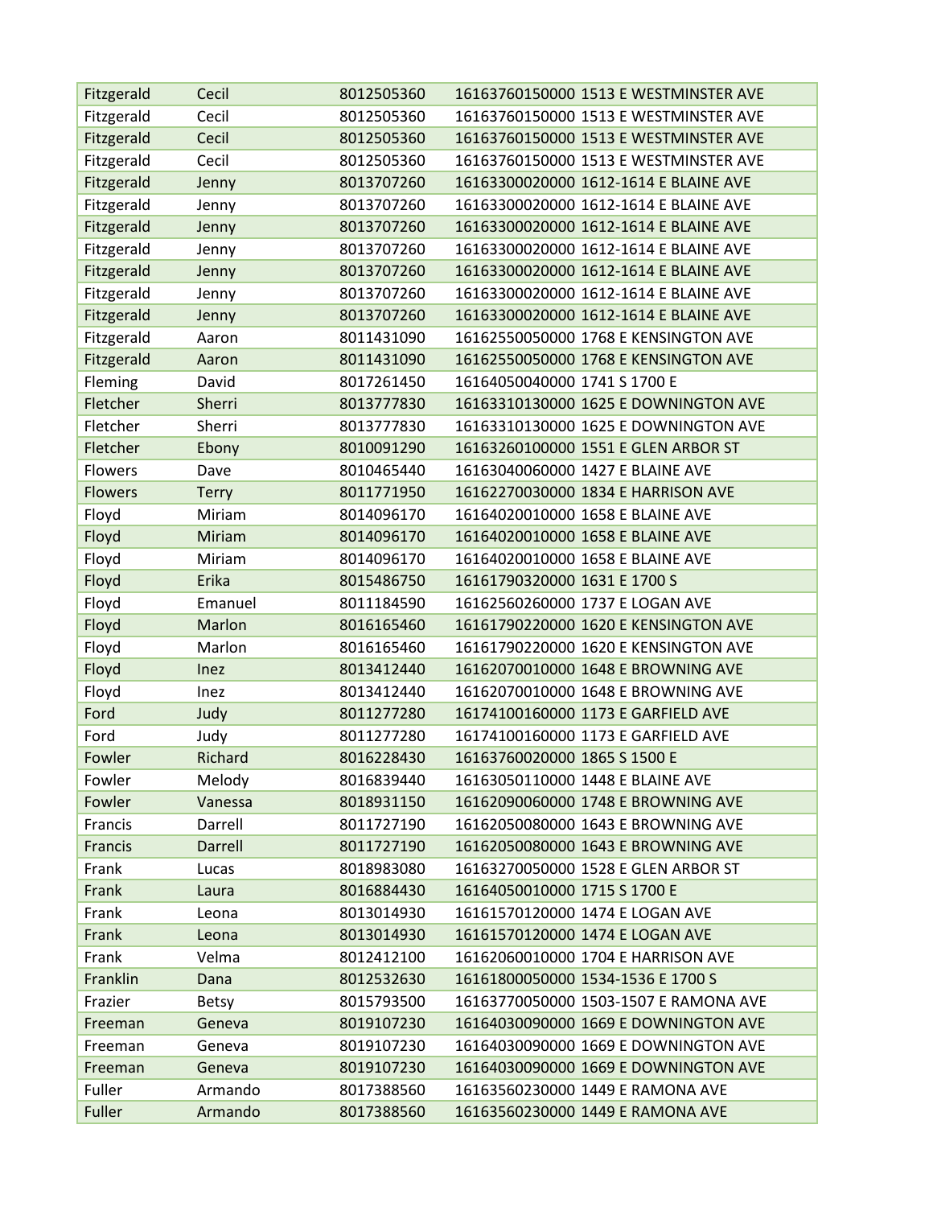| Fitzgerald | Cecil | 8012505360 | 16163760150000 1513 E WESTMINSTER AVE |
|---|---|---|---|
| Fitzgerald | Cecil | 8012505360 | 16163760150000 1513 E WESTMINSTER AVE |
| Fitzgerald | Cecil | 8012505360 | 16163760150000 1513 E WESTMINSTER AVE |
| Fitzgerald | Cecil | 8012505360 | 16163760150000 1513 E WESTMINSTER AVE |
| Fitzgerald | Jenny | 8013707260 | 16163300020000 1612-1614 E BLAINE AVE |
| Fitzgerald | Jenny | 8013707260 | 16163300020000 1612-1614 E BLAINE AVE |
| Fitzgerald | Jenny | 8013707260 | 16163300020000 1612-1614 E BLAINE AVE |
| Fitzgerald | Jenny | 8013707260 | 16163300020000 1612-1614 E BLAINE AVE |
| Fitzgerald | Jenny | 8013707260 | 16163300020000 1612-1614 E BLAINE AVE |
| Fitzgerald | Jenny | 8013707260 | 16163300020000 1612-1614 E BLAINE AVE |
| Fitzgerald | Jenny | 8013707260 | 16163300020000 1612-1614 E BLAINE AVE |
| Fitzgerald | Aaron | 8011431090 | 16162550050000 1768 E KENSINGTON AVE |
| Fitzgerald | Aaron | 8011431090 | 16162550050000 1768 E KENSINGTON AVE |
| Fleming | David | 8017261450 | 16164050040000 1741 S 1700 E |
| Fletcher | Sherri | 8013777830 | 16163310130000 1625 E DOWNINGTON AVE |
| Fletcher | Sherri | 8013777830 | 16163310130000 1625 E DOWNINGTON AVE |
| Fletcher | Ebony | 8010091290 | 16163260100000 1551 E GLEN ARBOR ST |
| Flowers | Dave | 8010465440 | 16163040060000 1427 E BLAINE AVE |
| Flowers | Terry | 8011771950 | 16162270030000 1834 E HARRISON AVE |
| Floyd | Miriam | 8014096170 | 16164020010000 1658 E BLAINE AVE |
| Floyd | Miriam | 8014096170 | 16164020010000 1658 E BLAINE AVE |
| Floyd | Miriam | 8014096170 | 16164020010000 1658 E BLAINE AVE |
| Floyd | Erika | 8015486750 | 16161790320000 1631 E 1700 S |
| Floyd | Emanuel | 8011184590 | 16162560260000 1737 E LOGAN AVE |
| Floyd | Marlon | 8016165460 | 16161790220000 1620 E KENSINGTON AVE |
| Floyd | Marlon | 8016165460 | 16161790220000 1620 E KENSINGTON AVE |
| Floyd | Inez | 8013412440 | 16162070010000 1648 E BROWNING AVE |
| Floyd | Inez | 8013412440 | 16162070010000 1648 E BROWNING AVE |
| Ford | Judy | 8011277280 | 16174100160000 1173 E GARFIELD AVE |
| Ford | Judy | 8011277280 | 16174100160000 1173 E GARFIELD AVE |
| Fowler | Richard | 8016228430 | 16163760020000 1865 S 1500 E |
| Fowler | Melody | 8016839440 | 16163050110000 1448 E BLAINE AVE |
| Fowler | Vanessa | 8018931150 | 16162090060000 1748 E BROWNING AVE |
| Francis | Darrell | 8011727190 | 16162050080000 1643 E BROWNING AVE |
| Francis | Darrell | 8011727190 | 16162050080000 1643 E BROWNING AVE |
| Frank | Lucas | 8018983080 | 16163270050000 1528 E GLEN ARBOR ST |
| Frank | Laura | 8016884430 | 16164050010000 1715 S 1700 E |
| Frank | Leona | 8013014930 | 16161570120000 1474 E LOGAN AVE |
| Frank | Leona | 8013014930 | 16161570120000 1474 E LOGAN AVE |
| Frank | Velma | 8012412100 | 16162060010000 1704 E HARRISON AVE |
| Franklin | Dana | 8012532630 | 16161800050000 1534-1536 E 1700 S |
| Frazier | Betsy | 8015793500 | 16163770050000 1503-1507 E RAMONA AVE |
| Freeman | Geneva | 8019107230 | 16164030090000 1669 E DOWNINGTON AVE |
| Freeman | Geneva | 8019107230 | 16164030090000 1669 E DOWNINGTON AVE |
| Freeman | Geneva | 8019107230 | 16164030090000 1669 E DOWNINGTON AVE |
| Fuller | Armando | 8017388560 | 16163560230000 1449 E RAMONA AVE |
| Fuller | Armando | 8017388560 | 16163560230000 1449 E RAMONA AVE |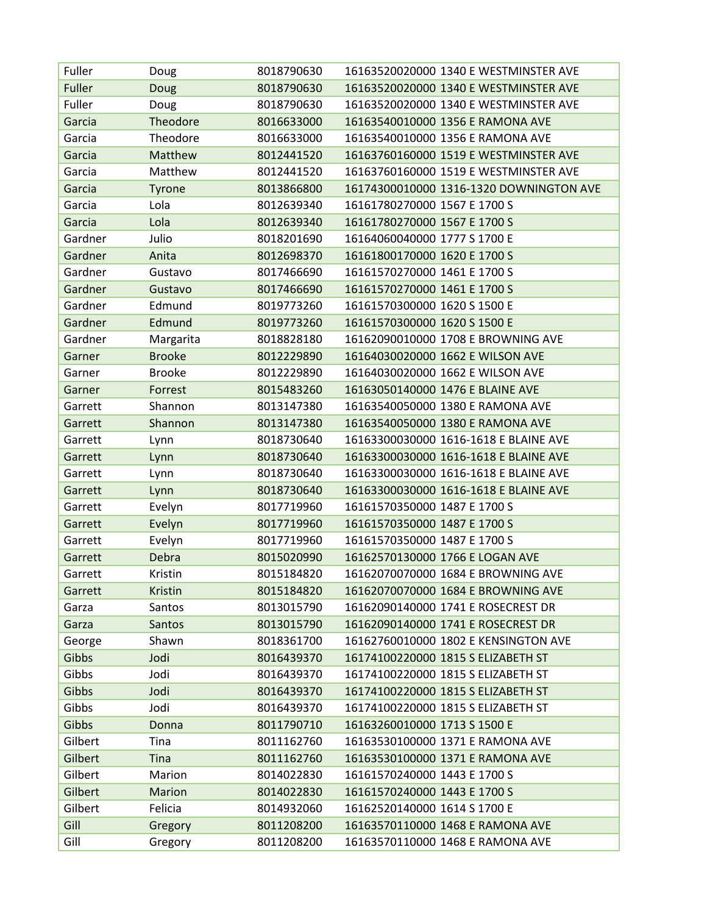| | | | |
|---|---|---|---|
| Fuller | Doug | 8018790630 | 16163520020000 1340 E WESTMINSTER AVE |
| Fuller | Doug | 8018790630 | 16163520020000 1340 E WESTMINSTER AVE |
| Fuller | Doug | 8018790630 | 16163520020000 1340 E WESTMINSTER AVE |
| Garcia | Theodore | 8016633000 | 16163540010000 1356 E RAMONA AVE |
| Garcia | Theodore | 8016633000 | 16163540010000 1356 E RAMONA AVE |
| Garcia | Matthew | 8012441520 | 16163760160000 1519 E WESTMINSTER AVE |
| Garcia | Matthew | 8012441520 | 16163760160000 1519 E WESTMINSTER AVE |
| Garcia | Tyrone | 8013866800 | 16174300010000 1316-1320 DOWNINGTON AVE |
| Garcia | Lola | 8012639340 | 16161780270000 1567 E 1700 S |
| Garcia | Lola | 8012639340 | 16161780270000 1567 E 1700 S |
| Gardner | Julio | 8018201690 | 16164060040000 1777 S 1700 E |
| Gardner | Anita | 8012698370 | 16161800170000 1620 E 1700 S |
| Gardner | Gustavo | 8017466690 | 16161570270000 1461 E 1700 S |
| Gardner | Gustavo | 8017466690 | 16161570270000 1461 E 1700 S |
| Gardner | Edmund | 8019773260 | 16161570300000 1620 S 1500 E |
| Gardner | Edmund | 8019773260 | 16161570300000 1620 S 1500 E |
| Gardner | Margarita | 8018828180 | 16162090010000 1708 E BROWNING AVE |
| Garner | Brooke | 8012229890 | 16164030020000 1662 E WILSON AVE |
| Garner | Brooke | 8012229890 | 16164030020000 1662 E WILSON AVE |
| Garner | Forrest | 8015483260 | 16163050140000 1476 E BLAINE AVE |
| Garrett | Shannon | 8013147380 | 16163540050000 1380 E RAMONA AVE |
| Garrett | Shannon | 8013147380 | 16163540050000 1380 E RAMONA AVE |
| Garrett | Lynn | 8018730640 | 16163300030000 1616-1618 E BLAINE AVE |
| Garrett | Lynn | 8018730640 | 16163300030000 1616-1618 E BLAINE AVE |
| Garrett | Lynn | 8018730640 | 16163300030000 1616-1618 E BLAINE AVE |
| Garrett | Lynn | 8018730640 | 16163300030000 1616-1618 E BLAINE AVE |
| Garrett | Evelyn | 8017719960 | 16161570350000 1487 E 1700 S |
| Garrett | Evelyn | 8017719960 | 16161570350000 1487 E 1700 S |
| Garrett | Evelyn | 8017719960 | 16161570350000 1487 E 1700 S |
| Garrett | Debra | 8015020990 | 16162570130000 1766 E LOGAN AVE |
| Garrett | Kristin | 8015184820 | 16162070070000 1684 E BROWNING AVE |
| Garrett | Kristin | 8015184820 | 16162070070000 1684 E BROWNING AVE |
| Garza | Santos | 8013015790 | 16162090140000 1741 E ROSECREST DR |
| Garza | Santos | 8013015790 | 16162090140000 1741 E ROSECREST DR |
| George | Shawn | 8018361700 | 16162760010000 1802 E KENSINGTON AVE |
| Gibbs | Jodi | 8016439370 | 16174100220000 1815 S ELIZABETH ST |
| Gibbs | Jodi | 8016439370 | 16174100220000 1815 S ELIZABETH ST |
| Gibbs | Jodi | 8016439370 | 16174100220000 1815 S ELIZABETH ST |
| Gibbs | Jodi | 8016439370 | 16174100220000 1815 S ELIZABETH ST |
| Gibbs | Donna | 8011790710 | 16163260010000 1713 S 1500 E |
| Gilbert | Tina | 8011162760 | 16163530100000 1371 E RAMONA AVE |
| Gilbert | Tina | 8011162760 | 16163530100000 1371 E RAMONA AVE |
| Gilbert | Marion | 8014022830 | 16161570240000 1443 E 1700 S |
| Gilbert | Marion | 8014022830 | 16161570240000 1443 E 1700 S |
| Gilbert | Felicia | 8014932060 | 16162520140000 1614 S 1700 E |
| Gill | Gregory | 8011208200 | 16163570110000 1468 E RAMONA AVE |
| Gill | Gregory | 8011208200 | 16163570110000 1468 E RAMONA AVE |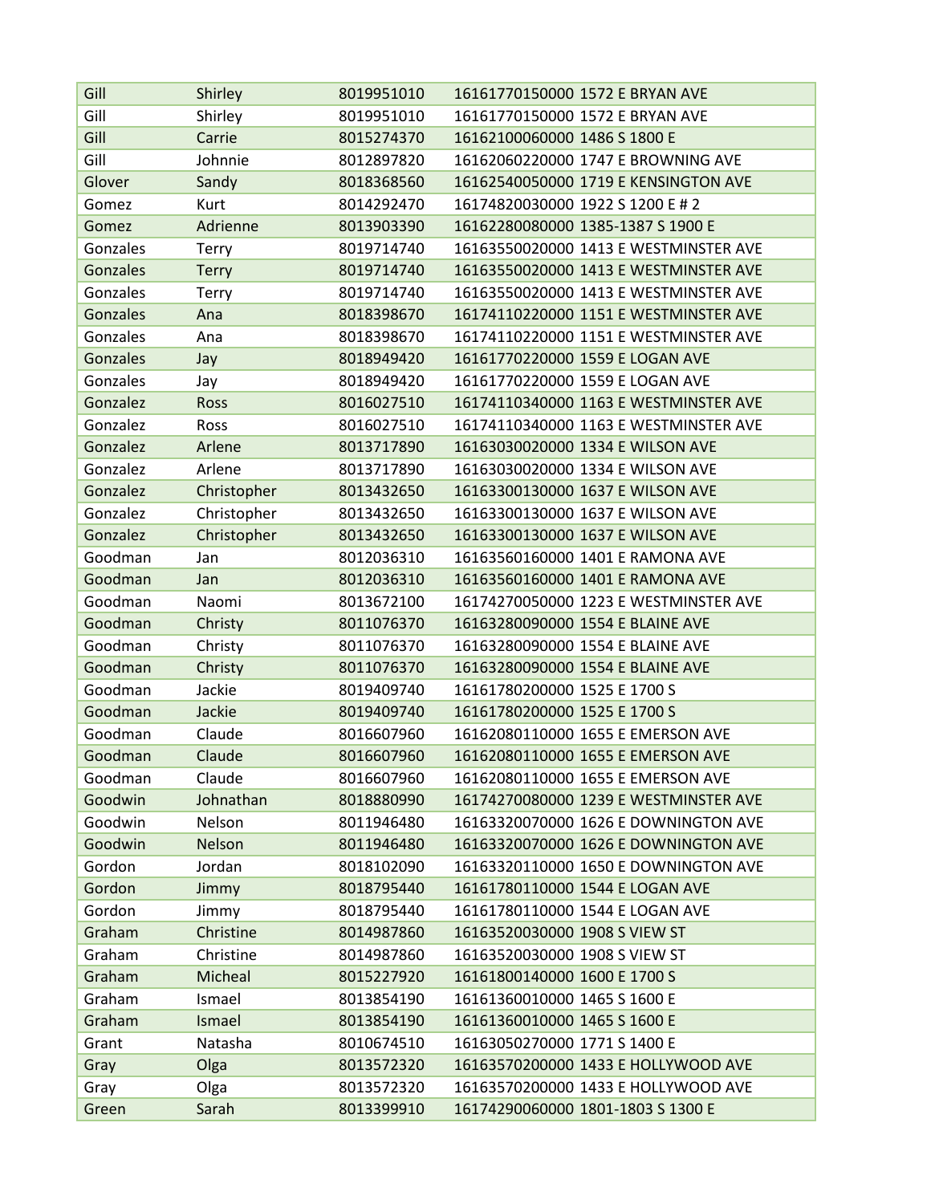| Gill | Shirley | 8019951010 | 16161770150000 1572 E BRYAN AVE |
|---|---|---|---|
| Gill | Shirley | 8019951010 | 16161770150000 1572 E BRYAN AVE |
| Gill | Carrie | 8015274370 | 16162100060000 1486 S 1800 E |
| Gill | Johnnie | 8012897820 | 16162060220000 1747 E BROWNING AVE |
| Glover | Sandy | 8018368560 | 16162540050000 1719 E KENSINGTON AVE |
| Gomez | Kurt | 8014292470 | 16174820030000 1922 S 1200 E # 2 |
| Gomez | Adrienne | 8013903390 | 16162280080000 1385-1387 S 1900 E |
| Gonzales | Terry | 8019714740 | 16163550020000 1413 E WESTMINSTER AVE |
| Gonzales | Terry | 8019714740 | 16163550020000 1413 E WESTMINSTER AVE |
| Gonzales | Terry | 8019714740 | 16163550020000 1413 E WESTMINSTER AVE |
| Gonzales | Ana | 8018398670 | 16174110220000 1151 E WESTMINSTER AVE |
| Gonzales | Ana | 8018398670 | 16174110220000 1151 E WESTMINSTER AVE |
| Gonzales | Jay | 8018949420 | 16161770220000 1559 E LOGAN AVE |
| Gonzales | Jay | 8018949420 | 16161770220000 1559 E LOGAN AVE |
| Gonzalez | Ross | 8016027510 | 16174110340000 1163 E WESTMINSTER AVE |
| Gonzalez | Ross | 8016027510 | 16174110340000 1163 E WESTMINSTER AVE |
| Gonzalez | Arlene | 8013717890 | 16163030020000 1334 E WILSON AVE |
| Gonzalez | Arlene | 8013717890 | 16163030020000 1334 E WILSON AVE |
| Gonzalez | Christopher | 8013432650 | 16163300130000 1637 E WILSON AVE |
| Gonzalez | Christopher | 8013432650 | 16163300130000 1637 E WILSON AVE |
| Gonzalez | Christopher | 8013432650 | 16163300130000 1637 E WILSON AVE |
| Goodman | Jan | 8012036310 | 16163560160000 1401 E RAMONA AVE |
| Goodman | Jan | 8012036310 | 16163560160000 1401 E RAMONA AVE |
| Goodman | Naomi | 8013672100 | 16174270050000 1223 E WESTMINSTER AVE |
| Goodman | Christy | 8011076370 | 16163280090000 1554 E BLAINE AVE |
| Goodman | Christy | 8011076370 | 16163280090000 1554 E BLAINE AVE |
| Goodman | Christy | 8011076370 | 16163280090000 1554 E BLAINE AVE |
| Goodman | Jackie | 8019409740 | 16161780200000 1525 E 1700 S |
| Goodman | Jackie | 8019409740 | 16161780200000 1525 E 1700 S |
| Goodman | Claude | 8016607960 | 16162080110000 1655 E EMERSON AVE |
| Goodman | Claude | 8016607960 | 16162080110000 1655 E EMERSON AVE |
| Goodman | Claude | 8016607960 | 16162080110000 1655 E EMERSON AVE |
| Goodwin | Johnathan | 8018880990 | 16174270080000 1239 E WESTMINSTER AVE |
| Goodwin | Nelson | 8011946480 | 16163320070000 1626 E DOWNINGTON AVE |
| Goodwin | Nelson | 8011946480 | 16163320070000 1626 E DOWNINGTON AVE |
| Gordon | Jordan | 8018102090 | 16163320110000 1650 E DOWNINGTON AVE |
| Gordon | Jimmy | 8018795440 | 16161780110000 1544 E LOGAN AVE |
| Gordon | Jimmy | 8018795440 | 16161780110000 1544 E LOGAN AVE |
| Graham | Christine | 8014987860 | 16163520030000 1908 S VIEW ST |
| Graham | Christine | 8014987860 | 16163520030000 1908 S VIEW ST |
| Graham | Micheal | 8015227920 | 16161800140000 1600 E 1700 S |
| Graham | Ismael | 8013854190 | 16161360010000 1465 S 1600 E |
| Graham | Ismael | 8013854190 | 16161360010000 1465 S 1600 E |
| Grant | Natasha | 8010674510 | 16163050270000 1771 S 1400 E |
| Gray | Olga | 8013572320 | 16163570200000 1433 E HOLLYWOOD AVE |
| Gray | Olga | 8013572320 | 16163570200000 1433 E HOLLYWOOD AVE |
| Green | Sarah | 8013399910 | 16174290060000 1801-1803 S 1300 E |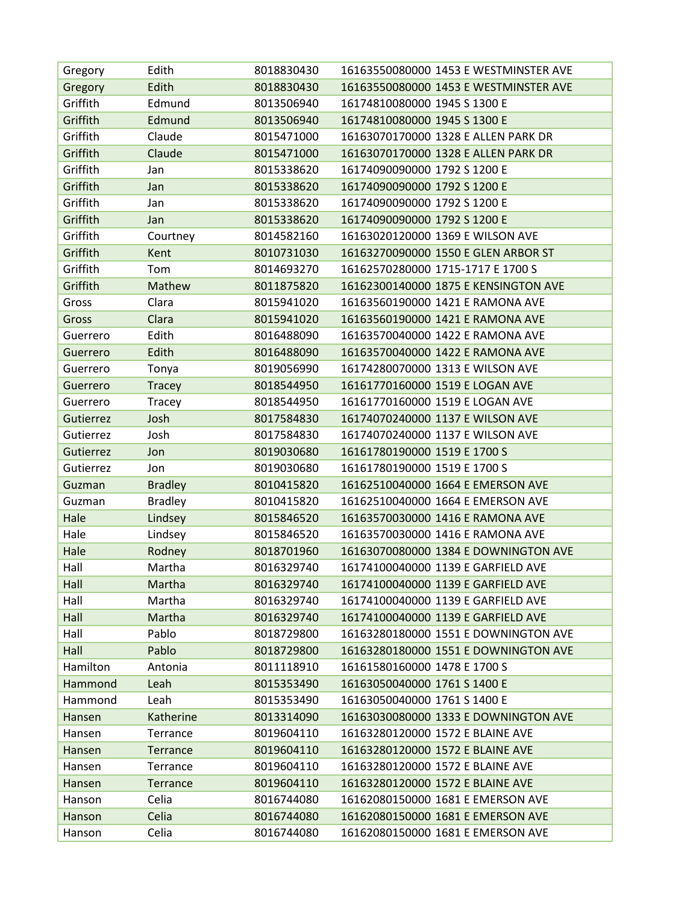| | | | | |
|---|---|---|---|---|
| Gregory | Edith | 8018830430 | 16163550080000 | 1453 E WESTMINSTER AVE |
| Gregory | Edith | 8018830430 | 16163550080000 | 1453 E WESTMINSTER AVE |
| Griffith | Edmund | 8013506940 | 16174810080000 | 1945 S 1300 E |
| Griffith | Edmund | 8013506940 | 16174810080000 | 1945 S 1300 E |
| Griffith | Claude | 8015471000 | 16163070170000 | 1328 E ALLEN PARK DR |
| Griffith | Claude | 8015471000 | 16163070170000 | 1328 E ALLEN PARK DR |
| Griffith | Jan | 8015338620 | 16174090090000 | 1792 S 1200 E |
| Griffith | Jan | 8015338620 | 16174090090000 | 1792 S 1200 E |
| Griffith | Jan | 8015338620 | 16174090090000 | 1792 S 1200 E |
| Griffith | Jan | 8015338620 | 16174090090000 | 1792 S 1200 E |
| Griffith | Courtney | 8014582160 | 16163020120000 | 1369 E WILSON AVE |
| Griffith | Kent | 8010731030 | 16163270090000 | 1550 E GLEN ARBOR ST |
| Griffith | Tom | 8014693270 | 16162570280000 | 1715-1717 E 1700 S |
| Griffith | Mathew | 8011875820 | 16162300140000 | 1875 E KENSINGTON AVE |
| Gross | Clara | 8015941020 | 16163560190000 | 1421 E RAMONA AVE |
| Gross | Clara | 8015941020 | 16163560190000 | 1421 E RAMONA AVE |
| Guerrero | Edith | 8016488090 | 16163570040000 | 1422 E RAMONA AVE |
| Guerrero | Edith | 8016488090 | 16163570040000 | 1422 E RAMONA AVE |
| Guerrero | Tonya | 8019056990 | 16174280070000 | 1313 E WILSON AVE |
| Guerrero | Tracey | 8018544950 | 16161770160000 | 1519 E LOGAN AVE |
| Guerrero | Tracey | 8018544950 | 16161770160000 | 1519 E LOGAN AVE |
| Gutierrez | Josh | 8017584830 | 16174070240000 | 1137 E WILSON AVE |
| Gutierrez | Josh | 8017584830 | 16174070240000 | 1137 E WILSON AVE |
| Gutierrez | Jon | 8019030680 | 16161780190000 | 1519 E 1700 S |
| Gutierrez | Jon | 8019030680 | 16161780190000 | 1519 E 1700 S |
| Guzman | Bradley | 8010415820 | 16162510040000 | 1664 E EMERSON AVE |
| Guzman | Bradley | 8010415820 | 16162510040000 | 1664 E EMERSON AVE |
| Hale | Lindsey | 8015846520 | 16163570030000 | 1416 E RAMONA AVE |
| Hale | Lindsey | 8015846520 | 16163570030000 | 1416 E RAMONA AVE |
| Hale | Rodney | 8018701960 | 16163070080000 | 1384 E DOWNINGTON AVE |
| Hall | Martha | 8016329740 | 16174100040000 | 1139 E GARFIELD AVE |
| Hall | Martha | 8016329740 | 16174100040000 | 1139 E GARFIELD AVE |
| Hall | Martha | 8016329740 | 16174100040000 | 1139 E GARFIELD AVE |
| Hall | Martha | 8016329740 | 16174100040000 | 1139 E GARFIELD AVE |
| Hall | Pablo | 8018729800 | 16163280180000 | 1551 E DOWNINGTON AVE |
| Hall | Pablo | 8018729800 | 16163280180000 | 1551 E DOWNINGTON AVE |
| Hamilton | Antonia | 8011118910 | 16161580160000 | 1478 E 1700 S |
| Hammond | Leah | 8015353490 | 16163050040000 | 1761 S 1400 E |
| Hammond | Leah | 8015353490 | 16163050040000 | 1761 S 1400 E |
| Hansen | Katherine | 8013314090 | 16163030080000 | 1333 E DOWNINGTON AVE |
| Hansen | Terrance | 8019604110 | 16163280120000 | 1572 E BLAINE AVE |
| Hansen | Terrance | 8019604110 | 16163280120000 | 1572 E BLAINE AVE |
| Hansen | Terrance | 8019604110 | 16163280120000 | 1572 E BLAINE AVE |
| Hansen | Terrance | 8019604110 | 16163280120000 | 1572 E BLAINE AVE |
| Hanson | Celia | 8016744080 | 16162080150000 | 1681 E EMERSON AVE |
| Hanson | Celia | 8016744080 | 16162080150000 | 1681 E EMERSON AVE |
| Hanson | Celia | 8016744080 | 16162080150000 | 1681 E EMERSON AVE |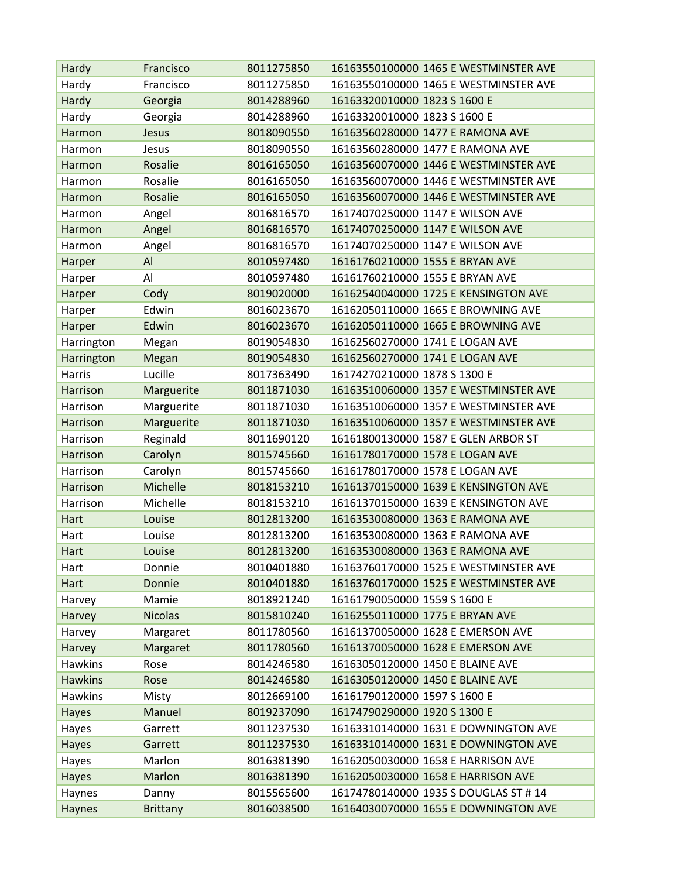| Hardy | Francisco | 8011275850 | 16163550100000 1465 E WESTMINSTER AVE |
|---|---|---|---|
| Hardy | Francisco | 8011275850 | 16163550100000 1465 E WESTMINSTER AVE |
| Hardy | Georgia | 8014288960 | 16163320010000 1823 S 1600 E |
| Hardy | Georgia | 8014288960 | 16163320010000 1823 S 1600 E |
| Harmon | Jesus | 8018090550 | 16163560280000 1477 E RAMONA AVE |
| Harmon | Jesus | 8018090550 | 16163560280000 1477 E RAMONA AVE |
| Harmon | Rosalie | 8016165050 | 16163560070000 1446 E WESTMINSTER AVE |
| Harmon | Rosalie | 8016165050 | 16163560070000 1446 E WESTMINSTER AVE |
| Harmon | Rosalie | 8016165050 | 16163560070000 1446 E WESTMINSTER AVE |
| Harmon | Angel | 8016816570 | 16174070250000 1147 E WILSON AVE |
| Harmon | Angel | 8016816570 | 16174070250000 1147 E WILSON AVE |
| Harmon | Angel | 8016816570 | 16174070250000 1147 E WILSON AVE |
| Harper | Al | 8010597480 | 16161760210000 1555 E BRYAN AVE |
| Harper | Al | 8010597480 | 16161760210000 1555 E BRYAN AVE |
| Harper | Cody | 8019020000 | 16162540040000 1725 E KENSINGTON AVE |
| Harper | Edwin | 8016023670 | 16162050110000 1665 E BROWNING AVE |
| Harper | Edwin | 8016023670 | 16162050110000 1665 E BROWNING AVE |
| Harrington | Megan | 8019054830 | 16162560270000 1741 E LOGAN AVE |
| Harrington | Megan | 8019054830 | 16162560270000 1741 E LOGAN AVE |
| Harris | Lucille | 8017363490 | 16174270210000 1878 S 1300 E |
| Harrison | Marguerite | 8011871030 | 16163510060000 1357 E WESTMINSTER AVE |
| Harrison | Marguerite | 8011871030 | 16163510060000 1357 E WESTMINSTER AVE |
| Harrison | Marguerite | 8011871030 | 16163510060000 1357 E WESTMINSTER AVE |
| Harrison | Reginald | 8011690120 | 16161800130000 1587 E GLEN ARBOR ST |
| Harrison | Carolyn | 8015745660 | 16161780170000 1578 E LOGAN AVE |
| Harrison | Carolyn | 8015745660 | 16161780170000 1578 E LOGAN AVE |
| Harrison | Michelle | 8018153210 | 16161370150000 1639 E KENSINGTON AVE |
| Harrison | Michelle | 8018153210 | 16161370150000 1639 E KENSINGTON AVE |
| Hart | Louise | 8012813200 | 16163530080000 1363 E RAMONA AVE |
| Hart | Louise | 8012813200 | 16163530080000 1363 E RAMONA AVE |
| Hart | Louise | 8012813200 | 16163530080000 1363 E RAMONA AVE |
| Hart | Donnie | 8010401880 | 16163760170000 1525 E WESTMINSTER AVE |
| Hart | Donnie | 8010401880 | 16163760170000 1525 E WESTMINSTER AVE |
| Harvey | Mamie | 8018921240 | 16161790050000 1559 S 1600 E |
| Harvey | Nicolas | 8015810240 | 16162550110000 1775 E BRYAN AVE |
| Harvey | Margaret | 8011780560 | 16161370050000 1628 E EMERSON AVE |
| Harvey | Margaret | 8011780560 | 16161370050000 1628 E EMERSON AVE |
| Hawkins | Rose | 8014246580 | 16163050120000 1450 E BLAINE AVE |
| Hawkins | Rose | 8014246580 | 16163050120000 1450 E BLAINE AVE |
| Hawkins | Misty | 8012669100 | 16161790120000 1597 S 1600 E |
| Hayes | Manuel | 8019237090 | 16174790290000 1920 S 1300 E |
| Hayes | Garrett | 8011237530 | 16163310140000 1631 E DOWNINGTON AVE |
| Hayes | Garrett | 8011237530 | 16163310140000 1631 E DOWNINGTON AVE |
| Hayes | Marlon | 8016381390 | 16162050030000 1658 E HARRISON AVE |
| Hayes | Marlon | 8016381390 | 16162050030000 1658 E HARRISON AVE |
| Haynes | Danny | 8015565600 | 16174780140000 1935 S DOUGLAS ST # 14 |
| Haynes | Brittany | 8016038500 | 16164030070000 1655 E DOWNINGTON AVE |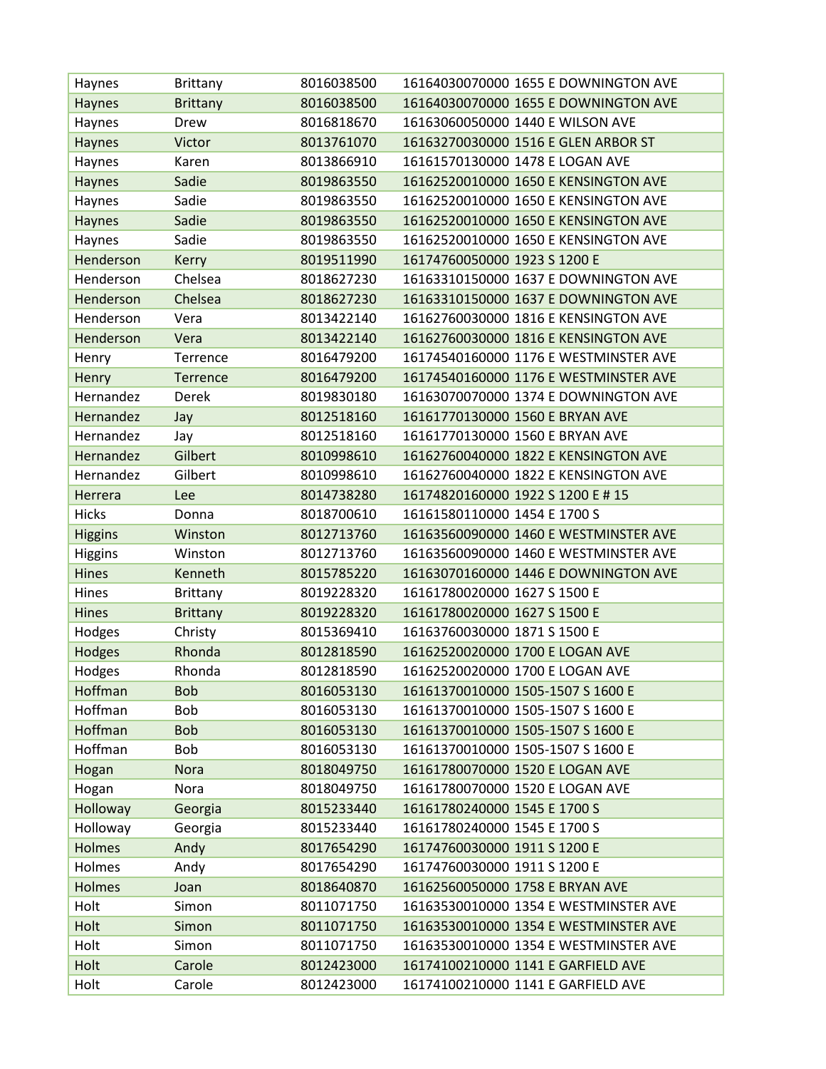| | | | |
|---|---|---|---|
| Haynes | Brittany | 8016038500 | 16164030070000 1655 E DOWNINGTON AVE |
| Haynes | Brittany | 8016038500 | 16164030070000 1655 E DOWNINGTON AVE |
| Haynes | Drew | 8016818670 | 16163060050000 1440 E WILSON AVE |
| Haynes | Victor | 8013761070 | 16163270030000 1516 E GLEN ARBOR ST |
| Haynes | Karen | 8013866910 | 16161570130000 1478 E LOGAN AVE |
| Haynes | Sadie | 8019863550 | 16162520010000 1650 E KENSINGTON AVE |
| Haynes | Sadie | 8019863550 | 16162520010000 1650 E KENSINGTON AVE |
| Haynes | Sadie | 8019863550 | 16162520010000 1650 E KENSINGTON AVE |
| Haynes | Sadie | 8019863550 | 16162520010000 1650 E KENSINGTON AVE |
| Henderson | Kerry | 8019511990 | 16174760050000 1923 S 1200 E |
| Henderson | Chelsea | 8018627230 | 16163310150000 1637 E DOWNINGTON AVE |
| Henderson | Chelsea | 8018627230 | 16163310150000 1637 E DOWNINGTON AVE |
| Henderson | Vera | 8013422140 | 16162760030000 1816 E KENSINGTON AVE |
| Henderson | Vera | 8013422140 | 16162760030000 1816 E KENSINGTON AVE |
| Henry | Terrence | 8016479200 | 16174540160000 1176 E WESTMINSTER AVE |
| Henry | Terrence | 8016479200 | 16174540160000 1176 E WESTMINSTER AVE |
| Hernandez | Derek | 8019830180 | 16163070070000 1374 E DOWNINGTON AVE |
| Hernandez | Jay | 8012518160 | 16161770130000 1560 E BRYAN AVE |
| Hernandez | Jay | 8012518160 | 16161770130000 1560 E BRYAN AVE |
| Hernandez | Gilbert | 8010998610 | 16162760040000 1822 E KENSINGTON AVE |
| Hernandez | Gilbert | 8010998610 | 16162760040000 1822 E KENSINGTON AVE |
| Herrera | Lee | 8014738280 | 16174820160000 1922 S 1200 E # 15 |
| Hicks | Donna | 8018700610 | 16161580110000 1454 E 1700 S |
| Higgins | Winston | 8012713760 | 16163560090000 1460 E WESTMINSTER AVE |
| Higgins | Winston | 8012713760 | 16163560090000 1460 E WESTMINSTER AVE |
| Hines | Kenneth | 8015785220 | 16163070160000 1446 E DOWNINGTON AVE |
| Hines | Brittany | 8019228320 | 16161780020000 1627 S 1500 E |
| Hines | Brittany | 8019228320 | 16161780020000 1627 S 1500 E |
| Hodges | Christy | 8015369410 | 16163760030000 1871 S 1500 E |
| Hodges | Rhonda | 8012818590 | 16162520020000 1700 E LOGAN AVE |
| Hodges | Rhonda | 8012818590 | 16162520020000 1700 E LOGAN AVE |
| Hoffman | Bob | 8016053130 | 16161370010000 1505-1507 S 1600 E |
| Hoffman | Bob | 8016053130 | 16161370010000 1505-1507 S 1600 E |
| Hoffman | Bob | 8016053130 | 16161370010000 1505-1507 S 1600 E |
| Hoffman | Bob | 8016053130 | 16161370010000 1505-1507 S 1600 E |
| Hogan | Nora | 8018049750 | 16161780070000 1520 E LOGAN AVE |
| Hogan | Nora | 8018049750 | 16161780070000 1520 E LOGAN AVE |
| Holloway | Georgia | 8015233440 | 16161780240000 1545 E 1700 S |
| Holloway | Georgia | 8015233440 | 16161780240000 1545 E 1700 S |
| Holmes | Andy | 8017654290 | 16174760030000 1911 S 1200 E |
| Holmes | Andy | 8017654290 | 16174760030000 1911 S 1200 E |
| Holmes | Joan | 8018640870 | 16162560050000 1758 E BRYAN AVE |
| Holt | Simon | 8011071750 | 16163530010000 1354 E WESTMINSTER AVE |
| Holt | Simon | 8011071750 | 16163530010000 1354 E WESTMINSTER AVE |
| Holt | Simon | 8011071750 | 16163530010000 1354 E WESTMINSTER AVE |
| Holt | Carole | 8012423000 | 16174100210000 1141 E GARFIELD AVE |
| Holt | Carole | 8012423000 | 16174100210000 1141 E GARFIELD AVE |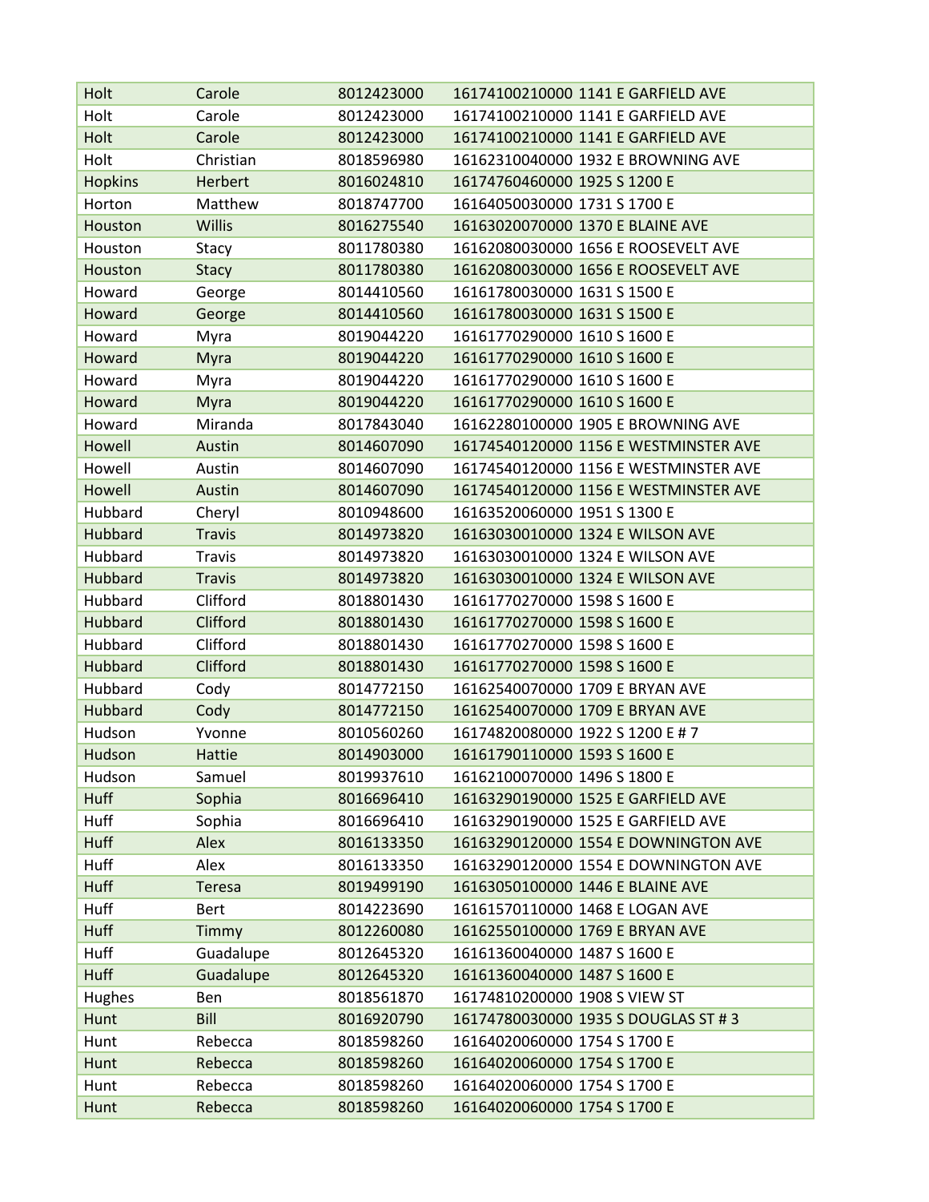| Holt | Carole | 8012423000 | 16174100210000 1141 E GARFIELD AVE |
|---|---|---|---|
| Holt | Carole | 8012423000 | 16174100210000 1141 E GARFIELD AVE |
| Holt | Carole | 8012423000 | 16174100210000 1141 E GARFIELD AVE |
| Holt | Christian | 8018596980 | 16162310040000 1932 E BROWNING AVE |
| Hopkins | Herbert | 8016024810 | 16174760460000 1925 S 1200 E |
| Horton | Matthew | 8018747700 | 16164050030000 1731 S 1700 E |
| Houston | Willis | 8016275540 | 16163020070000 1370 E BLAINE AVE |
| Houston | Stacy | 8011780380 | 16162080030000 1656 E ROOSEVELT AVE |
| Houston | Stacy | 8011780380 | 16162080030000 1656 E ROOSEVELT AVE |
| Howard | George | 8014410560 | 16161780030000 1631 S 1500 E |
| Howard | George | 8014410560 | 16161780030000 1631 S 1500 E |
| Howard | Myra | 8019044220 | 16161770290000 1610 S 1600 E |
| Howard | Myra | 8019044220 | 16161770290000 1610 S 1600 E |
| Howard | Myra | 8019044220 | 16161770290000 1610 S 1600 E |
| Howard | Myra | 8019044220 | 16161770290000 1610 S 1600 E |
| Howard | Miranda | 8017843040 | 16162280100000 1905 E BROWNING AVE |
| Howell | Austin | 8014607090 | 16174540120000 1156 E WESTMINSTER AVE |
| Howell | Austin | 8014607090 | 16174540120000 1156 E WESTMINSTER AVE |
| Howell | Austin | 8014607090 | 16174540120000 1156 E WESTMINSTER AVE |
| Hubbard | Cheryl | 8010948600 | 16163520060000 1951 S 1300 E |
| Hubbard | Travis | 8014973820 | 16163030010000 1324 E WILSON AVE |
| Hubbard | Travis | 8014973820 | 16163030010000 1324 E WILSON AVE |
| Hubbard | Travis | 8014973820 | 16163030010000 1324 E WILSON AVE |
| Hubbard | Clifford | 8018801430 | 16161770270000 1598 S 1600 E |
| Hubbard | Clifford | 8018801430 | 16161770270000 1598 S 1600 E |
| Hubbard | Clifford | 8018801430 | 16161770270000 1598 S 1600 E |
| Hubbard | Clifford | 8018801430 | 16161770270000 1598 S 1600 E |
| Hubbard | Cody | 8014772150 | 16162540070000 1709 E BRYAN AVE |
| Hubbard | Cody | 8014772150 | 16162540070000 1709 E BRYAN AVE |
| Hudson | Yvonne | 8010560260 | 16174820080000 1922 S 1200 E # 7 |
| Hudson | Hattie | 8014903000 | 16161790110000 1593 S 1600 E |
| Hudson | Samuel | 8019937610 | 16162100070000 1496 S 1800 E |
| Huff | Sophia | 8016696410 | 16163290190000 1525 E GARFIELD AVE |
| Huff | Sophia | 8016696410 | 16163290190000 1525 E GARFIELD AVE |
| Huff | Alex | 8016133350 | 16163290120000 1554 E DOWNINGTON AVE |
| Huff | Alex | 8016133350 | 16163290120000 1554 E DOWNINGTON AVE |
| Huff | Teresa | 8019499190 | 16163050100000 1446 E BLAINE AVE |
| Huff | Bert | 8014223690 | 16161570110000 1468 E LOGAN AVE |
| Huff | Timmy | 8012260080 | 16162550100000 1769 E BRYAN AVE |
| Huff | Guadalupe | 8012645320 | 16161360040000 1487 S 1600 E |
| Huff | Guadalupe | 8012645320 | 16161360040000 1487 S 1600 E |
| Hughes | Ben | 8018561870 | 16174810200000 1908 S VIEW ST |
| Hunt | Bill | 8016920790 | 16174780030000 1935 S DOUGLAS ST # 3 |
| Hunt | Rebecca | 8018598260 | 16164020060000 1754 S 1700 E |
| Hunt | Rebecca | 8018598260 | 16164020060000 1754 S 1700 E |
| Hunt | Rebecca | 8018598260 | 16164020060000 1754 S 1700 E |
| Hunt | Rebecca | 8018598260 | 16164020060000 1754 S 1700 E |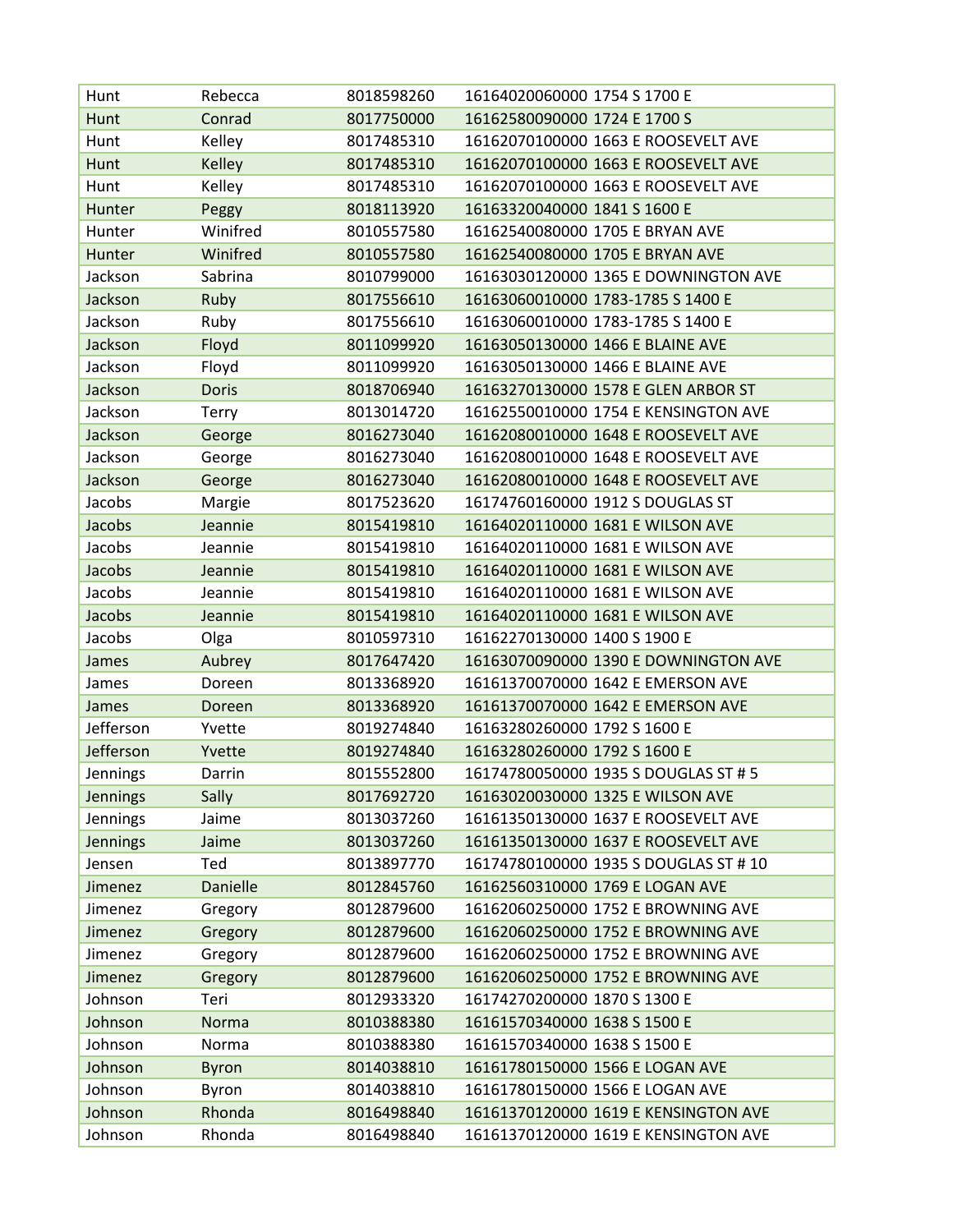| | | | |
|---|---|---|---|
| Hunt | Rebecca | 8018598260 | 16164020060000 1754 S 1700 E |
| Hunt | Conrad | 8017750000 | 16162580090000 1724 E 1700 S |
| Hunt | Kelley | 8017485310 | 16162070100000 1663 E ROOSEVELT AVE |
| Hunt | Kelley | 8017485310 | 16162070100000 1663 E ROOSEVELT AVE |
| Hunt | Kelley | 8017485310 | 16162070100000 1663 E ROOSEVELT AVE |
| Hunter | Peggy | 8018113920 | 16163320040000 1841 S 1600 E |
| Hunter | Winifred | 8010557580 | 16162540080000 1705 E BRYAN AVE |
| Hunter | Winifred | 8010557580 | 16162540080000 1705 E BRYAN AVE |
| Jackson | Sabrina | 8010799000 | 16163030120000 1365 E DOWNINGTON AVE |
| Jackson | Ruby | 8017556610 | 16163060010000 1783-1785 S 1400 E |
| Jackson | Ruby | 8017556610 | 16163060010000 1783-1785 S 1400 E |
| Jackson | Floyd | 8011099920 | 16163050130000 1466 E BLAINE AVE |
| Jackson | Floyd | 8011099920 | 16163050130000 1466 E BLAINE AVE |
| Jackson | Doris | 8018706940 | 16163270130000 1578 E GLEN ARBOR ST |
| Jackson | Terry | 8013014720 | 16162550010000 1754 E KENSINGTON AVE |
| Jackson | George | 8016273040 | 16162080010000 1648 E ROOSEVELT AVE |
| Jackson | George | 8016273040 | 16162080010000 1648 E ROOSEVELT AVE |
| Jackson | George | 8016273040 | 16162080010000 1648 E ROOSEVELT AVE |
| Jacobs | Margie | 8017523620 | 16174760160000 1912 S DOUGLAS ST |
| Jacobs | Jeannie | 8015419810 | 16164020110000 1681 E WILSON AVE |
| Jacobs | Jeannie | 8015419810 | 16164020110000 1681 E WILSON AVE |
| Jacobs | Jeannie | 8015419810 | 16164020110000 1681 E WILSON AVE |
| Jacobs | Jeannie | 8015419810 | 16164020110000 1681 E WILSON AVE |
| Jacobs | Jeannie | 8015419810 | 16164020110000 1681 E WILSON AVE |
| Jacobs | Olga | 8010597310 | 16162270130000 1400 S 1900 E |
| James | Aubrey | 8017647420 | 16163070090000 1390 E DOWNINGTON AVE |
| James | Doreen | 8013368920 | 16161370070000 1642 E EMERSON AVE |
| James | Doreen | 8013368920 | 16161370070000 1642 E EMERSON AVE |
| Jefferson | Yvette | 8019274840 | 16163280260000 1792 S 1600 E |
| Jefferson | Yvette | 8019274840 | 16163280260000 1792 S 1600 E |
| Jennings | Darrin | 8015552800 | 16174780050000 1935 S DOUGLAS ST # 5 |
| Jennings | Sally | 8017692720 | 16163020030000 1325 E WILSON AVE |
| Jennings | Jaime | 8013037260 | 16161350130000 1637 E ROOSEVELT AVE |
| Jennings | Jaime | 8013037260 | 16161350130000 1637 E ROOSEVELT AVE |
| Jensen | Ted | 8013897770 | 16174780100000 1935 S DOUGLAS ST # 10 |
| Jimenez | Danielle | 8012845760 | 16162560310000 1769 E LOGAN AVE |
| Jimenez | Gregory | 8012879600 | 16162060250000 1752 E BROWNING AVE |
| Jimenez | Gregory | 8012879600 | 16162060250000 1752 E BROWNING AVE |
| Jimenez | Gregory | 8012879600 | 16162060250000 1752 E BROWNING AVE |
| Jimenez | Gregory | 8012879600 | 16162060250000 1752 E BROWNING AVE |
| Johnson | Teri | 8012933320 | 16174270200000 1870 S 1300 E |
| Johnson | Norma | 8010388380 | 16161570340000 1638 S 1500 E |
| Johnson | Norma | 8010388380 | 16161570340000 1638 S 1500 E |
| Johnson | Byron | 8014038810 | 16161780150000 1566 E LOGAN AVE |
| Johnson | Byron | 8014038810 | 16161780150000 1566 E LOGAN AVE |
| Johnson | Rhonda | 8016498840 | 16161370120000 1619 E KENSINGTON AVE |
| Johnson | Rhonda | 8016498840 | 16161370120000 1619 E KENSINGTON AVE |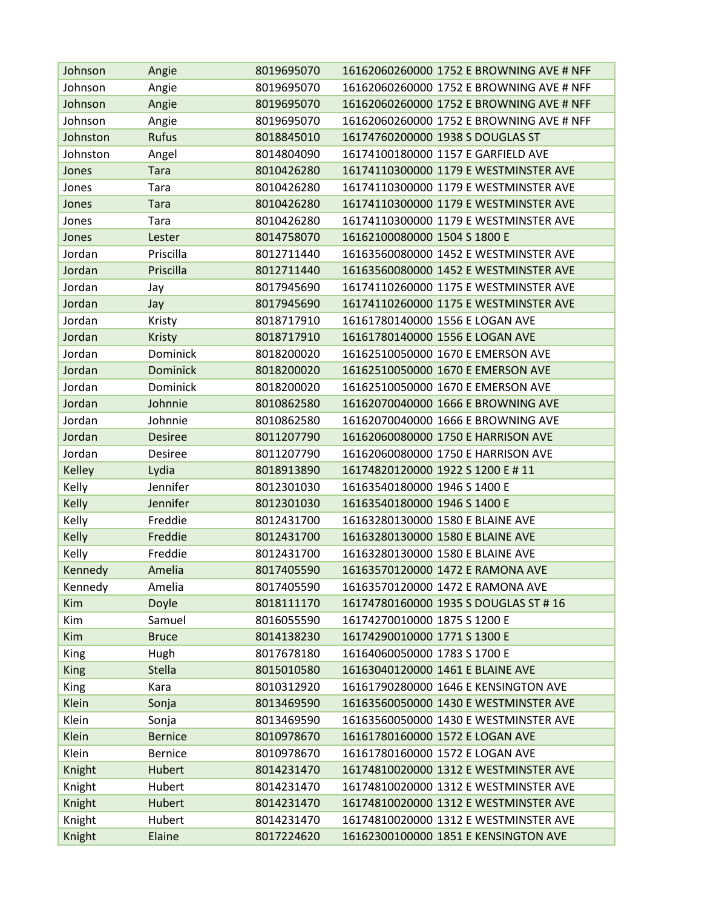| Johnson | Angie | 8019695070 | 16162060260000 1752 E BROWNING AVE # NFF |
|---|---|---|---|
| Johnson | Angie | 8019695070 | 16162060260000 1752 E BROWNING AVE # NFF |
| Johnson | Angie | 8019695070 | 16162060260000 1752 E BROWNING AVE # NFF |
| Johnson | Angie | 8019695070 | 16162060260000 1752 E BROWNING AVE # NFF |
| Johnston | Rufus | 8018845010 | 16174760200000 1938 S DOUGLAS ST |
| Johnston | Angel | 8014804090 | 16174100180000 1157 E GARFIELD AVE |
| Jones | Tara | 8010426280 | 16174110300000 1179 E WESTMINSTER AVE |
| Jones | Tara | 8010426280 | 16174110300000 1179 E WESTMINSTER AVE |
| Jones | Tara | 8010426280 | 16174110300000 1179 E WESTMINSTER AVE |
| Jones | Tara | 8010426280 | 16174110300000 1179 E WESTMINSTER AVE |
| Jones | Lester | 8014758070 | 16162100080000 1504 S 1800 E |
| Jordan | Priscilla | 8012711440 | 16163560080000 1452 E WESTMINSTER AVE |
| Jordan | Priscilla | 8012711440 | 16163560080000 1452 E WESTMINSTER AVE |
| Jordan | Jay | 8017945690 | 16174110260000 1175 E WESTMINSTER AVE |
| Jordan | Jay | 8017945690 | 16174110260000 1175 E WESTMINSTER AVE |
| Jordan | Kristy | 8018717910 | 16161780140000 1556 E LOGAN AVE |
| Jordan | Kristy | 8018717910 | 16161780140000 1556 E LOGAN AVE |
| Jordan | Dominick | 8018200020 | 16162510050000 1670 E EMERSON AVE |
| Jordan | Dominick | 8018200020 | 16162510050000 1670 E EMERSON AVE |
| Jordan | Dominick | 8018200020 | 16162510050000 1670 E EMERSON AVE |
| Jordan | Johnnie | 8010862580 | 16162070040000 1666 E BROWNING AVE |
| Jordan | Johnnie | 8010862580 | 16162070040000 1666 E BROWNING AVE |
| Jordan | Desiree | 8011207790 | 16162060080000 1750 E HARRISON AVE |
| Jordan | Desiree | 8011207790 | 16162060080000 1750 E HARRISON AVE |
| Kelley | Lydia | 8018913890 | 16174820120000 1922 S 1200 E # 11 |
| Kelly | Jennifer | 8012301030 | 16163540180000 1946 S 1400 E |
| Kelly | Jennifer | 8012301030 | 16163540180000 1946 S 1400 E |
| Kelly | Freddie | 8012431700 | 16163280130000 1580 E BLAINE AVE |
| Kelly | Freddie | 8012431700 | 16163280130000 1580 E BLAINE AVE |
| Kelly | Freddie | 8012431700 | 16163280130000 1580 E BLAINE AVE |
| Kennedy | Amelia | 8017405590 | 16163570120000 1472 E RAMONA AVE |
| Kennedy | Amelia | 8017405590 | 16163570120000 1472 E RAMONA AVE |
| Kim | Doyle | 8018111170 | 16174780160000 1935 S DOUGLAS ST # 16 |
| Kim | Samuel | 8016055590 | 16174270010000 1875 S 1200 E |
| Kim | Bruce | 8014138230 | 16174290010000 1771 S 1300 E |
| King | Hugh | 8017678180 | 16164060050000 1783 S 1700 E |
| King | Stella | 8015010580 | 16163040120000 1461 E BLAINE AVE |
| King | Kara | 8010312920 | 16161790280000 1646 E KENSINGTON AVE |
| Klein | Sonja | 8013469590 | 16163560050000 1430 E WESTMINSTER AVE |
| Klein | Sonja | 8013469590 | 16163560050000 1430 E WESTMINSTER AVE |
| Klein | Bernice | 8010978670 | 16161780160000 1572 E LOGAN AVE |
| Klein | Bernice | 8010978670 | 16161780160000 1572 E LOGAN AVE |
| Knight | Hubert | 8014231470 | 16174810020000 1312 E WESTMINSTER AVE |
| Knight | Hubert | 8014231470 | 16174810020000 1312 E WESTMINSTER AVE |
| Knight | Hubert | 8014231470 | 16174810020000 1312 E WESTMINSTER AVE |
| Knight | Hubert | 8014231470 | 16174810020000 1312 E WESTMINSTER AVE |
| Knight | Elaine | 8017224620 | 16162300100000 1851 E KENSINGTON AVE |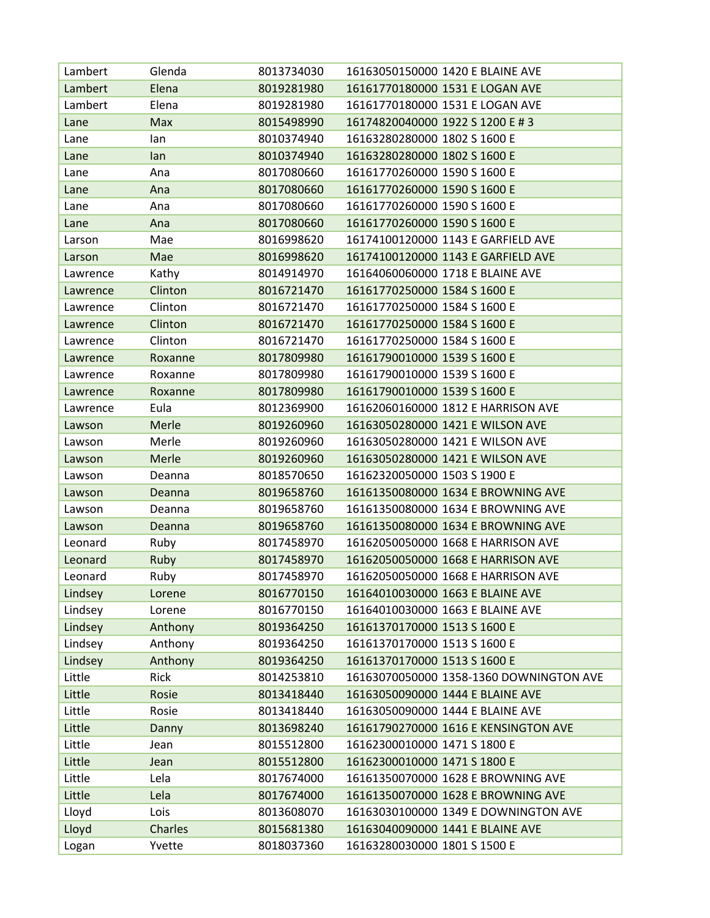| Lambert | Glenda | 8013734030 | 16163050150000 1420 E BLAINE AVE |
|---|---|---|---|
| Lambert | Elena | 8019281980 | 16161770180000 1531 E LOGAN AVE |
| Lambert | Elena | 8019281980 | 16161770180000 1531 E LOGAN AVE |
| Lane | Max | 8015498990 | 16174820040000 1922 S 1200 E # 3 |
| Lane | Ian | 8010374940 | 16163280280000 1802 S 1600 E |
| Lane | Ian | 8010374940 | 16163280280000 1802 S 1600 E |
| Lane | Ana | 8017080660 | 16161770260000 1590 S 1600 E |
| Lane | Ana | 8017080660 | 16161770260000 1590 S 1600 E |
| Lane | Ana | 8017080660 | 16161770260000 1590 S 1600 E |
| Lane | Ana | 8017080660 | 16161770260000 1590 S 1600 E |
| Larson | Mae | 8016998620 | 16174100120000 1143 E GARFIELD AVE |
| Larson | Mae | 8016998620 | 16174100120000 1143 E GARFIELD AVE |
| Lawrence | Kathy | 8014914970 | 16164060060000 1718 E BLAINE AVE |
| Lawrence | Clinton | 8016721470 | 16161770250000 1584 S 1600 E |
| Lawrence | Clinton | 8016721470 | 16161770250000 1584 S 1600 E |
| Lawrence | Clinton | 8016721470 | 16161770250000 1584 S 1600 E |
| Lawrence | Clinton | 8016721470 | 16161770250000 1584 S 1600 E |
| Lawrence | Roxanne | 8017809980 | 16161790010000 1539 S 1600 E |
| Lawrence | Roxanne | 8017809980 | 16161790010000 1539 S 1600 E |
| Lawrence | Roxanne | 8017809980 | 16161790010000 1539 S 1600 E |
| Lawrence | Eula | 8012369900 | 16162060160000 1812 E HARRISON AVE |
| Lawson | Merle | 8019260960 | 16163050280000 1421 E WILSON AVE |
| Lawson | Merle | 8019260960 | 16163050280000 1421 E WILSON AVE |
| Lawson | Merle | 8019260960 | 16163050280000 1421 E WILSON AVE |
| Lawson | Deanna | 8018570650 | 16162320050000 1503 S 1900 E |
| Lawson | Deanna | 8019658760 | 16161350080000 1634 E BROWNING AVE |
| Lawson | Deanna | 8019658760 | 16161350080000 1634 E BROWNING AVE |
| Lawson | Deanna | 8019658760 | 16161350080000 1634 E BROWNING AVE |
| Leonard | Ruby | 8017458970 | 16162050050000 1668 E HARRISON AVE |
| Leonard | Ruby | 8017458970 | 16162050050000 1668 E HARRISON AVE |
| Leonard | Ruby | 8017458970 | 16162050050000 1668 E HARRISON AVE |
| Lindsey | Lorene | 8016770150 | 16164010030000 1663 E BLAINE AVE |
| Lindsey | Lorene | 8016770150 | 16164010030000 1663 E BLAINE AVE |
| Lindsey | Anthony | 8019364250 | 16161370170000 1513 S 1600 E |
| Lindsey | Anthony | 8019364250 | 16161370170000 1513 S 1600 E |
| Lindsey | Anthony | 8019364250 | 16161370170000 1513 S 1600 E |
| Little | Rick | 8014253810 | 16163070050000 1358-1360 DOWNINGTON AVE |
| Little | Rosie | 8013418440 | 16163050090000 1444 E BLAINE AVE |
| Little | Rosie | 8013418440 | 16163050090000 1444 E BLAINE AVE |
| Little | Danny | 8013698240 | 16161790270000 1616 E KENSINGTON AVE |
| Little | Jean | 8015512800 | 16162300010000 1471 S 1800 E |
| Little | Jean | 8015512800 | 16162300010000 1471 S 1800 E |
| Little | Lela | 8017674000 | 16161350070000 1628 E BROWNING AVE |
| Little | Lela | 8017674000 | 16161350070000 1628 E BROWNING AVE |
| Lloyd | Lois | 8013608070 | 16163030100000 1349 E DOWNINGTON AVE |
| Lloyd | Charles | 8015681380 | 16163040090000 1441 E BLAINE AVE |
| Logan | Yvette | 8018037360 | 16163280030000 1801 S 1500 E |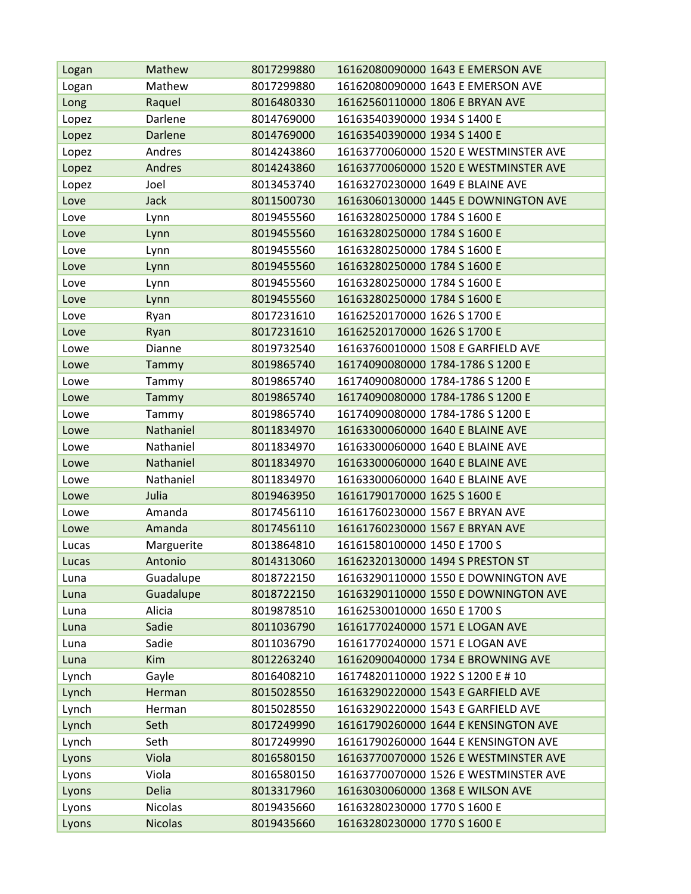| Logan | Mathew | 8017299880 | 16162080090000 1643 E EMERSON AVE |
|---|---|---|---|
| Logan | Mathew | 8017299880 | 16162080090000 1643 E EMERSON AVE |
| Long | Raquel | 8016480330 | 16162560110000 1806 E BRYAN AVE |
| Lopez | Darlene | 8014769000 | 16163540390000 1934 S 1400 E |
| Lopez | Darlene | 8014769000 | 16163540390000 1934 S 1400 E |
| Lopez | Andres | 8014243860 | 16163770060000 1520 E WESTMINSTER AVE |
| Lopez | Andres | 8014243860 | 16163770060000 1520 E WESTMINSTER AVE |
| Lopez | Joel | 8013453740 | 16163270230000 1649 E BLAINE AVE |
| Love | Jack | 8011500730 | 16163060130000 1445 E DOWNINGTON AVE |
| Love | Lynn | 8019455560 | 16163280250000 1784 S 1600 E |
| Love | Lynn | 8019455560 | 16163280250000 1784 S 1600 E |
| Love | Lynn | 8019455560 | 16163280250000 1784 S 1600 E |
| Love | Lynn | 8019455560 | 16163280250000 1784 S 1600 E |
| Love | Lynn | 8019455560 | 16163280250000 1784 S 1600 E |
| Love | Lynn | 8019455560 | 16163280250000 1784 S 1600 E |
| Love | Ryan | 8017231610 | 16162520170000 1626 S 1700 E |
| Love | Ryan | 8017231610 | 16162520170000 1626 S 1700 E |
| Lowe | Dianne | 8019732540 | 16163760010000 1508 E GARFIELD AVE |
| Lowe | Tammy | 8019865740 | 16174090080000 1784-1786 S 1200 E |
| Lowe | Tammy | 8019865740 | 16174090080000 1784-1786 S 1200 E |
| Lowe | Tammy | 8019865740 | 16174090080000 1784-1786 S 1200 E |
| Lowe | Tammy | 8019865740 | 16174090080000 1784-1786 S 1200 E |
| Lowe | Nathaniel | 8011834970 | 16163300060000 1640 E BLAINE AVE |
| Lowe | Nathaniel | 8011834970 | 16163300060000 1640 E BLAINE AVE |
| Lowe | Nathaniel | 8011834970 | 16163300060000 1640 E BLAINE AVE |
| Lowe | Nathaniel | 8011834970 | 16163300060000 1640 E BLAINE AVE |
| Lowe | Julia | 8019463950 | 16161790170000 1625 S 1600 E |
| Lowe | Amanda | 8017456110 | 16161760230000 1567 E BRYAN AVE |
| Lowe | Amanda | 8017456110 | 16161760230000 1567 E BRYAN AVE |
| Lucas | Marguerite | 8013864810 | 16161580100000 1450 E 1700 S |
| Lucas | Antonio | 8014313060 | 16162320130000 1494 S PRESTON ST |
| Luna | Guadalupe | 8018722150 | 16163290110000 1550 E DOWNINGTON AVE |
| Luna | Guadalupe | 8018722150 | 16163290110000 1550 E DOWNINGTON AVE |
| Luna | Alicia | 8019878510 | 16162530010000 1650 E 1700 S |
| Luna | Sadie | 8011036790 | 16161770240000 1571 E LOGAN AVE |
| Luna | Sadie | 8011036790 | 16161770240000 1571 E LOGAN AVE |
| Luna | Kim | 8012263240 | 16162090040000 1734 E BROWNING AVE |
| Lynch | Gayle | 8016408210 | 16174820110000 1922 S 1200 E # 10 |
| Lynch | Herman | 8015028550 | 16163290220000 1543 E GARFIELD AVE |
| Lynch | Herman | 8015028550 | 16163290220000 1543 E GARFIELD AVE |
| Lynch | Seth | 8017249990 | 16161790260000 1644 E KENSINGTON AVE |
| Lynch | Seth | 8017249990 | 16161790260000 1644 E KENSINGTON AVE |
| Lyons | Viola | 8016580150 | 16163770070000 1526 E WESTMINSTER AVE |
| Lyons | Viola | 8016580150 | 16163770070000 1526 E WESTMINSTER AVE |
| Lyons | Delia | 8013317960 | 16163030060000 1368 E WILSON AVE |
| Lyons | Nicolas | 8019435660 | 16163280230000 1770 S 1600 E |
| Lyons | Nicolas | 8019435660 | 16163280230000 1770 S 1600 E |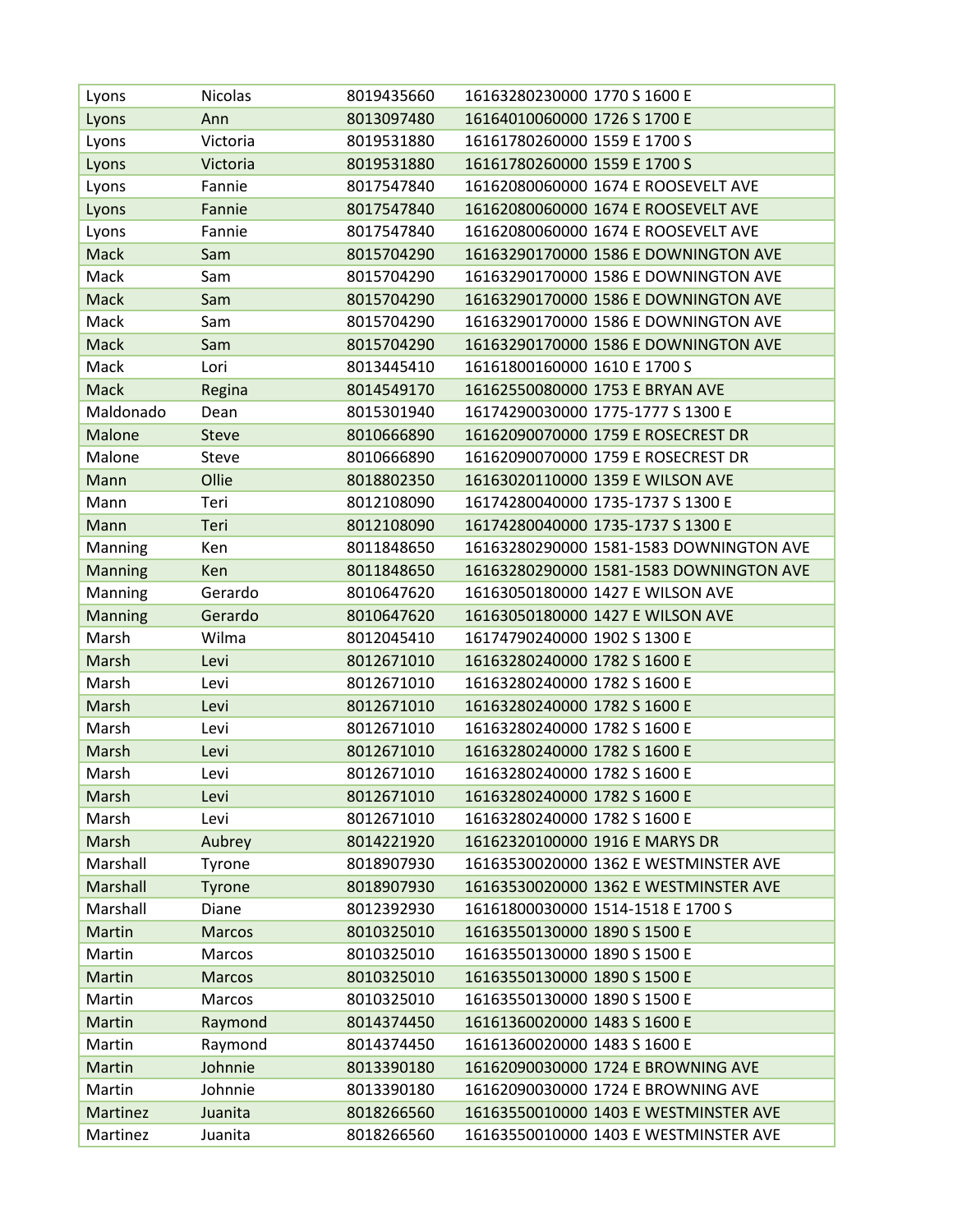| Lyons | Nicolas | 8019435660 | 16163280230000 1770 S 1600 E |
|---|---|---|---|
| Lyons | Ann | 8013097480 | 16164010060000 1726 S 1700 E |
| Lyons | Victoria | 8019531880 | 16161780260000 1559 E 1700 S |
| Lyons | Victoria | 8019531880 | 16161780260000 1559 E 1700 S |
| Lyons | Fannie | 8017547840 | 16162080060000 1674 E ROOSEVELT AVE |
| Lyons | Fannie | 8017547840 | 16162080060000 1674 E ROOSEVELT AVE |
| Lyons | Fannie | 8017547840 | 16162080060000 1674 E ROOSEVELT AVE |
| Mack | Sam | 8015704290 | 16163290170000 1586 E DOWNINGTON AVE |
| Mack | Sam | 8015704290 | 16163290170000 1586 E DOWNINGTON AVE |
| Mack | Sam | 8015704290 | 16163290170000 1586 E DOWNINGTON AVE |
| Mack | Sam | 8015704290 | 16163290170000 1586 E DOWNINGTON AVE |
| Mack | Sam | 8015704290 | 16163290170000 1586 E DOWNINGTON AVE |
| Mack | Lori | 8013445410 | 16161800160000 1610 E 1700 S |
| Mack | Regina | 8014549170 | 16162550080000 1753 E BRYAN AVE |
| Maldonado | Dean | 8015301940 | 16174290030000 1775-1777 S 1300 E |
| Malone | Steve | 8010666890 | 16162090070000 1759 E ROSECREST DR |
| Malone | Steve | 8010666890 | 16162090070000 1759 E ROSECREST DR |
| Mann | Ollie | 8018802350 | 16163020110000 1359 E WILSON AVE |
| Mann | Teri | 8012108090 | 16174280040000 1735-1737 S 1300 E |
| Mann | Teri | 8012108090 | 16174280040000 1735-1737 S 1300 E |
| Manning | Ken | 8011848650 | 16163280290000 1581-1583 DOWNINGTON AVE |
| Manning | Ken | 8011848650 | 16163280290000 1581-1583 DOWNINGTON AVE |
| Manning | Gerardo | 8010647620 | 16163050180000 1427 E WILSON AVE |
| Manning | Gerardo | 8010647620 | 16163050180000 1427 E WILSON AVE |
| Marsh | Wilma | 8012045410 | 16174790240000 1902 S 1300 E |
| Marsh | Levi | 8012671010 | 16163280240000 1782 S 1600 E |
| Marsh | Levi | 8012671010 | 16163280240000 1782 S 1600 E |
| Marsh | Levi | 8012671010 | 16163280240000 1782 S 1600 E |
| Marsh | Levi | 8012671010 | 16163280240000 1782 S 1600 E |
| Marsh | Levi | 8012671010 | 16163280240000 1782 S 1600 E |
| Marsh | Levi | 8012671010 | 16163280240000 1782 S 1600 E |
| Marsh | Levi | 8012671010 | 16163280240000 1782 S 1600 E |
| Marsh | Levi | 8012671010 | 16163280240000 1782 S 1600 E |
| Marsh | Aubrey | 8014221920 | 16162320100000 1916 E MARYS DR |
| Marshall | Tyrone | 8018907930 | 16163530020000 1362 E WESTMINSTER AVE |
| Marshall | Tyrone | 8018907930 | 16163530020000 1362 E WESTMINSTER AVE |
| Marshall | Diane | 8012392930 | 16161800030000 1514-1518 E 1700 S |
| Martin | Marcos | 8010325010 | 16163550130000 1890 S 1500 E |
| Martin | Marcos | 8010325010 | 16163550130000 1890 S 1500 E |
| Martin | Marcos | 8010325010 | 16163550130000 1890 S 1500 E |
| Martin | Marcos | 8010325010 | 16163550130000 1890 S 1500 E |
| Martin | Raymond | 8014374450 | 16161360020000 1483 S 1600 E |
| Martin | Raymond | 8014374450 | 16161360020000 1483 S 1600 E |
| Martin | Johnnie | 8013390180 | 16162090030000 1724 E BROWNING AVE |
| Martin | Johnnie | 8013390180 | 16162090030000 1724 E BROWNING AVE |
| Martinez | Juanita | 8018266560 | 16163550010000 1403 E WESTMINSTER AVE |
| Martinez | Juanita | 8018266560 | 16163550010000 1403 E WESTMINSTER AVE |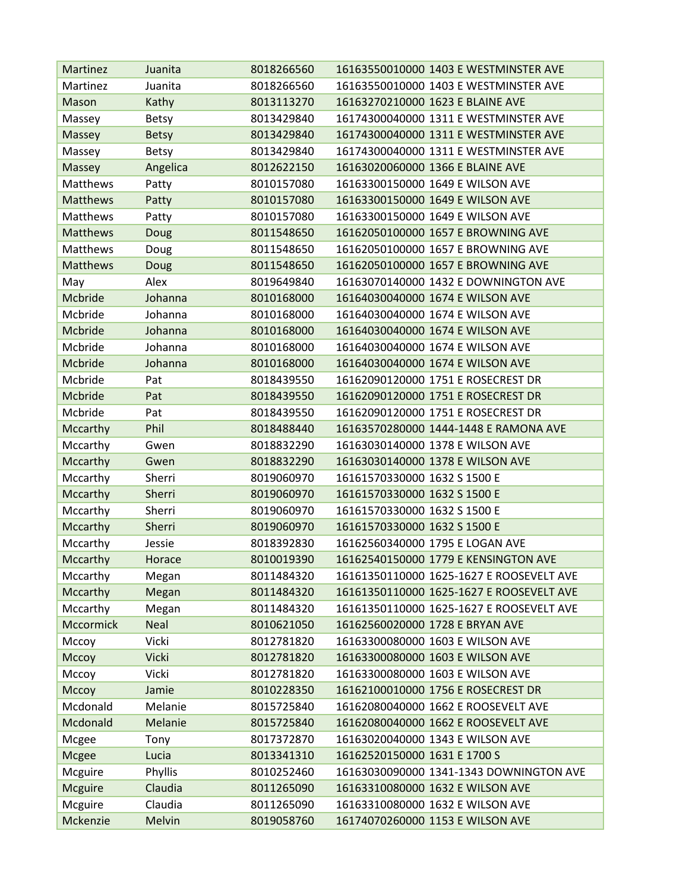| | | | | |
|---|---|---|---|---|
| Martinez | Juanita | 8018266560 | 16163550010000 | 1403 E WESTMINSTER AVE |
| Martinez | Juanita | 8018266560 | 16163550010000 | 1403 E WESTMINSTER AVE |
| Mason | Kathy | 8013113270 | 16163270210000 | 1623 E BLAINE AVE |
| Massey | Betsy | 8013429840 | 16174300040000 | 1311 E WESTMINSTER AVE |
| Massey | Betsy | 8013429840 | 16174300040000 | 1311 E WESTMINSTER AVE |
| Massey | Betsy | 8013429840 | 16174300040000 | 1311 E WESTMINSTER AVE |
| Massey | Angelica | 8012622150 | 16163020060000 | 1366 E BLAINE AVE |
| Matthews | Patty | 8010157080 | 16163300150000 | 1649 E WILSON AVE |
| Matthews | Patty | 8010157080 | 16163300150000 | 1649 E WILSON AVE |
| Matthews | Patty | 8010157080 | 16163300150000 | 1649 E WILSON AVE |
| Matthews | Doug | 8011548650 | 16162050100000 | 1657 E BROWNING AVE |
| Matthews | Doug | 8011548650 | 16162050100000 | 1657 E BROWNING AVE |
| Matthews | Doug | 8011548650 | 16162050100000 | 1657 E BROWNING AVE |
| May | Alex | 8019649840 | 16163070140000 | 1432 E DOWNINGTON AVE |
| Mcbride | Johanna | 8010168000 | 16164030040000 | 1674 E WILSON AVE |
| Mcbride | Johanna | 8010168000 | 16164030040000 | 1674 E WILSON AVE |
| Mcbride | Johanna | 8010168000 | 16164030040000 | 1674 E WILSON AVE |
| Mcbride | Johanna | 8010168000 | 16164030040000 | 1674 E WILSON AVE |
| Mcbride | Johanna | 8010168000 | 16164030040000 | 1674 E WILSON AVE |
| Mcbride | Pat | 8018439550 | 16162090120000 | 1751 E ROSECREST DR |
| Mcbride | Pat | 8018439550 | 16162090120000 | 1751 E ROSECREST DR |
| Mcbride | Pat | 8018439550 | 16162090120000 | 1751 E ROSECREST DR |
| Mccarthy | Phil | 8018488440 | 16163570280000 | 1444-1448 E RAMONA AVE |
| Mccarthy | Gwen | 8018832290 | 16163030140000 | 1378 E WILSON AVE |
| Mccarthy | Gwen | 8018832290 | 16163030140000 | 1378 E WILSON AVE |
| Mccarthy | Sherri | 8019060970 | 16161570330000 | 1632 S 1500 E |
| Mccarthy | Sherri | 8019060970 | 16161570330000 | 1632 S 1500 E |
| Mccarthy | Sherri | 8019060970 | 16161570330000 | 1632 S 1500 E |
| Mccarthy | Sherri | 8019060970 | 16161570330000 | 1632 S 1500 E |
| Mccarthy | Jessie | 8018392830 | 16162560340000 | 1795 E LOGAN AVE |
| Mccarthy | Horace | 8010019390 | 16162540150000 | 1779 E KENSINGTON AVE |
| Mccarthy | Megan | 8011484320 | 16161350110000 | 1625-1627 E ROOSEVELT AVE |
| Mccarthy | Megan | 8011484320 | 16161350110000 | 1625-1627 E ROOSEVELT AVE |
| Mccarthy | Megan | 8011484320 | 16161350110000 | 1625-1627 E ROOSEVELT AVE |
| Mccormick | Neal | 8010621050 | 16162560020000 | 1728 E BRYAN AVE |
| Mccoy | Vicki | 8012781820 | 16163300080000 | 1603 E WILSON AVE |
| Mccoy | Vicki | 8012781820 | 16163300080000 | 1603 E WILSON AVE |
| Mccoy | Vicki | 8012781820 | 16163300080000 | 1603 E WILSON AVE |
| Mccoy | Jamie | 8010228350 | 16162100010000 | 1756 E ROSECREST DR |
| Mcdonald | Melanie | 8015725840 | 16162080040000 | 1662 E ROOSEVELT AVE |
| Mcdonald | Melanie | 8015725840 | 16162080040000 | 1662 E ROOSEVELT AVE |
| Mcgee | Tony | 8017372870 | 16163020040000 | 1343 E WILSON AVE |
| Mcgee | Lucia | 8013341310 | 16162520150000 | 1631 E 1700 S |
| Mcguire | Phyllis | 8010252460 | 16163030090000 | 1341-1343 DOWNINGTON AVE |
| Mcguire | Claudia | 8011265090 | 16163310080000 | 1632 E WILSON AVE |
| Mcguire | Claudia | 8011265090 | 16163310080000 | 1632 E WILSON AVE |
| Mckenzie | Melvin | 8019058760 | 16174070260000 | 1153 E WILSON AVE |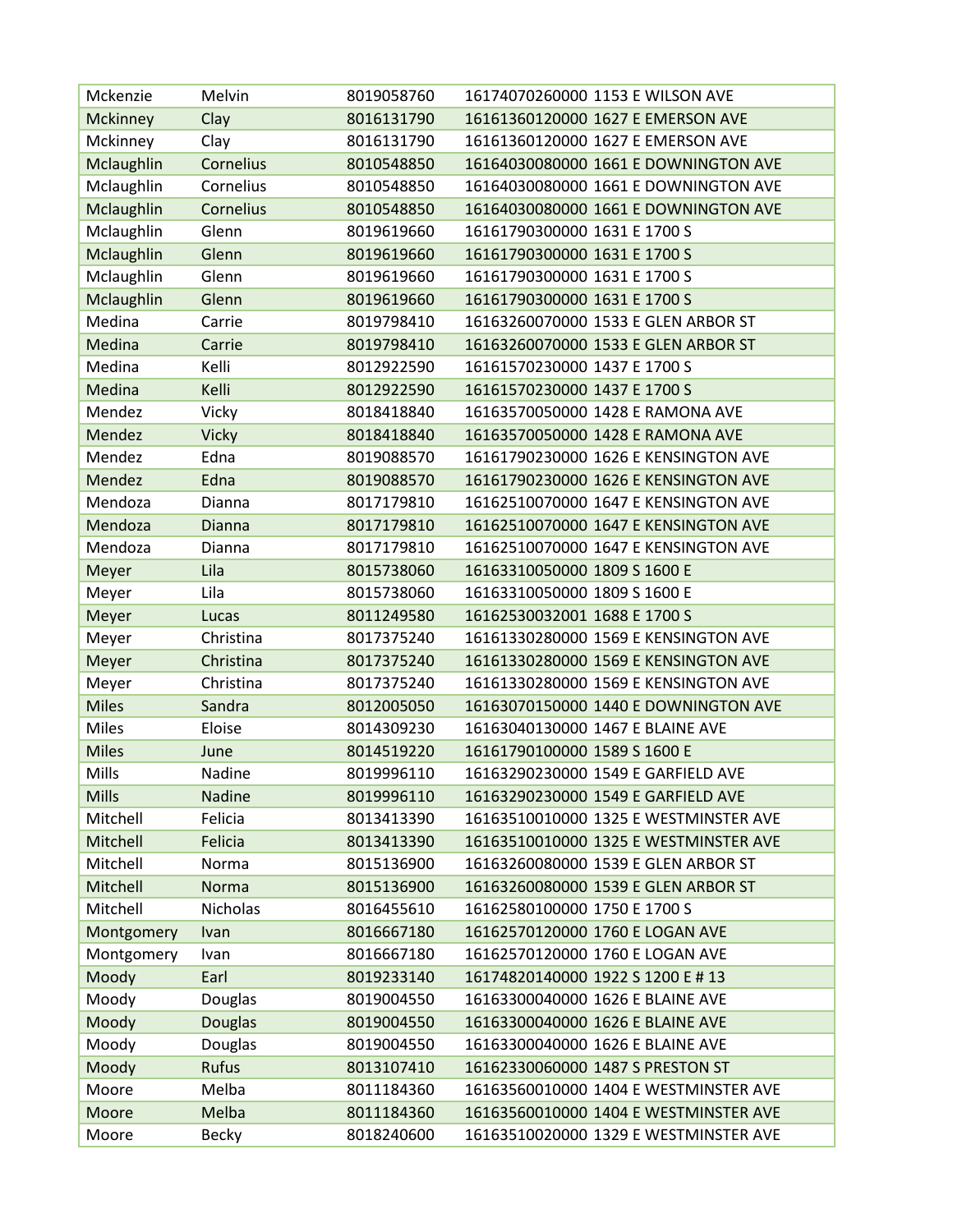| | | | |
|---|---|---|---|
| Mckenzie | Melvin | 8019058760 | 16174070260000 1153 E WILSON AVE |
| Mckinney | Clay | 8016131790 | 16161360120000 1627 E EMERSON AVE |
| Mckinney | Clay | 8016131790 | 16161360120000 1627 E EMERSON AVE |
| Mclaughlin | Cornelius | 8010548850 | 16164030080000 1661 E DOWNINGTON AVE |
| Mclaughlin | Cornelius | 8010548850 | 16164030080000 1661 E DOWNINGTON AVE |
| Mclaughlin | Cornelius | 8010548850 | 16164030080000 1661 E DOWNINGTON AVE |
| Mclaughlin | Glenn | 8019619660 | 16161790300000 1631 E 1700 S |
| Mclaughlin | Glenn | 8019619660 | 16161790300000 1631 E 1700 S |
| Mclaughlin | Glenn | 8019619660 | 16161790300000 1631 E 1700 S |
| Mclaughlin | Glenn | 8019619660 | 16161790300000 1631 E 1700 S |
| Medina | Carrie | 8019798410 | 16163260070000 1533 E GLEN ARBOR ST |
| Medina | Carrie | 8019798410 | 16163260070000 1533 E GLEN ARBOR ST |
| Medina | Kelli | 8012922590 | 16161570230000 1437 E 1700 S |
| Medina | Kelli | 8012922590 | 16161570230000 1437 E 1700 S |
| Mendez | Vicky | 8018418840 | 16163570050000 1428 E RAMONA AVE |
| Mendez | Vicky | 8018418840 | 16163570050000 1428 E RAMONA AVE |
| Mendez | Edna | 8019088570 | 16161790230000 1626 E KENSINGTON AVE |
| Mendez | Edna | 8019088570 | 16161790230000 1626 E KENSINGTON AVE |
| Mendoza | Dianna | 8017179810 | 16162510070000 1647 E KENSINGTON AVE |
| Mendoza | Dianna | 8017179810 | 16162510070000 1647 E KENSINGTON AVE |
| Mendoza | Dianna | 8017179810 | 16162510070000 1647 E KENSINGTON AVE |
| Meyer | Lila | 8015738060 | 16163310050000 1809 S 1600 E |
| Meyer | Lila | 8015738060 | 16163310050000 1809 S 1600 E |
| Meyer | Lucas | 8011249580 | 16162530032001 1688 E 1700 S |
| Meyer | Christina | 8017375240 | 16161330280000 1569 E KENSINGTON AVE |
| Meyer | Christina | 8017375240 | 16161330280000 1569 E KENSINGTON AVE |
| Meyer | Christina | 8017375240 | 16161330280000 1569 E KENSINGTON AVE |
| Miles | Sandra | 8012005050 | 16163070150000 1440 E DOWNINGTON AVE |
| Miles | Eloise | 8014309230 | 16163040130000 1467 E BLAINE AVE |
| Miles | June | 8014519220 | 16161790100000 1589 S 1600 E |
| Mills | Nadine | 8019996110 | 16163290230000 1549 E GARFIELD AVE |
| Mills | Nadine | 8019996110 | 16163290230000 1549 E GARFIELD AVE |
| Mitchell | Felicia | 8013413390 | 16163510010000 1325 E WESTMINSTER AVE |
| Mitchell | Felicia | 8013413390 | 16163510010000 1325 E WESTMINSTER AVE |
| Mitchell | Norma | 8015136900 | 16163260080000 1539 E GLEN ARBOR ST |
| Mitchell | Norma | 8015136900 | 16163260080000 1539 E GLEN ARBOR ST |
| Mitchell | Nicholas | 8016455610 | 16162580100000 1750 E 1700 S |
| Montgomery | Ivan | 8016667180 | 16162570120000 1760 E LOGAN AVE |
| Montgomery | Ivan | 8016667180 | 16162570120000 1760 E LOGAN AVE |
| Moody | Earl | 8019233140 | 16174820140000 1922 S 1200 E # 13 |
| Moody | Douglas | 8019004550 | 16163300040000 1626 E BLAINE AVE |
| Moody | Douglas | 8019004550 | 16163300040000 1626 E BLAINE AVE |
| Moody | Douglas | 8019004550 | 16163300040000 1626 E BLAINE AVE |
| Moody | Rufus | 8013107410 | 16162330060000 1487 S PRESTON ST |
| Moore | Melba | 8011184360 | 16163560010000 1404 E WESTMINSTER AVE |
| Moore | Melba | 8011184360 | 16163560010000 1404 E WESTMINSTER AVE |
| Moore | Becky | 8018240600 | 16163510020000 1329 E WESTMINSTER AVE |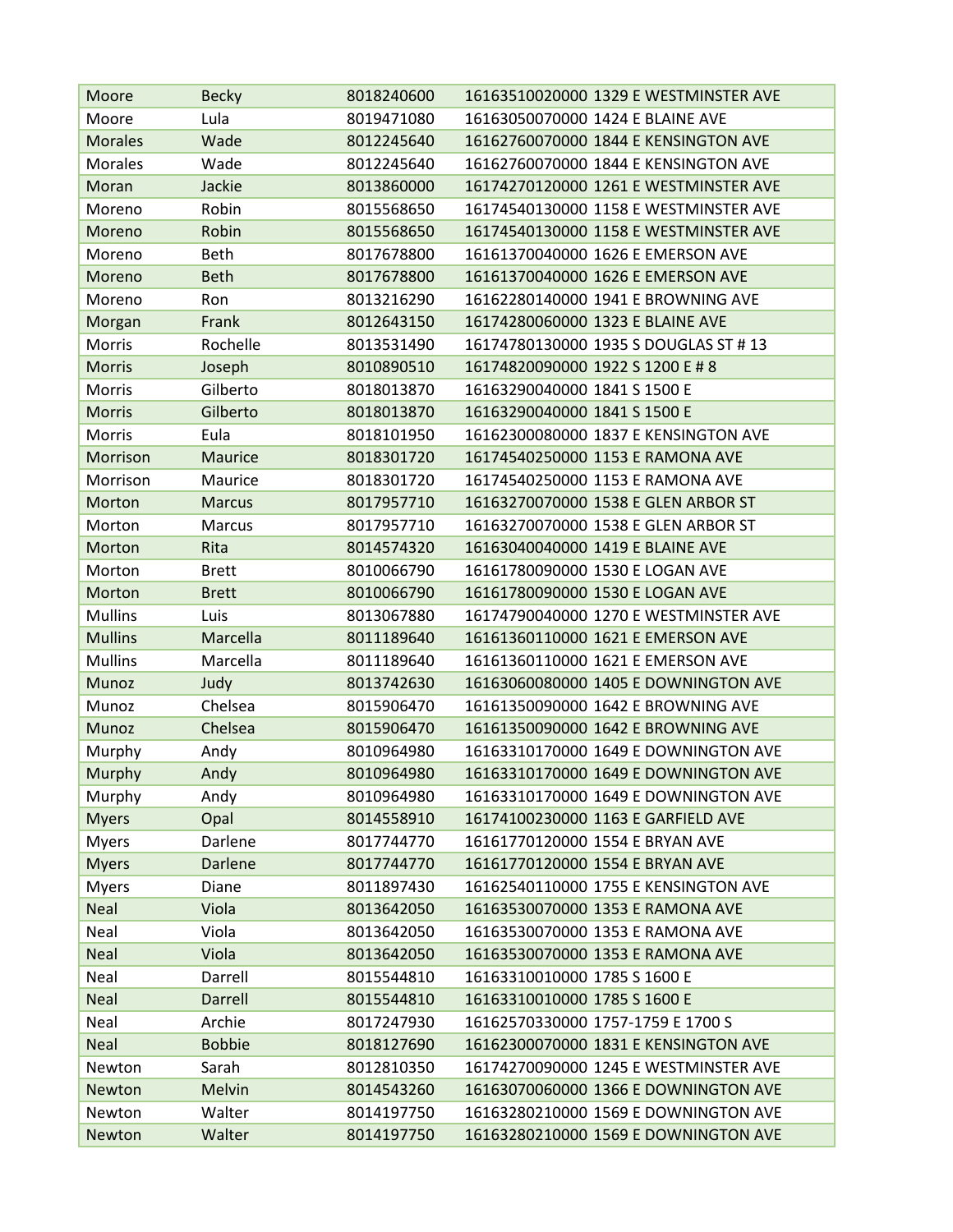| Moore | Becky | 8018240600 | 16163510020000 1329 E WESTMINSTER AVE |
|---|---|---|---|
| Moore | Lula | 8019471080 | 16163050070000 1424 E BLAINE AVE |
| Morales | Wade | 8012245640 | 16162760070000 1844 E KENSINGTON AVE |
| Morales | Wade | 8012245640 | 16162760070000 1844 E KENSINGTON AVE |
| Moran | Jackie | 8013860000 | 16174270120000 1261 E WESTMINSTER AVE |
| Moreno | Robin | 8015568650 | 16174540130000 1158 E WESTMINSTER AVE |
| Moreno | Robin | 8015568650 | 16174540130000 1158 E WESTMINSTER AVE |
| Moreno | Beth | 8017678800 | 16161370040000 1626 E EMERSON AVE |
| Moreno | Beth | 8017678800 | 16161370040000 1626 E EMERSON AVE |
| Moreno | Ron | 8013216290 | 16162280140000 1941 E BROWNING AVE |
| Morgan | Frank | 8012643150 | 16174280060000 1323 E BLAINE AVE |
| Morris | Rochelle | 8013531490 | 16174780130000 1935 S DOUGLAS ST # 13 |
| Morris | Joseph | 8010890510 | 16174820090000 1922 S 1200 E # 8 |
| Morris | Gilberto | 8018013870 | 16163290040000 1841 S 1500 E |
| Morris | Gilberto | 8018013870 | 16163290040000 1841 S 1500 E |
| Morris | Eula | 8018101950 | 16162300080000 1837 E KENSINGTON AVE |
| Morrison | Maurice | 8018301720 | 16174540250000 1153 E RAMONA AVE |
| Morrison | Maurice | 8018301720 | 16174540250000 1153 E RAMONA AVE |
| Morton | Marcus | 8017957710 | 16163270070000 1538 E GLEN ARBOR ST |
| Morton | Marcus | 8017957710 | 16163270070000 1538 E GLEN ARBOR ST |
| Morton | Rita | 8014574320 | 16163040040000 1419 E BLAINE AVE |
| Morton | Brett | 8010066790 | 16161780090000 1530 E LOGAN AVE |
| Morton | Brett | 8010066790 | 16161780090000 1530 E LOGAN AVE |
| Mullins | Luis | 8013067880 | 16174790040000 1270 E WESTMINSTER AVE |
| Mullins | Marcella | 8011189640 | 16161360110000 1621 E EMERSON AVE |
| Mullins | Marcella | 8011189640 | 16161360110000 1621 E EMERSON AVE |
| Munoz | Judy | 8013742630 | 16163060080000 1405 E DOWNINGTON AVE |
| Munoz | Chelsea | 8015906470 | 16161350090000 1642 E BROWNING AVE |
| Munoz | Chelsea | 8015906470 | 16161350090000 1642 E BROWNING AVE |
| Murphy | Andy | 8010964980 | 16163310170000 1649 E DOWNINGTON AVE |
| Murphy | Andy | 8010964980 | 16163310170000 1649 E DOWNINGTON AVE |
| Murphy | Andy | 8010964980 | 16163310170000 1649 E DOWNINGTON AVE |
| Myers | Opal | 8014558910 | 16174100230000 1163 E GARFIELD AVE |
| Myers | Darlene | 8017744770 | 16161770120000 1554 E BRYAN AVE |
| Myers | Darlene | 8017744770 | 16161770120000 1554 E BRYAN AVE |
| Myers | Diane | 8011897430 | 16162540110000 1755 E KENSINGTON AVE |
| Neal | Viola | 8013642050 | 16163530070000 1353 E RAMONA AVE |
| Neal | Viola | 8013642050 | 16163530070000 1353 E RAMONA AVE |
| Neal | Viola | 8013642050 | 16163530070000 1353 E RAMONA AVE |
| Neal | Darrell | 8015544810 | 16163310010000 1785 S 1600 E |
| Neal | Darrell | 8015544810 | 16163310010000 1785 S 1600 E |
| Neal | Archie | 8017247930 | 16162570330000 1757-1759 E 1700 S |
| Neal | Bobbie | 8018127690 | 16162300070000 1831 E KENSINGTON AVE |
| Newton | Sarah | 8012810350 | 16174270090000 1245 E WESTMINSTER AVE |
| Newton | Melvin | 8014543260 | 16163070060000 1366 E DOWNINGTON AVE |
| Newton | Walter | 8014197750 | 16163280210000 1569 E DOWNINGTON AVE |
| Newton | Walter | 8014197750 | 16163280210000 1569 E DOWNINGTON AVE |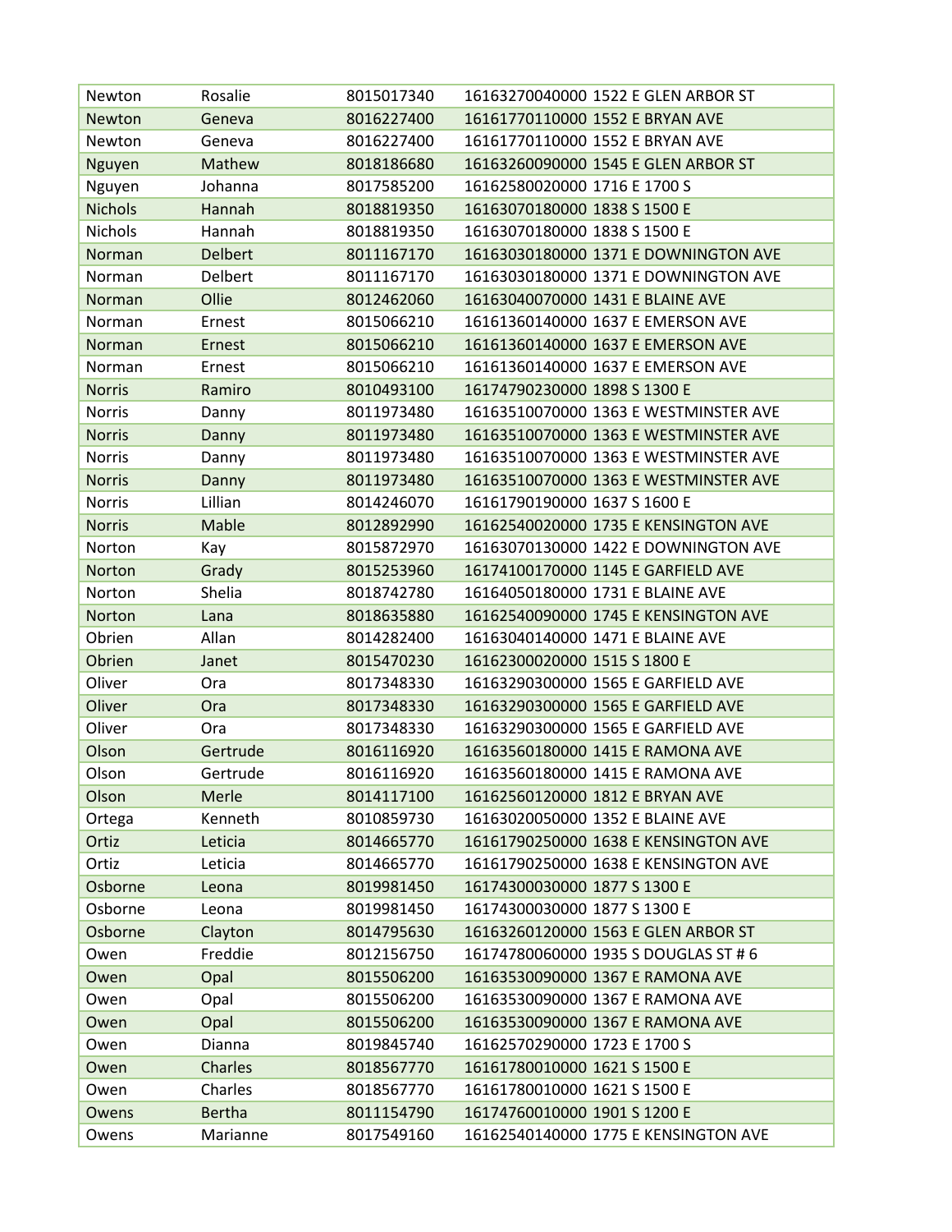| | | | |
|---|---|---|---|
| Newton | Rosalie | 8015017340 | 16163270040000 1522 E GLEN ARBOR ST |
| Newton | Geneva | 8016227400 | 16161770110000 1552 E BRYAN AVE |
| Newton | Geneva | 8016227400 | 16161770110000 1552 E BRYAN AVE |
| Nguyen | Mathew | 8018186680 | 16163260090000 1545 E GLEN ARBOR ST |
| Nguyen | Johanna | 8017585200 | 16162580020000 1716 E 1700 S |
| Nichols | Hannah | 8018819350 | 16163070180000 1838 S 1500 E |
| Nichols | Hannah | 8018819350 | 16163070180000 1838 S 1500 E |
| Norman | Delbert | 8011167170 | 16163030180000 1371 E DOWNINGTON AVE |
| Norman | Delbert | 8011167170 | 16163030180000 1371 E DOWNINGTON AVE |
| Norman | Ollie | 8012462060 | 16163040070000 1431 E BLAINE AVE |
| Norman | Ernest | 8015066210 | 16161360140000 1637 E EMERSON AVE |
| Norman | Ernest | 8015066210 | 16161360140000 1637 E EMERSON AVE |
| Norman | Ernest | 8015066210 | 16161360140000 1637 E EMERSON AVE |
| Norris | Ramiro | 8010493100 | 16174790230000 1898 S 1300 E |
| Norris | Danny | 8011973480 | 16163510070000 1363 E WESTMINSTER AVE |
| Norris | Danny | 8011973480 | 16163510070000 1363 E WESTMINSTER AVE |
| Norris | Danny | 8011973480 | 16163510070000 1363 E WESTMINSTER AVE |
| Norris | Danny | 8011973480 | 16163510070000 1363 E WESTMINSTER AVE |
| Norris | Lillian | 8014246070 | 16161790190000 1637 S 1600 E |
| Norris | Mable | 8012892990 | 16162540020000 1735 E KENSINGTON AVE |
| Norton | Kay | 8015872970 | 16163070130000 1422 E DOWNINGTON AVE |
| Norton | Grady | 8015253960 | 16174100170000 1145 E GARFIELD AVE |
| Norton | Shelia | 8018742780 | 16164050180000 1731 E BLAINE AVE |
| Norton | Lana | 8018635880 | 16162540090000 1745 E KENSINGTON AVE |
| Obrien | Allan | 8014282400 | 16163040140000 1471 E BLAINE AVE |
| Obrien | Janet | 8015470230 | 16162300020000 1515 S 1800 E |
| Oliver | Ora | 8017348330 | 16163290300000 1565 E GARFIELD AVE |
| Oliver | Ora | 8017348330 | 16163290300000 1565 E GARFIELD AVE |
| Oliver | Ora | 8017348330 | 16163290300000 1565 E GARFIELD AVE |
| Olson | Gertrude | 8016116920 | 16163560180000 1415 E RAMONA AVE |
| Olson | Gertrude | 8016116920 | 16163560180000 1415 E RAMONA AVE |
| Olson | Merle | 8014117100 | 16162560120000 1812 E BRYAN AVE |
| Ortega | Kenneth | 8010859730 | 16163020050000 1352 E BLAINE AVE |
| Ortiz | Leticia | 8014665770 | 16161790250000 1638 E KENSINGTON AVE |
| Ortiz | Leticia | 8014665770 | 16161790250000 1638 E KENSINGTON AVE |
| Osborne | Leona | 8019981450 | 16174300030000 1877 S 1300 E |
| Osborne | Leona | 8019981450 | 16174300030000 1877 S 1300 E |
| Osborne | Clayton | 8014795630 | 16163260120000 1563 E GLEN ARBOR ST |
| Owen | Freddie | 8012156750 | 16174780060000 1935 S DOUGLAS ST # 6 |
| Owen | Opal | 8015506200 | 16163530090000 1367 E RAMONA AVE |
| Owen | Opal | 8015506200 | 16163530090000 1367 E RAMONA AVE |
| Owen | Opal | 8015506200 | 16163530090000 1367 E RAMONA AVE |
| Owen | Dianna | 8019845740 | 16162570290000 1723 E 1700 S |
| Owen | Charles | 8018567770 | 16161780010000 1621 S 1500 E |
| Owen | Charles | 8018567770 | 16161780010000 1621 S 1500 E |
| Owens | Bertha | 8011154790 | 16174760010000 1901 S 1200 E |
| Owens | Marianne | 8017549160 | 16162540140000 1775 E KENSINGTON AVE |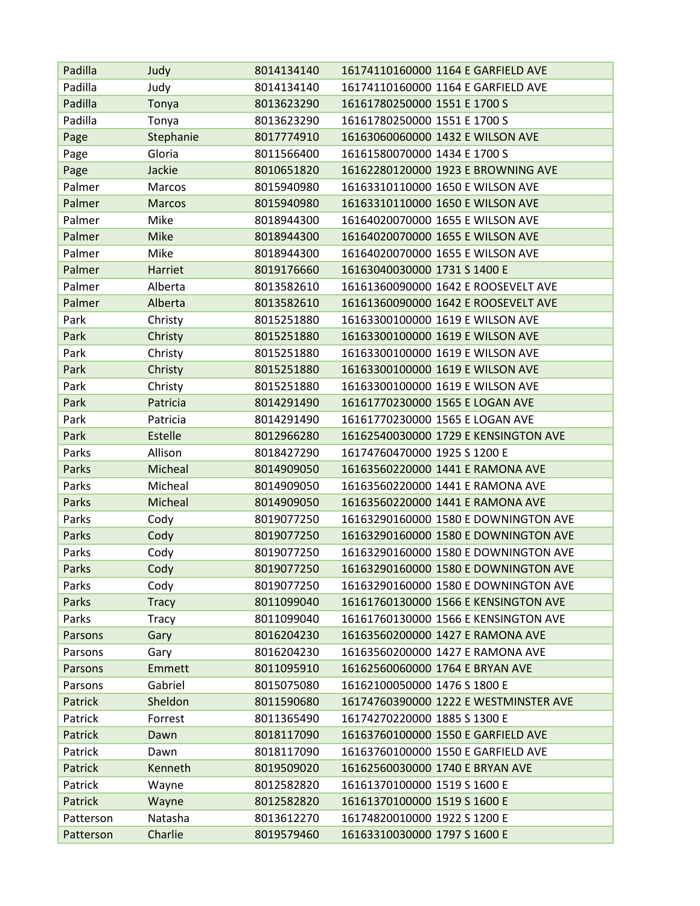| | | | |
|---|---|---|---|
| Padilla | Judy | 8014134140 | 16174110160000 1164 E GARFIELD AVE |
| Padilla | Judy | 8014134140 | 16174110160000 1164 E GARFIELD AVE |
| Padilla | Tonya | 8013623290 | 16161780250000 1551 E 1700 S |
| Padilla | Tonya | 8013623290 | 16161780250000 1551 E 1700 S |
| Page | Stephanie | 8017774910 | 16163060060000 1432 E WILSON AVE |
| Page | Gloria | 8011566400 | 16161580070000 1434 E 1700 S |
| Page | Jackie | 8010651820 | 16162280120000 1923 E BROWNING AVE |
| Palmer | Marcos | 8015940980 | 16163310110000 1650 E WILSON AVE |
| Palmer | Marcos | 8015940980 | 16163310110000 1650 E WILSON AVE |
| Palmer | Mike | 8018944300 | 16164020070000 1655 E WILSON AVE |
| Palmer | Mike | 8018944300 | 16164020070000 1655 E WILSON AVE |
| Palmer | Mike | 8018944300 | 16164020070000 1655 E WILSON AVE |
| Palmer | Harriet | 8019176660 | 16163040030000 1731 S 1400 E |
| Palmer | Alberta | 8013582610 | 16161360090000 1642 E ROOSEVELT AVE |
| Palmer | Alberta | 8013582610 | 16161360090000 1642 E ROOSEVELT AVE |
| Park | Christy | 8015251880 | 16163300100000 1619 E WILSON AVE |
| Park | Christy | 8015251880 | 16163300100000 1619 E WILSON AVE |
| Park | Christy | 8015251880 | 16163300100000 1619 E WILSON AVE |
| Park | Christy | 8015251880 | 16163300100000 1619 E WILSON AVE |
| Park | Christy | 8015251880 | 16163300100000 1619 E WILSON AVE |
| Park | Patricia | 8014291490 | 16161770230000 1565 E LOGAN AVE |
| Park | Patricia | 8014291490 | 16161770230000 1565 E LOGAN AVE |
| Park | Estelle | 8012966280 | 16162540030000 1729 E KENSINGTON AVE |
| Parks | Allison | 8018427290 | 16174760470000 1925 S 1200 E |
| Parks | Micheal | 8014909050 | 16163560220000 1441 E RAMONA AVE |
| Parks | Micheal | 8014909050 | 16163560220000 1441 E RAMONA AVE |
| Parks | Micheal | 8014909050 | 16163560220000 1441 E RAMONA AVE |
| Parks | Cody | 8019077250 | 16163290160000 1580 E DOWNINGTON AVE |
| Parks | Cody | 8019077250 | 16163290160000 1580 E DOWNINGTON AVE |
| Parks | Cody | 8019077250 | 16163290160000 1580 E DOWNINGTON AVE |
| Parks | Cody | 8019077250 | 16163290160000 1580 E DOWNINGTON AVE |
| Parks | Cody | 8019077250 | 16163290160000 1580 E DOWNINGTON AVE |
| Parks | Tracy | 8011099040 | 16161760130000 1566 E KENSINGTON AVE |
| Parks | Tracy | 8011099040 | 16161760130000 1566 E KENSINGTON AVE |
| Parsons | Gary | 8016204230 | 16163560200000 1427 E RAMONA AVE |
| Parsons | Gary | 8016204230 | 16163560200000 1427 E RAMONA AVE |
| Parsons | Emmett | 8011095910 | 16162560060000 1764 E BRYAN AVE |
| Parsons | Gabriel | 8015075080 | 16162100050000 1476 S 1800 E |
| Patrick | Sheldon | 8011590680 | 16174760390000 1222 E WESTMINSTER AVE |
| Patrick | Forrest | 8011365490 | 16174270220000 1885 S 1300 E |
| Patrick | Dawn | 8018117090 | 16163760100000 1550 E GARFIELD AVE |
| Patrick | Dawn | 8018117090 | 16163760100000 1550 E GARFIELD AVE |
| Patrick | Kenneth | 8019509020 | 16162560030000 1740 E BRYAN AVE |
| Patrick | Wayne | 8012582820 | 16161370100000 1519 S 1600 E |
| Patrick | Wayne | 8012582820 | 16161370100000 1519 S 1600 E |
| Patterson | Natasha | 8013612270 | 16174820010000 1922 S 1200 E |
| Patterson | Charlie | 8019579460 | 16163310030000 1797 S 1600 E |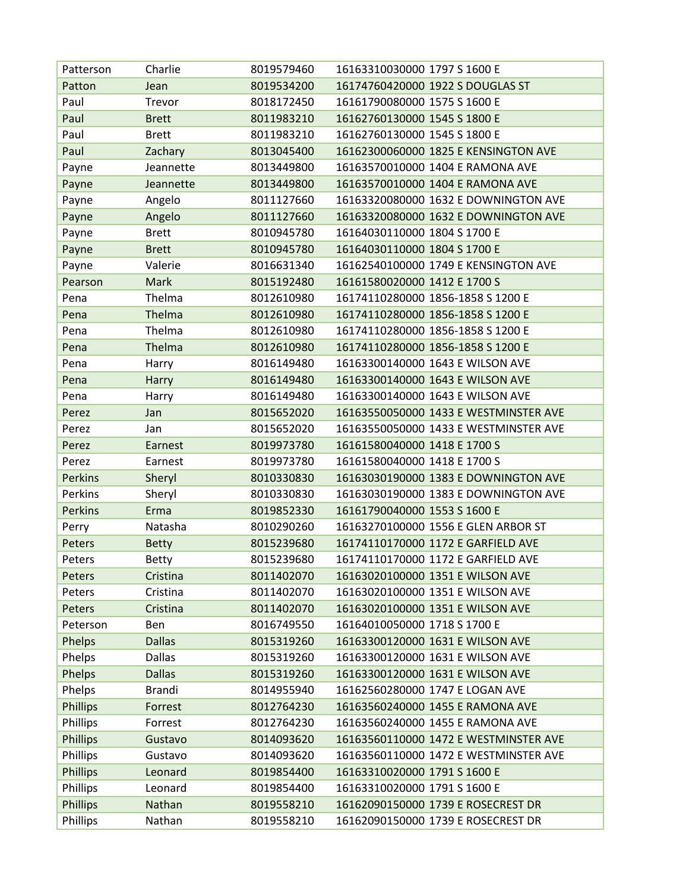| | | | |
|---|---|---|---|
| Patterson | Charlie | 8019579460 | 16163310030000 1797 S 1600 E |
| Patton | Jean | 8019534200 | 16174760420000 1922 S DOUGLAS ST |
| Paul | Trevor | 8018172450 | 16161790080000 1575 S 1600 E |
| Paul | Brett | 8011983210 | 16162760130000 1545 S 1800 E |
| Paul | Brett | 8011983210 | 16162760130000 1545 S 1800 E |
| Paul | Zachary | 8013045400 | 16162300060000 1825 E KENSINGTON AVE |
| Payne | Jeannette | 8013449800 | 16163570010000 1404 E RAMONA AVE |
| Payne | Jeannette | 8013449800 | 16163570010000 1404 E RAMONA AVE |
| Payne | Angelo | 8011127660 | 16163320080000 1632 E DOWNINGTON AVE |
| Payne | Angelo | 8011127660 | 16163320080000 1632 E DOWNINGTON AVE |
| Payne | Brett | 8010945780 | 16164030110000 1804 S 1700 E |
| Payne | Brett | 8010945780 | 16164030110000 1804 S 1700 E |
| Payne | Valerie | 8016631340 | 16162540100000 1749 E KENSINGTON AVE |
| Pearson | Mark | 8015192480 | 16161580020000 1412 E 1700 S |
| Pena | Thelma | 8012610980 | 16174110280000 1856-1858 S 1200 E |
| Pena | Thelma | 8012610980 | 16174110280000 1856-1858 S 1200 E |
| Pena | Thelma | 8012610980 | 16174110280000 1856-1858 S 1200 E |
| Pena | Thelma | 8012610980 | 16174110280000 1856-1858 S 1200 E |
| Pena | Harry | 8016149480 | 16163300140000 1643 E WILSON AVE |
| Pena | Harry | 8016149480 | 16163300140000 1643 E WILSON AVE |
| Pena | Harry | 8016149480 | 16163300140000 1643 E WILSON AVE |
| Perez | Jan | 8015652020 | 16163550050000 1433 E WESTMINSTER AVE |
| Perez | Jan | 8015652020 | 16163550050000 1433 E WESTMINSTER AVE |
| Perez | Earnest | 8019973780 | 16161580040000 1418 E 1700 S |
| Perez | Earnest | 8019973780 | 16161580040000 1418 E 1700 S |
| Perkins | Sheryl | 8010330830 | 16163030190000 1383 E DOWNINGTON AVE |
| Perkins | Sheryl | 8010330830 | 16163030190000 1383 E DOWNINGTON AVE |
| Perkins | Erma | 8019852330 | 16161790040000 1553 S 1600 E |
| Perry | Natasha | 8010290260 | 16163270100000 1556 E GLEN ARBOR ST |
| Peters | Betty | 8015239680 | 16174110170000 1172 E GARFIELD AVE |
| Peters | Betty | 8015239680 | 16174110170000 1172 E GARFIELD AVE |
| Peters | Cristina | 8011402070 | 16163020100000 1351 E WILSON AVE |
| Peters | Cristina | 8011402070 | 16163020100000 1351 E WILSON AVE |
| Peters | Cristina | 8011402070 | 16163020100000 1351 E WILSON AVE |
| Peterson | Ben | 8016749550 | 16164010050000 1718 S 1700 E |
| Phelps | Dallas | 8015319260 | 16163300120000 1631 E WILSON AVE |
| Phelps | Dallas | 8015319260 | 16163300120000 1631 E WILSON AVE |
| Phelps | Dallas | 8015319260 | 16163300120000 1631 E WILSON AVE |
| Phelps | Brandi | 8014955940 | 16162560280000 1747 E LOGAN AVE |
| Phillips | Forrest | 8012764230 | 16163560240000 1455 E RAMONA AVE |
| Phillips | Forrest | 8012764230 | 16163560240000 1455 E RAMONA AVE |
| Phillips | Gustavo | 8014093620 | 16163560110000 1472 E WESTMINSTER AVE |
| Phillips | Gustavo | 8014093620 | 16163560110000 1472 E WESTMINSTER AVE |
| Phillips | Leonard | 8019854400 | 16163310020000 1791 S 1600 E |
| Phillips | Leonard | 8019854400 | 16163310020000 1791 S 1600 E |
| Phillips | Nathan | 8019558210 | 16162090150000 1739 E ROSECREST DR |
| Phillips | Nathan | 8019558210 | 16162090150000 1739 E ROSECREST DR |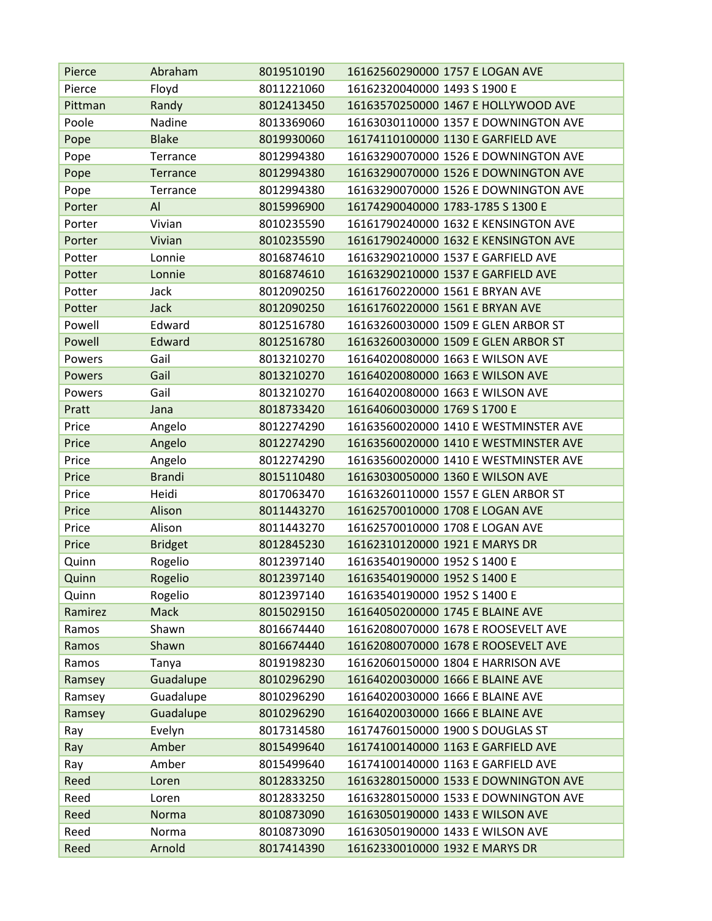| Pierce | Abraham | 8019510190 | 16162560290000 1757 E LOGAN AVE |
|---|---|---|---|
| Pierce | Floyd | 8011221060 | 16162320040000 1493 S 1900 E |
| Pittman | Randy | 8012413450 | 16163570250000 1467 E HOLLYWOOD AVE |
| Poole | Nadine | 8013369060 | 16163030110000 1357 E DOWNINGTON AVE |
| Pope | Blake | 8019930060 | 16174110100000 1130 E GARFIELD AVE |
| Pope | Terrance | 8012994380 | 16163290070000 1526 E DOWNINGTON AVE |
| Pope | Terrance | 8012994380 | 16163290070000 1526 E DOWNINGTON AVE |
| Pope | Terrance | 8012994380 | 16163290070000 1526 E DOWNINGTON AVE |
| Porter | Al | 8015996900 | 16174290040000 1783-1785 S 1300 E |
| Porter | Vivian | 8010235590 | 16161790240000 1632 E KENSINGTON AVE |
| Porter | Vivian | 8010235590 | 16161790240000 1632 E KENSINGTON AVE |
| Potter | Lonnie | 8016874610 | 16163290210000 1537 E GARFIELD AVE |
| Potter | Lonnie | 8016874610 | 16163290210000 1537 E GARFIELD AVE |
| Potter | Jack | 8012090250 | 16161760220000 1561 E BRYAN AVE |
| Potter | Jack | 8012090250 | 16161760220000 1561 E BRYAN AVE |
| Powell | Edward | 8012516780 | 16163260030000 1509 E GLEN ARBOR ST |
| Powell | Edward | 8012516780 | 16163260030000 1509 E GLEN ARBOR ST |
| Powers | Gail | 8013210270 | 16164020080000 1663 E WILSON AVE |
| Powers | Gail | 8013210270 | 16164020080000 1663 E WILSON AVE |
| Powers | Gail | 8013210270 | 16164020080000 1663 E WILSON AVE |
| Pratt | Jana | 8018733420 | 16164060030000 1769 S 1700 E |
| Price | Angelo | 8012274290 | 16163560020000 1410 E WESTMINSTER AVE |
| Price | Angelo | 8012274290 | 16163560020000 1410 E WESTMINSTER AVE |
| Price | Angelo | 8012274290 | 16163560020000 1410 E WESTMINSTER AVE |
| Price | Brandi | 8015110480 | 16163030050000 1360 E WILSON AVE |
| Price | Heidi | 8017063470 | 16163260110000 1557 E GLEN ARBOR ST |
| Price | Alison | 8011443270 | 16162570010000 1708 E LOGAN AVE |
| Price | Alison | 8011443270 | 16162570010000 1708 E LOGAN AVE |
| Price | Bridget | 8012845230 | 16162310120000 1921 E MARYS DR |
| Quinn | Rogelio | 8012397140 | 16163540190000 1952 S 1400 E |
| Quinn | Rogelio | 8012397140 | 16163540190000 1952 S 1400 E |
| Quinn | Rogelio | 8012397140 | 16163540190000 1952 S 1400 E |
| Ramirez | Mack | 8015029150 | 16164050200000 1745 E BLAINE AVE |
| Ramos | Shawn | 8016674440 | 16162080070000 1678 E ROOSEVELT AVE |
| Ramos | Shawn | 8016674440 | 16162080070000 1678 E ROOSEVELT AVE |
| Ramos | Tanya | 8019198230 | 16162060150000 1804 E HARRISON AVE |
| Ramsey | Guadalupe | 8010296290 | 16164020030000 1666 E BLAINE AVE |
| Ramsey | Guadalupe | 8010296290 | 16164020030000 1666 E BLAINE AVE |
| Ramsey | Guadalupe | 8010296290 | 16164020030000 1666 E BLAINE AVE |
| Ray | Evelyn | 8017314580 | 16174760150000 1900 S DOUGLAS ST |
| Ray | Amber | 8015499640 | 16174100140000 1163 E GARFIELD AVE |
| Ray | Amber | 8015499640 | 16174100140000 1163 E GARFIELD AVE |
| Reed | Loren | 8012833250 | 16163280150000 1533 E DOWNINGTON AVE |
| Reed | Loren | 8012833250 | 16163280150000 1533 E DOWNINGTON AVE |
| Reed | Norma | 8010873090 | 16163050190000 1433 E WILSON AVE |
| Reed | Norma | 8010873090 | 16163050190000 1433 E WILSON AVE |
| Reed | Arnold | 8017414390 | 16162330010000 1932 E MARYS DR |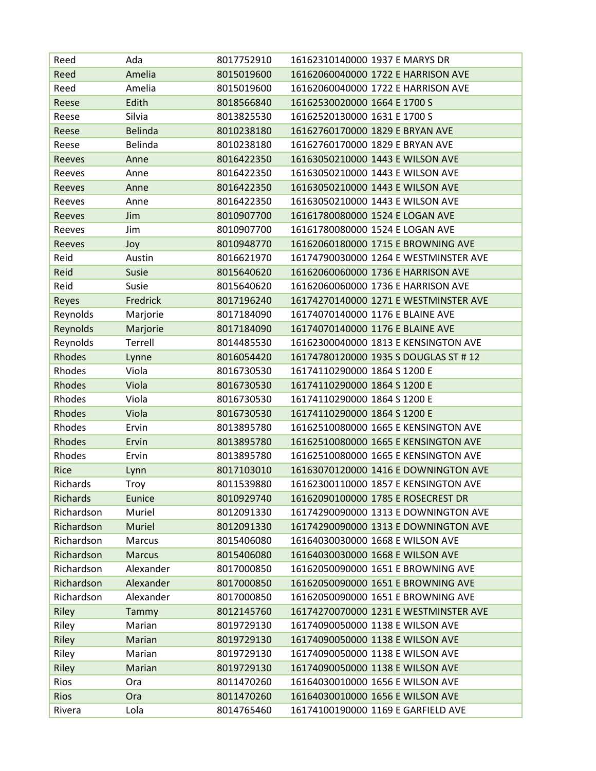| | | | |
|---|---|---|---|
| Reed | Ada | 8017752910 | 16162310140000 1937 E MARYS DR |
| Reed | Amelia | 8015019600 | 16162060040000 1722 E HARRISON AVE |
| Reed | Amelia | 8015019600 | 16162060040000 1722 E HARRISON AVE |
| Reese | Edith | 8018566840 | 16162530020000 1664 E 1700 S |
| Reese | Silvia | 8013825530 | 16162520130000 1631 E 1700 S |
| Reese | Belinda | 8010238180 | 16162760170000 1829 E BRYAN AVE |
| Reese | Belinda | 8010238180 | 16162760170000 1829 E BRYAN AVE |
| Reeves | Anne | 8016422350 | 16163050210000 1443 E WILSON AVE |
| Reeves | Anne | 8016422350 | 16163050210000 1443 E WILSON AVE |
| Reeves | Anne | 8016422350 | 16163050210000 1443 E WILSON AVE |
| Reeves | Anne | 8016422350 | 16163050210000 1443 E WILSON AVE |
| Reeves | Jim | 8010907700 | 16161780080000 1524 E LOGAN AVE |
| Reeves | Jim | 8010907700 | 16161780080000 1524 E LOGAN AVE |
| Reeves | Joy | 8010948770 | 16162060180000 1715 E BROWNING AVE |
| Reid | Austin | 8016621970 | 16174790030000 1264 E WESTMINSTER AVE |
| Reid | Susie | 8015640620 | 16162060060000 1736 E HARRISON AVE |
| Reid | Susie | 8015640620 | 16162060060000 1736 E HARRISON AVE |
| Reyes | Fredrick | 8017196240 | 16174270140000 1271 E WESTMINSTER AVE |
| Reynolds | Marjorie | 8017184090 | 16174070140000 1176 E BLAINE AVE |
| Reynolds | Marjorie | 8017184090 | 16174070140000 1176 E BLAINE AVE |
| Reynolds | Terrell | 8014485530 | 16162300040000 1813 E KENSINGTON AVE |
| Rhodes | Lynne | 8016054420 | 16174780120000 1935 S DOUGLAS ST # 12 |
| Rhodes | Viola | 8016730530 | 16174110290000 1864 S 1200 E |
| Rhodes | Viola | 8016730530 | 16174110290000 1864 S 1200 E |
| Rhodes | Viola | 8016730530 | 16174110290000 1864 S 1200 E |
| Rhodes | Viola | 8016730530 | 16174110290000 1864 S 1200 E |
| Rhodes | Ervin | 8013895780 | 16162510080000 1665 E KENSINGTON AVE |
| Rhodes | Ervin | 8013895780 | 16162510080000 1665 E KENSINGTON AVE |
| Rhodes | Ervin | 8013895780 | 16162510080000 1665 E KENSINGTON AVE |
| Rice | Lynn | 8017103010 | 16163070120000 1416 E DOWNINGTON AVE |
| Richards | Troy | 8011539880 | 16162300110000 1857 E KENSINGTON AVE |
| Richards | Eunice | 8010929740 | 16162090100000 1785 E ROSECREST DR |
| Richardson | Muriel | 8012091330 | 16174290090000 1313 E DOWNINGTON AVE |
| Richardson | Muriel | 8012091330 | 16174290090000 1313 E DOWNINGTON AVE |
| Richardson | Marcus | 8015406080 | 16164030030000 1668 E WILSON AVE |
| Richardson | Marcus | 8015406080 | 16164030030000 1668 E WILSON AVE |
| Richardson | Alexander | 8017000850 | 16162050090000 1651 E BROWNING AVE |
| Richardson | Alexander | 8017000850 | 16162050090000 1651 E BROWNING AVE |
| Richardson | Alexander | 8017000850 | 16162050090000 1651 E BROWNING AVE |
| Riley | Tammy | 8012145760 | 16174270070000 1231 E WESTMINSTER AVE |
| Riley | Marian | 8019729130 | 16174090050000 1138 E WILSON AVE |
| Riley | Marian | 8019729130 | 16174090050000 1138 E WILSON AVE |
| Riley | Marian | 8019729130 | 16174090050000 1138 E WILSON AVE |
| Riley | Marian | 8019729130 | 16174090050000 1138 E WILSON AVE |
| Rios | Ora | 8011470260 | 16164030010000 1656 E WILSON AVE |
| Rios | Ora | 8011470260 | 16164030010000 1656 E WILSON AVE |
| Rivera | Lola | 8014765460 | 16174100190000 1169 E GARFIELD AVE |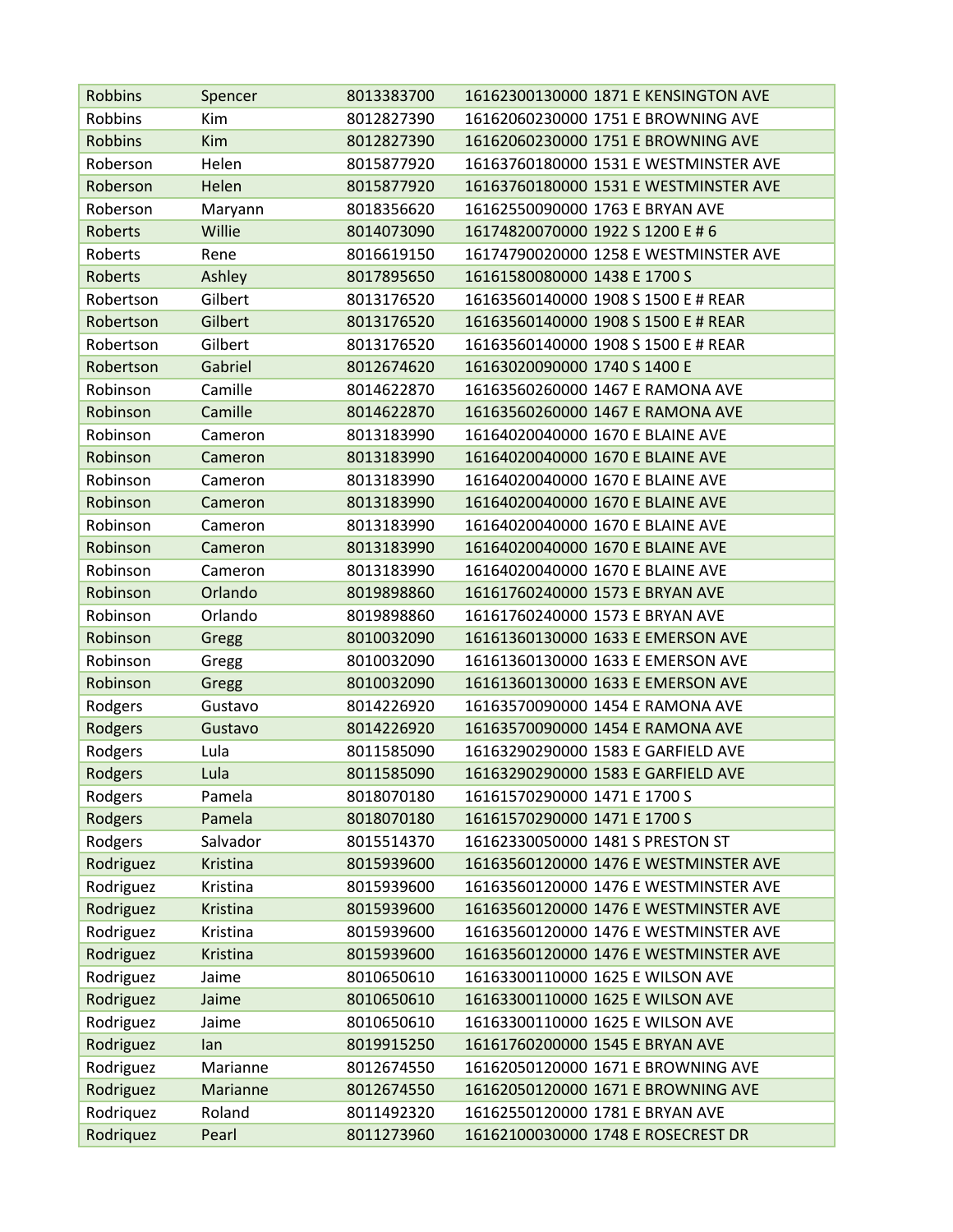| Robbins | Spencer | 8013383700 | 16162300130000 1871 E KENSINGTON AVE |
|---|---|---|---|
| Robbins | Kim | 8012827390 | 16162060230000 1751 E BROWNING AVE |
| Robbins | Kim | 8012827390 | 16162060230000 1751 E BROWNING AVE |
| Roberson | Helen | 8015877920 | 16163760180000 1531 E WESTMINSTER AVE |
| Roberson | Helen | 8015877920 | 16163760180000 1531 E WESTMINSTER AVE |
| Roberson | Maryann | 8018356620 | 16162550090000 1763 E BRYAN AVE |
| Roberts | Willie | 8014073090 | 16174820070000 1922 S 1200 E # 6 |
| Roberts | Rene | 8016619150 | 16174790020000 1258 E WESTMINSTER AVE |
| Roberts | Ashley | 8017895650 | 16161580080000 1438 E 1700 S |
| Robertson | Gilbert | 8013176520 | 16163560140000 1908 S 1500 E # REAR |
| Robertson | Gilbert | 8013176520 | 16163560140000 1908 S 1500 E # REAR |
| Robertson | Gilbert | 8013176520 | 16163560140000 1908 S 1500 E # REAR |
| Robertson | Gabriel | 8012674620 | 16163020090000 1740 S 1400 E |
| Robinson | Camille | 8014622870 | 16163560260000 1467 E RAMONA AVE |
| Robinson | Camille | 8014622870 | 16163560260000 1467 E RAMONA AVE |
| Robinson | Cameron | 8013183990 | 16164020040000 1670 E BLAINE AVE |
| Robinson | Cameron | 8013183990 | 16164020040000 1670 E BLAINE AVE |
| Robinson | Cameron | 8013183990 | 16164020040000 1670 E BLAINE AVE |
| Robinson | Cameron | 8013183990 | 16164020040000 1670 E BLAINE AVE |
| Robinson | Cameron | 8013183990 | 16164020040000 1670 E BLAINE AVE |
| Robinson | Cameron | 8013183990 | 16164020040000 1670 E BLAINE AVE |
| Robinson | Cameron | 8013183990 | 16164020040000 1670 E BLAINE AVE |
| Robinson | Orlando | 8019898860 | 16161760240000 1573 E BRYAN AVE |
| Robinson | Orlando | 8019898860 | 16161760240000 1573 E BRYAN AVE |
| Robinson | Gregg | 8010032090 | 16161360130000 1633 E EMERSON AVE |
| Robinson | Gregg | 8010032090 | 16161360130000 1633 E EMERSON AVE |
| Robinson | Gregg | 8010032090 | 16161360130000 1633 E EMERSON AVE |
| Rodgers | Gustavo | 8014226920 | 16163570090000 1454 E RAMONA AVE |
| Rodgers | Gustavo | 8014226920 | 16163570090000 1454 E RAMONA AVE |
| Rodgers | Lula | 8011585090 | 16163290290000 1583 E GARFIELD AVE |
| Rodgers | Lula | 8011585090 | 16163290290000 1583 E GARFIELD AVE |
| Rodgers | Pamela | 8018070180 | 16161570290000 1471 E 1700 S |
| Rodgers | Pamela | 8018070180 | 16161570290000 1471 E 1700 S |
| Rodgers | Salvador | 8015514370 | 16162330050000 1481 S PRESTON ST |
| Rodriguez | Kristina | 8015939600 | 16163560120000 1476 E WESTMINSTER AVE |
| Rodriguez | Kristina | 8015939600 | 16163560120000 1476 E WESTMINSTER AVE |
| Rodriguez | Kristina | 8015939600 | 16163560120000 1476 E WESTMINSTER AVE |
| Rodriguez | Kristina | 8015939600 | 16163560120000 1476 E WESTMINSTER AVE |
| Rodriguez | Kristina | 8015939600 | 16163560120000 1476 E WESTMINSTER AVE |
| Rodriguez | Jaime | 8010650610 | 16163300110000 1625 E WILSON AVE |
| Rodriguez | Jaime | 8010650610 | 16163300110000 1625 E WILSON AVE |
| Rodriguez | Jaime | 8010650610 | 16163300110000 1625 E WILSON AVE |
| Rodriguez | Ian | 8019915250 | 16161760200000 1545 E BRYAN AVE |
| Rodriguez | Marianne | 8012674550 | 16162050120000 1671 E BROWNING AVE |
| Rodriguez | Marianne | 8012674550 | 16162050120000 1671 E BROWNING AVE |
| Rodriquez | Roland | 8011492320 | 16162550120000 1781 E BRYAN AVE |
| Rodriquez | Pearl | 8011273960 | 16162100030000 1748 E ROSECREST DR |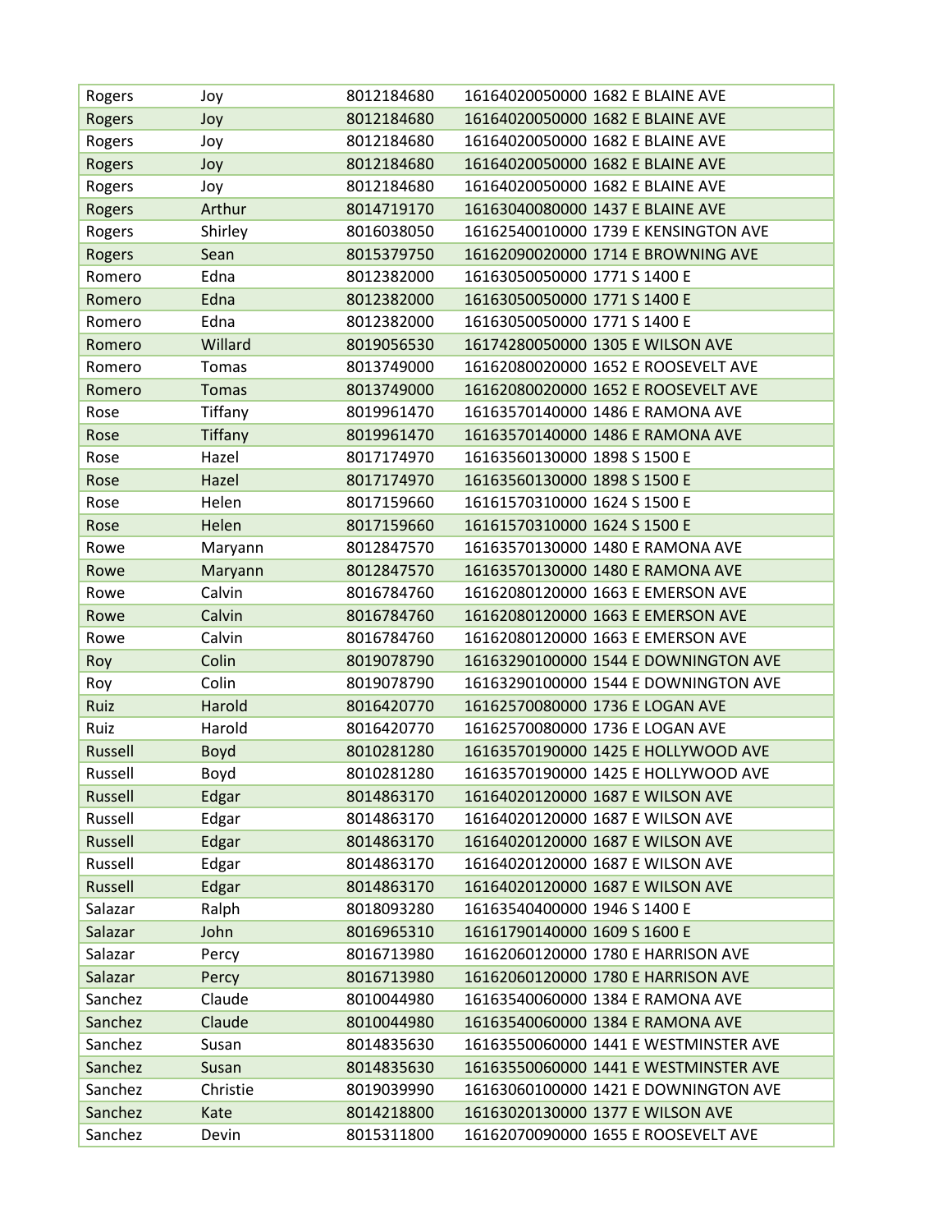| | | | | |
|---|---|---|---|---|
| Rogers | Joy | 8012184680 | 16164020050000 | 1682 E BLAINE AVE |
| Rogers | Joy | 8012184680 | 16164020050000 | 1682 E BLAINE AVE |
| Rogers | Joy | 8012184680 | 16164020050000 | 1682 E BLAINE AVE |
| Rogers | Joy | 8012184680 | 16164020050000 | 1682 E BLAINE AVE |
| Rogers | Joy | 8012184680 | 16164020050000 | 1682 E BLAINE AVE |
| Rogers | Arthur | 8014719170 | 16163040080000 | 1437 E BLAINE AVE |
| Rogers | Shirley | 8016038050 | 16162540010000 | 1739 E KENSINGTON AVE |
| Rogers | Sean | 8015379750 | 16162090020000 | 1714 E BROWNING AVE |
| Romero | Edna | 8012382000 | 16163050050000 | 1771 S 1400 E |
| Romero | Edna | 8012382000 | 16163050050000 | 1771 S 1400 E |
| Romero | Edna | 8012382000 | 16163050050000 | 1771 S 1400 E |
| Romero | Willard | 8019056530 | 16174280050000 | 1305 E WILSON AVE |
| Romero | Tomas | 8013749000 | 16162080020000 | 1652 E ROOSEVELT AVE |
| Romero | Tomas | 8013749000 | 16162080020000 | 1652 E ROOSEVELT AVE |
| Rose | Tiffany | 8019961470 | 16163570140000 | 1486 E RAMONA AVE |
| Rose | Tiffany | 8019961470 | 16163570140000 | 1486 E RAMONA AVE |
| Rose | Hazel | 8017174970 | 16163560130000 | 1898 S 1500 E |
| Rose | Hazel | 8017174970 | 16163560130000 | 1898 S 1500 E |
| Rose | Helen | 8017159660 | 16161570310000 | 1624 S 1500 E |
| Rose | Helen | 8017159660 | 16161570310000 | 1624 S 1500 E |
| Rowe | Maryann | 8012847570 | 16163570130000 | 1480 E RAMONA AVE |
| Rowe | Maryann | 8012847570 | 16163570130000 | 1480 E RAMONA AVE |
| Rowe | Calvin | 8016784760 | 16162080120000 | 1663 E EMERSON AVE |
| Rowe | Calvin | 8016784760 | 16162080120000 | 1663 E EMERSON AVE |
| Rowe | Calvin | 8016784760 | 16162080120000 | 1663 E EMERSON AVE |
| Roy | Colin | 8019078790 | 16163290100000 | 1544 E DOWNINGTON AVE |
| Roy | Colin | 8019078790 | 16163290100000 | 1544 E DOWNINGTON AVE |
| Ruiz | Harold | 8016420770 | 16162570080000 | 1736 E LOGAN AVE |
| Ruiz | Harold | 8016420770 | 16162570080000 | 1736 E LOGAN AVE |
| Russell | Boyd | 8010281280 | 16163570190000 | 1425 E HOLLYWOOD AVE |
| Russell | Boyd | 8010281280 | 16163570190000 | 1425 E HOLLYWOOD AVE |
| Russell | Edgar | 8014863170 | 16164020120000 | 1687 E WILSON AVE |
| Russell | Edgar | 8014863170 | 16164020120000 | 1687 E WILSON AVE |
| Russell | Edgar | 8014863170 | 16164020120000 | 1687 E WILSON AVE |
| Russell | Edgar | 8014863170 | 16164020120000 | 1687 E WILSON AVE |
| Russell | Edgar | 8014863170 | 16164020120000 | 1687 E WILSON AVE |
| Salazar | Ralph | 8018093280 | 16163540400000 | 1946 S 1400 E |
| Salazar | John | 8016965310 | 16161790140000 | 1609 S 1600 E |
| Salazar | Percy | 8016713980 | 16162060120000 | 1780 E HARRISON AVE |
| Salazar | Percy | 8016713980 | 16162060120000 | 1780 E HARRISON AVE |
| Sanchez | Claude | 8010044980 | 16163540060000 | 1384 E RAMONA AVE |
| Sanchez | Claude | 8010044980 | 16163540060000 | 1384 E RAMONA AVE |
| Sanchez | Susan | 8014835630 | 16163550060000 | 1441 E WESTMINSTER AVE |
| Sanchez | Susan | 8014835630 | 16163550060000 | 1441 E WESTMINSTER AVE |
| Sanchez | Christie | 8019039990 | 16163060100000 | 1421 E DOWNINGTON AVE |
| Sanchez | Kate | 8014218800 | 16163020130000 | 1377 E WILSON AVE |
| Sanchez | Devin | 8015311800 | 16162070090000 | 1655 E ROOSEVELT AVE |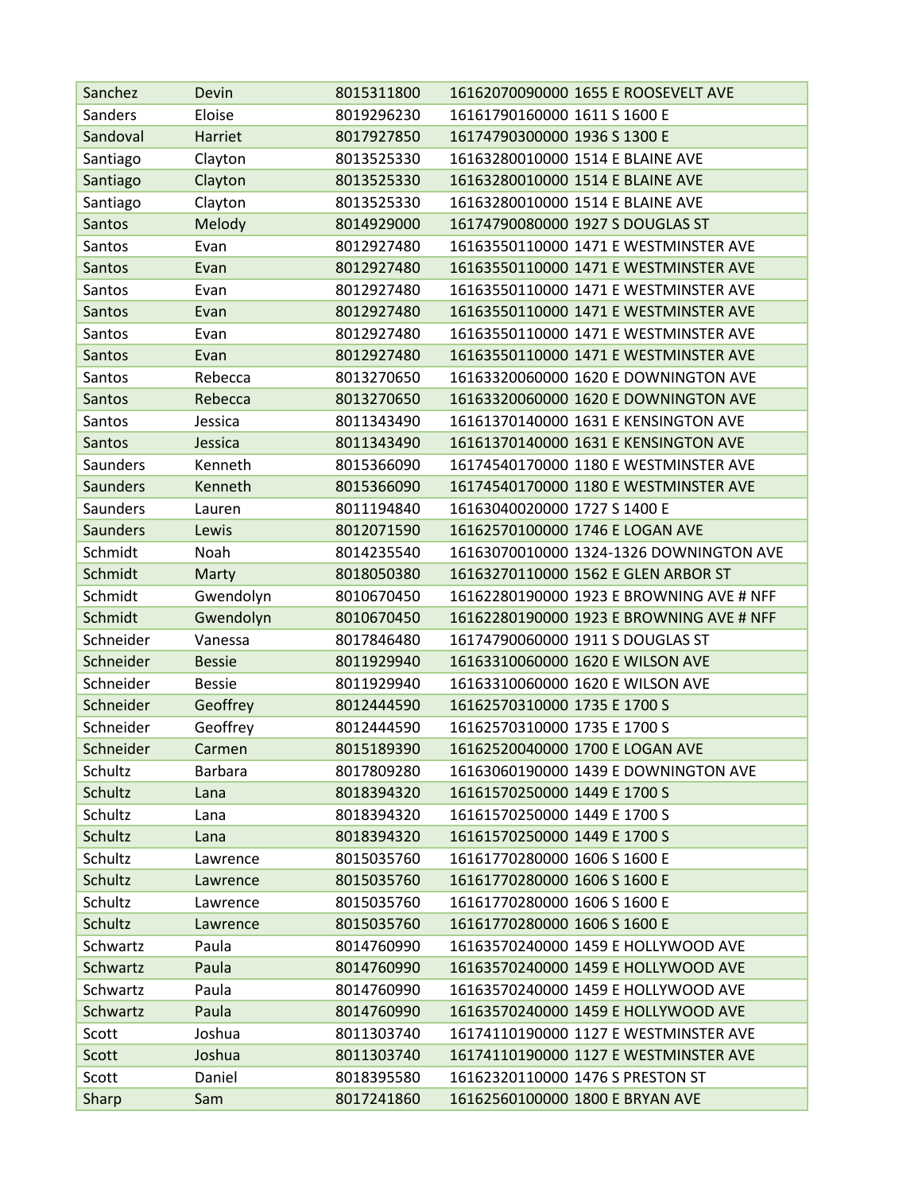| | | | |
|---|---|---|---|
| Sanchez | Devin | 8015311800 | 16162070090000 1655 E ROOSEVELT AVE |
| Sanders | Eloise | 8019296230 | 16161790160000 1611 S 1600 E |
| Sandoval | Harriet | 8017927850 | 16174790300000 1936 S 1300 E |
| Santiago | Clayton | 8013525330 | 16163280010000 1514 E BLAINE AVE |
| Santiago | Clayton | 8013525330 | 16163280010000 1514 E BLAINE AVE |
| Santiago | Clayton | 8013525330 | 16163280010000 1514 E BLAINE AVE |
| Santos | Melody | 8014929000 | 16174790080000 1927 S DOUGLAS ST |
| Santos | Evan | 8012927480 | 16163550110000 1471 E WESTMINSTER AVE |
| Santos | Evan | 8012927480 | 16163550110000 1471 E WESTMINSTER AVE |
| Santos | Evan | 8012927480 | 16163550110000 1471 E WESTMINSTER AVE |
| Santos | Evan | 8012927480 | 16163550110000 1471 E WESTMINSTER AVE |
| Santos | Evan | 8012927480 | 16163550110000 1471 E WESTMINSTER AVE |
| Santos | Evan | 8012927480 | 16163550110000 1471 E WESTMINSTER AVE |
| Santos | Rebecca | 8013270650 | 16163320060000 1620 E DOWNINGTON AVE |
| Santos | Rebecca | 8013270650 | 16163320060000 1620 E DOWNINGTON AVE |
| Santos | Jessica | 8011343490 | 16161370140000 1631 E KENSINGTON AVE |
| Santos | Jessica | 8011343490 | 16161370140000 1631 E KENSINGTON AVE |
| Saunders | Kenneth | 8015366090 | 16174540170000 1180 E WESTMINSTER AVE |
| Saunders | Kenneth | 8015366090 | 16174540170000 1180 E WESTMINSTER AVE |
| Saunders | Lauren | 8011194840 | 16163040020000 1727 S 1400 E |
| Saunders | Lewis | 8012071590 | 16162570100000 1746 E LOGAN AVE |
| Schmidt | Noah | 8014235540 | 16163070010000 1324-1326 DOWNINGTON AVE |
| Schmidt | Marty | 8018050380 | 16163270110000 1562 E GLEN ARBOR ST |
| Schmidt | Gwendolyn | 8010670450 | 16162280190000 1923 E BROWNING AVE # NFF |
| Schmidt | Gwendolyn | 8010670450 | 16162280190000 1923 E BROWNING AVE # NFF |
| Schneider | Vanessa | 8017846480 | 16174790060000 1911 S DOUGLAS ST |
| Schneider | Bessie | 8011929940 | 16163310060000 1620 E WILSON AVE |
| Schneider | Bessie | 8011929940 | 16163310060000 1620 E WILSON AVE |
| Schneider | Geoffrey | 8012444590 | 16162570310000 1735 E 1700 S |
| Schneider | Geoffrey | 8012444590 | 16162570310000 1735 E 1700 S |
| Schneider | Carmen | 8015189390 | 16162520040000 1700 E LOGAN AVE |
| Schultz | Barbara | 8017809280 | 16163060190000 1439 E DOWNINGTON AVE |
| Schultz | Lana | 8018394320 | 16161570250000 1449 E 1700 S |
| Schultz | Lana | 8018394320 | 16161570250000 1449 E 1700 S |
| Schultz | Lana | 8018394320 | 16161570250000 1449 E 1700 S |
| Schultz | Lawrence | 8015035760 | 16161770280000 1606 S 1600 E |
| Schultz | Lawrence | 8015035760 | 16161770280000 1606 S 1600 E |
| Schultz | Lawrence | 8015035760 | 16161770280000 1606 S 1600 E |
| Schultz | Lawrence | 8015035760 | 16161770280000 1606 S 1600 E |
| Schwartz | Paula | 8014760990 | 16163570240000 1459 E HOLLYWOOD AVE |
| Schwartz | Paula | 8014760990 | 16163570240000 1459 E HOLLYWOOD AVE |
| Schwartz | Paula | 8014760990 | 16163570240000 1459 E HOLLYWOOD AVE |
| Schwartz | Paula | 8014760990 | 16163570240000 1459 E HOLLYWOOD AVE |
| Scott | Joshua | 8011303740 | 16174110190000 1127 E WESTMINSTER AVE |
| Scott | Joshua | 8011303740 | 16174110190000 1127 E WESTMINSTER AVE |
| Scott | Daniel | 8018395580 | 16162320110000 1476 S PRESTON ST |
| Sharp | Sam | 8017241860 | 16162560100000 1800 E BRYAN AVE |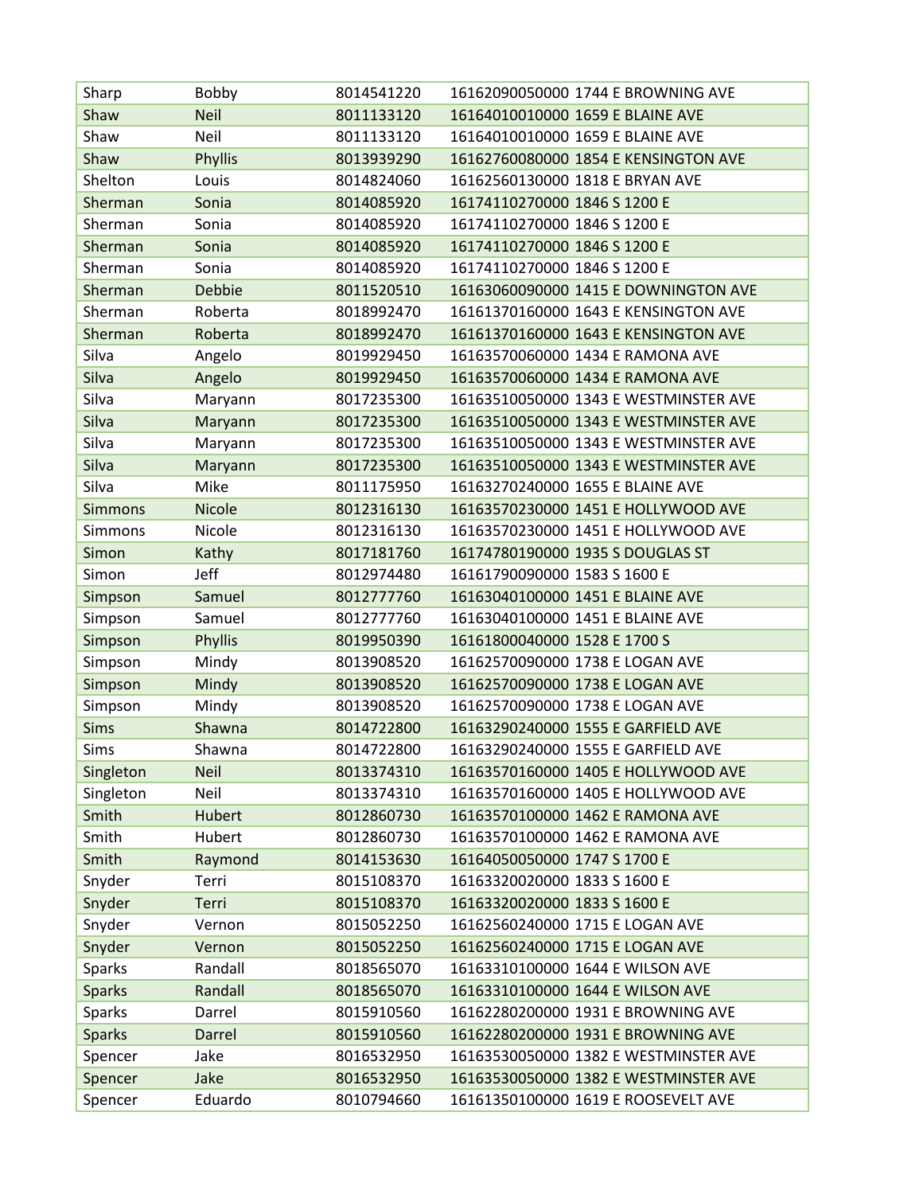| Sharp | Bobby | 8014541220 | 16162090050000 1744 E BROWNING AVE |
|---|---|---|---|
| Shaw | Neil | 8011133120 | 16164010010000 1659 E BLAINE AVE |
| Shaw | Neil | 8011133120 | 16164010010000 1659 E BLAINE AVE |
| Shaw | Phyllis | 8013939290 | 16162760080000 1854 E KENSINGTON AVE |
| Shelton | Louis | 8014824060 | 16162560130000 1818 E BRYAN AVE |
| Sherman | Sonia | 8014085920 | 16174110270000 1846 S 1200 E |
| Sherman | Sonia | 8014085920 | 16174110270000 1846 S 1200 E |
| Sherman | Sonia | 8014085920 | 16174110270000 1846 S 1200 E |
| Sherman | Sonia | 8014085920 | 16174110270000 1846 S 1200 E |
| Sherman | Debbie | 8011520510 | 16163060090000 1415 E DOWNINGTON AVE |
| Sherman | Roberta | 8018992470 | 16161370160000 1643 E KENSINGTON AVE |
| Sherman | Roberta | 8018992470 | 16161370160000 1643 E KENSINGTON AVE |
| Silva | Angelo | 8019929450 | 16163570060000 1434 E RAMONA AVE |
| Silva | Angelo | 8019929450 | 16163570060000 1434 E RAMONA AVE |
| Silva | Maryann | 8017235300 | 16163510050000 1343 E WESTMINSTER AVE |
| Silva | Maryann | 8017235300 | 16163510050000 1343 E WESTMINSTER AVE |
| Silva | Maryann | 8017235300 | 16163510050000 1343 E WESTMINSTER AVE |
| Silva | Maryann | 8017235300 | 16163510050000 1343 E WESTMINSTER AVE |
| Silva | Mike | 8011175950 | 16163270240000 1655 E BLAINE AVE |
| Simmons | Nicole | 8012316130 | 16163570230000 1451 E HOLLYWOOD AVE |
| Simmons | Nicole | 8012316130 | 16163570230000 1451 E HOLLYWOOD AVE |
| Simon | Kathy | 8017181760 | 16174780190000 1935 S DOUGLAS ST |
| Simon | Jeff | 8012974480 | 16161790090000 1583 S 1600 E |
| Simpson | Samuel | 8012777760 | 16163040100000 1451 E BLAINE AVE |
| Simpson | Samuel | 8012777760 | 16163040100000 1451 E BLAINE AVE |
| Simpson | Phyllis | 8019950390 | 16161800040000 1528 E 1700 S |
| Simpson | Mindy | 8013908520 | 16162570090000 1738 E LOGAN AVE |
| Simpson | Mindy | 8013908520 | 16162570090000 1738 E LOGAN AVE |
| Simpson | Mindy | 8013908520 | 16162570090000 1738 E LOGAN AVE |
| Sims | Shawna | 8014722800 | 16163290240000 1555 E GARFIELD AVE |
| Sims | Shawna | 8014722800 | 16163290240000 1555 E GARFIELD AVE |
| Singleton | Neil | 8013374310 | 16163570160000 1405 E HOLLYWOOD AVE |
| Singleton | Neil | 8013374310 | 16163570160000 1405 E HOLLYWOOD AVE |
| Smith | Hubert | 8012860730 | 16163570100000 1462 E RAMONA AVE |
| Smith | Hubert | 8012860730 | 16163570100000 1462 E RAMONA AVE |
| Smith | Raymond | 8014153630 | 16164050050000 1747 S 1700 E |
| Snyder | Terri | 8015108370 | 16163320020000 1833 S 1600 E |
| Snyder | Terri | 8015108370 | 16163320020000 1833 S 1600 E |
| Snyder | Vernon | 8015052250 | 16162560240000 1715 E LOGAN AVE |
| Snyder | Vernon | 8015052250 | 16162560240000 1715 E LOGAN AVE |
| Sparks | Randall | 8018565070 | 16163310100000 1644 E WILSON AVE |
| Sparks | Randall | 8018565070 | 16163310100000 1644 E WILSON AVE |
| Sparks | Darrel | 8015910560 | 16162280200000 1931 E BROWNING AVE |
| Sparks | Darrel | 8015910560 | 16162280200000 1931 E BROWNING AVE |
| Spencer | Jake | 8016532950 | 16163530050000 1382 E WESTMINSTER AVE |
| Spencer | Jake | 8016532950 | 16163530050000 1382 E WESTMINSTER AVE |
| Spencer | Eduardo | 8010794660 | 16161350100000 1619 E ROOSEVELT AVE |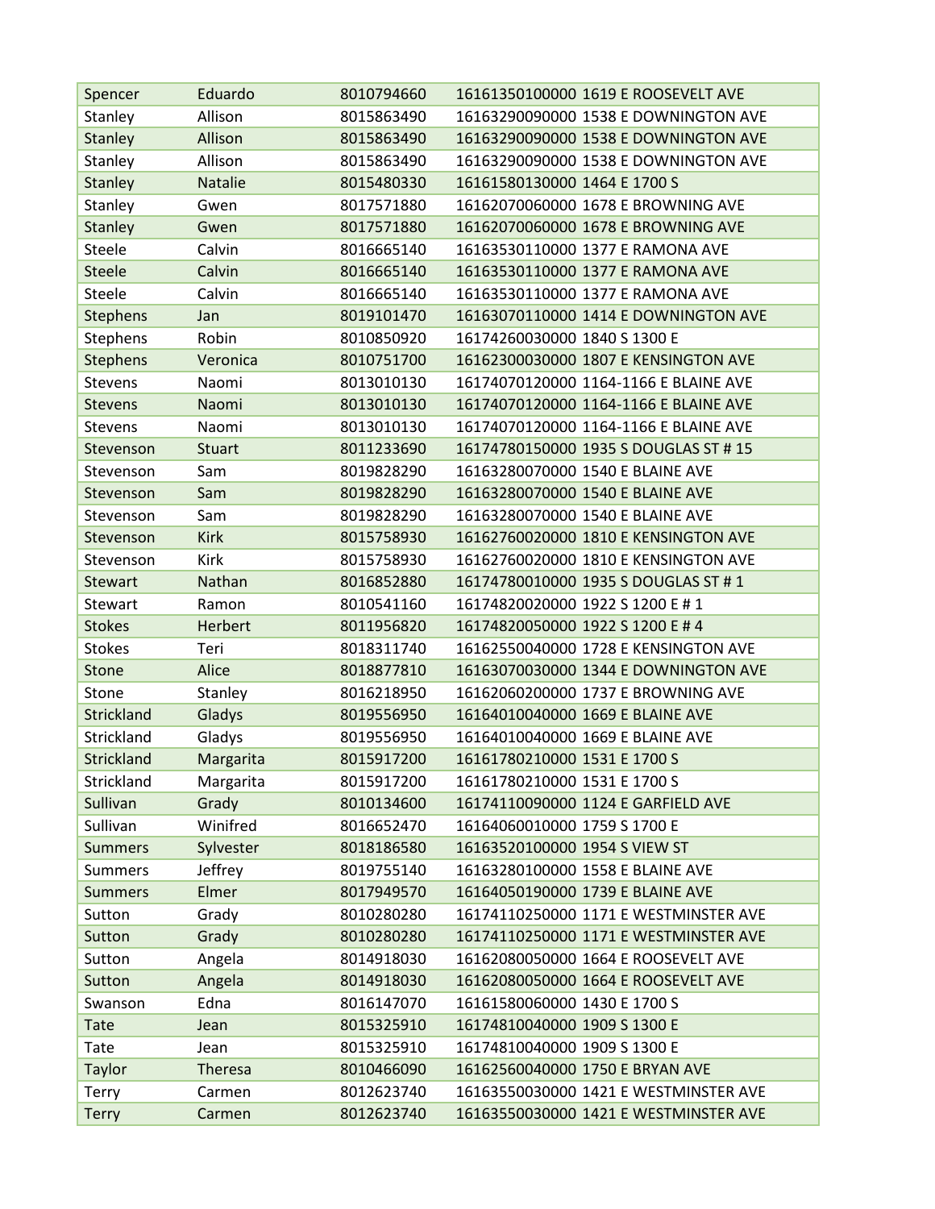| Spencer | Eduardo | 8010794660 | 16161350100000 1619 E ROOSEVELT AVE |
|---|---|---|---|
| Stanley | Allison | 8015863490 | 16163290090000 1538 E DOWNINGTON AVE |
| Stanley | Allison | 8015863490 | 16163290090000 1538 E DOWNINGTON AVE |
| Stanley | Allison | 8015863490 | 16163290090000 1538 E DOWNINGTON AVE |
| Stanley | Natalie | 8015480330 | 16161580130000 1464 E 1700 S |
| Stanley | Gwen | 8017571880 | 16162070060000 1678 E BROWNING AVE |
| Stanley | Gwen | 8017571880 | 16162070060000 1678 E BROWNING AVE |
| Steele | Calvin | 8016665140 | 16163530110000 1377 E RAMONA AVE |
| Steele | Calvin | 8016665140 | 16163530110000 1377 E RAMONA AVE |
| Steele | Calvin | 8016665140 | 16163530110000 1377 E RAMONA AVE |
| Stephens | Jan | 8019101470 | 16163070110000 1414 E DOWNINGTON AVE |
| Stephens | Robin | 8010850920 | 16174260030000 1840 S 1300 E |
| Stephens | Veronica | 8010751700 | 16162300030000 1807 E KENSINGTON AVE |
| Stevens | Naomi | 8013010130 | 16174070120000 1164-1166 E BLAINE AVE |
| Stevens | Naomi | 8013010130 | 16174070120000 1164-1166 E BLAINE AVE |
| Stevens | Naomi | 8013010130 | 16174070120000 1164-1166 E BLAINE AVE |
| Stevenson | Stuart | 8011233690 | 16174780150000 1935 S DOUGLAS ST # 15 |
| Stevenson | Sam | 8019828290 | 16163280070000 1540 E BLAINE AVE |
| Stevenson | Sam | 8019828290 | 16163280070000 1540 E BLAINE AVE |
| Stevenson | Sam | 8019828290 | 16163280070000 1540 E BLAINE AVE |
| Stevenson | Kirk | 8015758930 | 16162760020000 1810 E KENSINGTON AVE |
| Stevenson | Kirk | 8015758930 | 16162760020000 1810 E KENSINGTON AVE |
| Stewart | Nathan | 8016852880 | 16174780010000 1935 S DOUGLAS ST # 1 |
| Stewart | Ramon | 8010541160 | 16174820020000 1922 S 1200 E # 1 |
| Stokes | Herbert | 8011956820 | 16174820050000 1922 S 1200 E # 4 |
| Stokes | Teri | 8018311740 | 16162550040000 1728 E KENSINGTON AVE |
| Stone | Alice | 8018877810 | 16163070030000 1344 E DOWNINGTON AVE |
| Stone | Stanley | 8016218950 | 16162060200000 1737 E BROWNING AVE |
| Strickland | Gladys | 8019556950 | 16164010040000 1669 E BLAINE AVE |
| Strickland | Gladys | 8019556950 | 16164010040000 1669 E BLAINE AVE |
| Strickland | Margarita | 8015917200 | 16161780210000 1531 E 1700 S |
| Strickland | Margarita | 8015917200 | 16161780210000 1531 E 1700 S |
| Sullivan | Grady | 8010134600 | 16174110090000 1124 E GARFIELD AVE |
| Sullivan | Winifred | 8016652470 | 16164060010000 1759 S 1700 E |
| Summers | Sylvester | 8018186580 | 16163520100000 1954 S VIEW ST |
| Summers | Jeffrey | 8019755140 | 16163280100000 1558 E BLAINE AVE |
| Summers | Elmer | 8017949570 | 16164050190000 1739 E BLAINE AVE |
| Sutton | Grady | 8010280280 | 16174110250000 1171 E WESTMINSTER AVE |
| Sutton | Grady | 8010280280 | 16174110250000 1171 E WESTMINSTER AVE |
| Sutton | Angela | 8014918030 | 16162080050000 1664 E ROOSEVELT AVE |
| Sutton | Angela | 8014918030 | 16162080050000 1664 E ROOSEVELT AVE |
| Swanson | Edna | 8016147070 | 16161580060000 1430 E 1700 S |
| Tate | Jean | 8015325910 | 16174810040000 1909 S 1300 E |
| Tate | Jean | 8015325910 | 16174810040000 1909 S 1300 E |
| Taylor | Theresa | 8010466090 | 16162560040000 1750 E BRYAN AVE |
| Terry | Carmen | 8012623740 | 16163550030000 1421 E WESTMINSTER AVE |
| Terry | Carmen | 8012623740 | 16163550030000 1421 E WESTMINSTER AVE |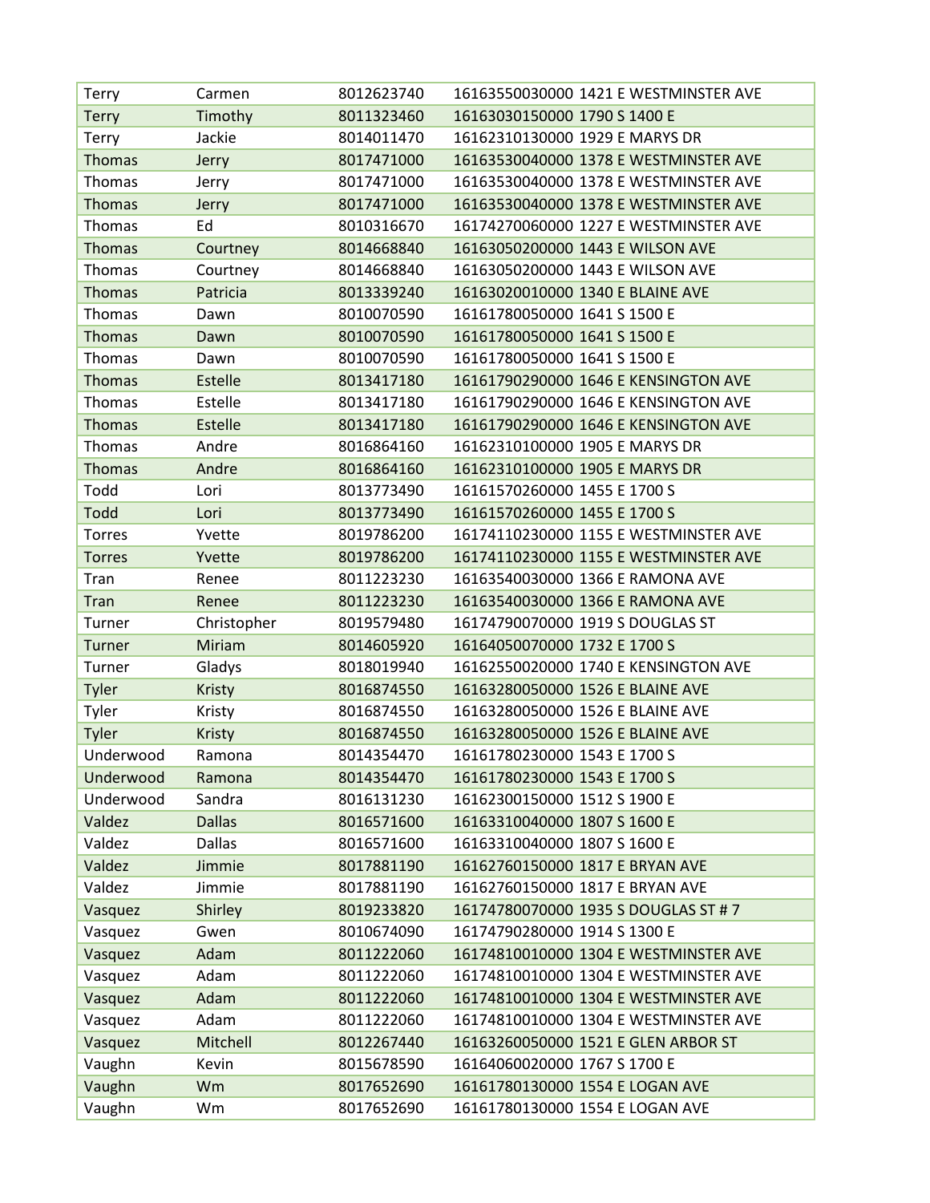| | | | |
|---|---|---|---|
| Terry | Carmen | 8012623740 | 16163550030000 1421 E WESTMINSTER AVE |
| Terry | Timothy | 8011323460 | 16163030150000 1790 S 1400 E |
| Terry | Jackie | 8014011470 | 16162310130000 1929 E MARYS DR |
| Thomas | Jerry | 8017471000 | 16163530040000 1378 E WESTMINSTER AVE |
| Thomas | Jerry | 8017471000 | 16163530040000 1378 E WESTMINSTER AVE |
| Thomas | Jerry | 8017471000 | 16163530040000 1378 E WESTMINSTER AVE |
| Thomas | Ed | 8010316670 | 16174270060000 1227 E WESTMINSTER AVE |
| Thomas | Courtney | 8014668840 | 16163050200000 1443 E WILSON AVE |
| Thomas | Courtney | 8014668840 | 16163050200000 1443 E WILSON AVE |
| Thomas | Patricia | 8013339240 | 16163020010000 1340 E BLAINE AVE |
| Thomas | Dawn | 8010070590 | 16161780050000 1641 S 1500 E |
| Thomas | Dawn | 8010070590 | 16161780050000 1641 S 1500 E |
| Thomas | Dawn | 8010070590 | 16161780050000 1641 S 1500 E |
| Thomas | Estelle | 8013417180 | 16161790290000 1646 E KENSINGTON AVE |
| Thomas | Estelle | 8013417180 | 16161790290000 1646 E KENSINGTON AVE |
| Thomas | Estelle | 8013417180 | 16161790290000 1646 E KENSINGTON AVE |
| Thomas | Andre | 8016864160 | 16162310100000 1905 E MARYS DR |
| Thomas | Andre | 8016864160 | 16162310100000 1905 E MARYS DR |
| Todd | Lori | 8013773490 | 16161570260000 1455 E 1700 S |
| Todd | Lori | 8013773490 | 16161570260000 1455 E 1700 S |
| Torres | Yvette | 8019786200 | 16174110230000 1155 E WESTMINSTER AVE |
| Torres | Yvette | 8019786200 | 16174110230000 1155 E WESTMINSTER AVE |
| Tran | Renee | 8011223230 | 16163540030000 1366 E RAMONA AVE |
| Tran | Renee | 8011223230 | 16163540030000 1366 E RAMONA AVE |
| Turner | Christopher | 8019579480 | 16174790070000 1919 S DOUGLAS ST |
| Turner | Miriam | 8014605920 | 16164050070000 1732 E 1700 S |
| Turner | Gladys | 8018019940 | 16162550020000 1740 E KENSINGTON AVE |
| Tyler | Kristy | 8016874550 | 16163280050000 1526 E BLAINE AVE |
| Tyler | Kristy | 8016874550 | 16163280050000 1526 E BLAINE AVE |
| Tyler | Kristy | 8016874550 | 16163280050000 1526 E BLAINE AVE |
| Underwood | Ramona | 8014354470 | 16161780230000 1543 E 1700 S |
| Underwood | Ramona | 8014354470 | 16161780230000 1543 E 1700 S |
| Underwood | Sandra | 8016131230 | 16162300150000 1512 S 1900 E |
| Valdez | Dallas | 8016571600 | 16163310040000 1807 S 1600 E |
| Valdez | Dallas | 8016571600 | 16163310040000 1807 S 1600 E |
| Valdez | Jimmie | 8017881190 | 16162760150000 1817 E BRYAN AVE |
| Valdez | Jimmie | 8017881190 | 16162760150000 1817 E BRYAN AVE |
| Vasquez | Shirley | 8019233820 | 16174780070000 1935 S DOUGLAS ST # 7 |
| Vasquez | Gwen | 8010674090 | 16174790280000 1914 S 1300 E |
| Vasquez | Adam | 8011222060 | 16174810010000 1304 E WESTMINSTER AVE |
| Vasquez | Adam | 8011222060 | 16174810010000 1304 E WESTMINSTER AVE |
| Vasquez | Adam | 8011222060 | 16174810010000 1304 E WESTMINSTER AVE |
| Vasquez | Adam | 8011222060 | 16174810010000 1304 E WESTMINSTER AVE |
| Vasquez | Mitchell | 8012267440 | 16163260050000 1521 E GLEN ARBOR ST |
| Vaughn | Kevin | 8015678590 | 16164060020000 1767 S 1700 E |
| Vaughn | Wm | 8017652690 | 16161780130000 1554 E LOGAN AVE |
| Vaughn | Wm | 8017652690 | 16161780130000 1554 E LOGAN AVE |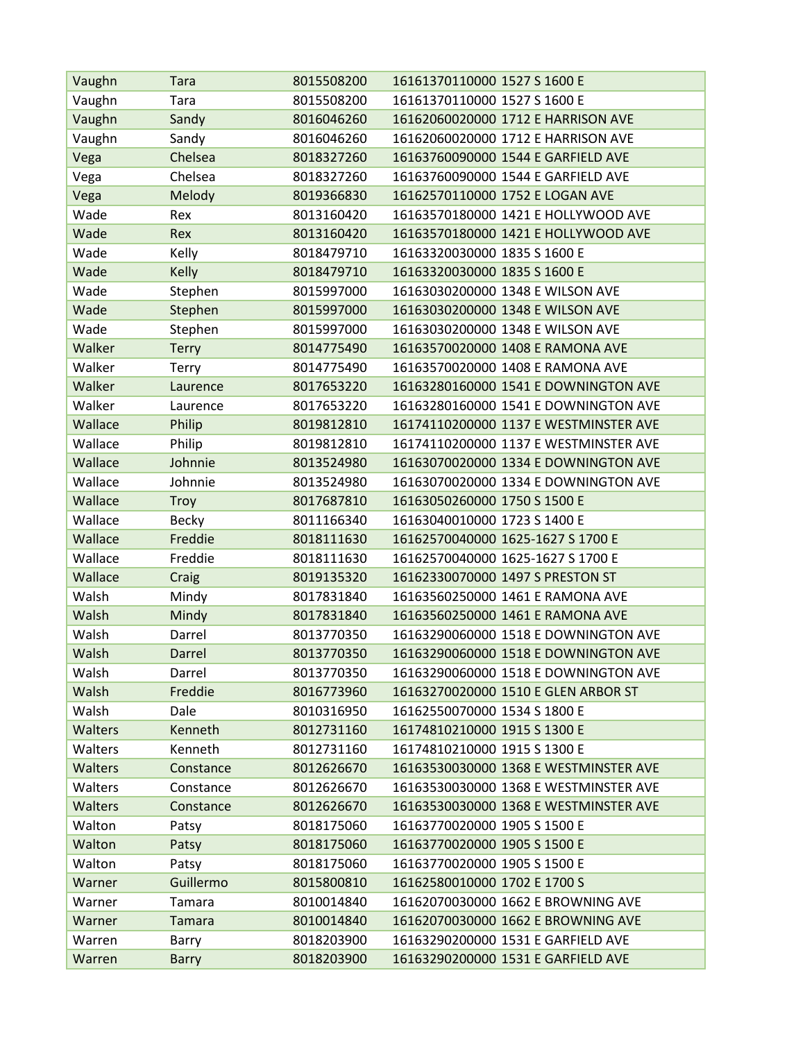| Vaughn | Tara | 8015508200 | 16161370110000 1527 S 1600 E |
|---|---|---|---|
| Vaughn | Tara | 8015508200 | 16161370110000 1527 S 1600 E |
| Vaughn | Sandy | 8016046260 | 16162060020000 1712 E HARRISON AVE |
| Vaughn | Sandy | 8016046260 | 16162060020000 1712 E HARRISON AVE |
| Vega | Chelsea | 8018327260 | 16163760090000 1544 E GARFIELD AVE |
| Vega | Chelsea | 8018327260 | 16163760090000 1544 E GARFIELD AVE |
| Vega | Melody | 8019366830 | 16162570110000 1752 E LOGAN AVE |
| Wade | Rex | 8013160420 | 16163570180000 1421 E HOLLYWOOD AVE |
| Wade | Rex | 8013160420 | 16163570180000 1421 E HOLLYWOOD AVE |
| Wade | Kelly | 8018479710 | 16163320030000 1835 S 1600 E |
| Wade | Kelly | 8018479710 | 16163320030000 1835 S 1600 E |
| Wade | Stephen | 8015997000 | 16163030200000 1348 E WILSON AVE |
| Wade | Stephen | 8015997000 | 16163030200000 1348 E WILSON AVE |
| Wade | Stephen | 8015997000 | 16163030200000 1348 E WILSON AVE |
| Walker | Terry | 8014775490 | 16163570020000 1408 E RAMONA AVE |
| Walker | Terry | 8014775490 | 16163570020000 1408 E RAMONA AVE |
| Walker | Laurence | 8017653220 | 16163280160000 1541 E DOWNINGTON AVE |
| Walker | Laurence | 8017653220 | 16163280160000 1541 E DOWNINGTON AVE |
| Wallace | Philip | 8019812810 | 16174110200000 1137 E WESTMINSTER AVE |
| Wallace | Philip | 8019812810 | 16174110200000 1137 E WESTMINSTER AVE |
| Wallace | Johnnie | 8013524980 | 16163070020000 1334 E DOWNINGTON AVE |
| Wallace | Johnnie | 8013524980 | 16163070020000 1334 E DOWNINGTON AVE |
| Wallace | Troy | 8017687810 | 16163050260000 1750 S 1500 E |
| Wallace | Becky | 8011166340 | 16163040010000 1723 S 1400 E |
| Wallace | Freddie | 8018111630 | 16162570040000 1625-1627 S 1700 E |
| Wallace | Freddie | 8018111630 | 16162570040000 1625-1627 S 1700 E |
| Wallace | Craig | 8019135320 | 16162330070000 1497 S PRESTON ST |
| Walsh | Mindy | 8017831840 | 16163560250000 1461 E RAMONA AVE |
| Walsh | Mindy | 8017831840 | 16163560250000 1461 E RAMONA AVE |
| Walsh | Darrel | 8013770350 | 16163290060000 1518 E DOWNINGTON AVE |
| Walsh | Darrel | 8013770350 | 16163290060000 1518 E DOWNINGTON AVE |
| Walsh | Darrel | 8013770350 | 16163290060000 1518 E DOWNINGTON AVE |
| Walsh | Freddie | 8016773960 | 16163270020000 1510 E GLEN ARBOR ST |
| Walsh | Dale | 8010316950 | 16162550070000 1534 S 1800 E |
| Walters | Kenneth | 8012731160 | 16174810210000 1915 S 1300 E |
| Walters | Kenneth | 8012731160 | 16174810210000 1915 S 1300 E |
| Walters | Constance | 8012626670 | 16163530030000 1368 E WESTMINSTER AVE |
| Walters | Constance | 8012626670 | 16163530030000 1368 E WESTMINSTER AVE |
| Walters | Constance | 8012626670 | 16163530030000 1368 E WESTMINSTER AVE |
| Walton | Patsy | 8018175060 | 16163770020000 1905 S 1500 E |
| Walton | Patsy | 8018175060 | 16163770020000 1905 S 1500 E |
| Walton | Patsy | 8018175060 | 16163770020000 1905 S 1500 E |
| Warner | Guillermo | 8015800810 | 16162580010000 1702 E 1700 S |
| Warner | Tamara | 8010014840 | 16162070030000 1662 E BROWNING AVE |
| Warner | Tamara | 8010014840 | 16162070030000 1662 E BROWNING AVE |
| Warren | Barry | 8018203900 | 16163290200000 1531 E GARFIELD AVE |
| Warren | Barry | 8018203900 | 16163290200000 1531 E GARFIELD AVE |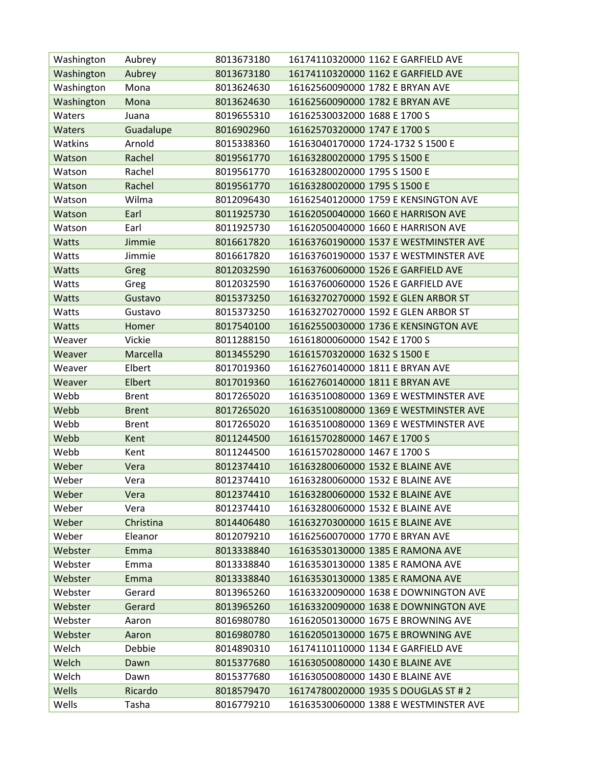| | | | |
|---|---|---|---|
| Washington | Aubrey | 8013673180 | 16174110320000 1162 E GARFIELD AVE |
| Washington | Aubrey | 8013673180 | 16174110320000 1162 E GARFIELD AVE |
| Washington | Mona | 8013624630 | 16162560090000 1782 E BRYAN AVE |
| Washington | Mona | 8013624630 | 16162560090000 1782 E BRYAN AVE |
| Waters | Juana | 8019655310 | 16162530032000 1688 E 1700 S |
| Waters | Guadalupe | 8016902960 | 16162570320000 1747 E 1700 S |
| Watkins | Arnold | 8015338360 | 16163040170000 1724-1732 S 1500 E |
| Watson | Rachel | 8019561770 | 16163280020000 1795 S 1500 E |
| Watson | Rachel | 8019561770 | 16163280020000 1795 S 1500 E |
| Watson | Rachel | 8019561770 | 16163280020000 1795 S 1500 E |
| Watson | Wilma | 8012096430 | 16162540120000 1759 E KENSINGTON AVE |
| Watson | Earl | 8011925730 | 16162050040000 1660 E HARRISON AVE |
| Watson | Earl | 8011925730 | 16162050040000 1660 E HARRISON AVE |
| Watts | Jimmie | 8016617820 | 16163760190000 1537 E WESTMINSTER AVE |
| Watts | Jimmie | 8016617820 | 16163760190000 1537 E WESTMINSTER AVE |
| Watts | Greg | 8012032590 | 16163760060000 1526 E GARFIELD AVE |
| Watts | Greg | 8012032590 | 16163760060000 1526 E GARFIELD AVE |
| Watts | Gustavo | 8015373250 | 16163270270000 1592 E GLEN ARBOR ST |
| Watts | Gustavo | 8015373250 | 16163270270000 1592 E GLEN ARBOR ST |
| Watts | Homer | 8017540100 | 16162550030000 1736 E KENSINGTON AVE |
| Weaver | Vickie | 8011288150 | 16161800060000 1542 E 1700 S |
| Weaver | Marcella | 8013455290 | 16161570320000 1632 S 1500 E |
| Weaver | Elbert | 8017019360 | 16162760140000 1811 E BRYAN AVE |
| Weaver | Elbert | 8017019360 | 16162760140000 1811 E BRYAN AVE |
| Webb | Brent | 8017265020 | 16163510080000 1369 E WESTMINSTER AVE |
| Webb | Brent | 8017265020 | 16163510080000 1369 E WESTMINSTER AVE |
| Webb | Brent | 8017265020 | 16163510080000 1369 E WESTMINSTER AVE |
| Webb | Kent | 8011244500 | 16161570280000 1467 E 1700 S |
| Webb | Kent | 8011244500 | 16161570280000 1467 E 1700 S |
| Weber | Vera | 8012374410 | 16163280060000 1532 E BLAINE AVE |
| Weber | Vera | 8012374410 | 16163280060000 1532 E BLAINE AVE |
| Weber | Vera | 8012374410 | 16163280060000 1532 E BLAINE AVE |
| Weber | Vera | 8012374410 | 16163280060000 1532 E BLAINE AVE |
| Weber | Christina | 8014406480 | 16163270300000 1615 E BLAINE AVE |
| Weber | Eleanor | 8012079210 | 16162560070000 1770 E BRYAN AVE |
| Webster | Emma | 8013338840 | 16163530130000 1385 E RAMONA AVE |
| Webster | Emma | 8013338840 | 16163530130000 1385 E RAMONA AVE |
| Webster | Emma | 8013338840 | 16163530130000 1385 E RAMONA AVE |
| Webster | Gerard | 8013965260 | 16163320090000 1638 E DOWNINGTON AVE |
| Webster | Gerard | 8013965260 | 16163320090000 1638 E DOWNINGTON AVE |
| Webster | Aaron | 8016980780 | 16162050130000 1675 E BROWNING AVE |
| Webster | Aaron | 8016980780 | 16162050130000 1675 E BROWNING AVE |
| Welch | Debbie | 8014890310 | 16174110110000 1134 E GARFIELD AVE |
| Welch | Dawn | 8015377680 | 16163050080000 1430 E BLAINE AVE |
| Welch | Dawn | 8015377680 | 16163050080000 1430 E BLAINE AVE |
| Wells | Ricardo | 8018579470 | 16174780020000 1935 S DOUGLAS ST # 2 |
| Wells | Tasha | 8016779210 | 16163530060000 1388 E WESTMINSTER AVE |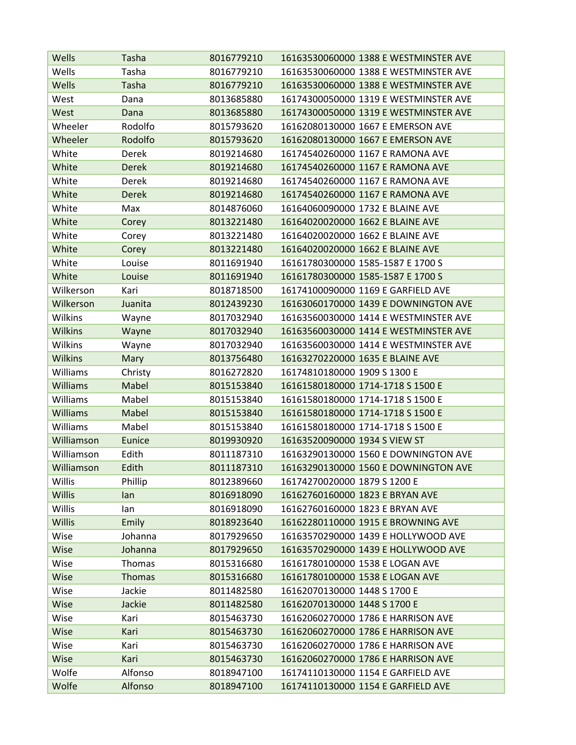| | | | | |
|---|---|---|---|---|
| Wells | Tasha | 8016779210 | 16163530060000 | 1388 E WESTMINSTER AVE |
| Wells | Tasha | 8016779210 | 16163530060000 | 1388 E WESTMINSTER AVE |
| Wells | Tasha | 8016779210 | 16163530060000 | 1388 E WESTMINSTER AVE |
| West | Dana | 8013685880 | 16174300050000 | 1319 E WESTMINSTER AVE |
| West | Dana | 8013685880 | 16174300050000 | 1319 E WESTMINSTER AVE |
| Wheeler | Rodolfo | 8015793620 | 16162080130000 | 1667 E EMERSON AVE |
| Wheeler | Rodolfo | 8015793620 | 16162080130000 | 1667 E EMERSON AVE |
| White | Derek | 8019214680 | 16174540260000 | 1167 E RAMONA AVE |
| White | Derek | 8019214680 | 16174540260000 | 1167 E RAMONA AVE |
| White | Derek | 8019214680 | 16174540260000 | 1167 E RAMONA AVE |
| White | Derek | 8019214680 | 16174540260000 | 1167 E RAMONA AVE |
| White | Max | 8014876060 | 16164060090000 | 1732 E BLAINE AVE |
| White | Corey | 8013221480 | 16164020020000 | 1662 E BLAINE AVE |
| White | Corey | 8013221480 | 16164020020000 | 1662 E BLAINE AVE |
| White | Corey | 8013221480 | 16164020020000 | 1662 E BLAINE AVE |
| White | Louise | 8011691940 | 16161780300000 | 1585-1587 E 1700 S |
| White | Louise | 8011691940 | 16161780300000 | 1585-1587 E 1700 S |
| Wilkerson | Kari | 8018718500 | 16174100090000 | 1169 E GARFIELD AVE |
| Wilkerson | Juanita | 8012439230 | 16163060170000 | 1439 E DOWNINGTON AVE |
| Wilkins | Wayne | 8017032940 | 16163560030000 | 1414 E WESTMINSTER AVE |
| Wilkins | Wayne | 8017032940 | 16163560030000 | 1414 E WESTMINSTER AVE |
| Wilkins | Wayne | 8017032940 | 16163560030000 | 1414 E WESTMINSTER AVE |
| Wilkins | Mary | 8013756480 | 16163270220000 | 1635 E BLAINE AVE |
| Williams | Christy | 8016272820 | 16174810180000 | 1909 S 1300 E |
| Williams | Mabel | 8015153840 | 16161580180000 | 1714-1718 S 1500 E |
| Williams | Mabel | 8015153840 | 16161580180000 | 1714-1718 S 1500 E |
| Williams | Mabel | 8015153840 | 16161580180000 | 1714-1718 S 1500 E |
| Williams | Mabel | 8015153840 | 16161580180000 | 1714-1718 S 1500 E |
| Williamson | Eunice | 8019930920 | 16163520090000 | 1934 S VIEW ST |
| Williamson | Edith | 8011187310 | 16163290130000 | 1560 E DOWNINGTON AVE |
| Williamson | Edith | 8011187310 | 16163290130000 | 1560 E DOWNINGTON AVE |
| Willis | Phillip | 8012389660 | 16174270020000 | 1879 S 1200 E |
| Willis | Ian | 8016918090 | 16162760160000 | 1823 E BRYAN AVE |
| Willis | Ian | 8016918090 | 16162760160000 | 1823 E BRYAN AVE |
| Willis | Emily | 8018923640 | 16162280110000 | 1915 E BROWNING AVE |
| Wise | Johanna | 8017929650 | 16163570290000 | 1439 E HOLLYWOOD AVE |
| Wise | Johanna | 8017929650 | 16163570290000 | 1439 E HOLLYWOOD AVE |
| Wise | Thomas | 8015316680 | 16161780100000 | 1538 E LOGAN AVE |
| Wise | Thomas | 8015316680 | 16161780100000 | 1538 E LOGAN AVE |
| Wise | Jackie | 8011482580 | 16162070130000 | 1448 S 1700 E |
| Wise | Jackie | 8011482580 | 16162070130000 | 1448 S 1700 E |
| Wise | Kari | 8015463730 | 16162060270000 | 1786 E HARRISON AVE |
| Wise | Kari | 8015463730 | 16162060270000 | 1786 E HARRISON AVE |
| Wise | Kari | 8015463730 | 16162060270000 | 1786 E HARRISON AVE |
| Wise | Kari | 8015463730 | 16162060270000 | 1786 E HARRISON AVE |
| Wolfe | Alfonso | 8018947100 | 16174110130000 | 1154 E GARFIELD AVE |
| Wolfe | Alfonso | 8018947100 | 16174110130000 | 1154 E GARFIELD AVE |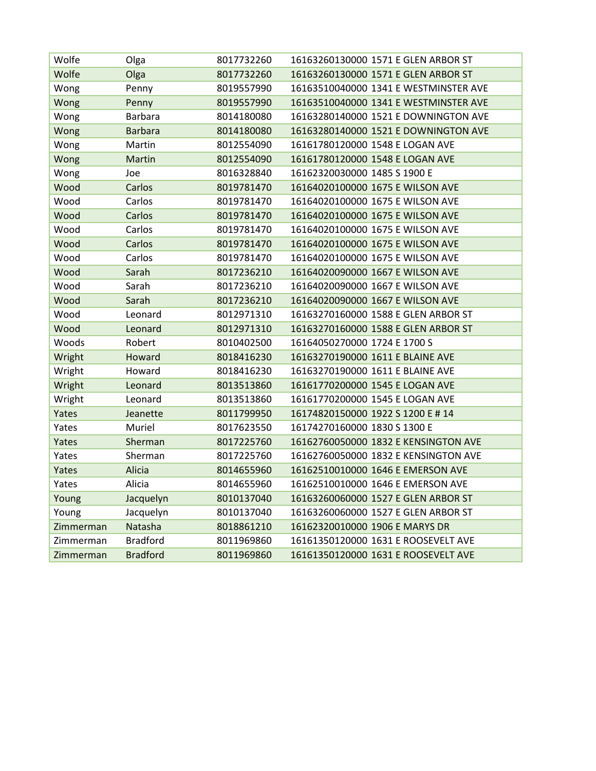| | | | |
|---|---|---|---|
| Wolfe | Olga | 8017732260 | 16163260130000 1571 E GLEN ARBOR ST |
| Wolfe | Olga | 8017732260 | 16163260130000 1571 E GLEN ARBOR ST |
| Wong | Penny | 8019557990 | 16163510040000 1341 E WESTMINSTER AVE |
| Wong | Penny | 8019557990 | 16163510040000 1341 E WESTMINSTER AVE |
| Wong | Barbara | 8014180080 | 16163280140000 1521 E DOWNINGTON AVE |
| Wong | Barbara | 8014180080 | 16163280140000 1521 E DOWNINGTON AVE |
| Wong | Martin | 8012554090 | 16161780120000 1548 E LOGAN AVE |
| Wong | Martin | 8012554090 | 16161780120000 1548 E LOGAN AVE |
| Wong | Joe | 8016328840 | 16162320030000 1485 S 1900 E |
| Wood | Carlos | 8019781470 | 16164020100000 1675 E WILSON AVE |
| Wood | Carlos | 8019781470 | 16164020100000 1675 E WILSON AVE |
| Wood | Carlos | 8019781470 | 16164020100000 1675 E WILSON AVE |
| Wood | Carlos | 8019781470 | 16164020100000 1675 E WILSON AVE |
| Wood | Carlos | 8019781470 | 16164020100000 1675 E WILSON AVE |
| Wood | Carlos | 8019781470 | 16164020100000 1675 E WILSON AVE |
| Wood | Sarah | 8017236210 | 16164020090000 1667 E WILSON AVE |
| Wood | Sarah | 8017236210 | 16164020090000 1667 E WILSON AVE |
| Wood | Sarah | 8017236210 | 16164020090000 1667 E WILSON AVE |
| Wood | Leonard | 8012971310 | 16163270160000 1588 E GLEN ARBOR ST |
| Wood | Leonard | 8012971310 | 16163270160000 1588 E GLEN ARBOR ST |
| Woods | Robert | 8010402500 | 16164050270000 1724 E 1700 S |
| Wright | Howard | 8018416230 | 16163270190000 1611 E BLAINE AVE |
| Wright | Howard | 8018416230 | 16163270190000 1611 E BLAINE AVE |
| Wright | Leonard | 8013513860 | 16161770200000 1545 E LOGAN AVE |
| Wright | Leonard | 8013513860 | 16161770200000 1545 E LOGAN AVE |
| Yates | Jeanette | 8011799950 | 16174820150000 1922 S 1200 E # 14 |
| Yates | Muriel | 8017623550 | 16174270160000 1830 S 1300 E |
| Yates | Sherman | 8017225760 | 16162760050000 1832 E KENSINGTON AVE |
| Yates | Sherman | 8017225760 | 16162760050000 1832 E KENSINGTON AVE |
| Yates | Alicia | 8014655960 | 16162510010000 1646 E EMERSON AVE |
| Yates | Alicia | 8014655960 | 16162510010000 1646 E EMERSON AVE |
| Young | Jacquelyn | 8010137040 | 16163260060000 1527 E GLEN ARBOR ST |
| Young | Jacquelyn | 8010137040 | 16163260060000 1527 E GLEN ARBOR ST |
| Zimmerman | Natasha | 8018861210 | 16162320010000 1906 E MARYS DR |
| Zimmerman | Bradford | 8011969860 | 16161350120000 1631 E ROOSEVELT AVE |
| Zimmerman | Bradford | 8011969860 | 16161350120000 1631 E ROOSEVELT AVE |